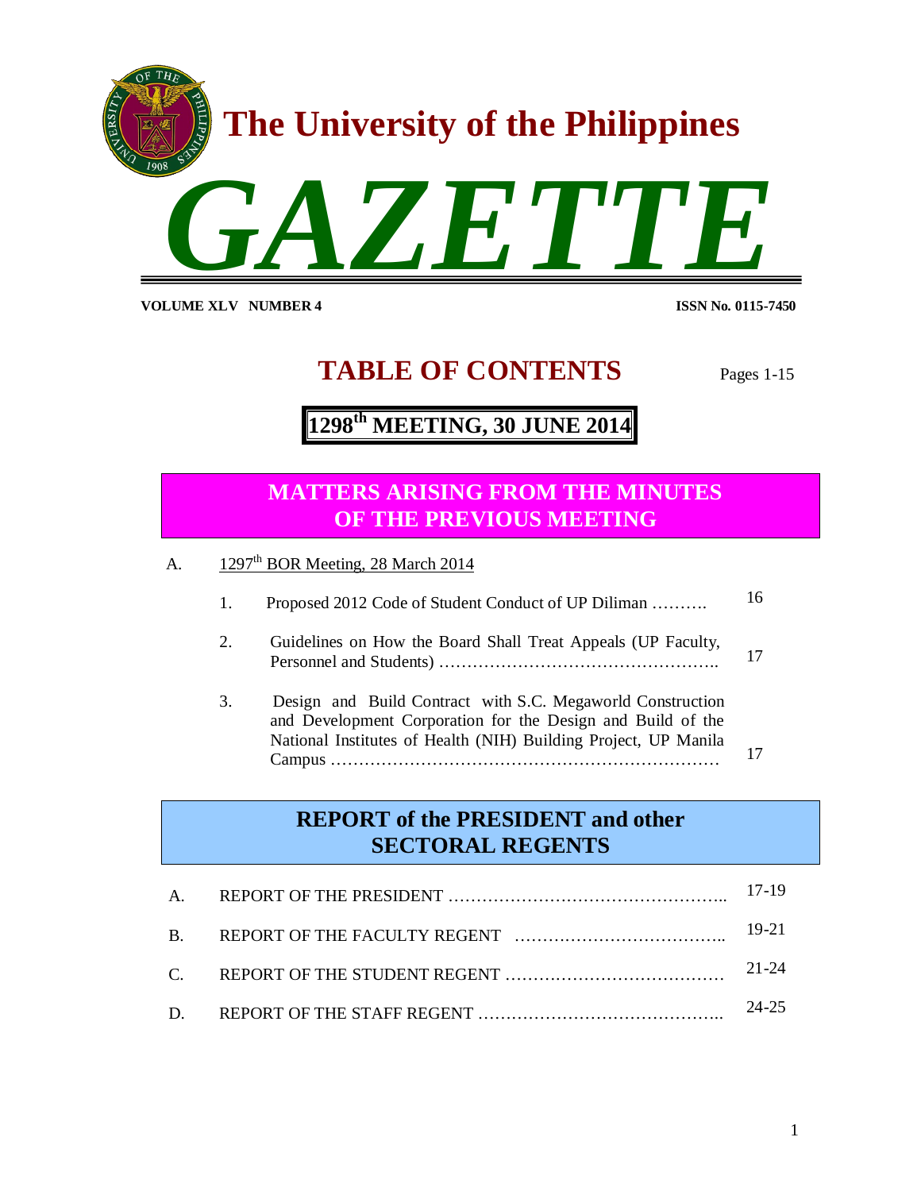# The University of the Philippines

# GAZETTE

**VOLUME XLV NUMBER 4** **ISSN No. 0115-7450**

## TABLE OF CONTENTS

Pages 1-15

## 1298th MEETING, 30 JUNE 2014

### MATTERS ARISING FROM THE MINUTES OF THE PREVIOUS MEETING

A. 1297th BOR Meeting, 28 March 2014

1. Proposed 2012 Code of Student Conduct of UP Diliman .......... 16
2. Guidelines on How the Board Shall Treat Appeals (UP Faculty, Personnel and Students) .................................................. 17
3. Design and Build Contract with S.C. Megaworld Construction and Development Corporation for the Design and Build of the National Institutes of Health (NIH) Building Project, UP Manila Campus .................................................................... 17

### REPORT of the PRESIDENT and other SECTORAL REGENTS

A. REPORT OF THE PRESIDENT ................................................ 17-19

B. REPORT OF THE FACULTY REGENT .................................... 19-21

C. REPORT OF THE STUDENT REGENT ..................................... 21-24

D. REPORT OF THE STAFF REGENT .......................................... 24-25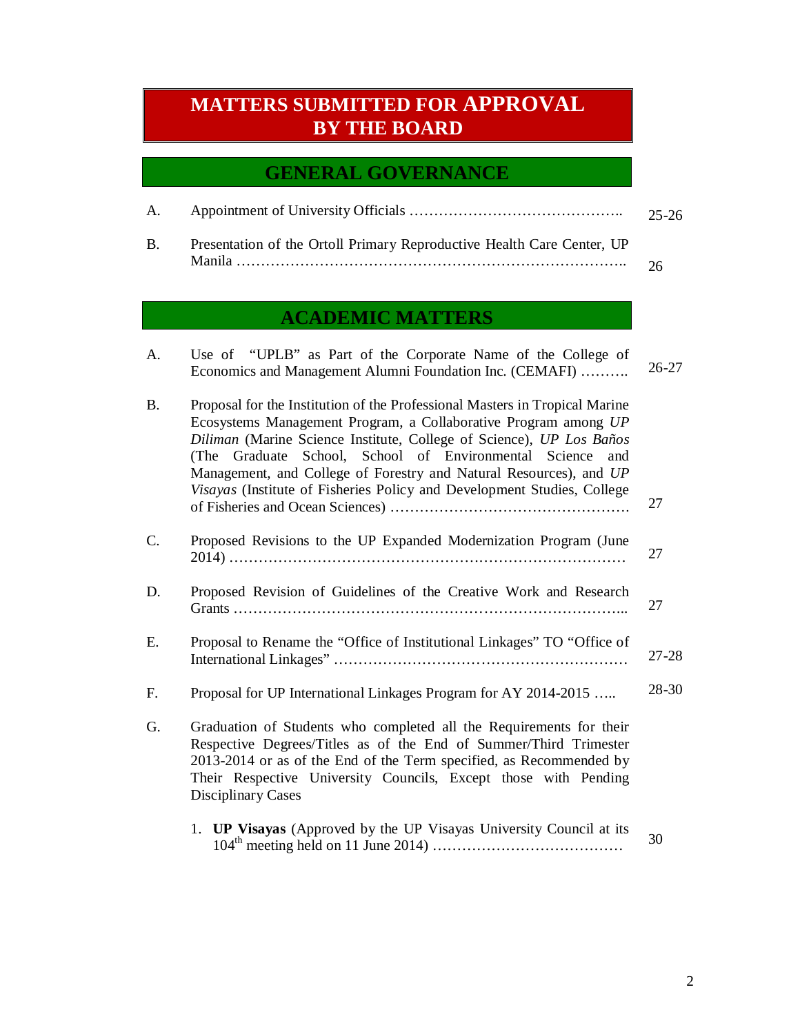# MATTERS SUBMITTED FOR APPROVAL BY THE BOARD

## GENERAL GOVERNANCE

| | | |
|---|---|---|
| A. | Appointment of University Officials …………………………………….. | 25-26 |
| B. | Presentation of the Ortoll Primary Reproductive Health Care Center, UP Manila ……………………………………………………………………….. | 26 |

## ACADEMIC MATTERS

| | | |
|---|---|---|
| A. | Use of "UPLB" as Part of the Corporate Name of the College of Economics and Management Alumni Foundation Inc. (CEMAFI) ………. | 26-27 |
| B. | Proposal for the Institution of the Professional Masters in Tropical Marine Ecosystems Management Program, a Collaborative Program among *UP Diliman* (Marine Science Institute, College of Science), *UP Los Baños* (The Graduate School, School of Environmental Science and Management, and College of Forestry and Natural Resources), and *UP Visayas* (Institute of Fisheries Policy and Development Studies, College of Fisheries and Ocean Sciences) …………………………………………. | 27 |
| C. | Proposed Revisions to the UP Expanded Modernization Program (June 2014) …………………………………………………………………… | 27 |
| D. | Proposed Revision of Guidelines of the Creative Work and Research Grants ………………………………………………………………….... | 27 |
| E. | Proposal to Rename the "Office of Institutional Linkages" TO "Office of International Linkages" …………………………………………………… | 27-28 |
| F. | Proposal for UP International Linkages Program for AY 2014-2015 ….. | 28-30 |
| G. | Graduation of Students who completed all the Requirements for their Respective Degrees/Titles as of the End of Summer/Third Trimester 2013-2014 or as of the End of the Term specified, as Recommended by Their Respective University Councils, Except those with Pending Disciplinary Cases | |
| | 1. **UP Visayas** (Approved by the UP Visayas University Council at its 104th meeting held on 11 June 2014) ………………………………… | 30 |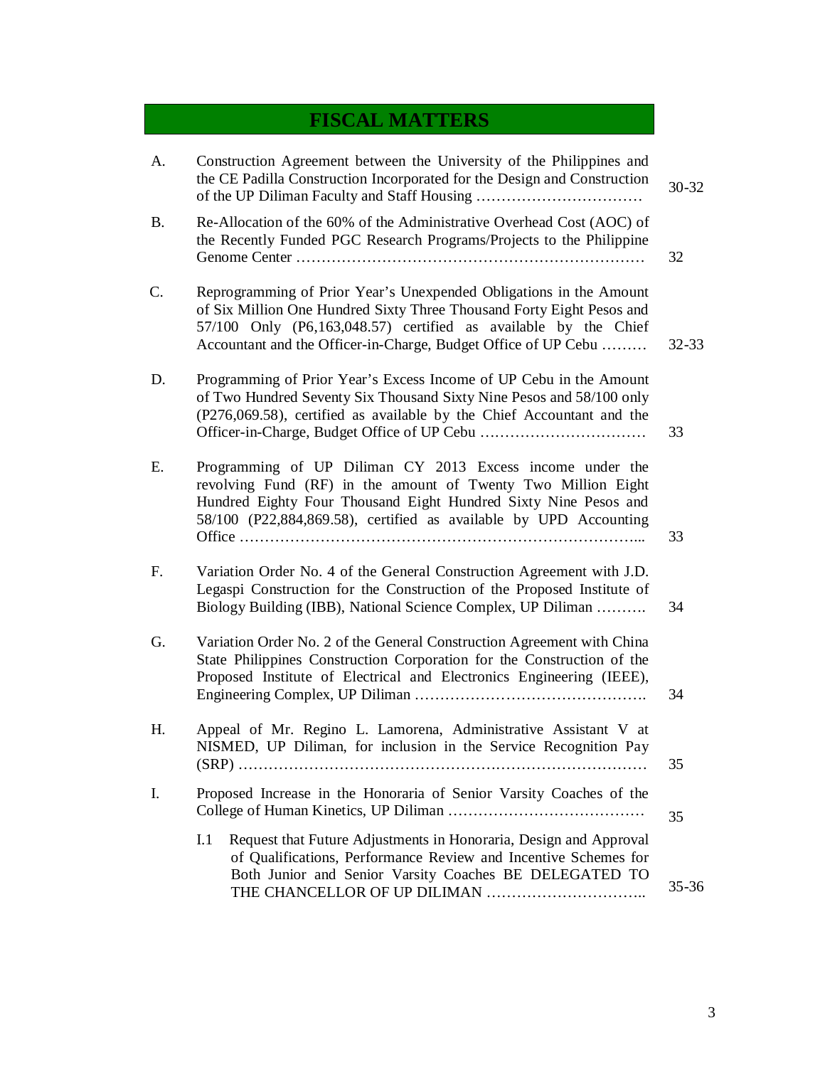## FISCAL MATTERS

| | | |
|---|---|---|
| A. | Construction Agreement between the University of the Philippines and the CE Padilla Construction Incorporated for the Design and Construction of the UP Diliman Faculty and Staff Housing …………………………… | 30-32 |
| B. | Re-Allocation of the 60% of the Administrative Overhead Cost (AOC) of the Recently Funded PGC Research Programs/Projects to the Philippine Genome Center …………………………………………………………… | 32 |
| C. | Reprogramming of Prior Year's Unexpended Obligations in the Amount of Six Million One Hundred Sixty Three Thousand Forty Eight Pesos and 57/100 Only (P6,163,048.57) certified as available by the Chief Accountant and the Officer-in-Charge, Budget Office of UP Cebu ……… | 32-33 |
| D. | Programming of Prior Year's Excess Income of UP Cebu in the Amount of Two Hundred Seventy Six Thousand Sixty Nine Pesos and 58/100 only (P276,069.58), certified as available by the Chief Accountant and the Officer-in-Charge, Budget Office of UP Cebu …………………………… | 33 |
| E. | Programming of UP Diliman CY 2013 Excess income under the revolving Fund (RF) in the amount of Twenty Two Million Eight Hundred Eighty Four Thousand Eight Hundred Sixty Nine Pesos and 58/100 (P22,884,869.58), certified as available by UPD Accounting Office ……………………………………………………………………... | 33 |
| F. | Variation Order No. 4 of the General Construction Agreement with J.D. Legaspi Construction for the Construction of the Proposed Institute of Biology Building (IBB), National Science Complex, UP Diliman ………. | 34 |
| G. | Variation Order No. 2 of the General Construction Agreement with China State Philippines Construction Corporation for the Construction of the Proposed Institute of Electrical and Electronics Engineering (IEEE), Engineering Complex, UP Diliman ………………………………………. | 34 |
| H. | Appeal of Mr. Regino L. Lamorena, Administrative Assistant V at NISMED, UP Diliman, for inclusion in the Service Recognition Pay (SRP) ……………………………………………………………………… | 35 |
| I. | Proposed Increase in the Honoraria of Senior Varsity Coaches of the College of Human Kinetics, UP Diliman ………………………………… | 35 |
| | I.1 Request that Future Adjustments in Honoraria, Design and Approval of Qualifications, Performance Review and Incentive Schemes for Both Junior and Senior Varsity Coaches BE DELEGATED TO THE CHANCELLOR OF UP DILIMAN ………………………….. | 35-36 |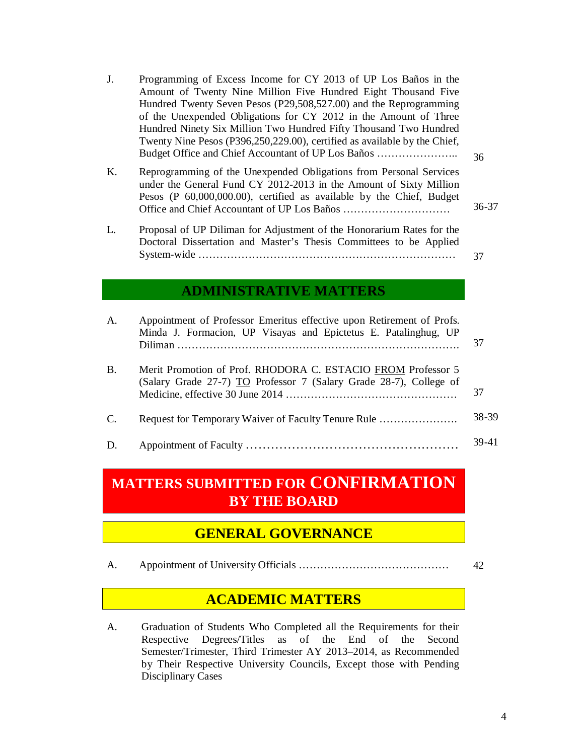| | | |
|---|---|---|
| J. | Programming of Excess Income for CY 2013 of UP Los Baños in the Amount of Twenty Nine Million Five Hundred Eight Thousand Five Hundred Twenty Seven Pesos (P29,508,527.00) and the Reprogramming of the Unexpended Obligations for CY 2012 in the Amount of Three Hundred Ninety Six Million Two Hundred Fifty Thousand Two Hundred Twenty Nine Pesos (P396,250,229.00), certified as available by the Chief, Budget Office and Chief Accountant of UP Los Baños ………………….. | 36 |
| K. | Reprogramming of the Unexpended Obligations from Personal Services under the General Fund CY 2012-2013 in the Amount of Sixty Million Pesos (P 60,000,000.00), certified as available by the Chief, Budget Office and Chief Accountant of UP Los Baños ………………………… | 36-37 |
| L. | Proposal of UP Diliman for Adjustment of the Honorarium Rates for the Doctoral Dissertation and Master's Thesis Committees to be Applied System-wide ……………………………………………………………… | 37 |

## ADMINISTRATIVE MATTERS

| | | |
|---|---|---|
| A. | Appointment of Professor Emeritus effective upon Retirement of Profs. Minda J. Formacion, UP Visayas and Epictetus E. Patalinghug, UP Diliman ……………………………………………………………………. | 37 |
| B. | Merit Promotion of Prof. RHODORA C. ESTACIO <u>FROM</u> Professor 5 (Salary Grade 27-7) <u>TO</u> Professor 7 (Salary Grade 28-7), College of Medicine, effective 30 June 2014 ………………………………………… | 37 |
| C. | Request for Temporary Waiver of Faculty Tenure Rule …………………. | 38-39 |
| D. | Appointment of Faculty …………………………………………… | 39-41 |

# MATTERS SUBMITTED FOR CONFIRMATION BY THE BOARD

## GENERAL GOVERNANCE

| | | |
|---|---|---|
| A. | Appointment of University Officials …………………………………… | 42 |

## ACADEMIC MATTERS

A. Graduation of Students Who Completed all the Requirements for their Respective Degrees/Titles as of the End of the Second Semester/Trimester, Third Trimester AY 2013–2014, as Recommended by Their Respective University Councils, Except those with Pending Disciplinary Cases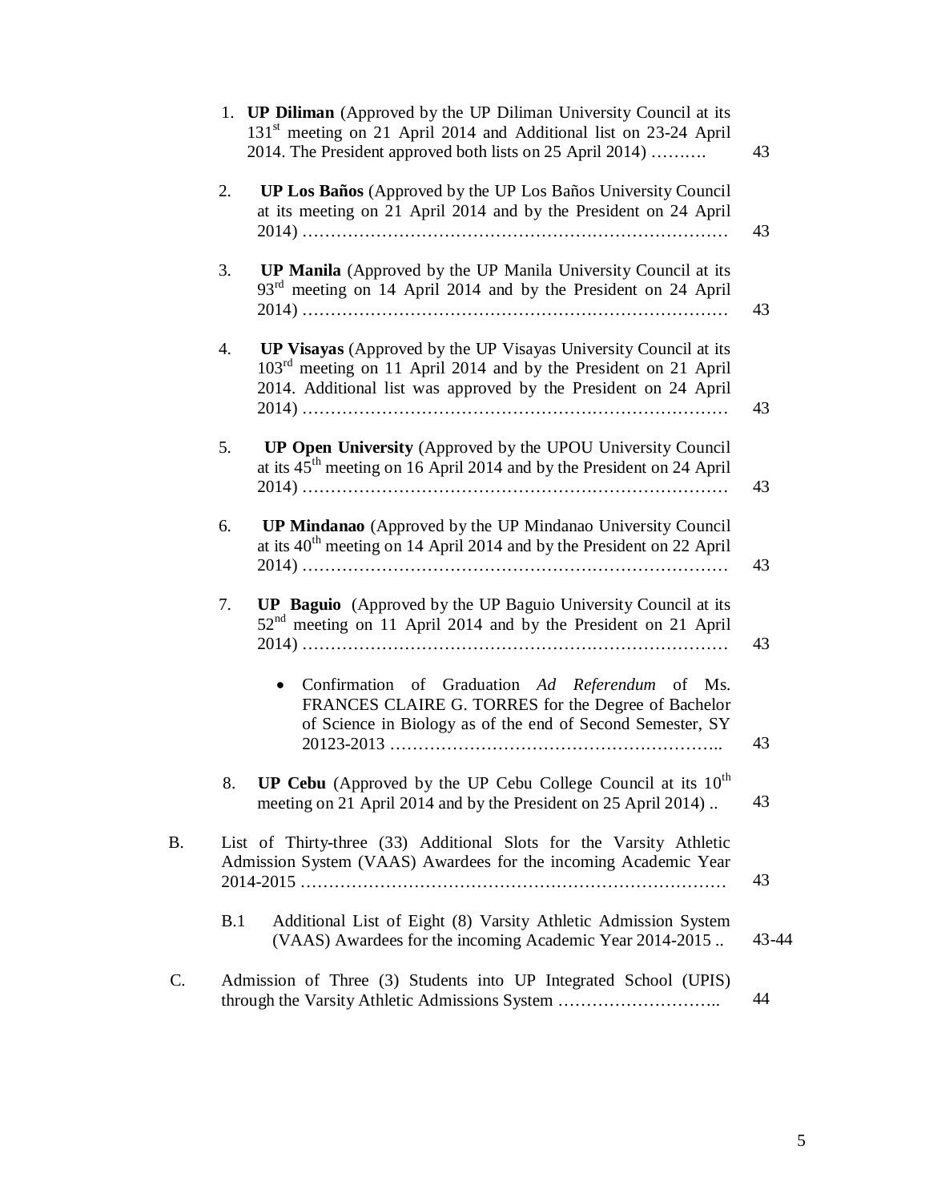1. **UP Diliman** (Approved by the UP Diliman University Council at its 131st meeting on 21 April 2014 and Additional list on 23-24 April 2014. The President approved both lists on 25 April 2014) ………. 43

2. **UP Los Baños** (Approved by the UP Los Baños University Council at its meeting on 21 April 2014 and by the President on 24 April 2014) ……………………………………………………………… 43

3. **UP Manila** (Approved by the UP Manila University Council at its 93rd meeting on 14 April 2014 and by the President on 24 April 2014) ……………………………………………………………… 43

4. **UP Visayas** (Approved by the UP Visayas University Council at its 103rd meeting on 11 April 2014 and by the President on 21 April 2014. Additional list was approved by the President on 24 April 2014) ……………………………………………………………… 43

5. **UP Open University** (Approved by the UPOU University Council at its 45th meeting on 16 April 2014 and by the President on 24 April 2014) ……………………………………………………………… 43

6. **UP Mindanao** (Approved by the UP Mindanao University Council at its 40th meeting on 14 April 2014 and by the President on 22 April 2014) ……………………………………………………………… 43

7. **UP Baguio** (Approved by the UP Baguio University Council at its 52nd meeting on 11 April 2014 and by the President on 21 April 2014) ……………………………………………………………… 43

   - Confirmation of Graduation *Ad Referendum* of Ms. FRANCES CLAIRE G. TORRES for the Degree of Bachelor of Science in Biology as of the end of Second Semester, SY 20123-2013 ………………………………………………….. 43

8. **UP Cebu** (Approved by the UP Cebu College Council at its 10th meeting on 21 April 2014 and by the President on 25 April 2014) .. 43

B. List of Thirty-three (33) Additional Slots for the Varsity Athletic Admission System (VAAS) Awardees for the incoming Academic Year 2014-2015 ……………………………………………………………… 43

B.1 Additional List of Eight (8) Varsity Athletic Admission System (VAAS) Awardees for the incoming Academic Year 2014-2015 .. 43-44

C. Admission of Three (3) Students into UP Integrated School (UPIS) through the Varsity Athletic Admissions System ……………………….. 44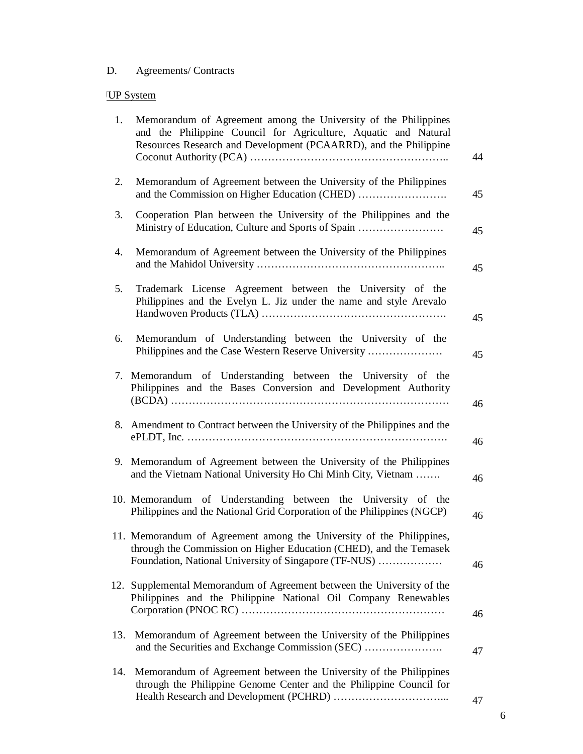D. Agreements/ Contracts

UP System

1. Memorandum of Agreement among the University of the Philippines and the Philippine Council for Agriculture, Aquatic and Natural Resources Research and Development (PCAARRD), and the Philippine Coconut Authority (PCA) ……………………………………………….. 44
2. Memorandum of Agreement between the University of the Philippines and the Commission on Higher Education (CHED) ……………………. 45
3. Cooperation Plan between the University of the Philippines and the Ministry of Education, Culture and Sports of Spain …………………… 45
4. Memorandum of Agreement between the University of the Philippines and the Mahidol University …………………………………………….. 45
5. Trademark License Agreement between the University of the Philippines and the Evelyn L. Jiz under the name and style Arevalo Handwoven Products (TLA) ……………………………………………. 45
6. Memorandum of Understanding between the University of the Philippines and the Case Western Reserve University ………………… 45
7. Memorandum of Understanding between the University of the Philippines and the Bases Conversion and Development Authority (BCDA) …………………………………………………………………… 46
8. Amendment to Contract between the University of the Philippines and the ePLDT, Inc. ………………………………………………………………. 46
9. Memorandum of Agreement between the University of the Philippines and the Vietnam National University Ho Chi Minh City, Vietnam ……. 46
10. Memorandum of Understanding between the University of the Philippines and the National Grid Corporation of the Philippines (NGCP) 46
11. Memorandum of Agreement among the University of the Philippines, through the Commission on Higher Education (CHED), and the Temasek Foundation, National University of Singapore (TF-NUS) ……………… 46
12. Supplemental Memorandum of Agreement between the University of the Philippines and the Philippine National Oil Company Renewables Corporation (PNOC RC) ………………………………………………… 46
13. Memorandum of Agreement between the University of the Philippines and the Securities and Exchange Commission (SEC) …………………. 47
14. Memorandum of Agreement between the University of the Philippines through the Philippine Genome Center and the Philippine Council for Health Research and Development (PCHRD) …………………………... 47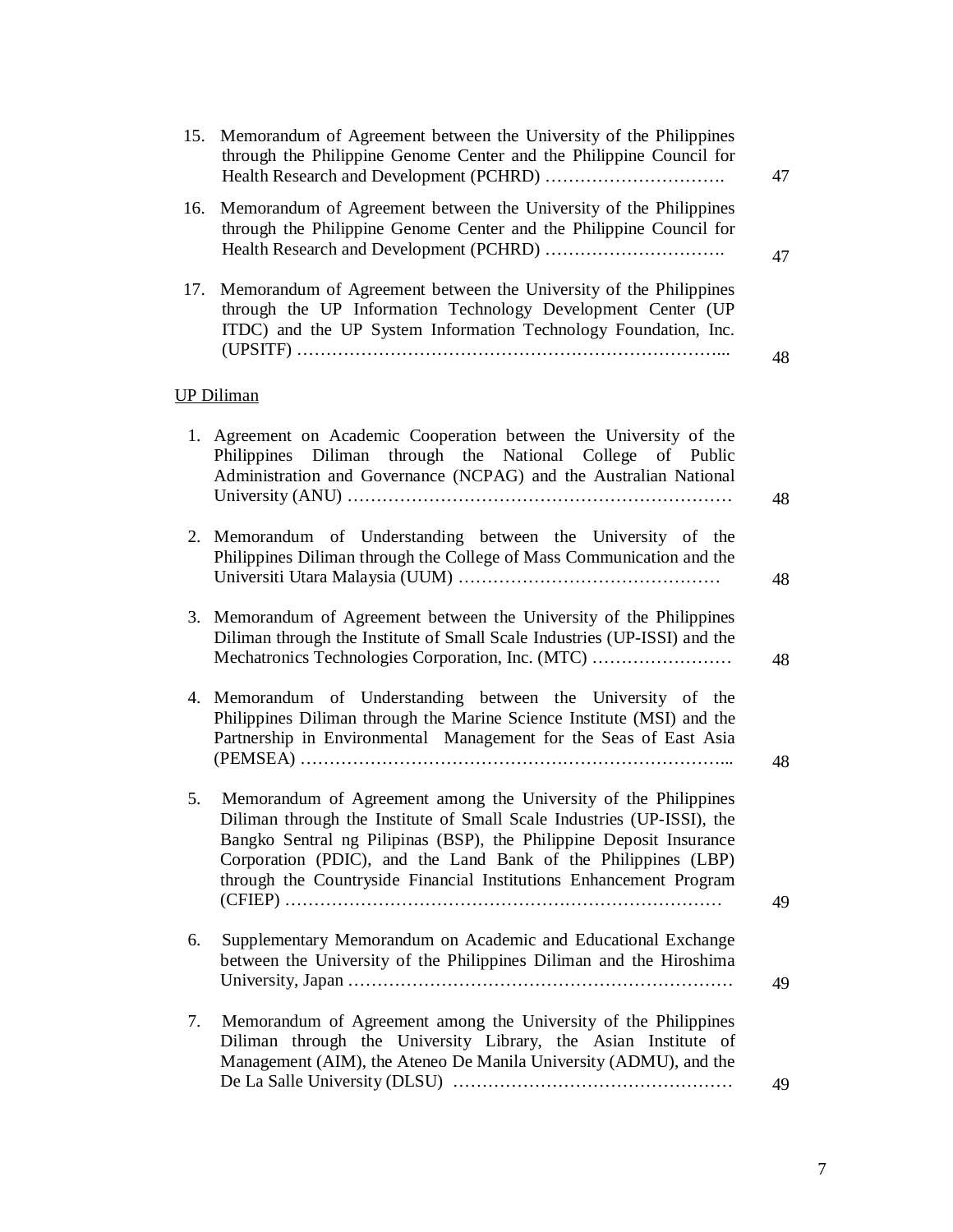15. Memorandum of Agreement between the University of the Philippines through the Philippine Genome Center and the Philippine Council for Health Research and Development (PCHRD) …………………………. 47

16. Memorandum of Agreement between the University of the Philippines through the Philippine Genome Center and the Philippine Council for Health Research and Development (PCHRD) …………………………. 47

17. Memorandum of Agreement between the University of the Philippines through the UP Information Technology Development Center (UP ITDC) and the UP System Information Technology Foundation, Inc. (UPSITF) ……………………………………………………………….. 48

UP Diliman

1. Agreement on Academic Cooperation between the University of the Philippines Diliman through the National College of Public Administration and Governance (NCPAG) and the Australian National University (ANU) ………………………………………………………… 48

2. Memorandum of Understanding between the University of the Philippines Diliman through the College of Mass Communication and the Universiti Utara Malaysia (UUM) ……………………………………… 48

3. Memorandum of Agreement between the University of the Philippines Diliman through the Institute of Small Scale Industries (UP-ISSI) and the Mechatronics Technologies Corporation, Inc. (MTC) …………………… 48

4. Memorandum of Understanding between the University of the Philippines Diliman through the Marine Science Institute (MSI) and the Partnership in Environmental Management for the Seas of East Asia (PEMSEA) ……………………………………………………………….. 48

5. Memorandum of Agreement among the University of the Philippines Diliman through the Institute of Small Scale Industries (UP-ISSI), the Bangko Sentral ng Pilipinas (BSP), the Philippine Deposit Insurance Corporation (PDIC), and the Land Bank of the Philippines (LBP) through the Countryside Financial Institutions Enhancement Program (CFIEP) ………………………………………………………………… 49

6. Supplementary Memorandum on Academic and Educational Exchange between the University of the Philippines Diliman and the Hiroshima University, Japan ………………………………………………………… 49

7. Memorandum of Agreement among the University of the Philippines Diliman through the University Library, the Asian Institute of Management (AIM), the Ateneo De Manila University (ADMU), and the De La Salle University (DLSU) ………………………………………… 49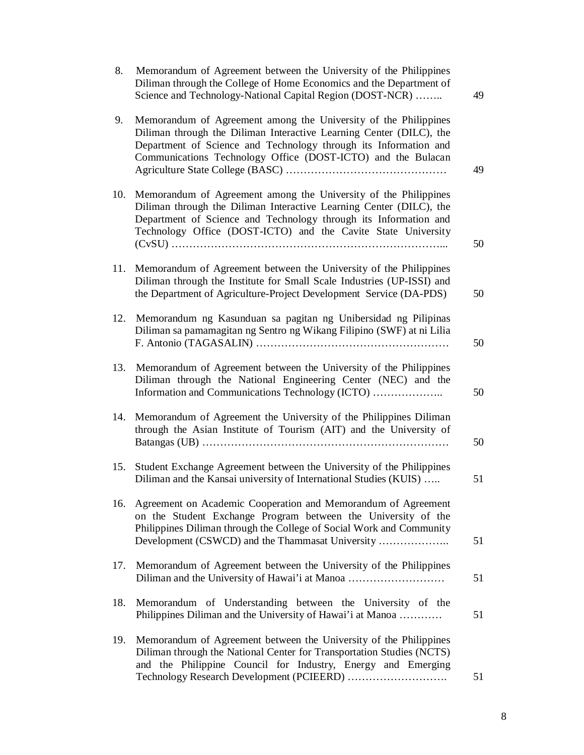8. Memorandum of Agreement between the University of the Philippines Diliman through the College of Home Economics and the Department of Science and Technology-National Capital Region (DOST-NCR) …….. 49

9. Memorandum of Agreement among the University of the Philippines Diliman through the Diliman Interactive Learning Center (DILC), the Department of Science and Technology through its Information and Communications Technology Office (DOST-ICTO) and the Bulacan Agriculture State College (BASC) ……………………………………… 49

10. Memorandum of Agreement among the University of the Philippines Diliman through the Diliman Interactive Learning Center (DILC), the Department of Science and Technology through its Information and Technology Office (DOST-ICTO) and the Cavite State University (CvSU) ………………………………………………………………... 50

11. Memorandum of Agreement between the University of the Philippines Diliman through the Institute for Small Scale Industries (UP-ISSI) and the Department of Agriculture-Project Development Service (DA-PDS) 50

12. Memorandum ng Kasunduan sa pagitan ng Unibersidad ng Pilipinas Diliman sa pamamagitan ng Sentro ng Wikang Filipino (SWF) at ni Lilia F. Antonio (TAGASALIN) ……………………………………………… 50

13. Memorandum of Agreement between the University of the Philippines Diliman through the National Engineering Center (NEC) and the Information and Communications Technology (ICTO) ……………….. 50

14. Memorandum of Agreement the University of the Philippines Diliman through the Asian Institute of Tourism (AIT) and the University of Batangas (UB) …………………………………………………………… 50

15. Student Exchange Agreement between the University of the Philippines Diliman and the Kansai university of International Studies (KUIS) ….. 51

16. Agreement on Academic Cooperation and Memorandum of Agreement on the Student Exchange Program between the University of the Philippines Diliman through the College of Social Work and Community Development (CSWCD) and the Thammasat University ……………….. 51

17. Memorandum of Agreement between the University of the Philippines Diliman and the University of Hawai'i at Manoa ……………………… 51

18. Memorandum of Understanding between the University of the Philippines Diliman and the University of Hawai'i at Manoa ………… 51

19. Memorandum of Agreement between the University of the Philippines Diliman through the National Center for Transportation Studies (NCTS) and the Philippine Council for Industry, Energy and Emerging Technology Research Development (PCIEERD) ………………………. 51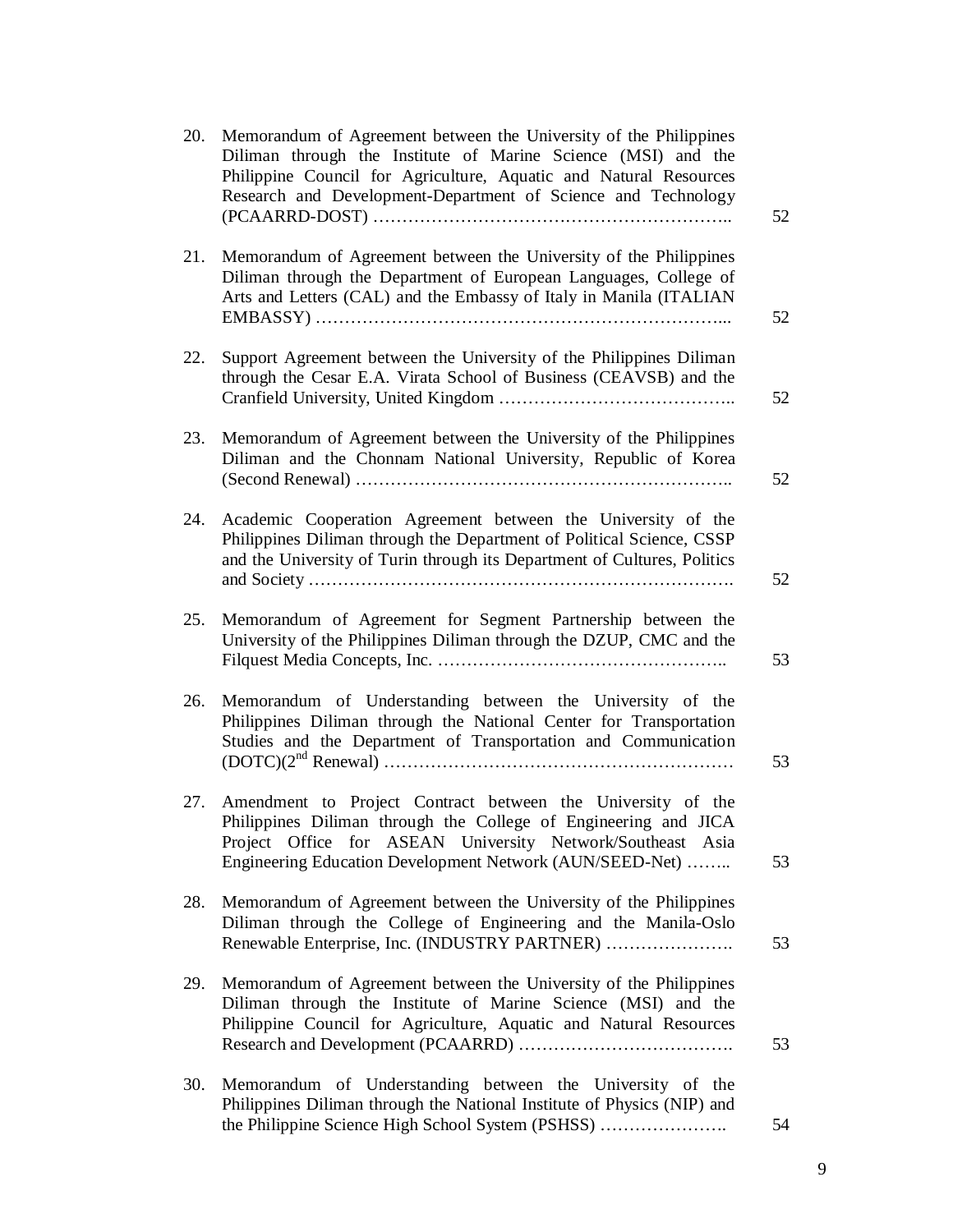20. Memorandum of Agreement between the University of the Philippines Diliman through the Institute of Marine Science (MSI) and the Philippine Council for Agriculture, Aquatic and Natural Resources Research and Development-Department of Science and Technology (PCAARRD-DOST) …………………………………………………….. 52

21. Memorandum of Agreement between the University of the Philippines Diliman through the Department of European Languages, College of Arts and Letters (CAL) and the Embassy of Italy in Manila (ITALIAN EMBASSY) …………………………………………………………... 52

22. Support Agreement between the University of the Philippines Diliman through the Cesar E.A. Virata School of Business (CEAVSB) and the Cranfield University, United Kingdom ………………………………….. 52

23. Memorandum of Agreement between the University of the Philippines Diliman and the Chonnam National University, Republic of Korea (Second Renewal) ……………………………………………………….. 52

24. Academic Cooperation Agreement between the University of the Philippines Diliman through the Department of Political Science, CSSP and the University of Turin through its Department of Cultures, Politics and Society ………………………………………………………………. 52

25. Memorandum of Agreement for Segment Partnership between the University of the Philippines Diliman through the DZUP, CMC and the Filquest Media Concepts, Inc. ………………………………………….. 53

26. Memorandum of Understanding between the University of the Philippines Diliman through the National Center for Transportation Studies and the Department of Transportation and Communication (DOTC)(2nd Renewal) …………………………………………………… 53

27. Amendment to Project Contract between the University of the Philippines Diliman through the College of Engineering and JICA Project Office for ASEAN University Network/Southeast Asia Engineering Education Development Network (AUN/SEED-Net) …….. 53

28. Memorandum of Agreement between the University of the Philippines Diliman through the College of Engineering and the Manila-Oslo Renewable Enterprise, Inc. (INDUSTRY PARTNER) …………………. 53

29. Memorandum of Agreement between the University of the Philippines Diliman through the Institute of Marine Science (MSI) and the Philippine Council for Agriculture, Aquatic and Natural Resources Research and Development (PCAARRD) ………………………………. 53

30. Memorandum of Understanding between the University of the Philippines Diliman through the National Institute of Physics (NIP) and the Philippine Science High School System (PSHSS) …………………. 54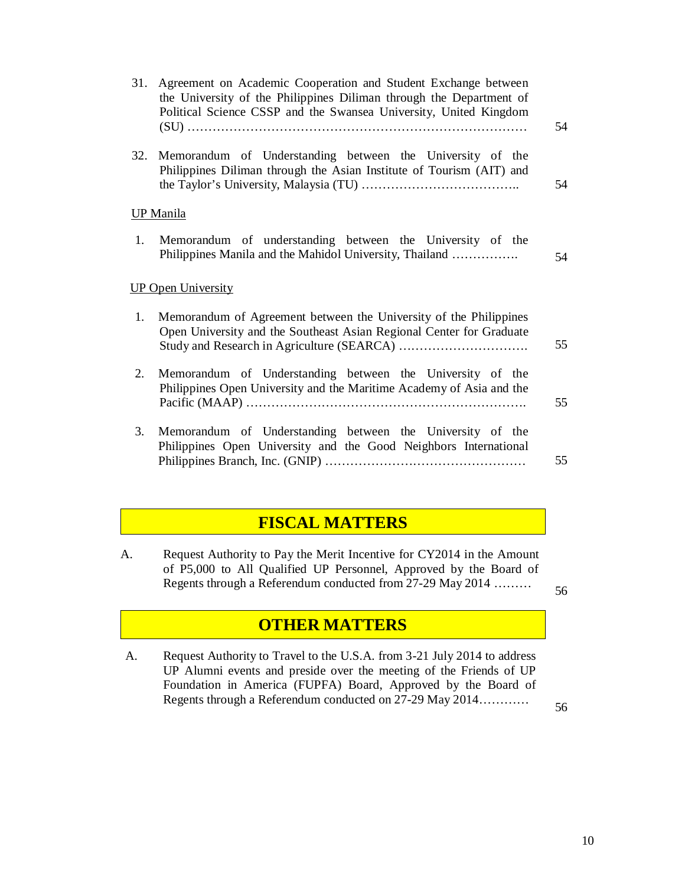31. Agreement on Academic Cooperation and Student Exchange between the University of the Philippines Diliman through the Department of Political Science CSSP and the Swansea University, United Kingdom (SU) ………………………………………………………………………… 54

32. Memorandum of Understanding between the University of the Philippines Diliman through the Asian Institute of Tourism (AIT) and the Taylor's University, Malaysia (TU) ……………………………….. 54

UP Manila

1. Memorandum of understanding between the University of the Philippines Manila and the Mahidol University, Thailand ……………. 54

UP Open University

1. Memorandum of Agreement between the University of the Philippines Open University and the Southeast Asian Regional Center for Graduate Study and Research in Agriculture (SEARCA) …………………………. 55

2. Memorandum of Understanding between the University of the Philippines Open University and the Maritime Academy of Asia and the Pacific (MAAP) ……………………………………………………………. 55

3. Memorandum of Understanding between the University of the Philippines Open University and the Good Neighbors International Philippines Branch, Inc. (GNIP) ………………………………………… 55

## FISCAL MATTERS

A. Request Authority to Pay the Merit Incentive for CY2014 in the Amount of P5,000 to All Qualified UP Personnel, Approved by the Board of Regents through a Referendum conducted from 27-29 May 2014 ……… 56

## OTHER MATTERS

A. Request Authority to Travel to the U.S.A. from 3-21 July 2014 to address UP Alumni events and preside over the meeting of the Friends of UP Foundation in America (FUPFA) Board, Approved by the Board of Regents through a Referendum conducted on 27-29 May 2014………… 56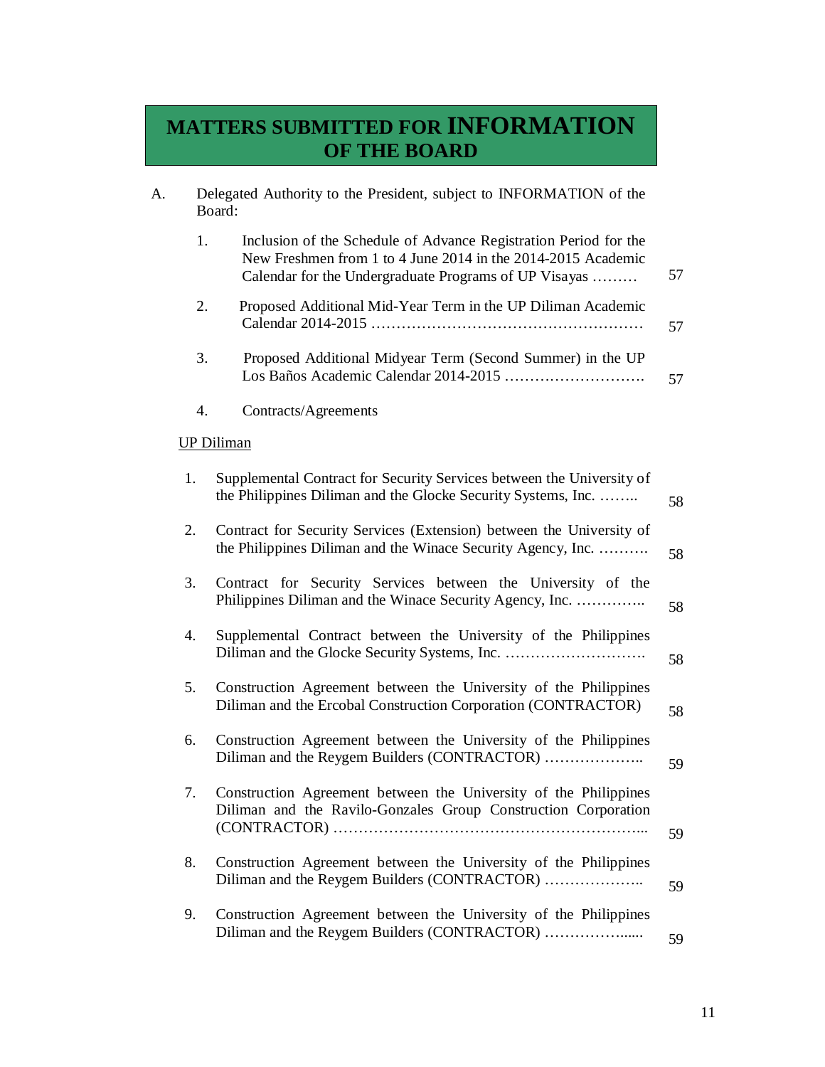# MATTERS SUBMITTED FOR INFORMATION OF THE BOARD

A. Delegated Authority to the President, subject to INFORMATION of the Board:

1. Inclusion of the Schedule of Advance Registration Period for the New Freshmen from 1 to 4 June 2014 in the 2014-2015 Academic Calendar for the Undergraduate Programs of UP Visayas ……… 57

2. Proposed Additional Mid-Year Term in the UP Diliman Academic Calendar 2014-2015 ……………………………………………… 57

3. Proposed Additional Midyear Term (Second Summer) in the UP Los Baños Academic Calendar 2014-2015 ………………………. 57

4. Contracts/Agreements

UP Diliman

1. Supplemental Contract for Security Services between the University of the Philippines Diliman and the Glocke Security Systems, Inc. …….. 58

2. Contract for Security Services (Extension) between the University of the Philippines Diliman and the Winace Security Agency, Inc. ………. 58

3. Contract for Security Services between the University of the Philippines Diliman and the Winace Security Agency, Inc. ………….. 58

4. Supplemental Contract between the University of the Philippines Diliman and the Glocke Security Systems, Inc. ………………………. 58

5. Construction Agreement between the University of the Philippines Diliman and the Ercobal Construction Corporation (CONTRACTOR) 58

6. Construction Agreement between the University of the Philippines Diliman and the Reygem Builders (CONTRACTOR) ……………….. 59

7. Construction Agreement between the University of the Philippines Diliman and the Ravilo-Gonzales Group Construction Corporation (CONTRACTOR) ……………………………………………………... 59

8. Construction Agreement between the University of the Philippines Diliman and the Reygem Builders (CONTRACTOR) ……………….. 59

9. Construction Agreement between the University of the Philippines Diliman and the Reygem Builders (CONTRACTOR) ……………..... 59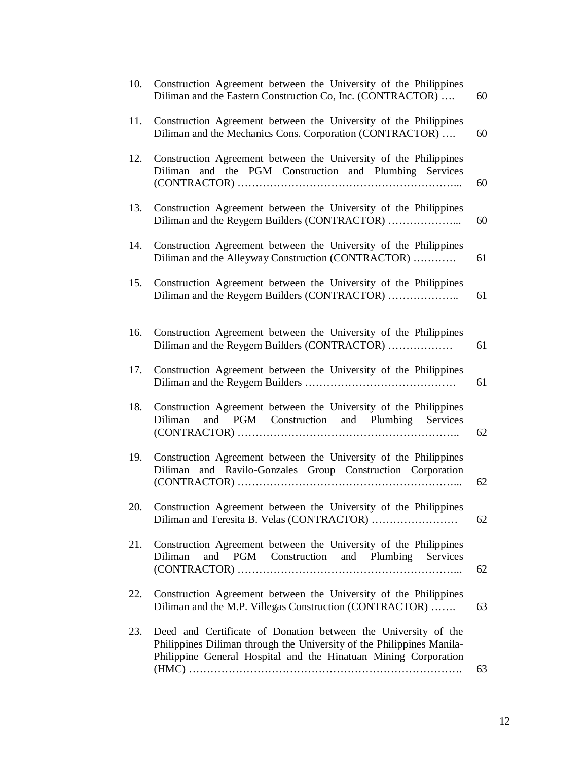10. Construction Agreement between the University of the Philippines Diliman and the Eastern Construction Co, Inc. (CONTRACTOR) …. 60

11. Construction Agreement between the University of the Philippines Diliman and the Mechanics Cons. Corporation (CONTRACTOR) …. 60

12. Construction Agreement between the University of the Philippines Diliman and the PGM Construction and Plumbing Services (CONTRACTOR) …………………………………………………... 60

13. Construction Agreement between the University of the Philippines Diliman and the Reygem Builders (CONTRACTOR) ………………... 60

14. Construction Agreement between the University of the Philippines Diliman and the Alleyway Construction (CONTRACTOR) ………… 61

15. Construction Agreement between the University of the Philippines Diliman and the Reygem Builders (CONTRACTOR) ……………….. 61

16. Construction Agreement between the University of the Philippines Diliman and the Reygem Builders (CONTRACTOR) ……………… 61

17. Construction Agreement between the University of the Philippines Diliman and the Reygem Builders …………………………………… 61

18. Construction Agreement between the University of the Philippines Diliman and PGM Construction and Plumbing Services (CONTRACTOR) …………………………………………………….. 62

19. Construction Agreement between the University of the Philippines Diliman and Ravilo-Gonzales Group Construction Corporation (CONTRACTOR) …………………………………………………... 62

20. Construction Agreement between the University of the Philippines Diliman and Teresita B. Velas (CONTRACTOR) …………………… 62

21. Construction Agreement between the University of the Philippines Diliman and PGM Construction and Plumbing Services (CONTRACTOR) …………………………………………………... 62

22. Construction Agreement between the University of the Philippines Diliman and the M.P. Villegas Construction (CONTRACTOR) ……. 63

23. Deed and Certificate of Donation between the University of the Philippines Diliman through the University of the Philippines Manila-Philippine General Hospital and the Hinatuan Mining Corporation (HMC) ………………………………………………………………. 63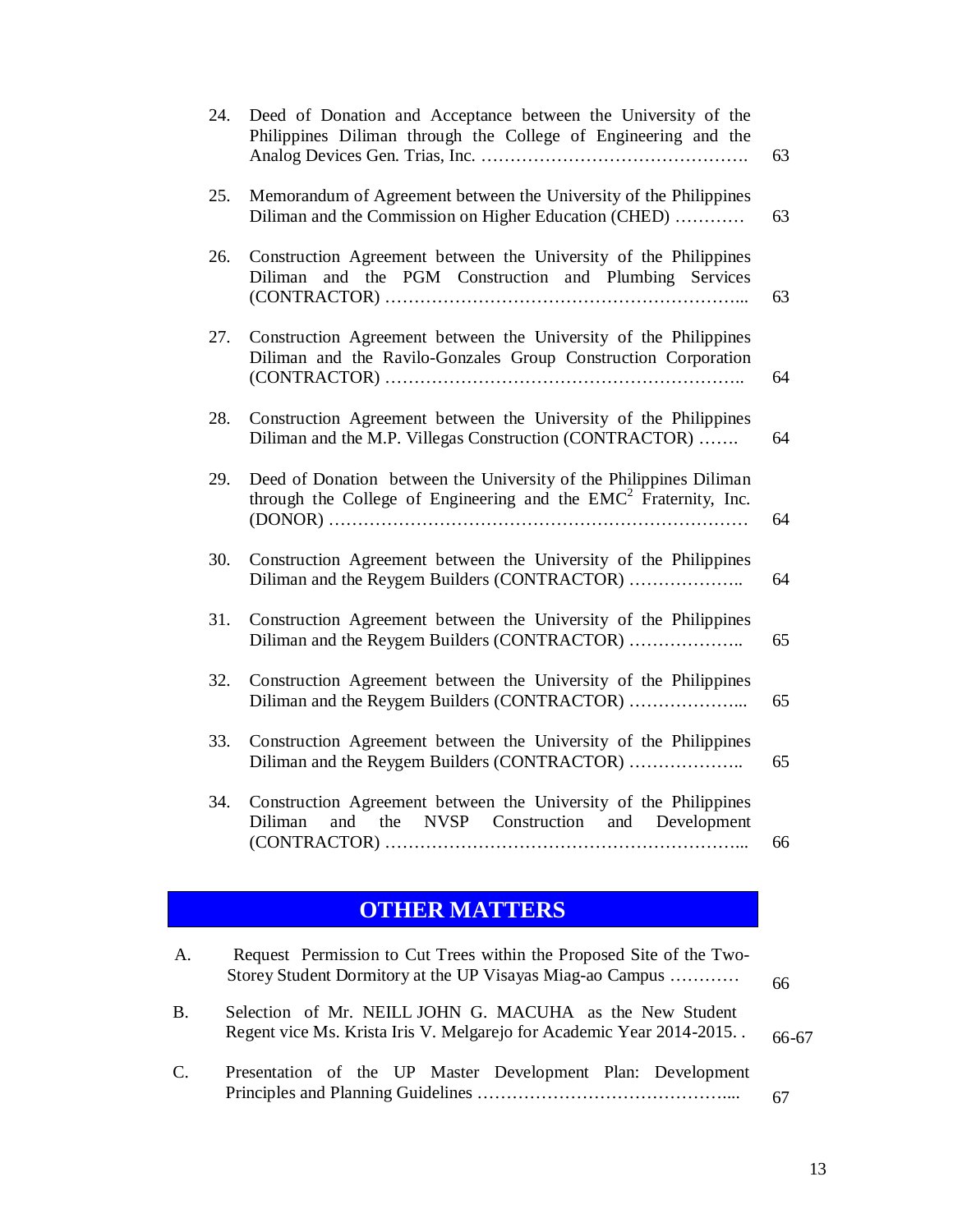24. Deed of Donation and Acceptance between the University of the Philippines Diliman through the College of Engineering and the Analog Devices Gen. Trias, Inc. ………………………………………. 63

25. Memorandum of Agreement between the University of the Philippines Diliman and the Commission on Higher Education (CHED) ………… 63

26. Construction Agreement between the University of the Philippines Diliman and the PGM Construction and Plumbing Services (CONTRACTOR) ……………………………………………………... 63

27. Construction Agreement between the University of the Philippines Diliman and the Ravilo-Gonzales Group Construction Corporation (CONTRACTOR) …………………………………………………….. 64

28. Construction Agreement between the University of the Philippines Diliman and the M.P. Villegas Construction (CONTRACTOR) ……. 64

29. Deed of Donation between the University of the Philippines Diliman through the College of Engineering and the $EMC^2$ Fraternity, Inc. (DONOR) ……………………………………………………………… 64

30. Construction Agreement between the University of the Philippines Diliman and the Reygem Builders (CONTRACTOR) ……………….. 64

31. Construction Agreement between the University of the Philippines Diliman and the Reygem Builders (CONTRACTOR) ……………….. 65

32. Construction Agreement between the University of the Philippines Diliman and the Reygem Builders (CONTRACTOR) ………………... 65

33. Construction Agreement between the University of the Philippines Diliman and the Reygem Builders (CONTRACTOR) ……………….. 65

34. Construction Agreement between the University of the Philippines Diliman and the NVSP Construction and Development (CONTRACTOR) ……………………………………………………... 66

## OTHER MATTERS

A. Request Permission to Cut Trees within the Proposed Site of the Two-Storey Student Dormitory at the UP Visayas Miag-ao Campus ………… 66

B. Selection of Mr. NEILL JOHN G. MACUHA as the New Student Regent vice Ms. Krista Iris V. Melgarejo for Academic Year 2014-2015. . 66-67

C. Presentation of the UP Master Development Plan: Development Principles and Planning Guidelines ……………………………………... 67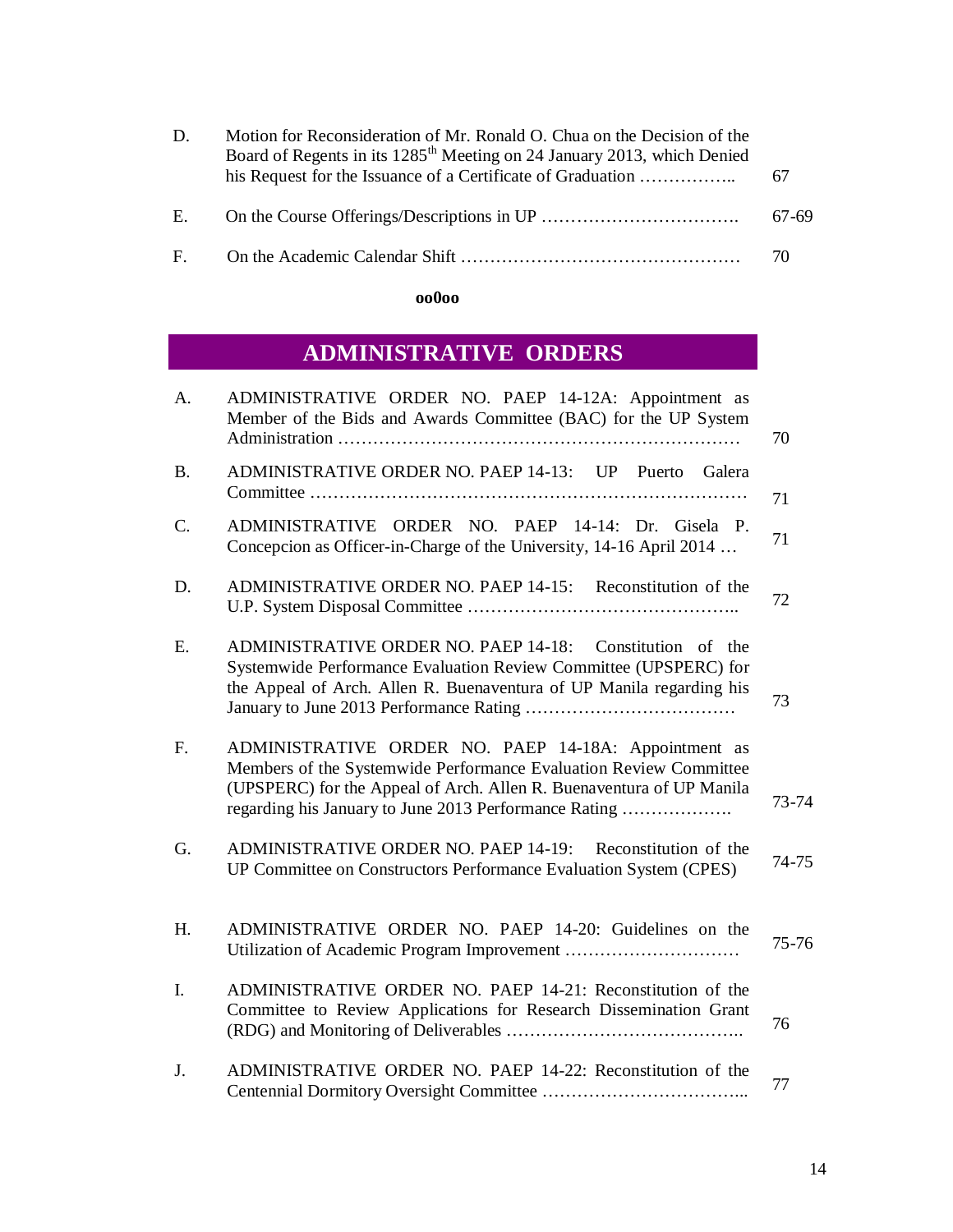| | | |
|---|---|---|
| D. | Motion for Reconsideration of Mr. Ronald O. Chua on the Decision of the Board of Regents in its 1285th Meeting on 24 January 2013, which Denied his Request for the Issuance of a Certificate of Graduation …………….. | 67 |
| E. | On the Course Offerings/Descriptions in UP ……………………………. | 67-69 |
| F. | On the Academic Calendar Shift …………………………………………. | 70 |

**oo0oo**

## ADMINISTRATIVE ORDERS

| | | |
|---|---|---|
| A. | ADMINISTRATIVE ORDER NO. PAEP 14-12A: Appointment as Member of the Bids and Awards Committee (BAC) for the UP System Administration …………………………………………………………… | 70 |
| B. | ADMINISTRATIVE ORDER NO. PAEP 14-13: UP Puerto Galera Committee ………………………………………………………………… | 71 |
| C. | ADMINISTRATIVE ORDER NO. PAEP 14-14: Dr. Gisela P. Concepcion as Officer-in-Charge of the University, 14-16 April 2014 … | 71 |
| D. | ADMINISTRATIVE ORDER NO. PAEP 14-15: Reconstitution of the U.P. System Disposal Committee ……………………………………….. | 72 |
| E. | ADMINISTRATIVE ORDER NO. PAEP 14-18: Constitution of the Systemwide Performance Evaluation Review Committee (UPSPERC) for the Appeal of Arch. Allen R. Buenaventura of UP Manila regarding his January to June 2013 Performance Rating ……………………………… | 73 |
| F. | ADMINISTRATIVE ORDER NO. PAEP 14-18A: Appointment as Members of the Systemwide Performance Evaluation Review Committee (UPSPERC) for the Appeal of Arch. Allen R. Buenaventura of UP Manila regarding his January to June 2013 Performance Rating ………………. | 73-74 |
| G. | ADMINISTRATIVE ORDER NO. PAEP 14-19: Reconstitution of the UP Committee on Constructors Performance Evaluation System (CPES) | 74-75 |
| H. | ADMINISTRATIVE ORDER NO. PAEP 14-20: Guidelines on the Utilization of Academic Program Improvement ………………………… | 75-76 |
| I. | ADMINISTRATIVE ORDER NO. PAEP 14-21: Reconstitution of the Committee to Review Applications for Research Dissemination Grant (RDG) and Monitoring of Deliverables ………………………………….. | 76 |
| J. | ADMINISTRATIVE ORDER NO. PAEP 14-22: Reconstitution of the Centennial Dormitory Oversight Committee ……………………………... | 77 |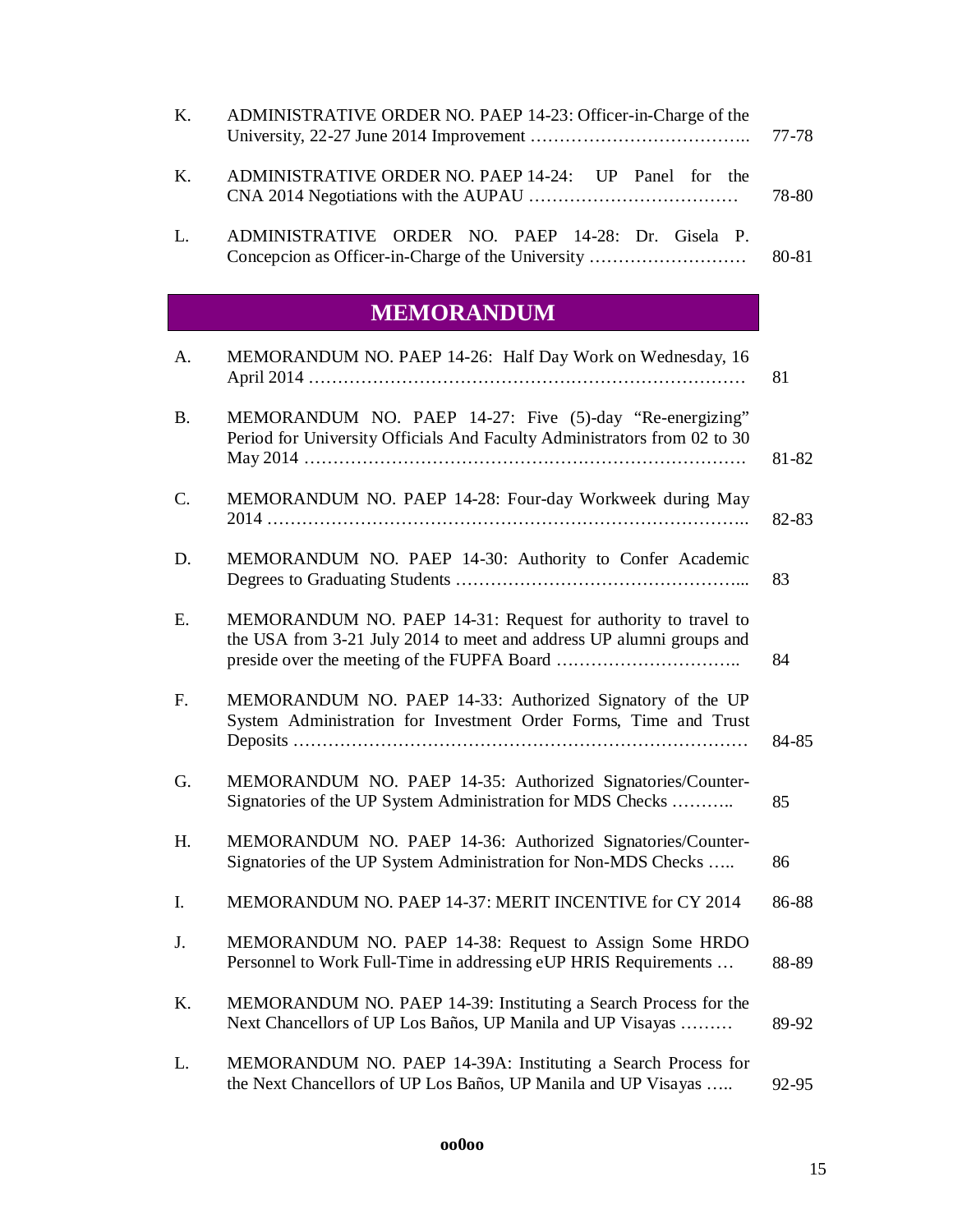| | | |
|---|---|---|
| K. | ADMINISTRATIVE ORDER NO. PAEP 14-23: Officer-in-Charge of the University, 22-27 June 2014 Improvement ……………………………….. | 77-78 |
| K. | ADMINISTRATIVE ORDER NO. PAEP 14-24: UP Panel for the CNA 2014 Negotiations with the AUPAU ……………………………… | 78-80 |
| L. | ADMINISTRATIVE ORDER NO. PAEP 14-28: Dr. Gisela P. Concepcion as Officer-in-Charge of the University ……………………… | 80-81 |

## MEMORANDUM

| | | |
|---|---|---|
| A. | MEMORANDUM NO. PAEP 14-26: Half Day Work on Wednesday, 16 April 2014 ……………………………………………………………… | 81 |
| B. | MEMORANDUM NO. PAEP 14-27: Five (5)-day "Re-energizing" Period for University Officials And Faculty Administrators from 02 to 30 May 2014 ……………………………………………………………… | 81-82 |
| C. | MEMORANDUM NO. PAEP 14-28: Four-day Workweek during May 2014 ……………………………………………………………………….. | 82-83 |
| D. | MEMORANDUM NO. PAEP 14-30: Authority to Confer Academic Degrees to Graduating Students …………………………………………... | 83 |
| E. | MEMORANDUM NO. PAEP 14-31: Request for authority to travel to the USA from 3-21 July 2014 to meet and address UP alumni groups and preside over the meeting of the FUPFA Board ………………………….. | 84 |
| F. | MEMORANDUM NO. PAEP 14-33: Authorized Signatory of the UP System Administration for Investment Order Forms, Time and Trust Deposits ………………………………………………………………… | 84-85 |
| G. | MEMORANDUM NO. PAEP 14-35: Authorized Signatories/Counter-Signatories of the UP System Administration for MDS Checks ……….. | 85 |
| H. | MEMORANDUM NO. PAEP 14-36: Authorized Signatories/Counter-Signatories of the UP System Administration for Non-MDS Checks ….. | 86 |
| I. | MEMORANDUM NO. PAEP 14-37: MERIT INCENTIVE for CY 2014 | 86-88 |
| J. | MEMORANDUM NO. PAEP 14-38: Request to Assign Some HRDO Personnel to Work Full-Time in addressing eUP HRIS Requirements … | 88-89 |
| K. | MEMORANDUM NO. PAEP 14-39: Instituting a Search Process for the Next Chancellors of UP Los Baños, UP Manila and UP Visayas ……… | 89-92 |
| L. | MEMORANDUM NO. PAEP 14-39A: Instituting a Search Process for the Next Chancellors of UP Los Baños, UP Manila and UP Visayas ….. | 92-95 |

**oo0oo**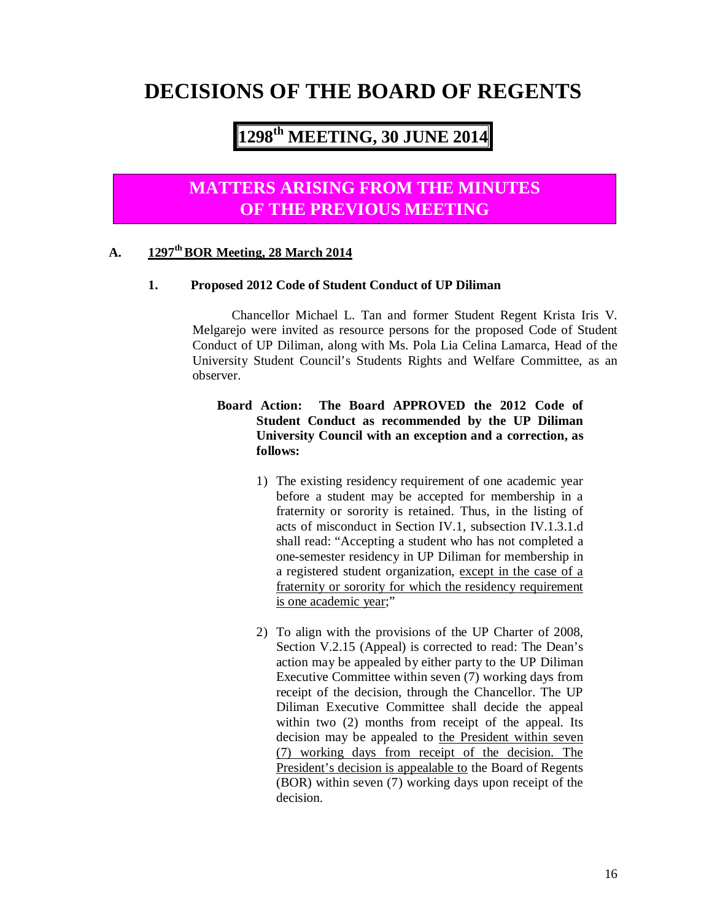# DECISIONS OF THE BOARD OF REGENTS

## 1298th MEETING, 30 JUNE 2014

## MATTERS ARISING FROM THE MINUTES OF THE PREVIOUS MEETING

### A. 1297th BOR Meeting, 28 March 2014

#### 1. Proposed 2012 Code of Student Conduct of UP Diliman

Chancellor Michael L. Tan and former Student Regent Krista Iris V. Melgarejo were invited as resource persons for the proposed Code of Student Conduct of UP Diliman, along with Ms. Pola Lia Celina Lamarca, Head of the University Student Council's Students Rights and Welfare Committee, as an observer.

**Board Action: The Board APPROVED the 2012 Code of Student Conduct as recommended by the UP Diliman University Council with an exception and a correction, as follows:**

1) The existing residency requirement of one academic year before a student may be accepted for membership in a fraternity or sorority is retained. Thus, in the listing of acts of misconduct in Section IV.1, subsection IV.1.3.1.d shall read: "Accepting a student who has not completed a one-semester residency in UP Diliman for membership in a registered student organization, <u>except in the case of a fraternity or sorority for which the residency requirement is one academic year</u>;"

2) To align with the provisions of the UP Charter of 2008, Section V.2.15 (Appeal) is corrected to read: The Dean's action may be appealed by either party to the UP Diliman Executive Committee within seven (7) working days from receipt of the decision, through the Chancellor. The UP Diliman Executive Committee shall decide the appeal within two (2) months from receipt of the appeal. Its decision may be appealed to <u>the President within seven (7) working days from receipt of the decision. The President's decision is appealable to</u> the Board of Regents (BOR) within seven (7) working days upon receipt of the decision.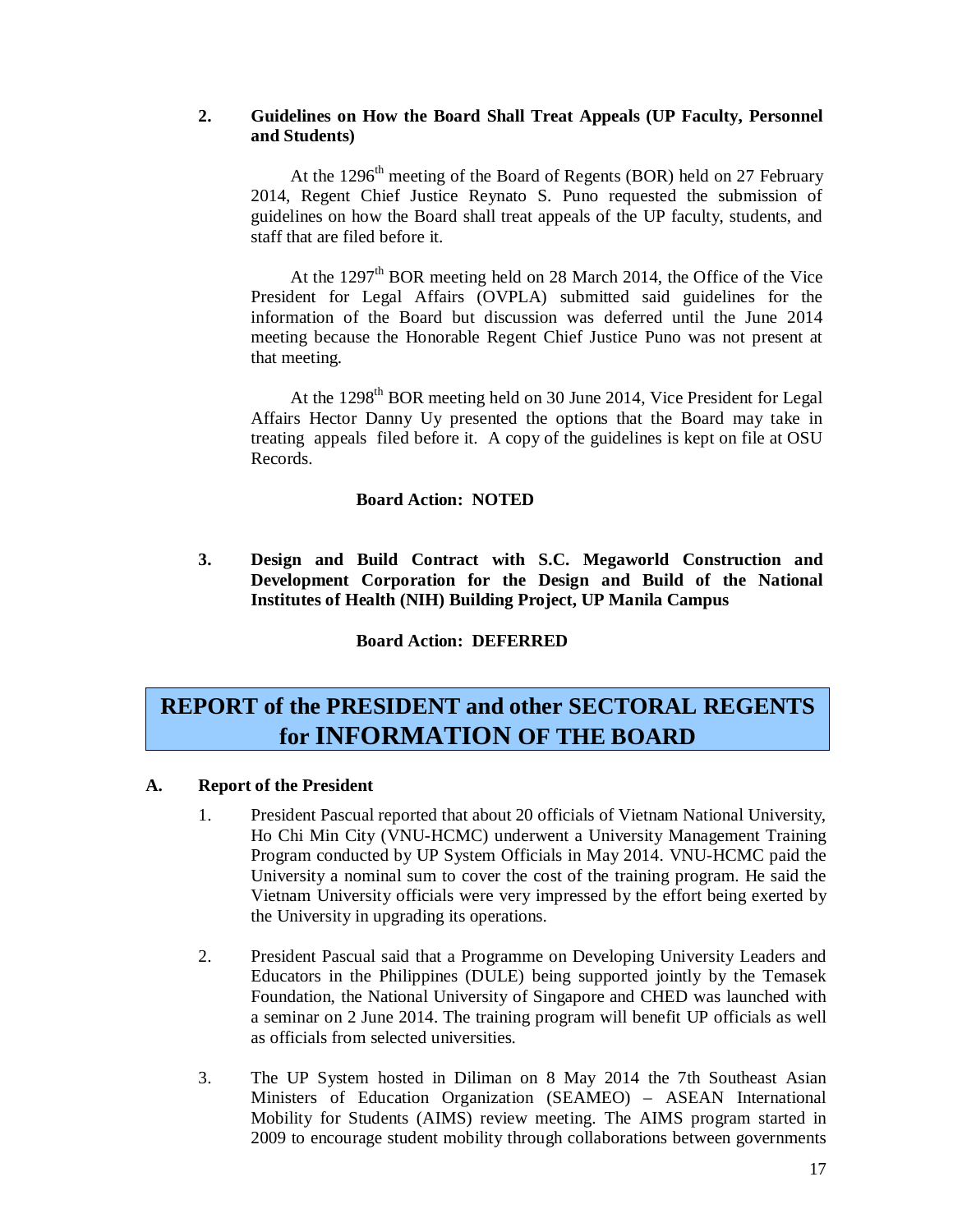**2. Guidelines on How the Board Shall Treat Appeals (UP Faculty, Personnel and Students)**

At the 1296th meeting of the Board of Regents (BOR) held on 27 February 2014, Regent Chief Justice Reynato S. Puno requested the submission of guidelines on how the Board shall treat appeals of the UP faculty, students, and staff that are filed before it.

At the 1297th BOR meeting held on 28 March 2014, the Office of the Vice President for Legal Affairs (OVPLA) submitted said guidelines for the information of the Board but discussion was deferred until the June 2014 meeting because the Honorable Regent Chief Justice Puno was not present at that meeting.

At the 1298th BOR meeting held on 30 June 2014, Vice President for Legal Affairs Hector Danny Uy presented the options that the Board may take in treating appeals filed before it. A copy of the guidelines is kept on file at OSU Records.

**Board Action: NOTED**

**3. Design and Build Contract with S.C. Megaworld Construction and Development Corporation for the Design and Build of the National Institutes of Health (NIH) Building Project, UP Manila Campus**

**Board Action: DEFERRED**

# REPORT of the PRESIDENT and other SECTORAL REGENTS for INFORMATION OF THE BOARD

**A. Report of the President**

1. President Pascual reported that about 20 officials of Vietnam National University, Ho Chi Min City (VNU-HCMC) underwent a University Management Training Program conducted by UP System Officials in May 2014. VNU-HCMC paid the University a nominal sum to cover the cost of the training program. He said the Vietnam University officials were very impressed by the effort being exerted by the University in upgrading its operations.

2. President Pascual said that a Programme on Developing University Leaders and Educators in the Philippines (DULE) being supported jointly by the Temasek Foundation, the National University of Singapore and CHED was launched with a seminar on 2 June 2014. The training program will benefit UP officials as well as officials from selected universities.

3. The UP System hosted in Diliman on 8 May 2014 the 7th Southeast Asian Ministers of Education Organization (SEAMEO) – ASEAN International Mobility for Students (AIMS) review meeting. The AIMS program started in 2009 to encourage student mobility through collaborations between governments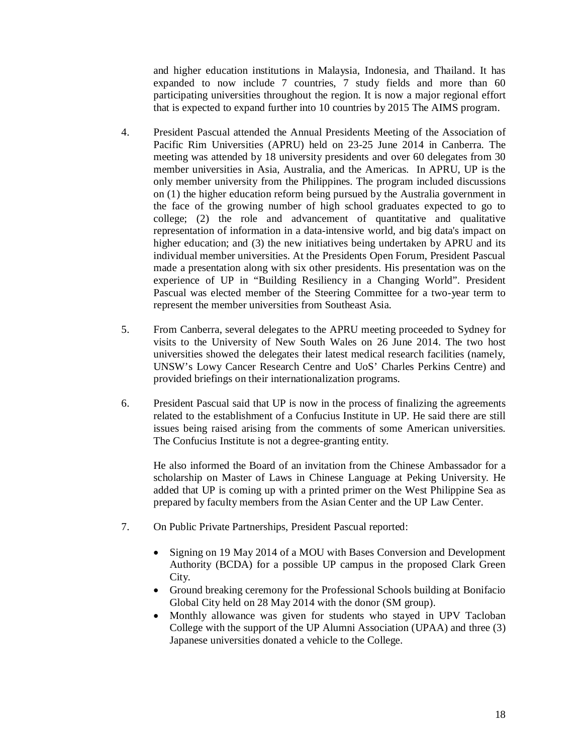and higher education institutions in Malaysia, Indonesia, and Thailand. It has expanded to now include 7 countries, 7 study fields and more than 60 participating universities throughout the region. It is now a major regional effort that is expected to expand further into 10 countries by 2015 The AIMS program.

4. President Pascual attended the Annual Presidents Meeting of the Association of Pacific Rim Universities (APRU) held on 23-25 June 2014 in Canberra. The meeting was attended by 18 university presidents and over 60 delegates from 30 member universities in Asia, Australia, and the Americas. In APRU, UP is the only member university from the Philippines. The program included discussions on (1) the higher education reform being pursued by the Australia government in the face of the growing number of high school graduates expected to go to college; (2) the role and advancement of quantitative and qualitative representation of information in a data-intensive world, and big data's impact on higher education; and (3) the new initiatives being undertaken by APRU and its individual member universities. At the Presidents Open Forum, President Pascual made a presentation along with six other presidents. His presentation was on the experience of UP in "Building Resiliency in a Changing World". President Pascual was elected member of the Steering Committee for a two-year term to represent the member universities from Southeast Asia.

5. From Canberra, several delegates to the APRU meeting proceeded to Sydney for visits to the University of New South Wales on 26 June 2014. The two host universities showed the delegates their latest medical research facilities (namely, UNSW's Lowy Cancer Research Centre and UoS' Charles Perkins Centre) and provided briefings on their internationalization programs.

6. President Pascual said that UP is now in the process of finalizing the agreements related to the establishment of a Confucius Institute in UP. He said there are still issues being raised arising from the comments of some American universities. The Confucius Institute is not a degree-granting entity.

   He also informed the Board of an invitation from the Chinese Ambassador for a scholarship on Master of Laws in Chinese Language at Peking University. He added that UP is coming up with a printed primer on the West Philippine Sea as prepared by faculty members from the Asian Center and the UP Law Center.

7. On Public Private Partnerships, President Pascual reported:

   - Signing on 19 May 2014 of a MOU with Bases Conversion and Development Authority (BCDA) for a possible UP campus in the proposed Clark Green City.
   - Ground breaking ceremony for the Professional Schools building at Bonifacio Global City held on 28 May 2014 with the donor (SM group).
   - Monthly allowance was given for students who stayed in UPV Tacloban College with the support of the UP Alumni Association (UPAA) and three (3) Japanese universities donated a vehicle to the College.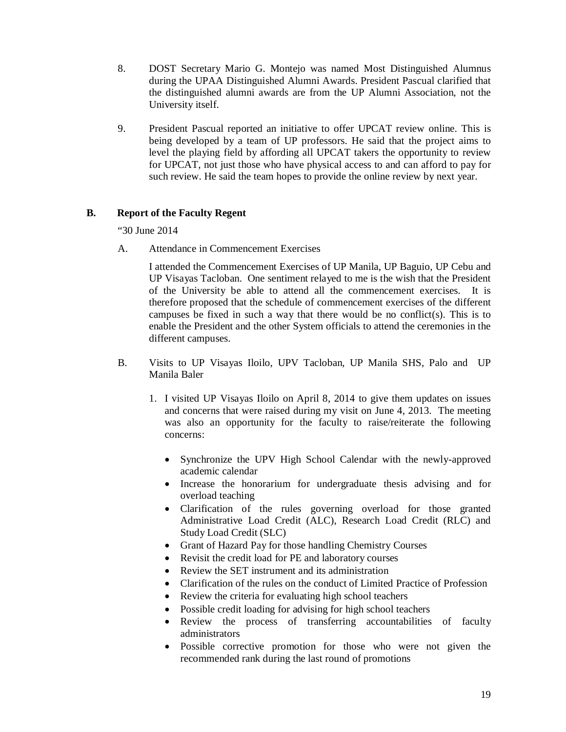8. DOST Secretary Mario G. Montejo was named Most Distinguished Alumnus during the UPAA Distinguished Alumni Awards. President Pascual clarified that the distinguished alumni awards are from the UP Alumni Association, not the University itself.

9. President Pascual reported an initiative to offer UPCAT review online. This is being developed by a team of UP professors. He said that the project aims to level the playing field by affording all UPCAT takers the opportunity to review for UPCAT, not just those who have physical access to and can afford to pay for such review. He said the team hopes to provide the online review by next year.

**B. Report of the Faculty Regent**

"30 June 2014

A. Attendance in Commencement Exercises

I attended the Commencement Exercises of UP Manila, UP Baguio, UP Cebu and UP Visayas Tacloban. One sentiment relayed to me is the wish that the President of the University be able to attend all the commencement exercises. It is therefore proposed that the schedule of commencement exercises of the different campuses be fixed in such a way that there would be no conflict(s). This is to enable the President and the other System officials to attend the ceremonies in the different campuses.

B. Visits to UP Visayas Iloilo, UPV Tacloban, UP Manila SHS, Palo and UP Manila Baler

1. I visited UP Visayas Iloilo on April 8, 2014 to give them updates on issues and concerns that were raised during my visit on June 4, 2013. The meeting was also an opportunity for the faculty to raise/reiterate the following concerns:

   - Synchronize the UPV High School Calendar with the newly-approved academic calendar
   - Increase the honorarium for undergraduate thesis advising and for overload teaching
   - Clarification of the rules governing overload for those granted Administrative Load Credit (ALC), Research Load Credit (RLC) and Study Load Credit (SLC)
   - Grant of Hazard Pay for those handling Chemistry Courses
   - Revisit the credit load for PE and laboratory courses
   - Review the SET instrument and its administration
   - Clarification of the rules on the conduct of Limited Practice of Profession
   - Review the criteria for evaluating high school teachers
   - Possible credit loading for advising for high school teachers
   - Review the process of transferring accountabilities of faculty administrators
   - Possible corrective promotion for those who were not given the recommended rank during the last round of promotions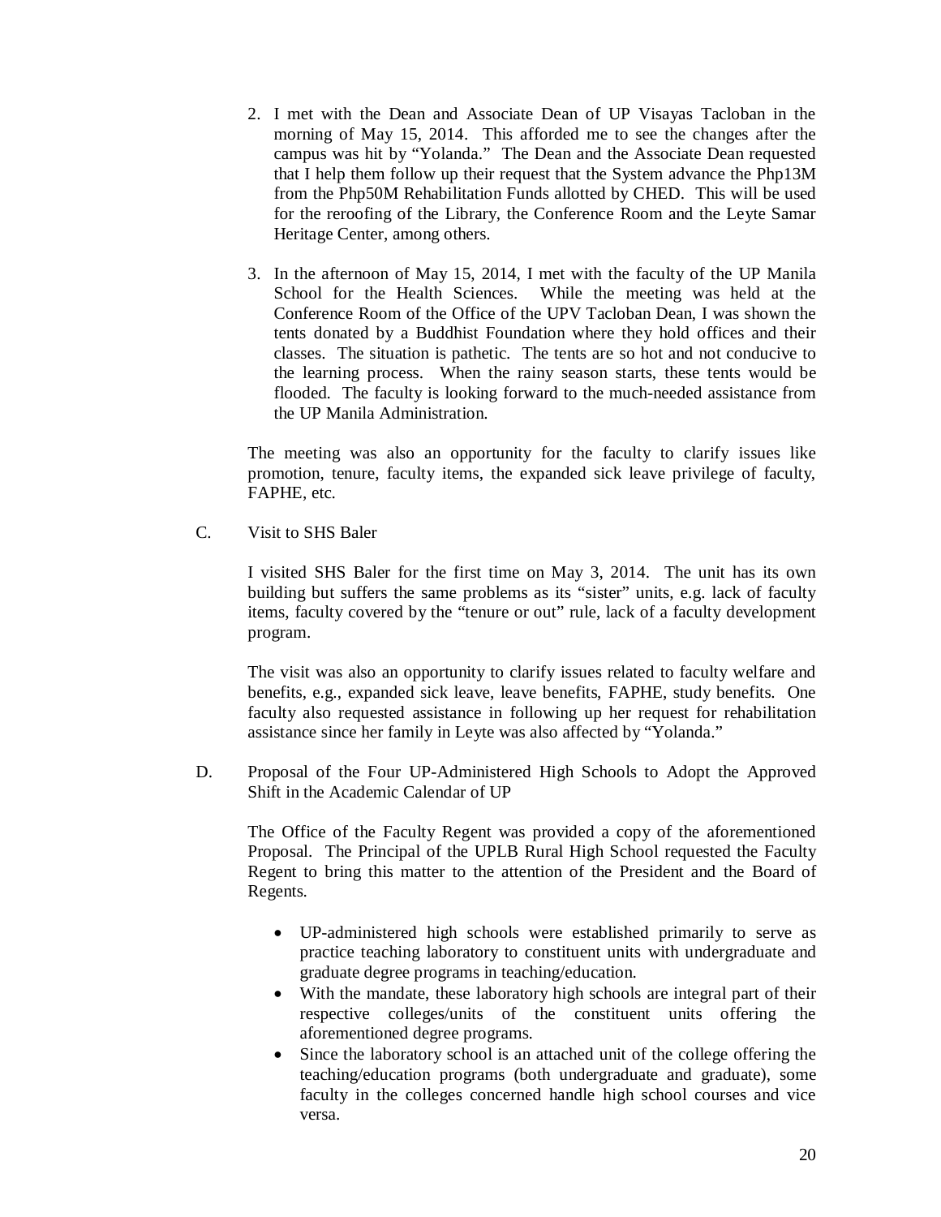2. I met with the Dean and Associate Dean of UP Visayas Tacloban in the morning of May 15, 2014. This afforded me to see the changes after the campus was hit by "Yolanda." The Dean and the Associate Dean requested that I help them follow up their request that the System advance the Php13M from the Php50M Rehabilitation Funds allotted by CHED. This will be used for the reroofing of the Library, the Conference Room and the Leyte Samar Heritage Center, among others.

3. In the afternoon of May 15, 2014, I met with the faculty of the UP Manila School for the Health Sciences. While the meeting was held at the Conference Room of the Office of the UPV Tacloban Dean, I was shown the tents donated by a Buddhist Foundation where they hold offices and their classes. The situation is pathetic. The tents are so hot and not conducive to the learning process. When the rainy season starts, these tents would be flooded. The faculty is looking forward to the much-needed assistance from the UP Manila Administration.

The meeting was also an opportunity for the faculty to clarify issues like promotion, tenure, faculty items, the expanded sick leave privilege of faculty, FAPHE, etc.

C. Visit to SHS Baler

I visited SHS Baler for the first time on May 3, 2014. The unit has its own building but suffers the same problems as its "sister" units, e.g. lack of faculty items, faculty covered by the "tenure or out" rule, lack of a faculty development program.

The visit was also an opportunity to clarify issues related to faculty welfare and benefits, e.g., expanded sick leave, leave benefits, FAPHE, study benefits. One faculty also requested assistance in following up her request for rehabilitation assistance since her family in Leyte was also affected by "Yolanda."

D. Proposal of the Four UP-Administered High Schools to Adopt the Approved Shift in the Academic Calendar of UP

The Office of the Faculty Regent was provided a copy of the aforementioned Proposal. The Principal of the UPLB Rural High School requested the Faculty Regent to bring this matter to the attention of the President and the Board of Regents.

- UP-administered high schools were established primarily to serve as practice teaching laboratory to constituent units with undergraduate and graduate degree programs in teaching/education.
- With the mandate, these laboratory high schools are integral part of their respective colleges/units of the constituent units offering the aforementioned degree programs.
- Since the laboratory school is an attached unit of the college offering the teaching/education programs (both undergraduate and graduate), some faculty in the colleges concerned handle high school courses and vice versa.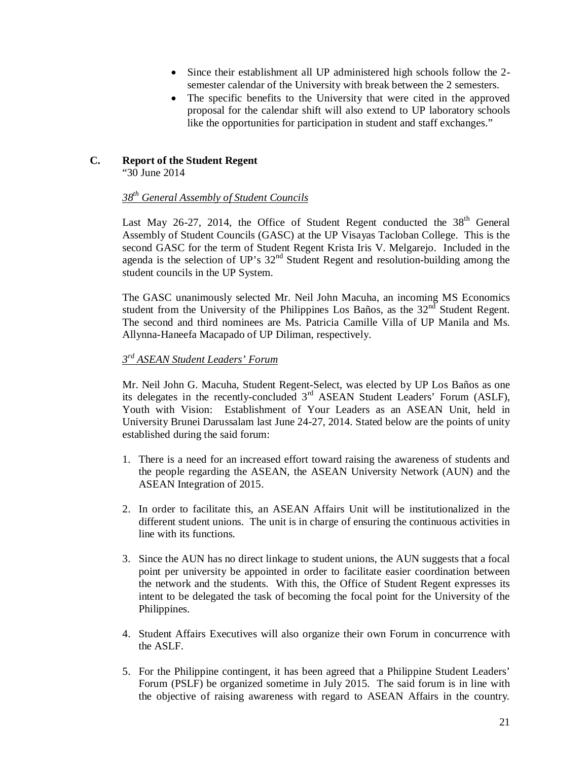- Since their establishment all UP administered high schools follow the 2-semester calendar of the University with break between the 2 semesters.
- The specific benefits to the University that were cited in the approved proposal for the calendar shift will also extend to UP laboratory schools like the opportunities for participation in student and staff exchanges."

## C. Report of the Student Regent

"30 June 2014

*38th General Assembly of Student Councils*

Last May 26-27, 2014, the Office of Student Regent conducted the 38th General Assembly of Student Councils (GASC) at the UP Visayas Tacloban College. This is the second GASC for the term of Student Regent Krista Iris V. Melgarejo. Included in the agenda is the selection of UP's 32nd Student Regent and resolution-building among the student councils in the UP System.

The GASC unanimously selected Mr. Neil John Macuha, an incoming MS Economics student from the University of the Philippines Los Baños, as the 32nd Student Regent. The second and third nominees are Ms. Patricia Camille Villa of UP Manila and Ms. Allynna-Haneefa Macapado of UP Diliman, respectively.

*3rd ASEAN Student Leaders' Forum*

Mr. Neil John G. Macuha, Student Regent-Select, was elected by UP Los Baños as one its delegates in the recently-concluded 3rd ASEAN Student Leaders' Forum (ASLF), Youth with Vision: Establishment of Your Leaders as an ASEAN Unit, held in University Brunei Darussalam last June 24-27, 2014. Stated below are the points of unity established during the said forum:

1. There is a need for an increased effort toward raising the awareness of students and the people regarding the ASEAN, the ASEAN University Network (AUN) and the ASEAN Integration of 2015.

2. In order to facilitate this, an ASEAN Affairs Unit will be institutionalized in the different student unions. The unit is in charge of ensuring the continuous activities in line with its functions.

3. Since the AUN has no direct linkage to student unions, the AUN suggests that a focal point per university be appointed in order to facilitate easier coordination between the network and the students. With this, the Office of Student Regent expresses its intent to be delegated the task of becoming the focal point for the University of the Philippines.

4. Student Affairs Executives will also organize their own Forum in concurrence with the ASLF.

5. For the Philippine contingent, it has been agreed that a Philippine Student Leaders' Forum (PSLF) be organized sometime in July 2015. The said forum is in line with the objective of raising awareness with regard to ASEAN Affairs in the country.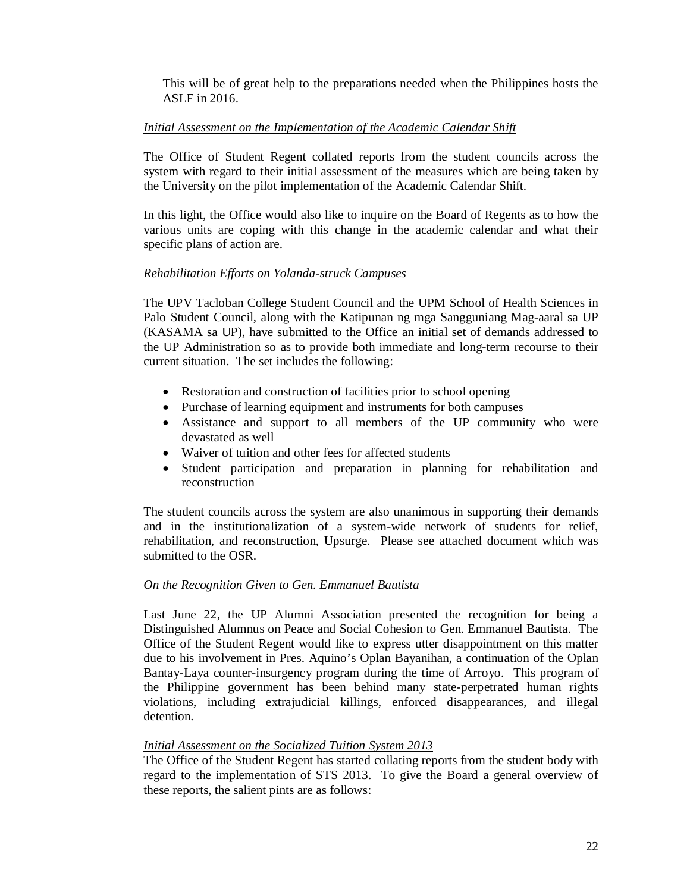This will be of great help to the preparations needed when the Philippines hosts the ASLF in 2016.

*Initial Assessment on the Implementation of the Academic Calendar Shift*

The Office of Student Regent collated reports from the student councils across the system with regard to their initial assessment of the measures which are being taken by the University on the pilot implementation of the Academic Calendar Shift.

In this light, the Office would also like to inquire on the Board of Regents as to how the various units are coping with this change in the academic calendar and what their specific plans of action are.

*Rehabilitation Efforts on Yolanda-struck Campuses*

The UPV Tacloban College Student Council and the UPM School of Health Sciences in Palo Student Council, along with the Katipunan ng mga Sangguniang Mag-aaral sa UP (KASAMA sa UP), have submitted to the Office an initial set of demands addressed to the UP Administration so as to provide both immediate and long-term recourse to their current situation. The set includes the following:

- Restoration and construction of facilities prior to school opening
- Purchase of learning equipment and instruments for both campuses
- Assistance and support to all members of the UP community who were devastated as well
- Waiver of tuition and other fees for affected students
- Student participation and preparation in planning for rehabilitation and reconstruction

The student councils across the system are also unanimous in supporting their demands and in the institutionalization of a system-wide network of students for relief, rehabilitation, and reconstruction, Upsurge. Please see attached document which was submitted to the OSR.

*On the Recognition Given to Gen. Emmanuel Bautista*

Last June 22, the UP Alumni Association presented the recognition for being a Distinguished Alumnus on Peace and Social Cohesion to Gen. Emmanuel Bautista. The Office of the Student Regent would like to express utter disappointment on this matter due to his involvement in Pres. Aquino's Oplan Bayanihan, a continuation of the Oplan Bantay-Laya counter-insurgency program during the time of Arroyo. This program of the Philippine government has been behind many state-perpetrated human rights violations, including extrajudicial killings, enforced disappearances, and illegal detention.

*Initial Assessment on the Socialized Tuition System 2013*

The Office of the Student Regent has started collating reports from the student body with regard to the implementation of STS 2013. To give the Board a general overview of these reports, the salient pints are as follows: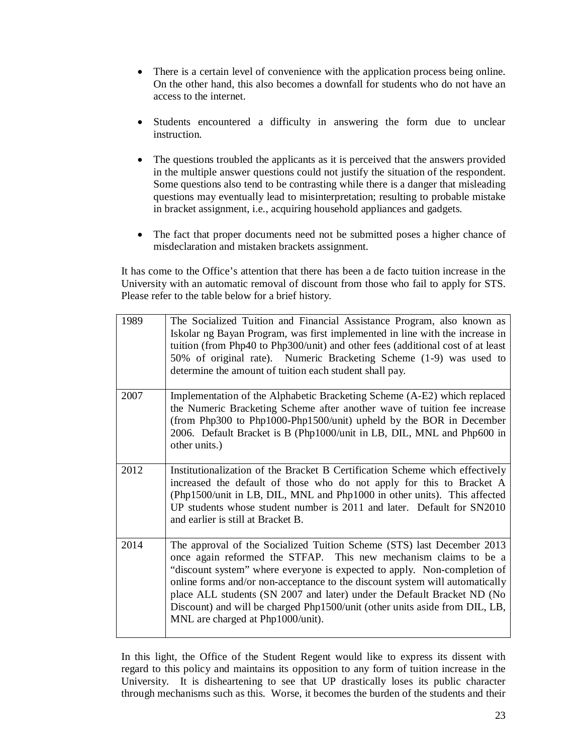- There is a certain level of convenience with the application process being online. On the other hand, this also becomes a downfall for students who do not have an access to the internet.

- Students encountered a difficulty in answering the form due to unclear instruction.

- The questions troubled the applicants as it is perceived that the answers provided in the multiple answer questions could not justify the situation of the respondent. Some questions also tend to be contrasting while there is a danger that misleading questions may eventually lead to misinterpretation; resulting to probable mistake in bracket assignment, i.e., acquiring household appliances and gadgets.

- The fact that proper documents need not be submitted poses a higher chance of misdeclaration and mistaken brackets assignment.

It has come to the Office's attention that there has been a de facto tuition increase in the University with an automatic removal of discount from those who fail to apply for STS. Please refer to the table below for a brief history.

| | |
|---|---|
| 1989 | The Socialized Tuition and Financial Assistance Program, also known as Iskolar ng Bayan Program, was first implemented in line with the increase in tuition (from Php40 to Php300/unit) and other fees (additional cost of at least 50% of original rate). Numeric Bracketing Scheme (1-9) was used to determine the amount of tuition each student shall pay. |
| 2007 | Implementation of the Alphabetic Bracketing Scheme (A-E2) which replaced the Numeric Bracketing Scheme after another wave of tuition fee increase (from Php300 to Php1000-Php1500/unit) upheld by the BOR in December 2006. Default Bracket is B (Php1000/unit in LB, DIL, MNL and Php600 in other units.) |
| 2012 | Institutionalization of the Bracket B Certification Scheme which effectively increased the default of those who do not apply for this to Bracket A (Php1500/unit in LB, DIL, MNL and Php1000 in other units). This affected UP students whose student number is 2011 and later. Default for SN2010 and earlier is still at Bracket B. |
| 2014 | The approval of the Socialized Tuition Scheme (STS) last December 2013 once again reformed the STFAP. This new mechanism claims to be a "discount system" where everyone is expected to apply. Non-completion of online forms and/or non-acceptance to the discount system will automatically place ALL students (SN 2007 and later) under the Default Bracket ND (No Discount) and will be charged Php1500/unit (other units aside from DIL, LB, MNL are charged at Php1000/unit). |

In this light, the Office of the Student Regent would like to express its dissent with regard to this policy and maintains its opposition to any form of tuition increase in the University. It is disheartening to see that UP drastically loses its public character through mechanisms such as this. Worse, it becomes the burden of the students and their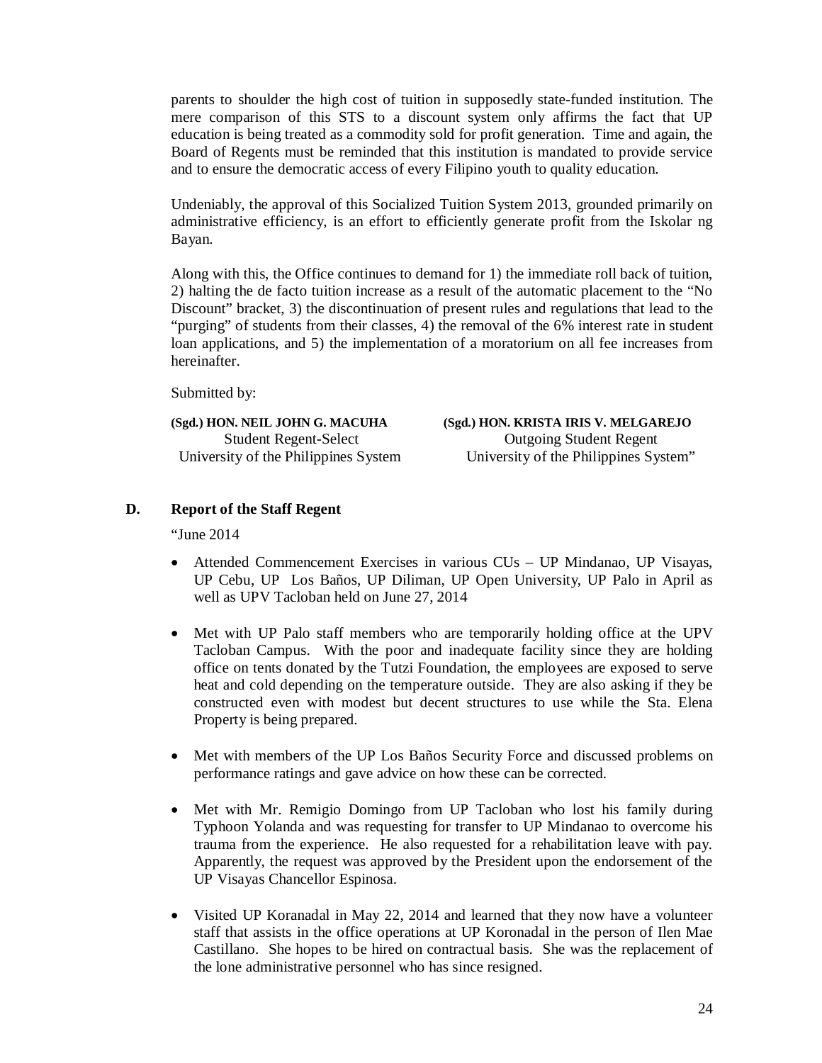parents to shoulder the high cost of tuition in supposedly state-funded institution. The mere comparison of this STS to a discount system only affirms the fact that UP education is being treated as a commodity sold for profit generation. Time and again, the Board of Regents must be reminded that this institution is mandated to provide service and to ensure the democratic access of every Filipino youth to quality education.

Undeniably, the approval of this Socialized Tuition System 2013, grounded primarily on administrative efficiency, is an effort to efficiently generate profit from the Iskolar ng Bayan.

Along with this, the Office continues to demand for 1) the immediate roll back of tuition, 2) halting the de facto tuition increase as a result of the automatic placement to the "No Discount" bracket, 3) the discontinuation of present rules and regulations that lead to the "purging" of students from their classes, 4) the removal of the 6% interest rate in student loan applications, and 5) the implementation of a moratorium on all fee increases from hereinafter.

Submitted by:

| | |
|---|---|
| **(Sgd.) HON. NEIL JOHN G. MACUHA** | **(Sgd.) HON. KRISTA IRIS V. MELGAREJO** |
| Student Regent-Select | Outgoing Student Regent |
| University of the Philippines System | University of the Philippines System" |

## D. Report of the Staff Regent

"June 2014

- Attended Commencement Exercises in various CUs – UP Mindanao, UP Visayas, UP Cebu, UP Los Baños, UP Diliman, UP Open University, UP Palo in April as well as UPV Tacloban held on June 27, 2014

- Met with UP Palo staff members who are temporarily holding office at the UPV Tacloban Campus. With the poor and inadequate facility since they are holding office on tents donated by the Tutzi Foundation, the employees are exposed to serve heat and cold depending on the temperature outside. They are also asking if they be constructed even with modest but decent structures to use while the Sta. Elena Property is being prepared.

- Met with members of the UP Los Baños Security Force and discussed problems on performance ratings and gave advice on how these can be corrected.

- Met with Mr. Remigio Domingo from UP Tacloban who lost his family during Typhoon Yolanda and was requesting for transfer to UP Mindanao to overcome his trauma from the experience. He also requested for a rehabilitation leave with pay. Apparently, the request was approved by the President upon the endorsement of the UP Visayas Chancellor Espinosa.

- Visited UP Koranadal in May 22, 2014 and learned that they now have a volunteer staff that assists in the office operations at UP Koronadal in the person of Ilen Mae Castillano. She hopes to be hired on contractual basis. She was the replacement of the lone administrative personnel who has since resigned.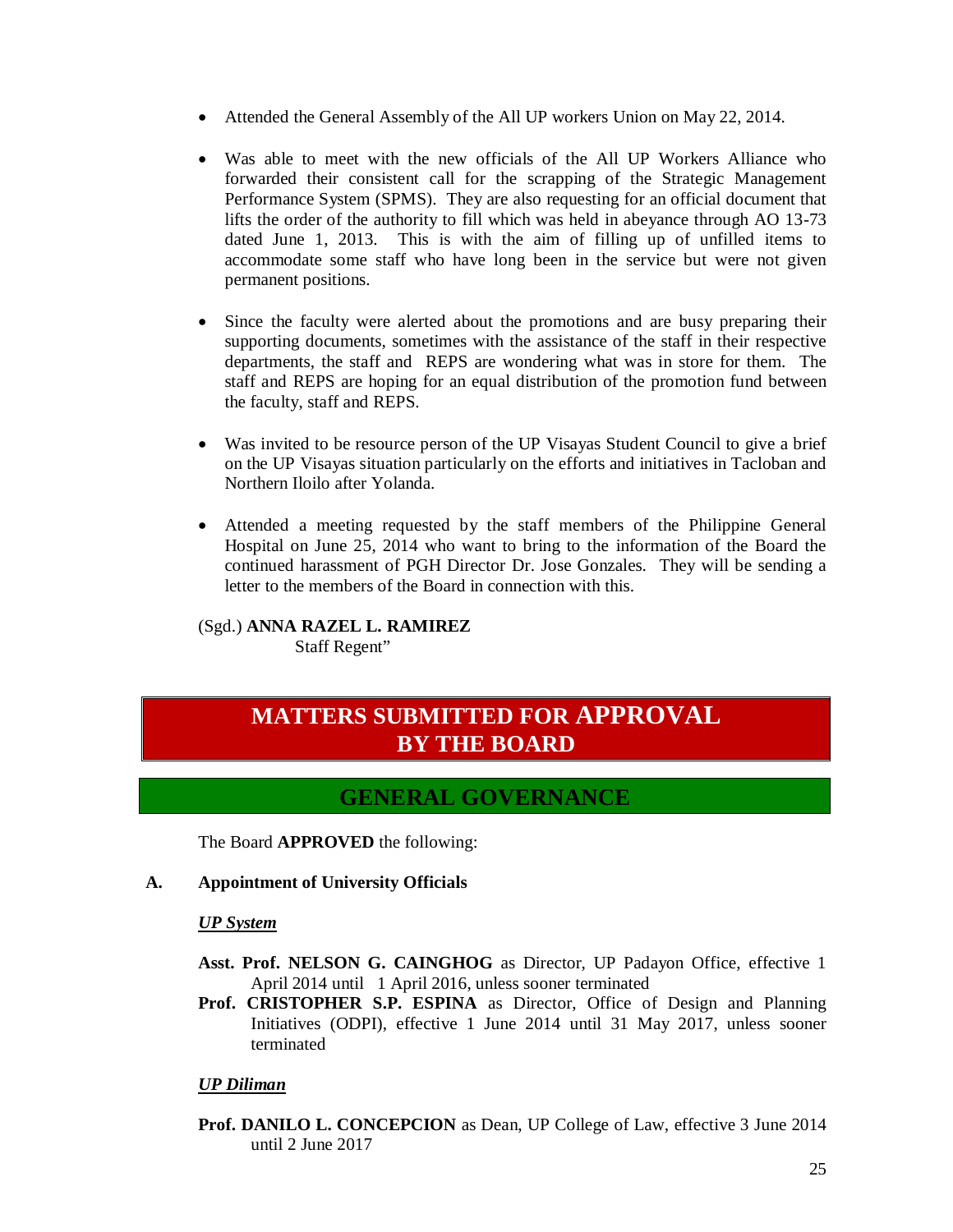- Attended the General Assembly of the All UP workers Union on May 22, 2014.

- Was able to meet with the new officials of the All UP Workers Alliance who forwarded their consistent call for the scrapping of the Strategic Management Performance System (SPMS). They are also requesting for an official document that lifts the order of the authority to fill which was held in abeyance through AO 13-73 dated June 1, 2013. This is with the aim of filling up of unfilled items to accommodate some staff who have long been in the service but were not given permanent positions.

- Since the faculty were alerted about the promotions and are busy preparing their supporting documents, sometimes with the assistance of the staff in their respective departments, the staff and REPS are wondering what was in store for them. The staff and REPS are hoping for an equal distribution of the promotion fund between the faculty, staff and REPS.

- Was invited to be resource person of the UP Visayas Student Council to give a brief on the UP Visayas situation particularly on the efforts and initiatives in Tacloban and Northern Iloilo after Yolanda.

- Attended a meeting requested by the staff members of the Philippine General Hospital on June 25, 2014 who want to bring to the information of the Board the continued harassment of PGH Director Dr. Jose Gonzales. They will be sending a letter to the members of the Board in connection with this.

(Sgd.) **ANNA RAZEL L. RAMIREZ**
Staff Regent"

# MATTERS SUBMITTED FOR APPROVAL BY THE BOARD

## GENERAL GOVERNANCE

The Board **APPROVED** the following:

**A. Appointment of University Officials**

***UP System***

**Asst. Prof. NELSON G. CAINGHOG** as Director, UP Padayon Office, effective 1 April 2014 until 1 April 2016, unless sooner terminated

**Prof. CRISTOPHER S.P. ESPINA** as Director, Office of Design and Planning Initiatives (ODPI), effective 1 June 2014 until 31 May 2017, unless sooner terminated

***UP Diliman***

**Prof. DANILO L. CONCEPCION** as Dean, UP College of Law, effective 3 June 2014 until 2 June 2017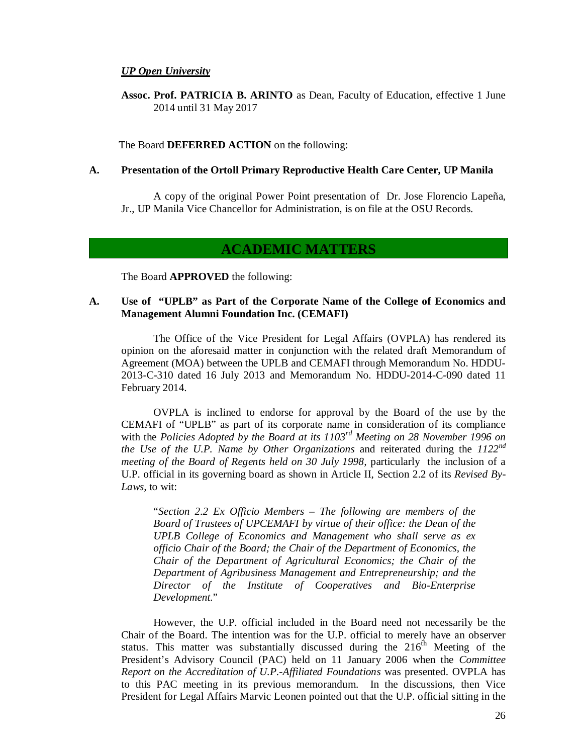***UP Open University***

**Assoc. Prof. PATRICIA B. ARINTO** as Dean, Faculty of Education, effective 1 June 2014 until 31 May 2017

The Board **DEFERRED ACTION** on the following:

**A. Presentation of the Ortoll Primary Reproductive Health Care Center, UP Manila**

A copy of the original Power Point presentation of Dr. Jose Florencio Lapeña, Jr., UP Manila Vice Chancellor for Administration, is on file at the OSU Records.

## ACADEMIC MATTERS

The Board **APPROVED** the following:

**A. Use of "UPLB" as Part of the Corporate Name of the College of Economics and Management Alumni Foundation Inc. (CEMAFI)**

The Office of the Vice President for Legal Affairs (OVPLA) has rendered its opinion on the aforesaid matter in conjunction with the related draft Memorandum of Agreement (MOA) between the UPLB and CEMAFI through Memorandum No. HDDU-2013-C-310 dated 16 July 2013 and Memorandum No. HDDU-2014-C-090 dated 11 February 2014.

OVPLA is inclined to endorse for approval by the Board of the use by the CEMAFI of "UPLB" as part of its corporate name in consideration of its compliance with the *Policies Adopted by the Board at its 1103rd Meeting on 28 November 1996 on the Use of the U.P. Name by Other Organizations* and reiterated during the *1122nd meeting of the Board of Regents held on 30 July 1998*, particularly the inclusion of a U.P. official in its governing board as shown in Article II, Section 2.2 of its *Revised By-Laws*, to wit:

> "*Section 2.2 Ex Officio Members – The following are members of the Board of Trustees of UPCEMAFI by virtue of their office: the Dean of the UPLB College of Economics and Management who shall serve as ex officio Chair of the Board; the Chair of the Department of Economics, the Chair of the Department of Agricultural Economics; the Chair of the Department of Agribusiness Management and Entrepreneurship; and the Director of the Institute of Cooperatives and Bio-Enterprise Development.*"

However, the U.P. official included in the Board need not necessarily be the Chair of the Board. The intention was for the U.P. official to merely have an observer status. This matter was substantially discussed during the 216th Meeting of the President's Advisory Council (PAC) held on 11 January 2006 when the *Committee Report on the Accreditation of U.P.-Affiliated Foundations* was presented. OVPLA has to this PAC meeting in its previous memorandum. In the discussions, then Vice President for Legal Affairs Marvic Leonen pointed out that the U.P. official sitting in the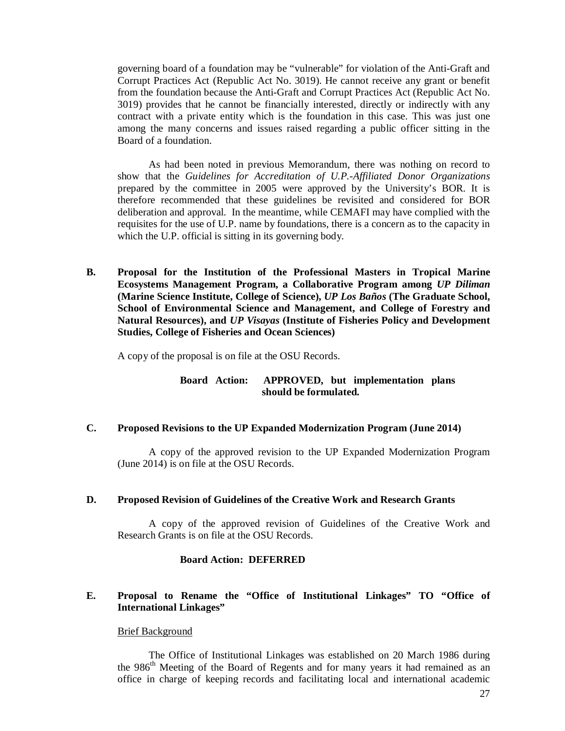governing board of a foundation may be "vulnerable" for violation of the Anti-Graft and Corrupt Practices Act (Republic Act No. 3019). He cannot receive any grant or benefit from the foundation because the Anti-Graft and Corrupt Practices Act (Republic Act No. 3019) provides that he cannot be financially interested, directly or indirectly with any contract with a private entity which is the foundation in this case. This was just one among the many concerns and issues raised regarding a public officer sitting in the Board of a foundation.

As had been noted in previous Memorandum, there was nothing on record to show that the *Guidelines for Accreditation of U.P.-Affiliated Donor Organizations* prepared by the committee in 2005 were approved by the University's BOR. It is therefore recommended that these guidelines be revisited and considered for BOR deliberation and approval. In the meantime, while CEMAFI may have complied with the requisites for the use of U.P. name by foundations, there is a concern as to the capacity in which the U.P. official is sitting in its governing body.

**B. Proposal for the Institution of the Professional Masters in Tropical Marine Ecosystems Management Program, a Collaborative Program among *UP Diliman* (Marine Science Institute, College of Science), *UP Los Baños* (The Graduate School, School of Environmental Science and Management, and College of Forestry and Natural Resources), and *UP Visayas* (Institute of Fisheries Policy and Development Studies, College of Fisheries and Ocean Sciences)**

A copy of the proposal is on file at the OSU Records.

**Board Action: APPROVED, but implementation plans should be formulated.**

**C. Proposed Revisions to the UP Expanded Modernization Program (June 2014)**

A copy of the approved revision to the UP Expanded Modernization Program (June 2014) is on file at the OSU Records.

**D. Proposed Revision of Guidelines of the Creative Work and Research Grants**

A copy of the approved revision of Guidelines of the Creative Work and Research Grants is on file at the OSU Records.

**Board Action: DEFERRED**

**E. Proposal to Rename the "Office of Institutional Linkages" TO "Office of International Linkages"**

<u>Brief Background</u>

The Office of Institutional Linkages was established on 20 March 1986 during the 986th Meeting of the Board of Regents and for many years it had remained as an office in charge of keeping records and facilitating local and international academic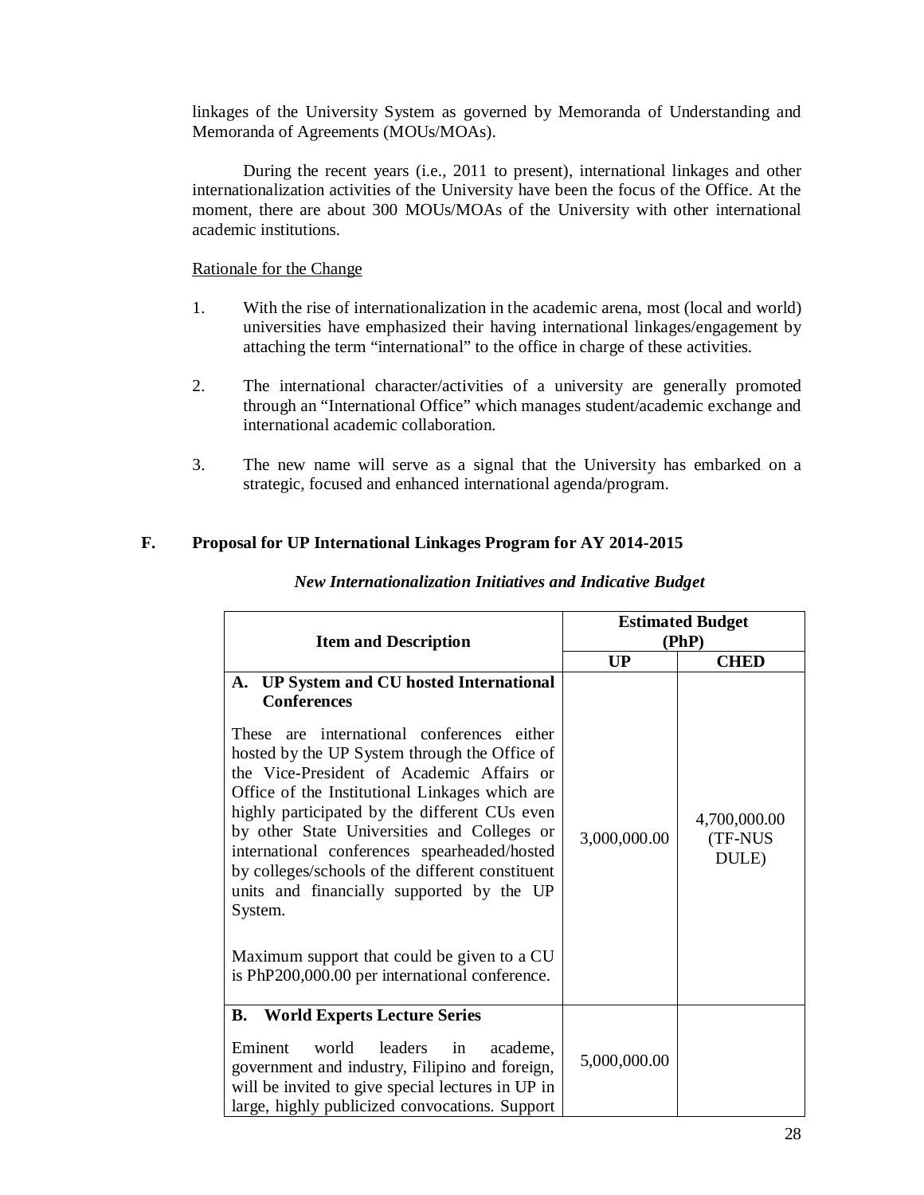linkages of the University System as governed by Memoranda of Understanding and Memoranda of Agreements (MOUs/MOAs).

During the recent years (i.e., 2011 to present), international linkages and other internationalization activities of the University have been the focus of the Office. At the moment, there are about 300 MOUs/MOAs of the University with other international academic institutions.

Rationale for the Change

1. With the rise of internationalization in the academic arena, most (local and world) universities have emphasized their having international linkages/engagement by attaching the term "international" to the office in charge of these activities.

2. The international character/activities of a university are generally promoted through an "International Office" which manages student/academic exchange and international academic collaboration.

3. The new name will serve as a signal that the University has embarked on a strategic, focused and enhanced international agenda/program.

## F. Proposal for UP International Linkages Program for AY 2014-2015

*New Internationalization Initiatives and Indicative Budget*

| Item and Description | Estimated Budget (PhP) | |
|---|---|---|
| | **UP** | **CHED** |
| **A. UP System and CU hosted International Conferences**<br><br>These are international conferences either hosted by the UP System through the Office of the Vice-President of Academic Affairs or Office of the Institutional Linkages which are highly participated by the different CUs even by other State Universities and Colleges or international conferences spearheaded/hosted by colleges/schools of the different constituent units and financially supported by the UP System.<br><br>Maximum support that could be given to a CU is PhP200,000.00 per international conference. | 3,000,000.00 | 4,700,000.00 (TF-NUS DULE) |
| **B. World Experts Lecture Series**<br><br>Eminent world leaders in academe, government and industry, Filipino and foreign, will be invited to give special lectures in UP in large, highly publicized convocations. Support | 5,000,000.00 | |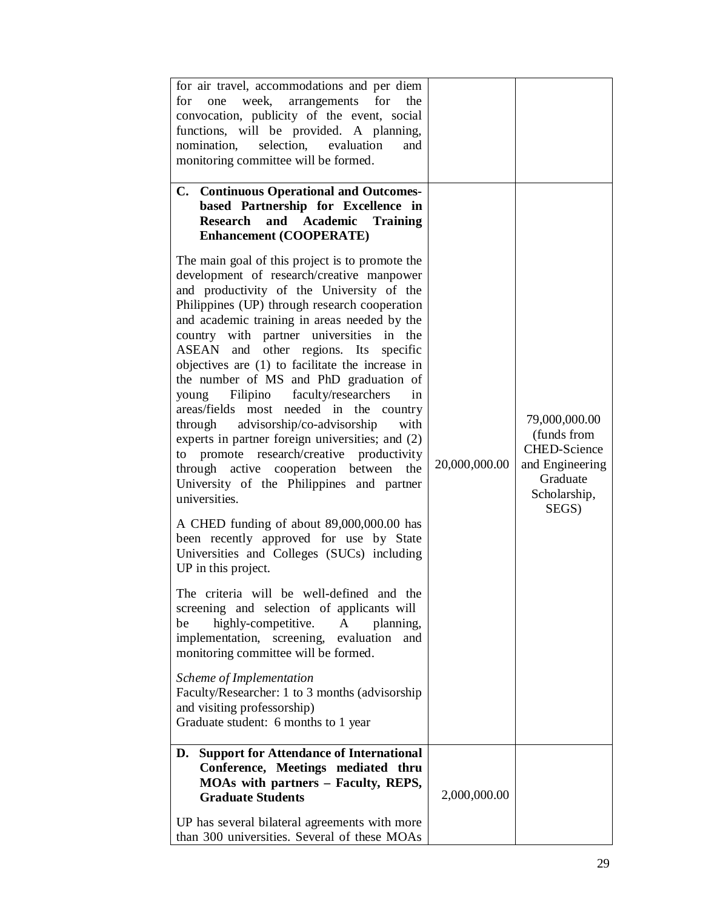| | | |
|---|---|---|
| for air travel, accommodations and per diem for one week, arrangements for the convocation, publicity of the event, social functions, will be provided. A planning, nomination, selection, evaluation and monitoring committee will be formed. | | |
| **C. Continuous Operational and Outcomes-based Partnership for Excellence in Research and Academic Training Enhancement (COOPERATE)**<br><br>The main goal of this project is to promote the development of research/creative manpower and productivity of the University of the Philippines (UP) through research cooperation and academic training in areas needed by the country with partner universities in the ASEAN and other regions. Its specific objectives are (1) to facilitate the increase in the number of MS and PhD graduation of young Filipino faculty/researchers in areas/fields most needed in the country through advisorship/co-advisorship with experts in partner foreign universities; and (2) to promote research/creative productivity through active cooperation between the University of the Philippines and partner universities.<br><br>A CHED funding of about 89,000,000.00 has been recently approved for use by State Universities and Colleges (SUCs) including UP in this project.<br><br>The criteria will be well-defined and the screening and selection of applicants will be highly-competitive. A planning, implementation, screening, evaluation and monitoring committee will be formed.<br><br>*Scheme of Implementation*<br>Faculty/Researcher: 1 to 3 months (advisorship and visiting professorship)<br>Graduate student: 6 months to 1 year | 20,000,000.00 | 79,000,000.00 (funds from CHED-Science and Engineering Graduate Scholarship, SEGS) |
| **D. Support for Attendance of International Conference, Meetings mediated thru MOAs with partners – Faculty, REPS, Graduate Students**<br><br>UP has several bilateral agreements with more than 300 universities. Several of these MOAs | 2,000,000.00 | |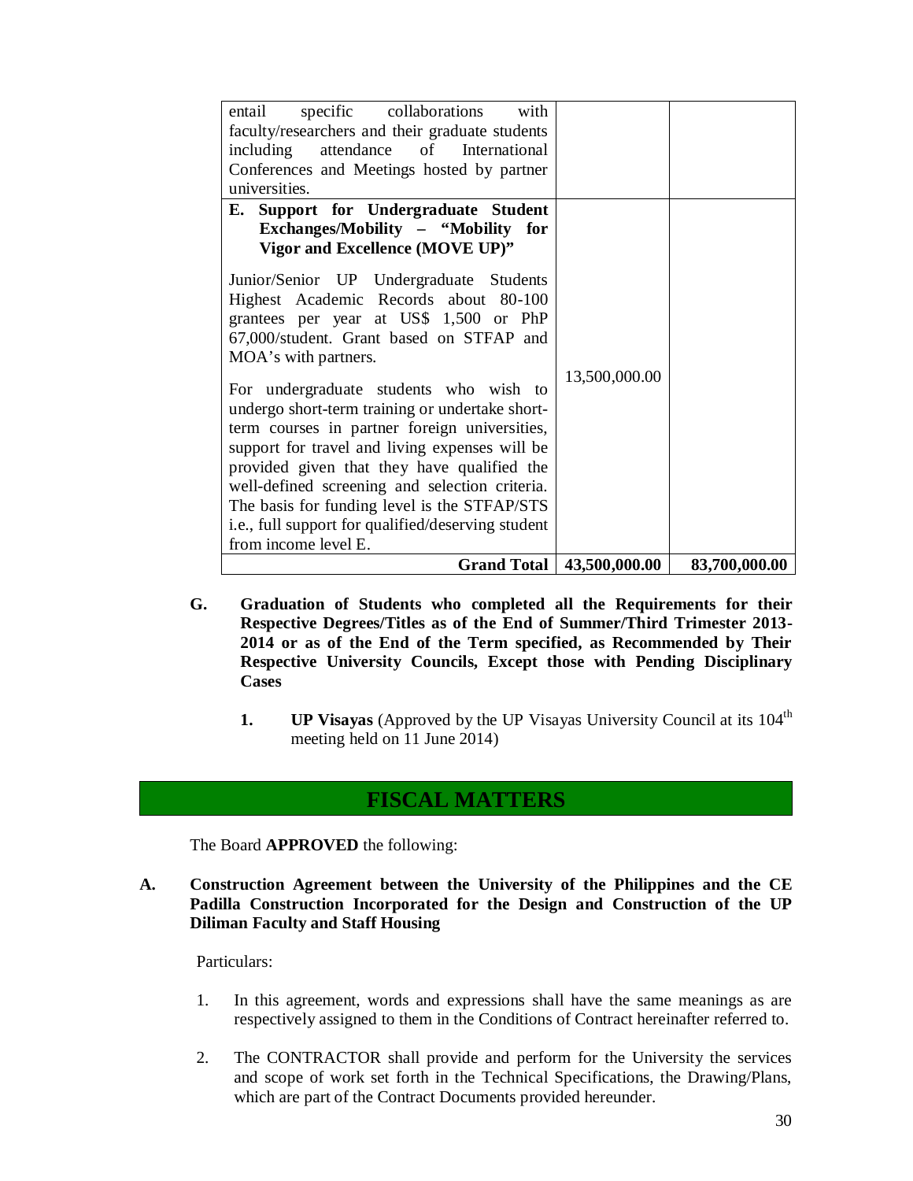| | | |
|---|---|---|
| entail specific collaborations with faculty/researchers and their graduate students including attendance of International Conferences and Meetings hosted by partner universities. | | |
| **E. Support for Undergraduate Student Exchanges/Mobility – "Mobility for Vigor and Excellence (MOVE UP)"**<br><br>Junior/Senior UP Undergraduate Students Highest Academic Records about 80-100 grantees per year at US$ 1,500 or PhP 67,000/student. Grant based on STFAP and MOA's with partners.<br><br>For undergraduate students who wish to undergo short-term training or undertake short-term courses in partner foreign universities, support for travel and living expenses will be provided given that they have qualified the well-defined screening and selection criteria. The basis for funding level is the STFAP/STS i.e., full support for qualified/deserving student from income level E. | 13,500,000.00 | |
| **Grand Total** | **43,500,000.00** | **83,700,000.00** |

**G. Graduation of Students who completed all the Requirements for their Respective Degrees/Titles as of the End of Summer/Third Trimester 2013-2014 or as of the End of the Term specified, as Recommended by Their Respective University Councils, Except those with Pending Disciplinary Cases**

1. **UP Visayas** (Approved by the UP Visayas University Council at its 104th meeting held on 11 June 2014)

## FISCAL MATTERS

The Board **APPROVED** the following:

**A. Construction Agreement between the University of the Philippines and the CE Padilla Construction Incorporated for the Design and Construction of the UP Diliman Faculty and Staff Housing**

Particulars:

1. In this agreement, words and expressions shall have the same meanings as are respectively assigned to them in the Conditions of Contract hereinafter referred to.

2. The CONTRACTOR shall provide and perform for the University the services and scope of work set forth in the Technical Specifications, the Drawing/Plans, which are part of the Contract Documents provided hereunder.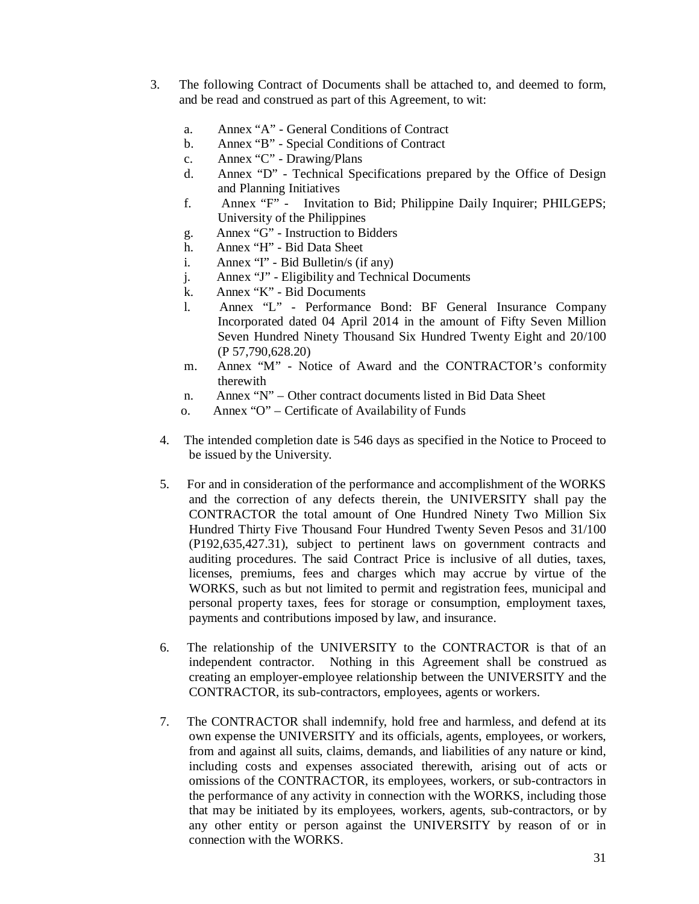3. The following Contract of Documents shall be attached to, and deemed to form, and be read and construed as part of this Agreement, to wit:

   a. Annex "A" - General Conditions of Contract
   b. Annex "B" - Special Conditions of Contract
   c. Annex "C" - Drawing/Plans
   d. Annex "D" - Technical Specifications prepared by the Office of Design and Planning Initiatives
   f. Annex "F" - Invitation to Bid; Philippine Daily Inquirer; PHILGEPS; University of the Philippines
   g. Annex "G" - Instruction to Bidders
   h. Annex "H" - Bid Data Sheet
   i. Annex "I" - Bid Bulletin/s (if any)
   j. Annex "J" - Eligibility and Technical Documents
   k. Annex "K" - Bid Documents
   l. Annex "L" - Performance Bond: BF General Insurance Company Incorporated dated 04 April 2014 in the amount of Fifty Seven Million Seven Hundred Ninety Thousand Six Hundred Twenty Eight and 20/100 (P 57,790,628.20)
   m. Annex "M" - Notice of Award and the CONTRACTOR's conformity therewith
   n. Annex "N" – Other contract documents listed in Bid Data Sheet
   o. Annex "O" – Certificate of Availability of Funds

4. The intended completion date is 546 days as specified in the Notice to Proceed to be issued by the University.

5. For and in consideration of the performance and accomplishment of the WORKS and the correction of any defects therein, the UNIVERSITY shall pay the CONTRACTOR the total amount of One Hundred Ninety Two Million Six Hundred Thirty Five Thousand Four Hundred Twenty Seven Pesos and 31/100 (P192,635,427.31), subject to pertinent laws on government contracts and auditing procedures. The said Contract Price is inclusive of all duties, taxes, licenses, premiums, fees and charges which may accrue by virtue of the WORKS, such as but not limited to permit and registration fees, municipal and personal property taxes, fees for storage or consumption, employment taxes, payments and contributions imposed by law, and insurance.

6. The relationship of the UNIVERSITY to the CONTRACTOR is that of an independent contractor. Nothing in this Agreement shall be construed as creating an employer-employee relationship between the UNIVERSITY and the CONTRACTOR, its sub-contractors, employees, agents or workers.

7. The CONTRACTOR shall indemnify, hold free and harmless, and defend at its own expense the UNIVERSITY and its officials, agents, employees, or workers, from and against all suits, claims, demands, and liabilities of any nature or kind, including costs and expenses associated therewith, arising out of acts or omissions of the CONTRACTOR, its employees, workers, or sub-contractors in the performance of any activity in connection with the WORKS, including those that may be initiated by its employees, workers, agents, sub-contractors, or by any other entity or person against the UNIVERSITY by reason of or in connection with the WORKS.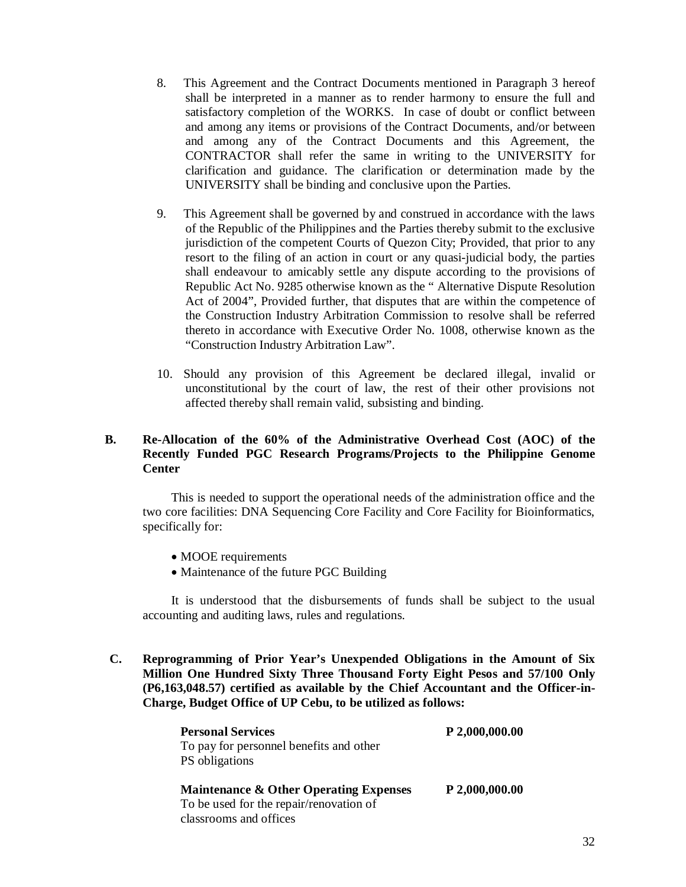8. This Agreement and the Contract Documents mentioned in Paragraph 3 hereof shall be interpreted in a manner as to render harmony to ensure the full and satisfactory completion of the WORKS. In case of doubt or conflict between and among any items or provisions of the Contract Documents, and/or between and among any of the Contract Documents and this Agreement, the CONTRACTOR shall refer the same in writing to the UNIVERSITY for clarification and guidance. The clarification or determination made by the UNIVERSITY shall be binding and conclusive upon the Parties.

9. This Agreement shall be governed by and construed in accordance with the laws of the Republic of the Philippines and the Parties thereby submit to the exclusive jurisdiction of the competent Courts of Quezon City; Provided, that prior to any resort to the filing of an action in court or any quasi-judicial body, the parties shall endeavour to amicably settle any dispute according to the provisions of Republic Act No. 9285 otherwise known as the " Alternative Dispute Resolution Act of 2004", Provided further, that disputes that are within the competence of the Construction Industry Arbitration Commission to resolve shall be referred thereto in accordance with Executive Order No. 1008, otherwise known as the "Construction Industry Arbitration Law".

10. Should any provision of this Agreement be declared illegal, invalid or unconstitutional by the court of law, the rest of their other provisions not affected thereby shall remain valid, subsisting and binding.

**B. Re-Allocation of the 60% of the Administrative Overhead Cost (AOC) of the Recently Funded PGC Research Programs/Projects to the Philippine Genome Center**

This is needed to support the operational needs of the administration office and the two core facilities: DNA Sequencing Core Facility and Core Facility for Bioinformatics, specifically for:

- MOOE requirements
- Maintenance of the future PGC Building

It is understood that the disbursements of funds shall be subject to the usual accounting and auditing laws, rules and regulations.

**C. Reprogramming of Prior Year's Unexpended Obligations in the Amount of Six Million One Hundred Sixty Three Thousand Forty Eight Pesos and 57/100 Only (P6,163,048.57) certified as available by the Chief Accountant and the Officer-in-Charge, Budget Office of UP Cebu, to be utilized as follows:**

**Personal Services** — **P 2,000,000.00**
To pay for personnel benefits and other PS obligations

**Maintenance & Other Operating Expenses** — **P 2,000,000.00**
To be used for the repair/renovation of classrooms and offices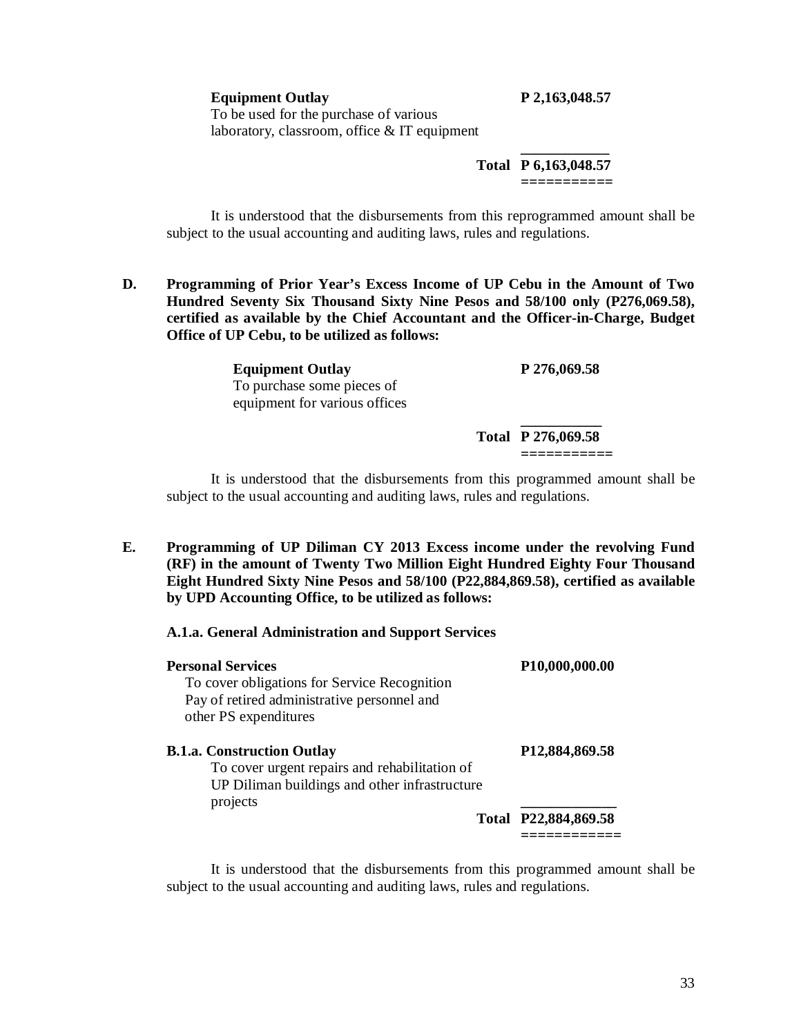**Equipment Outlay** **P 2,163,048.57**
To be used for the purchase of various laboratory, classroom, office & IT equipment

**Total P 6,163,048.57**

It is understood that the disbursements from this reprogrammed amount shall be subject to the usual accounting and auditing laws, rules and regulations.

**D. Programming of Prior Year's Excess Income of UP Cebu in the Amount of Two Hundred Seventy Six Thousand Sixty Nine Pesos and 58/100 only (P276,069.58), certified as available by the Chief Accountant and the Officer-in-Charge, Budget Office of UP Cebu, to be utilized as follows:**

**Equipment Outlay** **P 276,069.58**
To purchase some pieces of equipment for various offices

**Total P 276,069.58**

It is understood that the disbursements from this programmed amount shall be subject to the usual accounting and auditing laws, rules and regulations.

**E. Programming of UP Diliman CY 2013 Excess income under the revolving Fund (RF) in the amount of Twenty Two Million Eight Hundred Eighty Four Thousand Eight Hundred Sixty Nine Pesos and 58/100 (P22,884,869.58), certified as available by UPD Accounting Office, to be utilized as follows:**

**A.1.a. General Administration and Support Services**

**Personal Services** **P10,000,000.00**
To cover obligations for Service Recognition Pay of retired administrative personnel and other PS expenditures

**B.1.a. Construction Outlay** **P12,884,869.58**
To cover urgent repairs and rehabilitation of UP Diliman buildings and other infrastructure projects

**Total P22,884,869.58**

It is understood that the disbursements from this programmed amount shall be subject to the usual accounting and auditing laws, rules and regulations.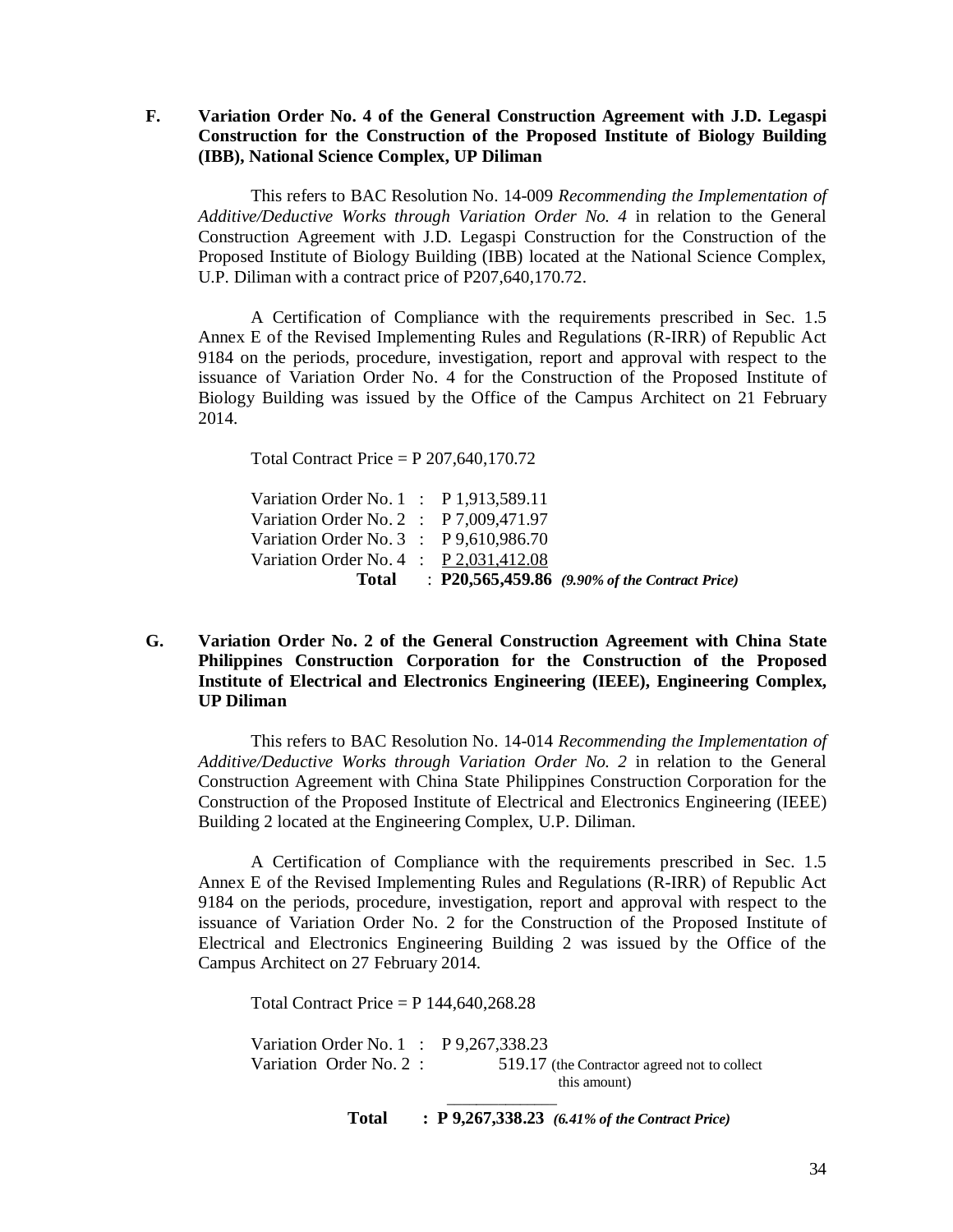**F. Variation Order No. 4 of the General Construction Agreement with J.D. Legaspi Construction for the Construction of the Proposed Institute of Biology Building (IBB), National Science Complex, UP Diliman**

This refers to BAC Resolution No. 14-009 *Recommending the Implementation of Additive/Deductive Works through Variation Order No. 4* in relation to the General Construction Agreement with J.D. Legaspi Construction for the Construction of the Proposed Institute of Biology Building (IBB) located at the National Science Complex, U.P. Diliman with a contract price of P207,640,170.72.

A Certification of Compliance with the requirements prescribed in Sec. 1.5 Annex E of the Revised Implementing Rules and Regulations (R-IRR) of Republic Act 9184 on the periods, procedure, investigation, report and approval with respect to the issuance of Variation Order No. 4 for the Construction of the Proposed Institute of Biology Building was issued by the Office of the Campus Architect on 21 February 2014.

Total Contract Price = P 207,640,170.72

| | | |
|---|---|---|
| Variation Order No. 1 | : | P 1,913,589.11 |
| Variation Order No. 2 | : | P 7,009,471.97 |
| Variation Order No. 3 | : | P 9,610,986.70 |
| Variation Order No. 4 | : | P 2,031,412.08 |
| **Total** | : | **P20,565,459.86** ***(9.90% of the Contract Price)*** |

**G. Variation Order No. 2 of the General Construction Agreement with China State Philippines Construction Corporation for the Construction of the Proposed Institute of Electrical and Electronics Engineering (IEEE), Engineering Complex, UP Diliman**

This refers to BAC Resolution No. 14-014 *Recommending the Implementation of Additive/Deductive Works through Variation Order No. 2* in relation to the General Construction Agreement with China State Philippines Construction Corporation for the Construction of the Proposed Institute of Electrical and Electronics Engineering (IEEE) Building 2 located at the Engineering Complex, U.P. Diliman.

A Certification of Compliance with the requirements prescribed in Sec. 1.5 Annex E of the Revised Implementing Rules and Regulations (R-IRR) of Republic Act 9184 on the periods, procedure, investigation, report and approval with respect to the issuance of Variation Order No. 2 for the Construction of the Proposed Institute of Electrical and Electronics Engineering Building 2 was issued by the Office of the Campus Architect on 27 February 2014.

Total Contract Price = P 144,640,268.28

| | | |
|---|---|---|
| Variation Order No. 1 | : | P 9,267,338.23 |
| Variation Order No. 2 | : | 519.17 (the Contractor agreed not to collect this amount) |
| **Total** | : | **P 9,267,338.23** ***(6.41% of the Contract Price)*** |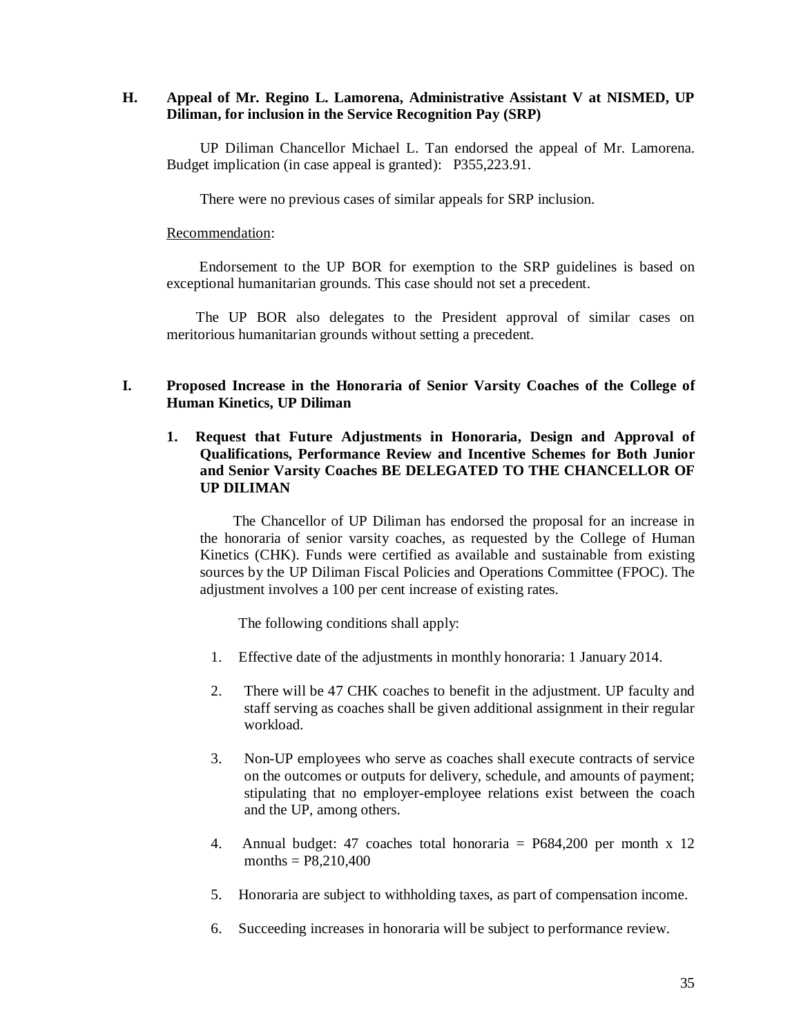## H. Appeal of Mr. Regino L. Lamorena, Administrative Assistant V at NISMED, UP Diliman, for inclusion in the Service Recognition Pay (SRP)

UP Diliman Chancellor Michael L. Tan endorsed the appeal of Mr. Lamorena. Budget implication (in case appeal is granted): P355,223.91.

There were no previous cases of similar appeals for SRP inclusion.

Recommendation:

Endorsement to the UP BOR for exemption to the SRP guidelines is based on exceptional humanitarian grounds. This case should not set a precedent.

The UP BOR also delegates to the President approval of similar cases on meritorious humanitarian grounds without setting a precedent.

## I. Proposed Increase in the Honoraria of Senior Varsity Coaches of the College of Human Kinetics, UP Diliman

### 1. Request that Future Adjustments in Honoraria, Design and Approval of Qualifications, Performance Review and Incentive Schemes for Both Junior and Senior Varsity Coaches BE DELEGATED TO THE CHANCELLOR OF UP DILIMAN

The Chancellor of UP Diliman has endorsed the proposal for an increase in the honoraria of senior varsity coaches, as requested by the College of Human Kinetics (CHK). Funds were certified as available and sustainable from existing sources by the UP Diliman Fiscal Policies and Operations Committee (FPOC). The adjustment involves a 100 per cent increase of existing rates.

The following conditions shall apply:

1. Effective date of the adjustments in monthly honoraria: 1 January 2014.
2. There will be 47 CHK coaches to benefit in the adjustment. UP faculty and staff serving as coaches shall be given additional assignment in their regular workload.
3. Non-UP employees who serve as coaches shall execute contracts of service on the outcomes or outputs for delivery, schedule, and amounts of payment; stipulating that no employer-employee relations exist between the coach and the UP, among others.
4. Annual budget: 47 coaches total honoraria = P684,200 per month x 12 months = P8,210,400
5. Honoraria are subject to withholding taxes, as part of compensation income.
6. Succeeding increases in honoraria will be subject to performance review.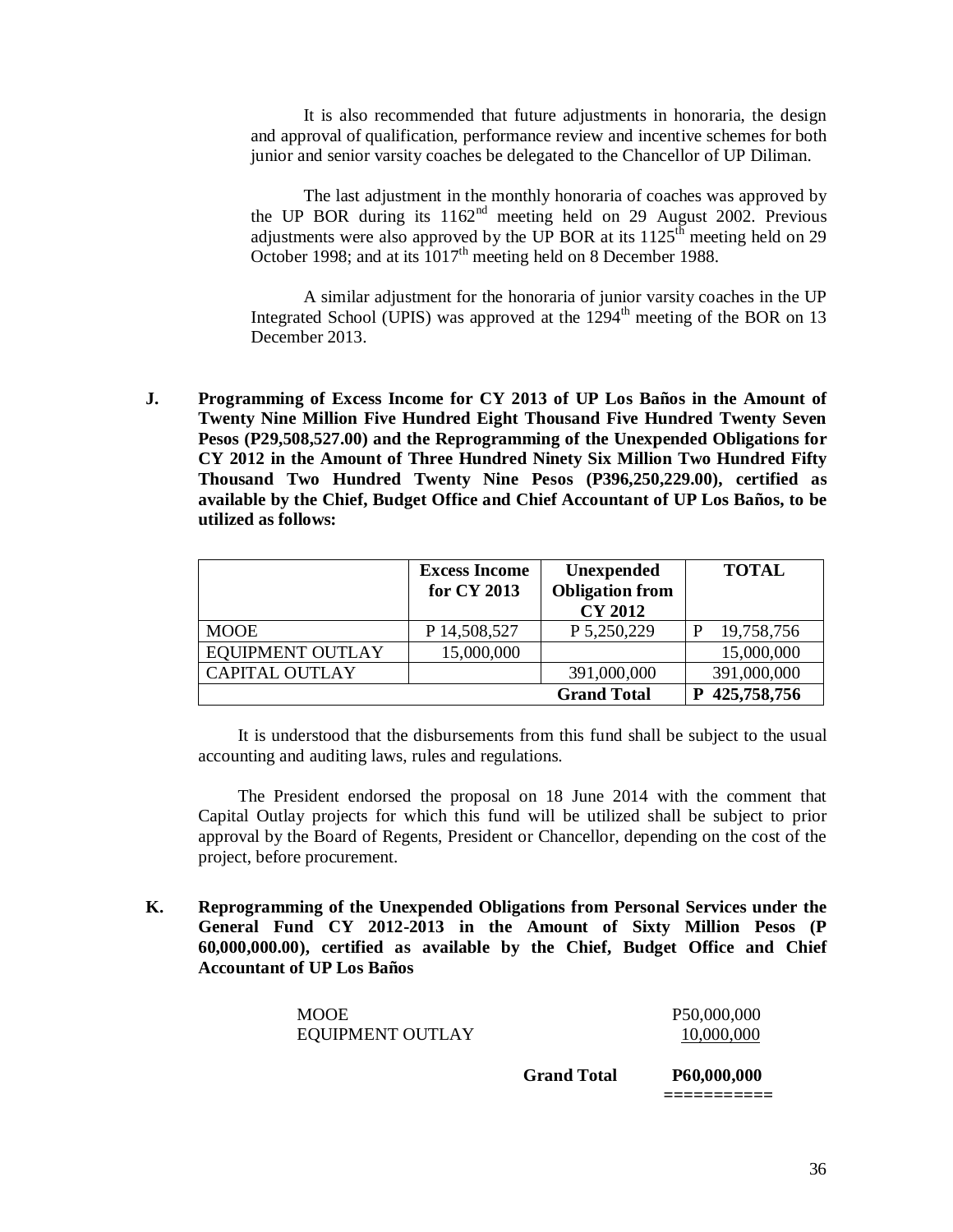It is also recommended that future adjustments in honoraria, the design and approval of qualification, performance review and incentive schemes for both junior and senior varsity coaches be delegated to the Chancellor of UP Diliman.

The last adjustment in the monthly honoraria of coaches was approved by the UP BOR during its 1162nd meeting held on 29 August 2002. Previous adjustments were also approved by the UP BOR at its 1125th meeting held on 29 October 1998; and at its 1017th meeting held on 8 December 1988.

A similar adjustment for the honoraria of junior varsity coaches in the UP Integrated School (UPIS) was approved at the 1294th meeting of the BOR on 13 December 2013.

**J. Programming of Excess Income for CY 2013 of UP Los Baños in the Amount of Twenty Nine Million Five Hundred Eight Thousand Five Hundred Twenty Seven Pesos (P29,508,527.00) and the Reprogramming of the Unexpended Obligations for CY 2012 in the Amount of Three Hundred Ninety Six Million Two Hundred Fifty Thousand Two Hundred Twenty Nine Pesos (P396,250,229.00), certified as available by the Chief, Budget Office and Chief Accountant of UP Los Baños, to be utilized as follows:**

| | Excess Income for CY 2013 | Unexpended Obligation from CY 2012 | TOTAL |
|---|---|---|---|
| MOOE | P 14,508,527 | P 5,250,229 | P 19,758,756 |
| EQUIPMENT OUTLAY | 15,000,000 | | 15,000,000 |
| CAPITAL OUTLAY | | 391,000,000 | 391,000,000 |
| | | **Grand Total** | **P 425,758,756** |

It is understood that the disbursements from this fund shall be subject to the usual accounting and auditing laws, rules and regulations.

The President endorsed the proposal on 18 June 2014 with the comment that Capital Outlay projects for which this fund will be utilized shall be subject to prior approval by the Board of Regents, President or Chancellor, depending on the cost of the project, before procurement.

**K. Reprogramming of the Unexpended Obligations from Personal Services under the General Fund CY 2012-2013 in the Amount of Sixty Million Pesos (P 60,000,000.00), certified as available by the Chief, Budget Office and Chief Accountant of UP Los Baños**

| | |
|---|---|
| MOOE | P50,000,000 |
| EQUIPMENT OUTLAY | 10,000,000 |
| **Grand Total** | **P60,000,000** |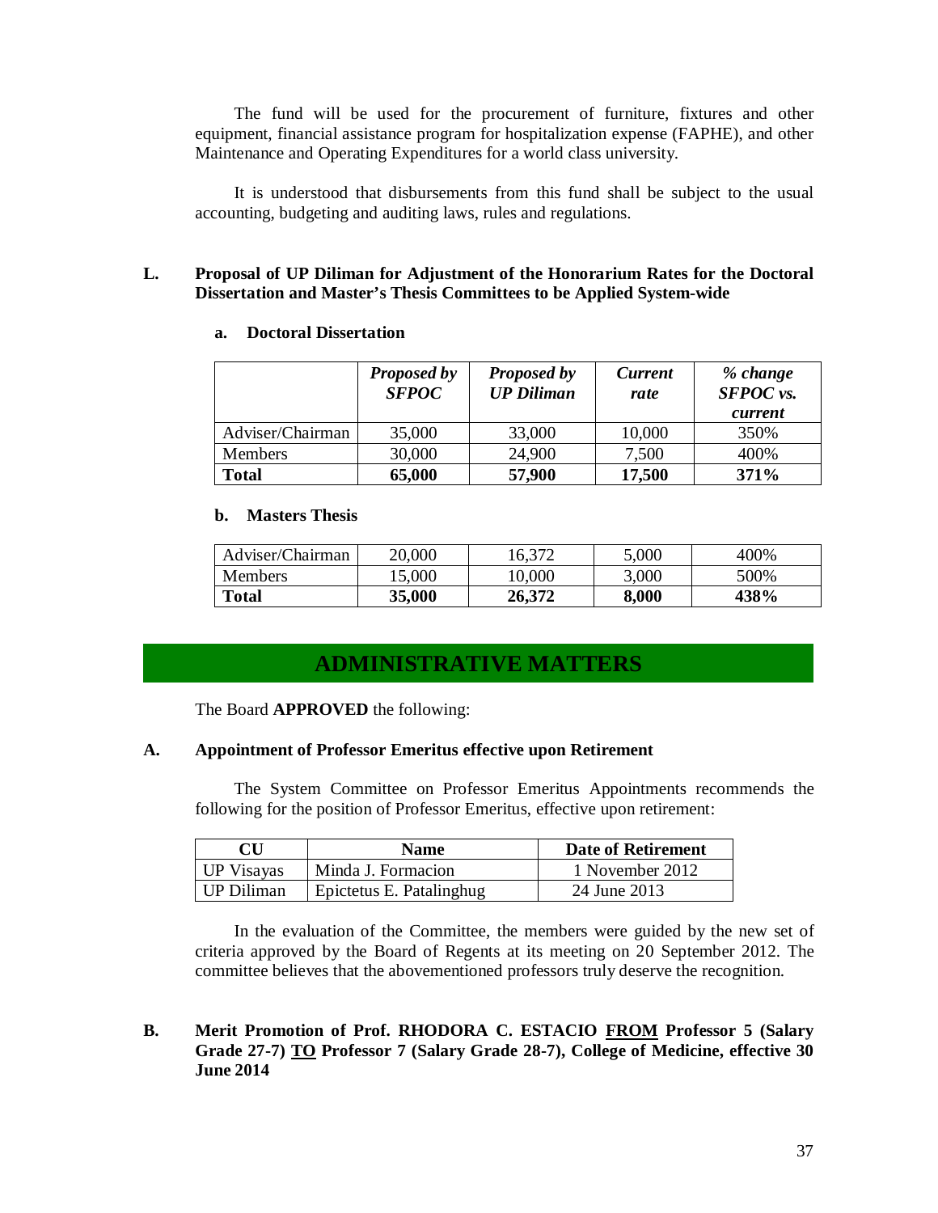The fund will be used for the procurement of furniture, fixtures and other equipment, financial assistance program for hospitalization expense (FAPHE), and other Maintenance and Operating Expenditures for a world class university.

It is understood that disbursements from this fund shall be subject to the usual accounting, budgeting and auditing laws, rules and regulations.

**L. Proposal of UP Diliman for Adjustment of the Honorarium Rates for the Doctoral Dissertation and Master's Thesis Committees to be Applied System-wide**

**a. Doctoral Dissertation**

| | ***Proposed by SFPOC*** | ***Proposed by UP Diliman*** | ***Current rate*** | ***% change SFPOC vs. current*** |
|---|---|---|---|---|
| Adviser/Chairman | 35,000 | 33,000 | 10,000 | 350% |
| Members | 30,000 | 24,900 | 7,500 | 400% |
| **Total** | **65,000** | **57,900** | **17,500** | **371%** |

**b. Masters Thesis**

| | | | | |
|---|---|---|---|---|
| Adviser/Chairman | 20,000 | 16,372 | 5,000 | 400% |
| Members | 15,000 | 10,000 | 3,000 | 500% |
| **Total** | **35,000** | **26,372** | **8,000** | **438%** |

## ADMINISTRATIVE MATTERS

The Board **APPROVED** the following:

**A. Appointment of Professor Emeritus effective upon Retirement**

The System Committee on Professor Emeritus Appointments recommends the following for the position of Professor Emeritus, effective upon retirement:

| CU | Name | Date of Retirement |
|---|---|---|
| UP Visayas | Minda J. Formacion | 1 November 2012 |
| UP Diliman | Epictetus E. Patalinghug | 24 June 2013 |

In the evaluation of the Committee, the members were guided by the new set of criteria approved by the Board of Regents at its meeting on 20 September 2012. The committee believes that the abovementioned professors truly deserve the recognition.

**B. Merit Promotion of Prof. RHODORA C. ESTACIO FROM Professor 5 (Salary Grade 27-7) TO Professor 7 (Salary Grade 28-7), College of Medicine, effective 30 June 2014**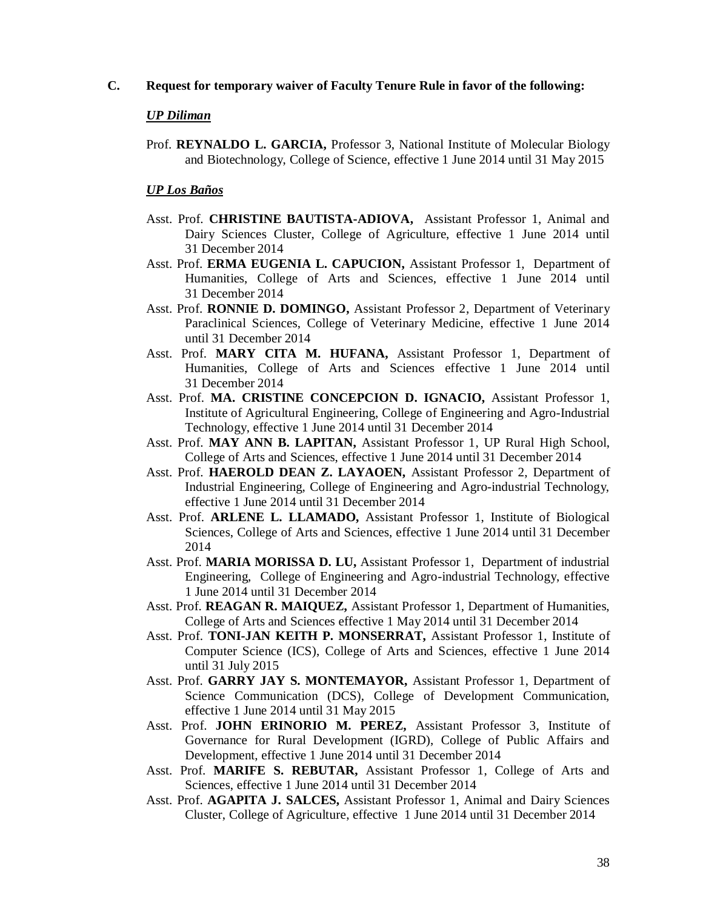**C. Request for temporary waiver of Faculty Tenure Rule in favor of the following:**

***UP Diliman***

Prof. **REYNALDO L. GARCIA,** Professor 3, National Institute of Molecular Biology and Biotechnology, College of Science, effective 1 June 2014 until 31 May 2015

***UP Los Baños***

Asst. Prof. **CHRISTINE BAUTISTA-ADIOVA,** Assistant Professor 1, Animal and Dairy Sciences Cluster, College of Agriculture, effective 1 June 2014 until 31 December 2014

Asst. Prof. **ERMA EUGENIA L. CAPUCION,** Assistant Professor 1, Department of Humanities, College of Arts and Sciences, effective 1 June 2014 until 31 December 2014

Asst. Prof. **RONNIE D. DOMINGO,** Assistant Professor 2, Department of Veterinary Paraclinical Sciences, College of Veterinary Medicine, effective 1 June 2014 until 31 December 2014

Asst. Prof. **MARY CITA M. HUFANA,** Assistant Professor 1, Department of Humanities, College of Arts and Sciences effective 1 June 2014 until 31 December 2014

Asst. Prof. **MA. CRISTINE CONCEPCION D. IGNACIO,** Assistant Professor 1, Institute of Agricultural Engineering, College of Engineering and Agro-Industrial Technology, effective 1 June 2014 until 31 December 2014

Asst. Prof. **MAY ANN B. LAPITAN,** Assistant Professor 1, UP Rural High School, College of Arts and Sciences, effective 1 June 2014 until 31 December 2014

Asst. Prof. **HAEROLD DEAN Z. LAYAOEN,** Assistant Professor 2, Department of Industrial Engineering, College of Engineering and Agro-industrial Technology, effective 1 June 2014 until 31 December 2014

Asst. Prof. **ARLENE L. LLAMADO,** Assistant Professor 1, Institute of Biological Sciences, College of Arts and Sciences, effective 1 June 2014 until 31 December 2014

Asst. Prof. **MARIA MORISSA D. LU,** Assistant Professor 1, Department of industrial Engineering, College of Engineering and Agro-industrial Technology, effective 1 June 2014 until 31 December 2014

Asst. Prof. **REAGAN R. MAIQUEZ,** Assistant Professor 1, Department of Humanities, College of Arts and Sciences effective 1 May 2014 until 31 December 2014

Asst. Prof. **TONI-JAN KEITH P. MONSERRAT,** Assistant Professor 1, Institute of Computer Science (ICS), College of Arts and Sciences, effective 1 June 2014 until 31 July 2015

Asst. Prof. **GARRY JAY S. MONTEMAYOR,** Assistant Professor 1, Department of Science Communication (DCS), College of Development Communication, effective 1 June 2014 until 31 May 2015

Asst. Prof. **JOHN ERINORIO M. PEREZ,** Assistant Professor 3, Institute of Governance for Rural Development (IGRD), College of Public Affairs and Development, effective 1 June 2014 until 31 December 2014

Asst. Prof. **MARIFE S. REBUTAR,** Assistant Professor 1, College of Arts and Sciences, effective 1 June 2014 until 31 December 2014

Asst. Prof. **AGAPITA J. SALCES,** Assistant Professor 1, Animal and Dairy Sciences Cluster, College of Agriculture, effective 1 June 2014 until 31 December 2014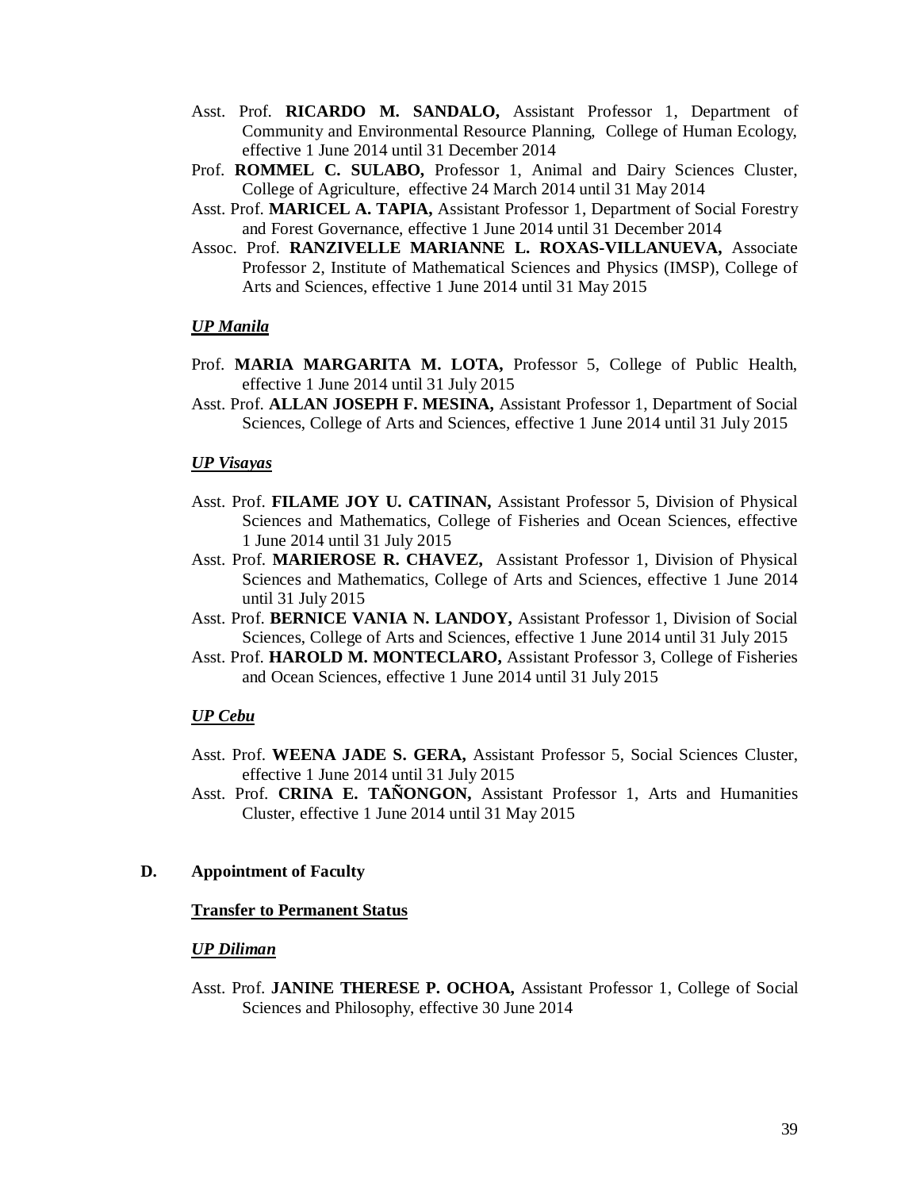Asst. Prof. **RICARDO M. SANDALO,** Assistant Professor 1, Department of Community and Environmental Resource Planning, College of Human Ecology, effective 1 June 2014 until 31 December 2014

Prof. **ROMMEL C. SULABO,** Professor 1, Animal and Dairy Sciences Cluster, College of Agriculture, effective 24 March 2014 until 31 May 2014

Asst. Prof. **MARICEL A. TAPIA,** Assistant Professor 1, Department of Social Forestry and Forest Governance, effective 1 June 2014 until 31 December 2014

Assoc. Prof. **RANZIVELLE MARIANNE L. ROXAS-VILLANUEVA,** Associate Professor 2, Institute of Mathematical Sciences and Physics (IMSP), College of Arts and Sciences, effective 1 June 2014 until 31 May 2015

***UP Manila***

Prof. **MARIA MARGARITA M. LOTA,** Professor 5, College of Public Health, effective 1 June 2014 until 31 July 2015

Asst. Prof. **ALLAN JOSEPH F. MESINA,** Assistant Professor 1, Department of Social Sciences, College of Arts and Sciences, effective 1 June 2014 until 31 July 2015

***UP Visayas***

Asst. Prof. **FILAME JOY U. CATINAN,** Assistant Professor 5, Division of Physical Sciences and Mathematics, College of Fisheries and Ocean Sciences, effective 1 June 2014 until 31 July 2015

Asst. Prof. **MARIEROSE R. CHAVEZ,** Assistant Professor 1, Division of Physical Sciences and Mathematics, College of Arts and Sciences, effective 1 June 2014 until 31 July 2015

Asst. Prof. **BERNICE VANIA N. LANDOY,** Assistant Professor 1, Division of Social Sciences, College of Arts and Sciences, effective 1 June 2014 until 31 July 2015

Asst. Prof. **HAROLD M. MONTECLARO,** Assistant Professor 3, College of Fisheries and Ocean Sciences, effective 1 June 2014 until 31 July 2015

***UP Cebu***

Asst. Prof. **WEENA JADE S. GERA,** Assistant Professor 5, Social Sciences Cluster, effective 1 June 2014 until 31 July 2015

Asst. Prof. **CRINA E. TAÑONGON,** Assistant Professor 1, Arts and Humanities Cluster, effective 1 June 2014 until 31 May 2015

**D. Appointment of Faculty**

**Transfer to Permanent Status**

***UP Diliman***

Asst. Prof. **JANINE THERESE P. OCHOA,** Assistant Professor 1, College of Social Sciences and Philosophy, effective 30 June 2014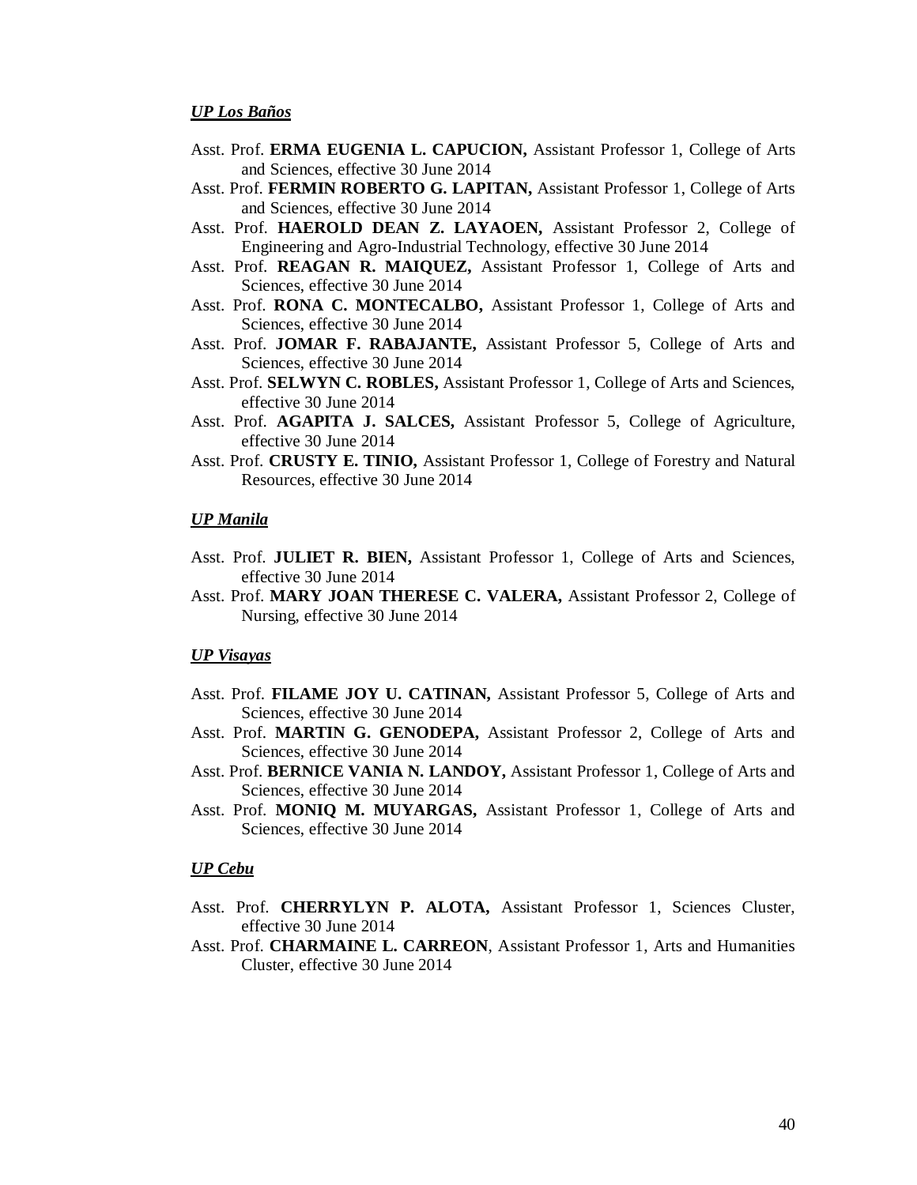***UP Los Baños***

Asst. Prof. **ERMA EUGENIA L. CAPUCION,** Assistant Professor 1, College of Arts and Sciences, effective 30 June 2014

Asst. Prof. **FERMIN ROBERTO G. LAPITAN,** Assistant Professor 1, College of Arts and Sciences, effective 30 June 2014

Asst. Prof. **HAEROLD DEAN Z. LAYAOEN,** Assistant Professor 2, College of Engineering and Agro-Industrial Technology, effective 30 June 2014

Asst. Prof. **REAGAN R. MAIQUEZ,** Assistant Professor 1, College of Arts and Sciences, effective 30 June 2014

Asst. Prof. **RONA C. MONTECALBO,** Assistant Professor 1, College of Arts and Sciences, effective 30 June 2014

Asst. Prof. **JOMAR F. RABAJANTE,** Assistant Professor 5, College of Arts and Sciences, effective 30 June 2014

Asst. Prof. **SELWYN C. ROBLES,** Assistant Professor 1, College of Arts and Sciences, effective 30 June 2014

Asst. Prof. **AGAPITA J. SALCES,** Assistant Professor 5, College of Agriculture, effective 30 June 2014

Asst. Prof. **CRUSTY E. TINIO,** Assistant Professor 1, College of Forestry and Natural Resources, effective 30 June 2014

***UP Manila***

Asst. Prof. **JULIET R. BIEN,** Assistant Professor 1, College of Arts and Sciences, effective 30 June 2014

Asst. Prof. **MARY JOAN THERESE C. VALERA,** Assistant Professor 2, College of Nursing, effective 30 June 2014

***UP Visayas***

Asst. Prof. **FILAME JOY U. CATINAN,** Assistant Professor 5, College of Arts and Sciences, effective 30 June 2014

Asst. Prof. **MARTIN G. GENODEPA,** Assistant Professor 2, College of Arts and Sciences, effective 30 June 2014

Asst. Prof. **BERNICE VANIA N. LANDOY,** Assistant Professor 1, College of Arts and Sciences, effective 30 June 2014

Asst. Prof. **MONIQ M. MUYARGAS,** Assistant Professor 1, College of Arts and Sciences, effective 30 June 2014

***UP Cebu***

Asst. Prof. **CHERRYLYN P. ALOTA,** Assistant Professor 1, Sciences Cluster, effective 30 June 2014

Asst. Prof. **CHARMAINE L. CARREON**, Assistant Professor 1, Arts and Humanities Cluster, effective 30 June 2014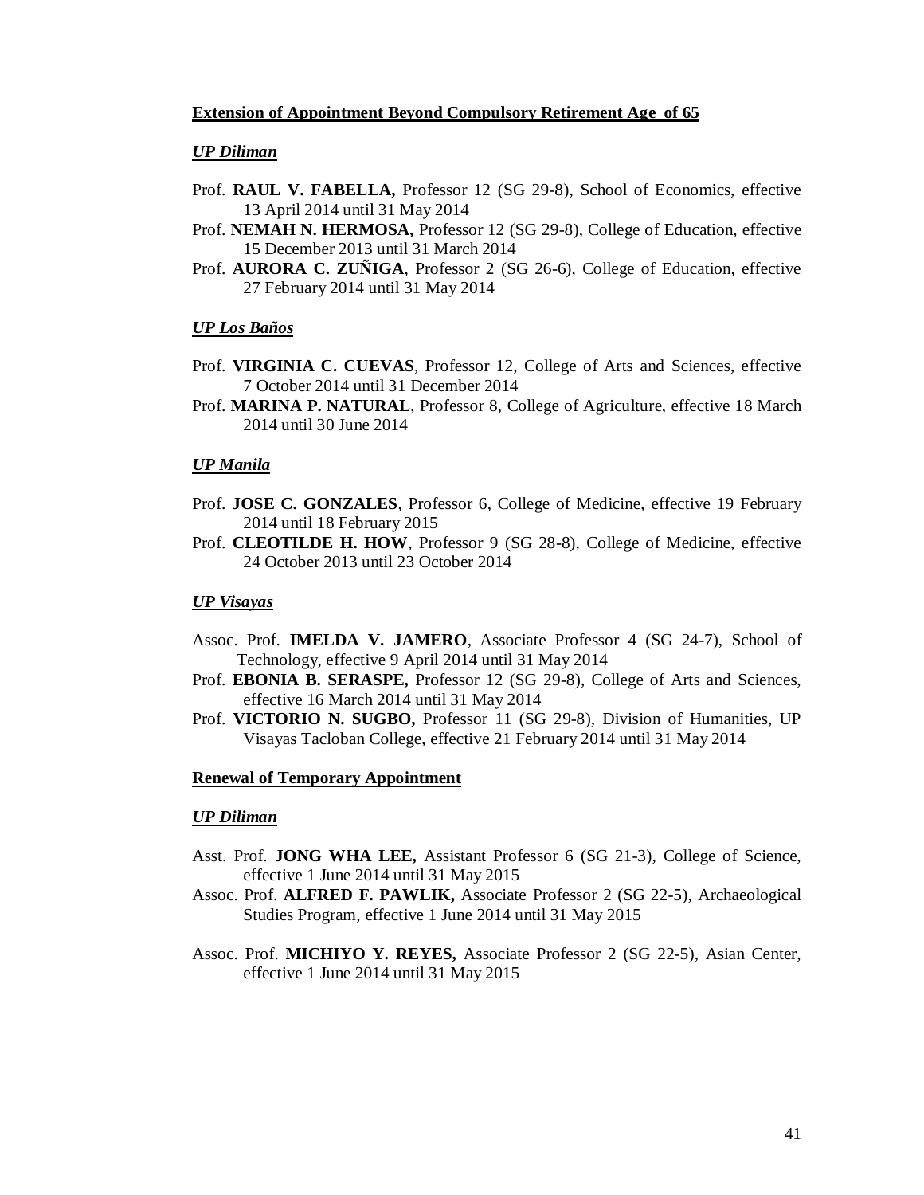**Extension of Appointment Beyond Compulsory Retirement Age of 65**

***UP Diliman***

Prof. **RAUL V. FABELLA,** Professor 12 (SG 29-8), School of Economics, effective 13 April 2014 until 31 May 2014

Prof. **NEMAH N. HERMOSA,** Professor 12 (SG 29-8), College of Education, effective 15 December 2013 until 31 March 2014

Prof. **AURORA C. ZUÑIGA**, Professor 2 (SG 26-6), College of Education, effective 27 February 2014 until 31 May 2014

***UP Los Baños***

Prof. **VIRGINIA C. CUEVAS**, Professor 12, College of Arts and Sciences, effective 7 October 2014 until 31 December 2014

Prof. **MARINA P. NATURAL**, Professor 8, College of Agriculture, effective 18 March 2014 until 30 June 2014

***UP Manila***

Prof. **JOSE C. GONZALES**, Professor 6, College of Medicine, effective 19 February 2014 until 18 February 2015

Prof. **CLEOTILDE H. HOW**, Professor 9 (SG 28-8), College of Medicine, effective 24 October 2013 until 23 October 2014

***UP Visayas***

Assoc. Prof. **IMELDA V. JAMERO**, Associate Professor 4 (SG 24-7), School of Technology, effective 9 April 2014 until 31 May 2014

Prof. **EBONIA B. SERASPE,** Professor 12 (SG 29-8), College of Arts and Sciences, effective 16 March 2014 until 31 May 2014

Prof. **VICTORIO N. SUGBO,** Professor 11 (SG 29-8), Division of Humanities, UP Visayas Tacloban College, effective 21 February 2014 until 31 May 2014

**Renewal of Temporary Appointment**

***UP Diliman***

Asst. Prof. **JONG WHA LEE,** Assistant Professor 6 (SG 21-3), College of Science, effective 1 June 2014 until 31 May 2015

Assoc. Prof. **ALFRED F. PAWLIK,** Associate Professor 2 (SG 22-5), Archaeological Studies Program, effective 1 June 2014 until 31 May 2015

Assoc. Prof. **MICHIYO Y. REYES,** Associate Professor 2 (SG 22-5), Asian Center, effective 1 June 2014 until 31 May 2015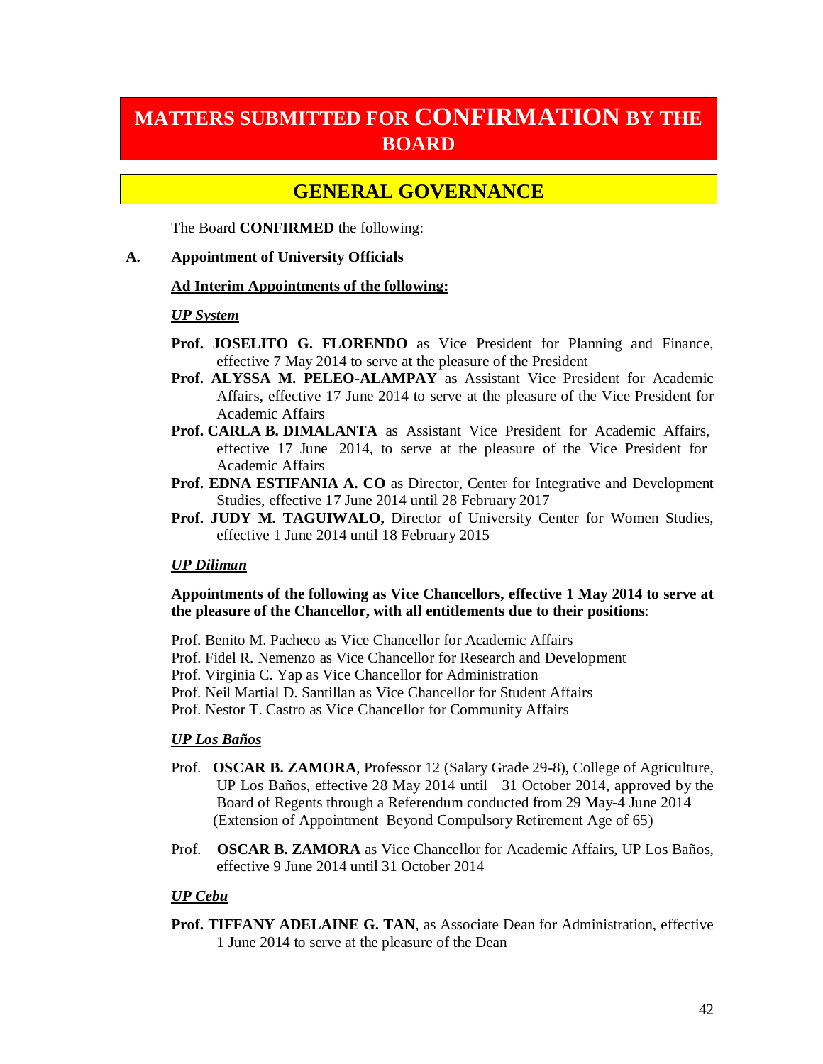# MATTERS SUBMITTED FOR CONFIRMATION BY THE BOARD

## GENERAL GOVERNANCE

The Board **CONFIRMED** the following:

**A. Appointment of University Officials**

**Ad Interim Appointments of the following:**

***UP System***

**Prof. JOSELITO G. FLORENDO** as Vice President for Planning and Finance, effective 7 May 2014 to serve at the pleasure of the President

**Prof. ALYSSA M. PELEO-ALAMPAY** as Assistant Vice President for Academic Affairs, effective 17 June 2014 to serve at the pleasure of the Vice President for Academic Affairs

**Prof. CARLA B. DIMALANTA** as Assistant Vice President for Academic Affairs, effective 17 June 2014, to serve at the pleasure of the Vice President for Academic Affairs

**Prof. EDNA ESTIFANIA A. CO** as Director, Center for Integrative and Development Studies, effective 17 June 2014 until 28 February 2017

**Prof. JUDY M. TAGUIWALO,** Director of University Center for Women Studies, effective 1 June 2014 until 18 February 2015

***UP Diliman***

**Appointments of the following as Vice Chancellors, effective 1 May 2014 to serve at the pleasure of the Chancellor, with all entitlements due to their positions**:

Prof. Benito M. Pacheco as Vice Chancellor for Academic Affairs
Prof. Fidel R. Nemenzo as Vice Chancellor for Research and Development
Prof. Virginia C. Yap as Vice Chancellor for Administration
Prof. Neil Martial D. Santillan as Vice Chancellor for Student Affairs
Prof. Nestor T. Castro as Vice Chancellor for Community Affairs

***UP Los Baños***

Prof. **OSCAR B. ZAMORA**, Professor 12 (Salary Grade 29-8), College of Agriculture, UP Los Baños, effective 28 May 2014 until 31 October 2014, approved by the Board of Regents through a Referendum conducted from 29 May-4 June 2014 (Extension of Appointment Beyond Compulsory Retirement Age of 65)

Prof. **OSCAR B. ZAMORA** as Vice Chancellor for Academic Affairs, UP Los Baños, effective 9 June 2014 until 31 October 2014

***UP Cebu***

**Prof. TIFFANY ADELAINE G. TAN**, as Associate Dean for Administration, effective 1 June 2014 to serve at the pleasure of the Dean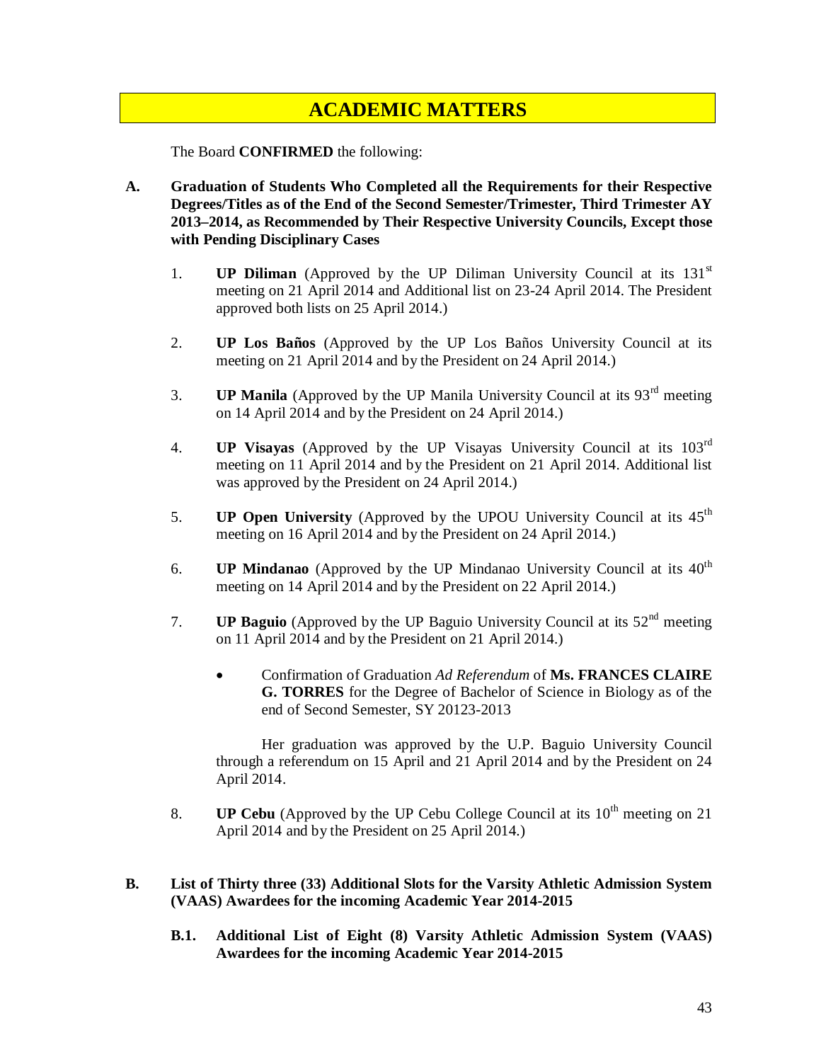# ACADEMIC MATTERS

The Board **CONFIRMED** the following:

**A. Graduation of Students Who Completed all the Requirements for their Respective Degrees/Titles as of the End of the Second Semester/Trimester, Third Trimester AY 2013–2014, as Recommended by Their Respective University Councils, Except those with Pending Disciplinary Cases**

1. **UP Diliman** (Approved by the UP Diliman University Council at its 131st meeting on 21 April 2014 and Additional list on 23-24 April 2014. The President approved both lists on 25 April 2014.)

2. **UP Los Baños** (Approved by the UP Los Baños University Council at its meeting on 21 April 2014 and by the President on 24 April 2014.)

3. **UP Manila** (Approved by the UP Manila University Council at its 93rd meeting on 14 April 2014 and by the President on 24 April 2014.)

4. **UP Visayas** (Approved by the UP Visayas University Council at its 103rd meeting on 11 April 2014 and by the President on 21 April 2014. Additional list was approved by the President on 24 April 2014.)

5. **UP Open University** (Approved by the UPOU University Council at its 45th meeting on 16 April 2014 and by the President on 24 April 2014.)

6. **UP Mindanao** (Approved by the UP Mindanao University Council at its 40th meeting on 14 April 2014 and by the President on 22 April 2014.)

7. **UP Baguio** (Approved by the UP Baguio University Council at its 52nd meeting on 11 April 2014 and by the President on 21 April 2014.)

   - Confirmation of Graduation *Ad Referendum* of **Ms. FRANCES CLAIRE G. TORRES** for the Degree of Bachelor of Science in Biology as of the end of Second Semester, SY 20123-2013

   Her graduation was approved by the U.P. Baguio University Council through a referendum on 15 April and 21 April 2014 and by the President on 24 April 2014.

8. **UP Cebu** (Approved by the UP Cebu College Council at its 10th meeting on 21 April 2014 and by the President on 25 April 2014.)

**B. List of Thirty three (33) Additional Slots for the Varsity Athletic Admission System (VAAS) Awardees for the incoming Academic Year 2014-2015**

**B.1. Additional List of Eight (8) Varsity Athletic Admission System (VAAS) Awardees for the incoming Academic Year 2014-2015**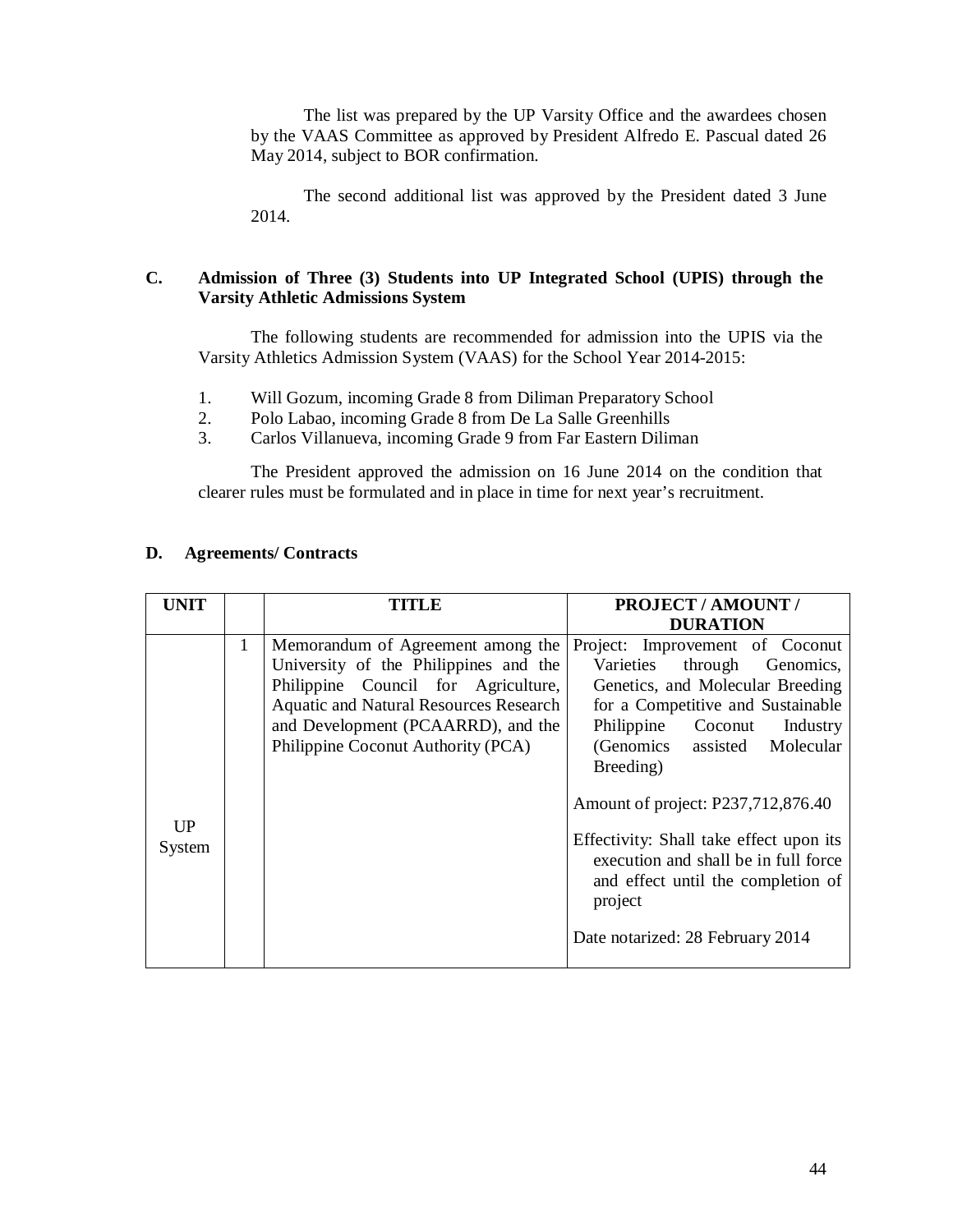The list was prepared by the UP Varsity Office and the awardees chosen by the VAAS Committee as approved by President Alfredo E. Pascual dated 26 May 2014, subject to BOR confirmation.

The second additional list was approved by the President dated 3 June 2014.

### C. Admission of Three (3) Students into UP Integrated School (UPIS) through the Varsity Athletic Admissions System

The following students are recommended for admission into the UPIS via the Varsity Athletics Admission System (VAAS) for the School Year 2014-2015:

1. Will Gozum, incoming Grade 8 from Diliman Preparatory School
2. Polo Labao, incoming Grade 8 from De La Salle Greenhills
3. Carlos Villanueva, incoming Grade 9 from Far Eastern Diliman

The President approved the admission on 16 June 2014 on the condition that clearer rules must be formulated and in place in time for next year's recruitment.

### D. Agreements/ Contracts

| UNIT | | TITLE | PROJECT / AMOUNT / DURATION |
|---|---|---|---|
| UP System | 1 | Memorandum of Agreement among the University of the Philippines and the Philippine Council for Agriculture, Aquatic and Natural Resources Research and Development (PCAARRD), and the Philippine Coconut Authority (PCA) | Project: Improvement of Coconut Varieties through Genomics, Genetics, and Molecular Breeding for a Competitive and Sustainable Philippine Coconut Industry (Genomics assisted Molecular Breeding)<br><br>Amount of project: P237,712,876.40<br><br>Effectivity: Shall take effect upon its execution and shall be in full force and effect until the completion of project<br><br>Date notarized: 28 February 2014 |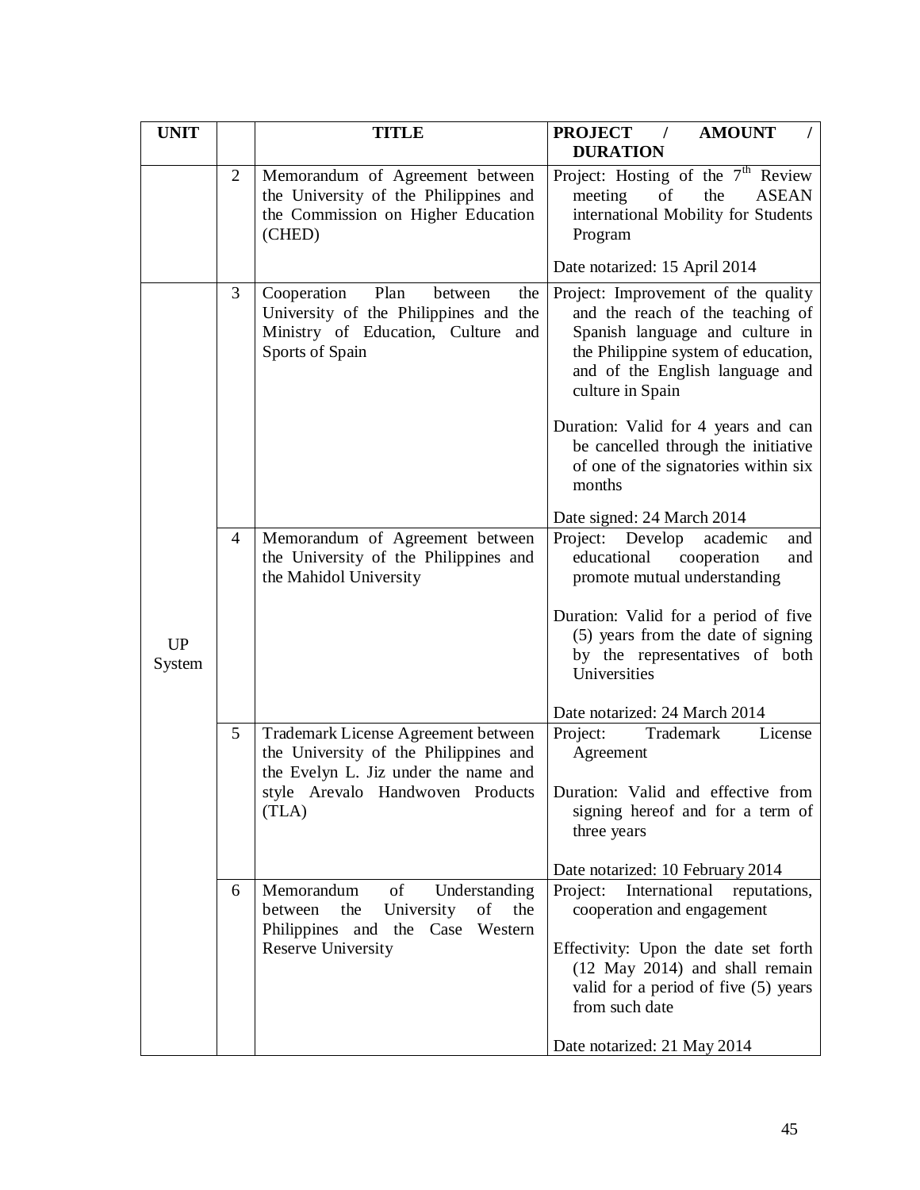| UNIT | | TITLE | PROJECT / AMOUNT / DURATION |
|---|---|---|---|
| | 2 | Memorandum of Agreement between the University of the Philippines and the Commission on Higher Education (CHED) | Project: Hosting of the 7th Review meeting of the ASEAN international Mobility for Students Program<br><br>Date notarized: 15 April 2014 |
| UP System | 3 | Cooperation Plan between the University of the Philippines and the Ministry of Education, Culture and Sports of Spain | Project: Improvement of the quality and the reach of the teaching of Spanish language and culture in the Philippine system of education, and of the English language and culture in Spain<br><br>Duration: Valid for 4 years and can be cancelled through the initiative of one of the signatories within six months<br><br>Date signed: 24 March 2014 |
| | 4 | Memorandum of Agreement between the University of the Philippines and the Mahidol University | Project: Develop academic and educational cooperation and promote mutual understanding<br><br>Duration: Valid for a period of five (5) years from the date of signing by the representatives of both Universities<br><br>Date notarized: 24 March 2014 |
| | 5 | Trademark License Agreement between the University of the Philippines and the Evelyn L. Jiz under the name and style Arevalo Handwoven Products (TLA) | Project: Trademark License Agreement<br><br>Duration: Valid and effective from signing hereof and for a term of three years<br><br>Date notarized: 10 February 2014 |
| | 6 | Memorandum of Understanding between the University of the Philippines and the Case Western Reserve University | Project: International reputations, cooperation and engagement<br><br>Effectivity: Upon the date set forth (12 May 2014) and shall remain valid for a period of five (5) years from such date<br><br>Date notarized: 21 May 2014 |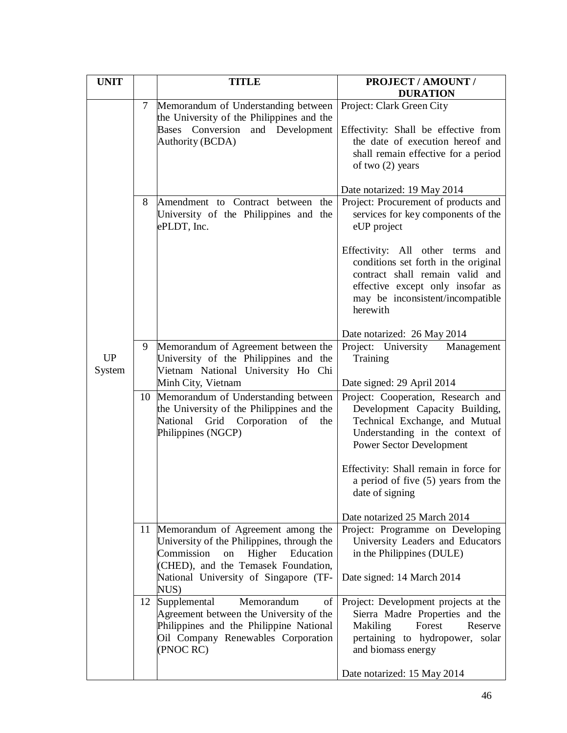| UNIT | | TITLE | PROJECT / AMOUNT / DURATION |
| --- | --- | --- | --- |
| UP System | 7 | Memorandum of Understanding between the University of the Philippines and the Bases Conversion and Development Authority (BCDA) | Project: Clark Green City<br><br>Effectivity: Shall be effective from the date of execution hereof and shall remain effective for a period of two (2) years<br><br>Date notarized: 19 May 2014 |
| | 8 | Amendment to Contract between the University of the Philippines and the ePLDT, Inc. | Project: Procurement of products and services for key components of the eUP project<br><br>Effectivity: All other terms and conditions set forth in the original contract shall remain valid and effective except only insofar as may be inconsistent/incompatible herewith<br><br>Date notarized: 26 May 2014 |
| | 9 | Memorandum of Agreement between the University of the Philippines and the Vietnam National University Ho Chi Minh City, Vietnam | Project: University Management Training<br><br>Date signed: 29 April 2014 |
| | 10 | Memorandum of Understanding between the University of the Philippines and the National Grid Corporation of the Philippines (NGCP) | Project: Cooperation, Research and Development Capacity Building, Technical Exchange, and Mutual Understanding in the context of Power Sector Development<br><br>Effectivity: Shall remain in force for a period of five (5) years from the date of signing<br><br>Date notarized 25 March 2014 |
| | 11 | Memorandum of Agreement among the University of the Philippines, through the Commission on Higher Education (CHED), and the Temasek Foundation, National University of Singapore (TF-NUS) | Project: Programme on Developing University Leaders and Educators in the Philippines (DULE)<br><br>Date signed: 14 March 2014 |
| | 12 | Supplemental Memorandum of Agreement between the University of the Philippines and the Philippine National Oil Company Renewables Corporation (PNOC RC) | Project: Development projects at the Sierra Madre Properties and the Makiling Forest Reserve pertaining to hydropower, solar and biomass energy<br><br>Date notarized: 15 May 2014 |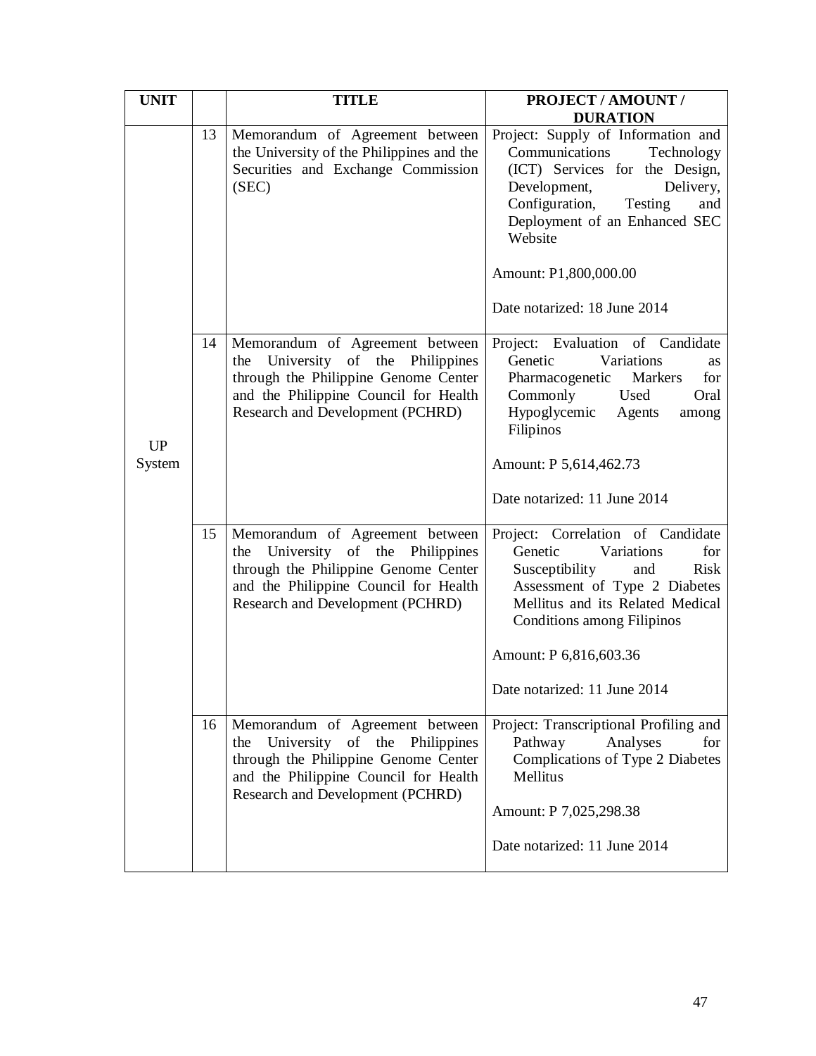| UNIT | | TITLE | PROJECT / AMOUNT / DURATION |
|---|---|---|---|
| UP System | 13 | Memorandum of Agreement between the University of the Philippines and the Securities and Exchange Commission (SEC) | Project: Supply of Information and Communications Technology (ICT) Services for the Design, Development, Delivery, Configuration, Testing and Deployment of an Enhanced SEC Website<br><br>Amount: P1,800,000.00<br><br>Date notarized: 18 June 2014 |
| | 14 | Memorandum of Agreement between the University of the Philippines through the Philippine Genome Center and the Philippine Council for Health Research and Development (PCHRD) | Project: Evaluation of Candidate Genetic Variations as Pharmacogenetic Markers for Commonly Used Oral Hypoglycemic Agents among Filipinos<br><br>Amount: P 5,614,462.73<br><br>Date notarized: 11 June 2014 |
| | 15 | Memorandum of Agreement between the University of the Philippines through the Philippine Genome Center and the Philippine Council for Health Research and Development (PCHRD) | Project: Correlation of Candidate Genetic Variations for Susceptibility and Risk Assessment of Type 2 Diabetes Mellitus and its Related Medical Conditions among Filipinos<br><br>Amount: P 6,816,603.36<br><br>Date notarized: 11 June 2014 |
| | 16 | Memorandum of Agreement between the University of the Philippines through the Philippine Genome Center and the Philippine Council for Health Research and Development (PCHRD) | Project: Transcriptional Profiling and Pathway Analyses for Complications of Type 2 Diabetes Mellitus<br><br>Amount: P 7,025,298.38<br><br>Date notarized: 11 June 2014 |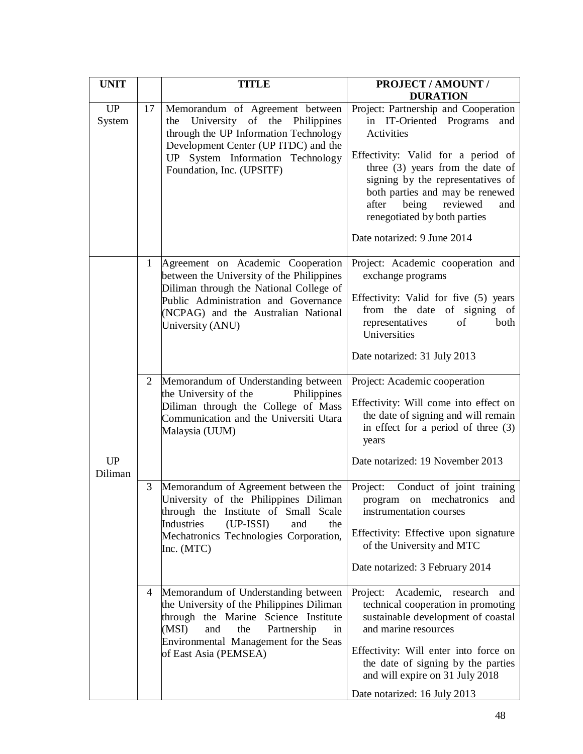| UNIT | | TITLE | PROJECT / AMOUNT / DURATION |
|---|---|---|---|
| UP System | 17 | Memorandum of Agreement between the University of the Philippines through the UP Information Technology Development Center (UP ITDC) and the UP System Information Technology Foundation, Inc. (UPSITF) | Project: Partnership and Cooperation in IT-Oriented Programs and Activities<br><br>Effectivity: Valid for a period of three (3) years from the date of signing by the representatives of both parties and may be renewed after being reviewed and renegotiated by both parties<br><br>Date notarized: 9 June 2014 |
| UP Diliman | 1 | Agreement on Academic Cooperation between the University of the Philippines Diliman through the National College of Public Administration and Governance (NCPAG) and the Australian National University (ANU) | Project: Academic cooperation and exchange programs<br><br>Effectivity: Valid for five (5) years from the date of signing of representatives of both Universities<br><br>Date notarized: 31 July 2013 |
| | 2 | Memorandum of Understanding between the University of the Philippines Diliman through the College of Mass Communication and the Universiti Utara Malaysia (UUM) | Project: Academic cooperation<br><br>Effectivity: Will come into effect on the date of signing and will remain in effect for a period of three (3) years<br><br>Date notarized: 19 November 2013 |
| | 3 | Memorandum of Agreement between the University of the Philippines Diliman through the Institute of Small Scale Industries (UP-ISSI) and the Mechatronics Technologies Corporation, Inc. (MTC) | Project: Conduct of joint training program on mechatronics and instrumentation courses<br><br>Effectivity: Effective upon signature of the University and MTC<br><br>Date notarized: 3 February 2014 |
| | 4 | Memorandum of Understanding between the University of the Philippines Diliman through the Marine Science Institute (MSI) and the Partnership in Environmental Management for the Seas of East Asia (PEMSEA) | Project: Academic, research and technical cooperation in promoting sustainable development of coastal and marine resources<br><br>Effectivity: Will enter into force on the date of signing by the parties and will expire on 31 July 2018<br><br>Date notarized: 16 July 2013 |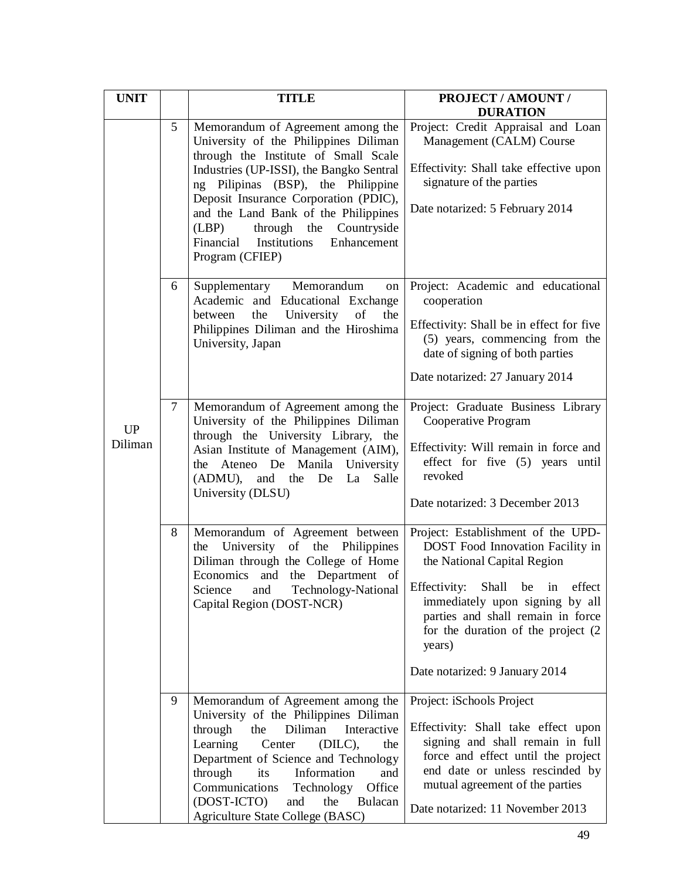| UNIT | | TITLE | PROJECT / AMOUNT / DURATION |
|---|---|---|---|
| UP Diliman | 5 | Memorandum of Agreement among the University of the Philippines Diliman through the Institute of Small Scale Industries (UP-ISSI), the Bangko Sentral ng Pilipinas (BSP), the Philippine Deposit Insurance Corporation (PDIC), and the Land Bank of the Philippines (LBP) through the Countryside Financial Institutions Enhancement Program (CFIEP) | Project: Credit Appraisal and Loan Management (CALM) Course<br><br>Effectivity: Shall take effective upon signature of the parties<br><br>Date notarized: 5 February 2014 |
| | 6 | Supplementary Memorandum on Academic and Educational Exchange between the University of the Philippines Diliman and the Hiroshima University, Japan | Project: Academic and educational cooperation<br><br>Effectivity: Shall be in effect for five (5) years, commencing from the date of signing of both parties<br><br>Date notarized: 27 January 2014 |
| | 7 | Memorandum of Agreement among the University of the Philippines Diliman through the University Library, the Asian Institute of Management (AIM), the Ateneo De Manila University (ADMU), and the De La Salle University (DLSU) | Project: Graduate Business Library Cooperative Program<br><br>Effectivity: Will remain in force and effect for five (5) years until revoked<br><br>Date notarized: 3 December 2013 |
| | 8 | Memorandum of Agreement between the University of the Philippines Diliman through the College of Home Economics and the Department of Science and Technology-National Capital Region (DOST-NCR) | Project: Establishment of the UPD-DOST Food Innovation Facility in the National Capital Region<br><br>Effectivity: Shall be in effect immediately upon signing by all parties and shall remain in force for the duration of the project (2 years)<br><br>Date notarized: 9 January 2014 |
| | 9 | Memorandum of Agreement among the University of the Philippines Diliman through the Diliman Interactive Learning Center (DILC), the Department of Science and Technology through its Information and Communications Technology Office (DOST-ICTO) and the Bulacan Agriculture State College (BASC) | Project: iSchools Project<br><br>Effectivity: Shall take effect upon signing and shall remain in full force and effect until the project end date or unless rescinded by mutual agreement of the parties<br><br>Date notarized: 11 November 2013 |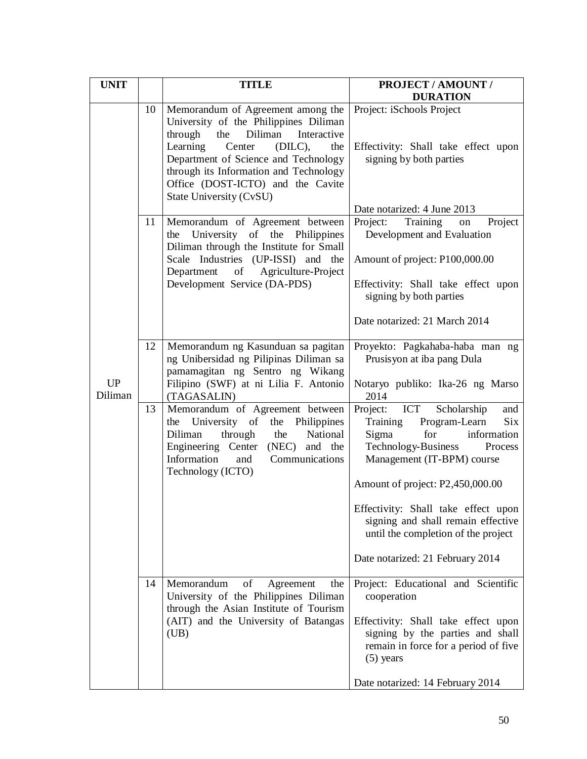| UNIT | | TITLE | PROJECT / AMOUNT / DURATION |
|---|---|---|---|
| UP Diliman | 10 | Memorandum of Agreement among the University of the Philippines Diliman through the Diliman Interactive Learning Center (DILC), the Department of Science and Technology through its Information and Technology Office (DOST-ICTO) and the Cavite State University (CvSU) | Project: iSchools Project<br><br>Effectivity: Shall take effect upon signing by both parties<br><br>Date notarized: 4 June 2013 |
| | 11 | Memorandum of Agreement between the University of the Philippines Diliman through the Institute for Small Scale Industries (UP-ISSI) and the Department of Agriculture-Project Development Service (DA-PDS) | Project: Training on Project Development and Evaluation<br><br>Amount of project: P100,000.00<br><br>Effectivity: Shall take effect upon signing by both parties<br><br>Date notarized: 21 March 2014 |
| | 12 | Memorandum ng Kasunduan sa pagitan ng Unibersidad ng Pilipinas Diliman sa pamamagitan ng Sentro ng Wikang Filipino (SWF) at ni Lilia F. Antonio (TAGASALIN) | Proyekto: Pagkahaba-haba man ng Prusisyon at iba pang Dula<br><br>Notaryo publiko: Ika-26 ng Marso 2014 |
| | 13 | Memorandum of Agreement between the University of the Philippines Diliman through the National Engineering Center (NEC) and the Information and Communications Technology (ICTO) | Project: ICT Scholarship and Training Program-Learn Six Sigma for information Technology-Business Process Management (IT-BPM) course<br><br>Amount of project: P2,450,000.00<br><br>Effectivity: Shall take effect upon signing and shall remain effective until the completion of the project<br><br>Date notarized: 21 February 2014 |
| | 14 | Memorandum of Agreement the University of the Philippines Diliman through the Asian Institute of Tourism (AIT) and the University of Batangas (UB) | Project: Educational and Scientific cooperation<br><br>Effectivity: Shall take effect upon signing by the parties and shall remain in force for a period of five (5) years<br><br>Date notarized: 14 February 2014 |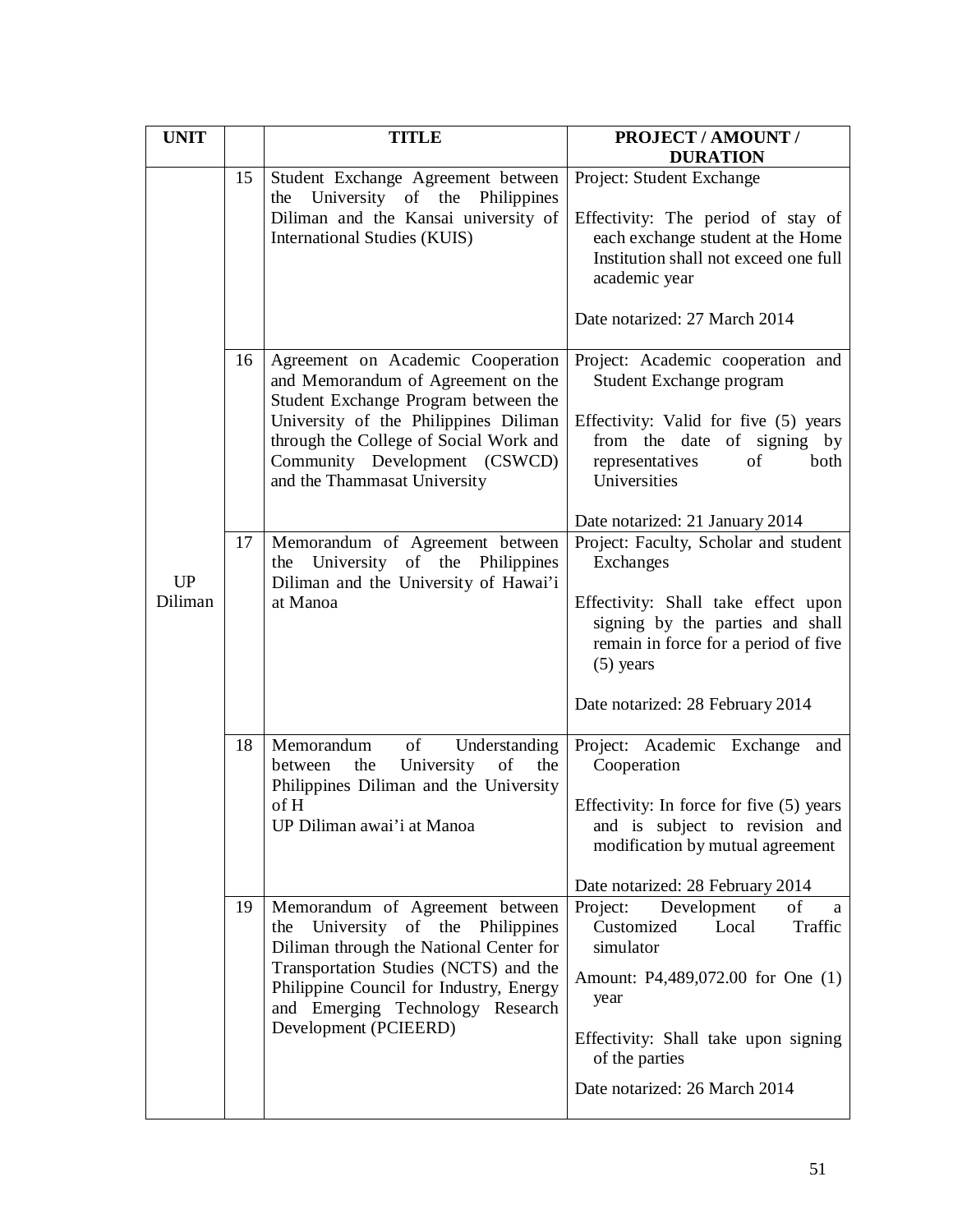| UNIT | | TITLE | PROJECT / AMOUNT / DURATION |
|---|---|---|---|
| UP Diliman | 15 | Student Exchange Agreement between the University of the Philippines Diliman and the Kansai university of International Studies (KUIS) | Project: Student Exchange<br><br>Effectivity: The period of stay of each exchange student at the Home Institution shall not exceed one full academic year<br><br>Date notarized: 27 March 2014 |
| | 16 | Agreement on Academic Cooperation and Memorandum of Agreement on the Student Exchange Program between the University of the Philippines Diliman through the College of Social Work and Community Development (CSWCD) and the Thammasat University | Project: Academic cooperation and Student Exchange program<br><br>Effectivity: Valid for five (5) years from the date of signing by representatives of both Universities<br><br>Date notarized: 21 January 2014 |
| | 17 | Memorandum of Agreement between the University of the Philippines Diliman and the University of Hawai'i at Manoa | Project: Faculty, Scholar and student Exchanges<br><br>Effectivity: Shall take effect upon signing by the parties and shall remain in force for a period of five (5) years<br><br>Date notarized: 28 February 2014 |
| | 18 | Memorandum of Understanding between the University of the Philippines Diliman and the University of H<br>UP Diliman awai'i at Manoa | Project: Academic Exchange and Cooperation<br><br>Effectivity: In force for five (5) years and is subject to revision and modification by mutual agreement<br><br>Date notarized: 28 February 2014 |
| | 19 | Memorandum of Agreement between the University of the Philippines Diliman through the National Center for Transportation Studies (NCTS) and the Philippine Council for Industry, Energy and Emerging Technology Research Development (PCIEERD) | Project: Development of a Customized Local Traffic simulator<br><br>Amount: P4,489,072.00 for One (1) year<br><br>Effectivity: Shall take upon signing of the parties<br><br>Date notarized: 26 March 2014 |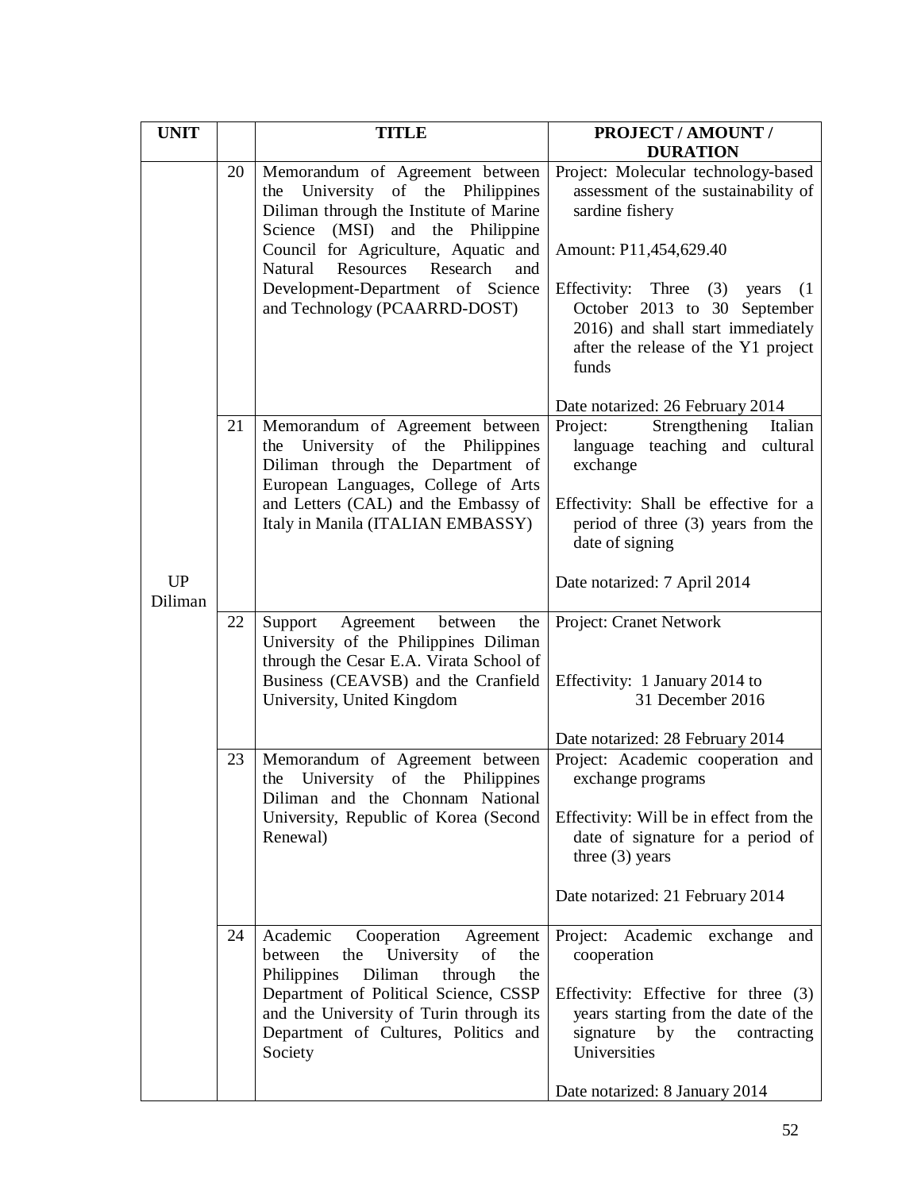| UNIT | | TITLE | PROJECT / AMOUNT / DURATION |
|---|---|---|---|
| UP Diliman | 20 | Memorandum of Agreement between the University of the Philippines Diliman through the Institute of Marine Science (MSI) and the Philippine Council for Agriculture, Aquatic and Natural Resources Research and Development-Department of Science and Technology (PCAARRD-DOST) | Project: Molecular technology-based assessment of the sustainability of sardine fishery<br><br>Amount: P11,454,629.40<br><br>Effectivity: Three (3) years (1 October 2013 to 30 September 2016) and shall start immediately after the release of the Y1 project funds<br><br>Date notarized: 26 February 2014 |
| | 21 | Memorandum of Agreement between the University of the Philippines Diliman through the Department of European Languages, College of Arts and Letters (CAL) and the Embassy of Italy in Manila (ITALIAN EMBASSY) | Project: Strengthening Italian language teaching and cultural exchange<br><br>Effectivity: Shall be effective for a period of three (3) years from the date of signing<br><br>Date notarized: 7 April 2014 |
| | 22 | Support Agreement between the University of the Philippines Diliman through the Cesar E.A. Virata School of Business (CEAVSB) and the Cranfield University, United Kingdom | Project: Cranet Network<br><br>Effectivity: 1 January 2014 to 31 December 2016<br><br>Date notarized: 28 February 2014 |
| | 23 | Memorandum of Agreement between the University of the Philippines Diliman and the Chonnam National University, Republic of Korea (Second Renewal) | Project: Academic cooperation and exchange programs<br><br>Effectivity: Will be in effect from the date of signature for a period of three (3) years<br><br>Date notarized: 21 February 2014 |
| | 24 | Academic Cooperation Agreement between the University of the Philippines Diliman through the Department of Political Science, CSSP and the University of Turin through its Department of Cultures, Politics and Society | Project: Academic exchange and cooperation<br><br>Effectivity: Effective for three (3) years starting from the date of the signature by the contracting Universities<br><br>Date notarized: 8 January 2014 |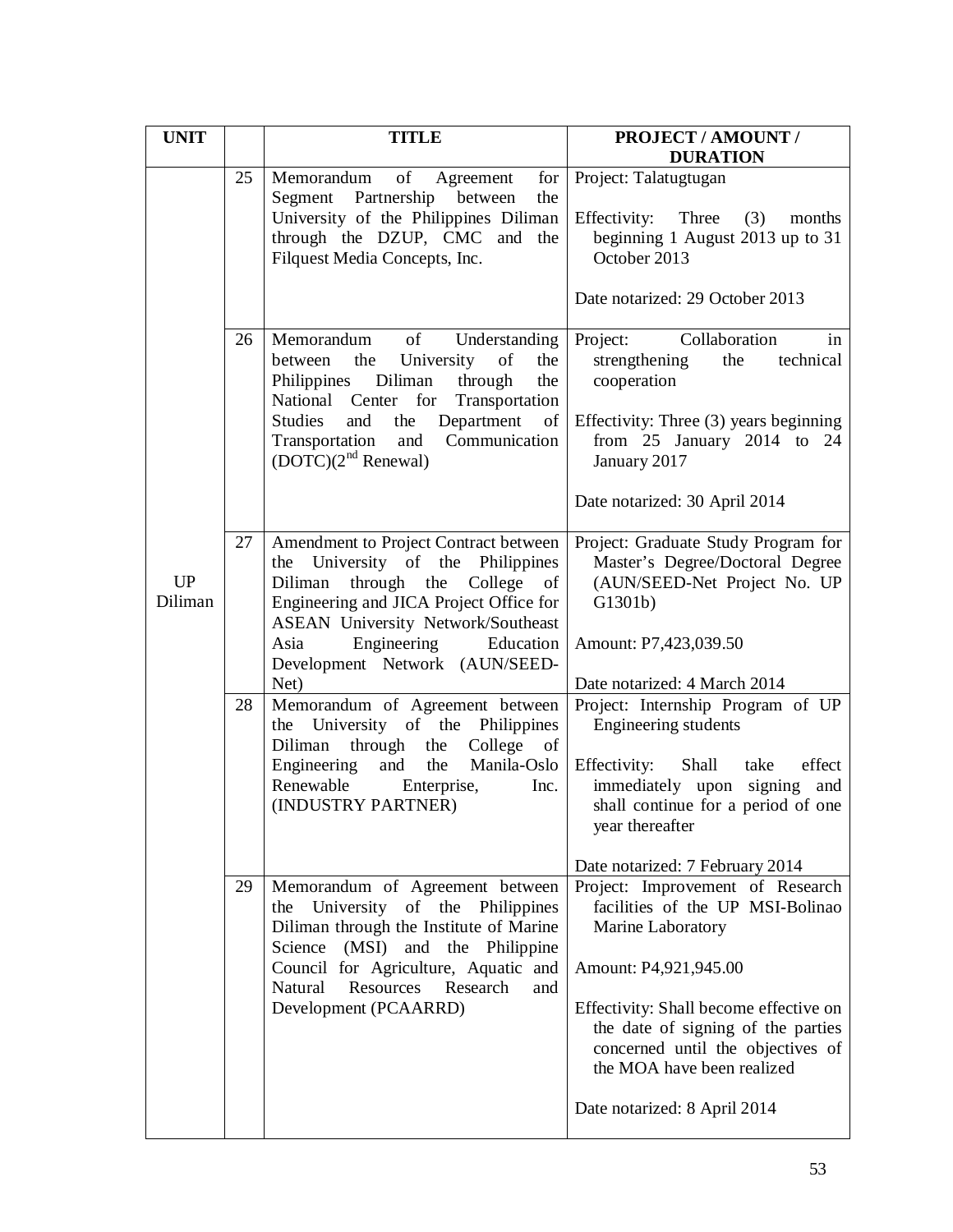| UNIT | | TITLE | PROJECT / AMOUNT / DURATION |
|---|---|---|---|
| UP Diliman | 25 | Memorandum of Agreement for Segment Partnership between the University of the Philippines Diliman through the DZUP, CMC and the Filquest Media Concepts, Inc. | Project: Talatugtugan<br><br>Effectivity: Three (3) months beginning 1 August 2013 up to 31 October 2013<br><br>Date notarized: 29 October 2013 |
| | 26 | Memorandum of Understanding between the University of the Philippines Diliman through the National Center for Transportation Studies and the Department of Transportation and Communication (DOTC)(2nd Renewal) | Project: Collaboration in strengthening the technical cooperation<br><br>Effectivity: Three (3) years beginning from 25 January 2014 to 24 January 2017<br><br>Date notarized: 30 April 2014 |
| | 27 | Amendment to Project Contract between the University of the Philippines Diliman through the College of Engineering and JICA Project Office for ASEAN University Network/Southeast Asia Engineering Education Development Network (AUN/SEED-Net) | Project: Graduate Study Program for Master's Degree/Doctoral Degree (AUN/SEED-Net Project No. UP G1301b)<br><br>Amount: P7,423,039.50<br><br>Date notarized: 4 March 2014 |
| | 28 | Memorandum of Agreement between the University of the Philippines Diliman through the College of Engineering and the Manila-Oslo Renewable Enterprise, Inc. (INDUSTRY PARTNER) | Project: Internship Program of UP Engineering students<br><br>Effectivity: Shall take effect immediately upon signing and shall continue for a period of one year thereafter<br><br>Date notarized: 7 February 2014 |
| | 29 | Memorandum of Agreement between the University of the Philippines Diliman through the Institute of Marine Science (MSI) and the Philippine Council for Agriculture, Aquatic and Natural Resources Research and Development (PCAARRD) | Project: Improvement of Research facilities of the UP MSI-Bolinao Marine Laboratory<br><br>Amount: P4,921,945.00<br><br>Effectivity: Shall become effective on the date of signing of the parties concerned until the objectives of the MOA have been realized<br><br>Date notarized: 8 April 2014 |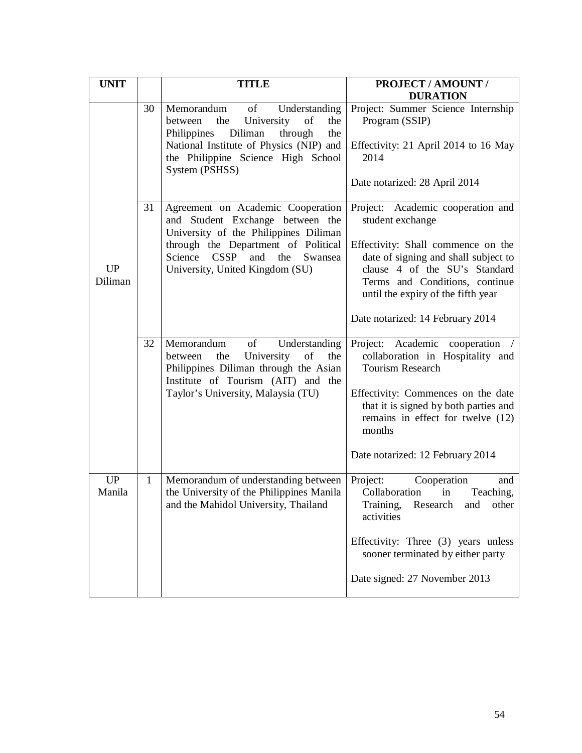| UNIT | | TITLE | PROJECT / AMOUNT / DURATION |
|---|---|---|---|
| UP Diliman | 30 | Memorandum of Understanding between the University of the Philippines Diliman through the National Institute of Physics (NIP) and the Philippine Science High School System (PSHSS) | Project: Summer Science Internship Program (SSIP)<br><br>Effectivity: 21 April 2014 to 16 May 2014<br><br>Date notarized: 28 April 2014 |
| | 31 | Agreement on Academic Cooperation and Student Exchange between the University of the Philippines Diliman through the Department of Political Science CSSP and the Swansea University, United Kingdom (SU) | Project: Academic cooperation and student exchange<br><br>Effectivity: Shall commence on the date of signing and shall subject to clause 4 of the SU's Standard Terms and Conditions, continue until the expiry of the fifth year<br><br>Date notarized: 14 February 2014 |
| | 32 | Memorandum of Understanding between the University of the Philippines Diliman through the Asian Institute of Tourism (AIT) and the Taylor's University, Malaysia (TU) | Project: Academic cooperation / collaboration in Hospitality and Tourism Research<br><br>Effectivity: Commences on the date that it is signed by both parties and remains in effect for twelve (12) months<br><br>Date notarized: 12 February 2014 |
| UP Manila | 1 | Memorandum of understanding between the University of the Philippines Manila and the Mahidol University, Thailand | Project: Cooperation and Collaboration in Teaching, Training, Research and other activities<br><br>Effectivity: Three (3) years unless sooner terminated by either party<br><br>Date signed: 27 November 2013 |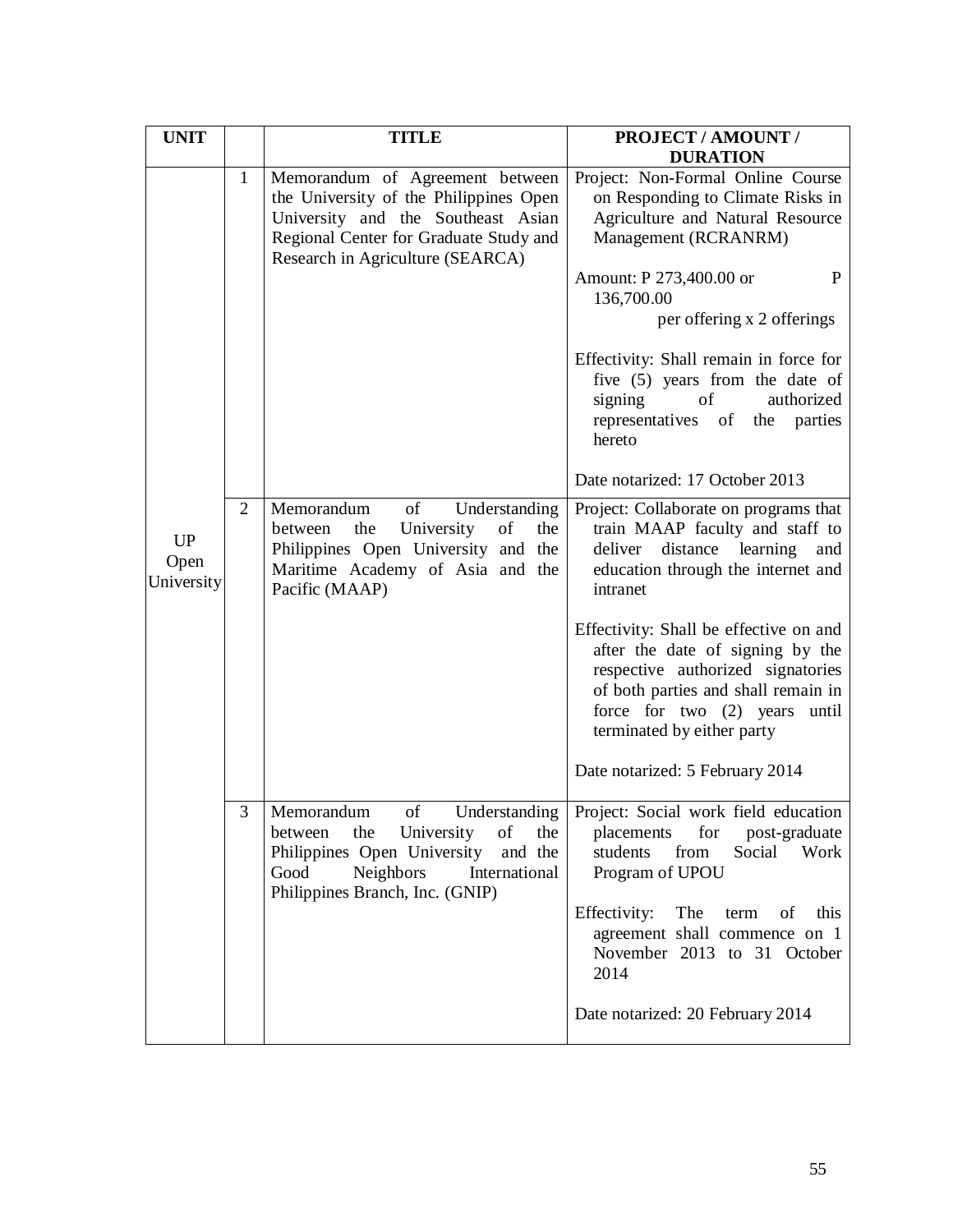| UNIT | | TITLE | PROJECT / AMOUNT / DURATION |
|---|---|---|---|
| UP Open University | 1 | Memorandum of Agreement between the University of the Philippines Open University and the Southeast Asian Regional Center for Graduate Study and Research in Agriculture (SEARCA) | Project: Non-Formal Online Course on Responding to Climate Risks in Agriculture and Natural Resource Management (RCRANRM)<br><br>Amount: P 273,400.00 or P 136,700.00 per offering x 2 offerings<br><br>Effectivity: Shall remain in force for five (5) years from the date of signing of authorized representatives of the parties hereto<br><br>Date notarized: 17 October 2013 |
| | 2 | Memorandum of Understanding between the University of the Philippines Open University and the Maritime Academy of Asia and the Pacific (MAAP) | Project: Collaborate on programs that train MAAP faculty and staff to deliver distance learning and education through the internet and intranet<br><br>Effectivity: Shall be effective on and after the date of signing by the respective authorized signatories of both parties and shall remain in force for two (2) years until terminated by either party<br><br>Date notarized: 5 February 2014 |
| | 3 | Memorandum of Understanding between the University of the Philippines Open University and the Good Neighbors International Philippines Branch, Inc. (GNIP) | Project: Social work field education placements for post-graduate students from Social Work Program of UPOU<br><br>Effectivity: The term of this agreement shall commence on 1 November 2013 to 31 October 2014<br><br>Date notarized: 20 February 2014 |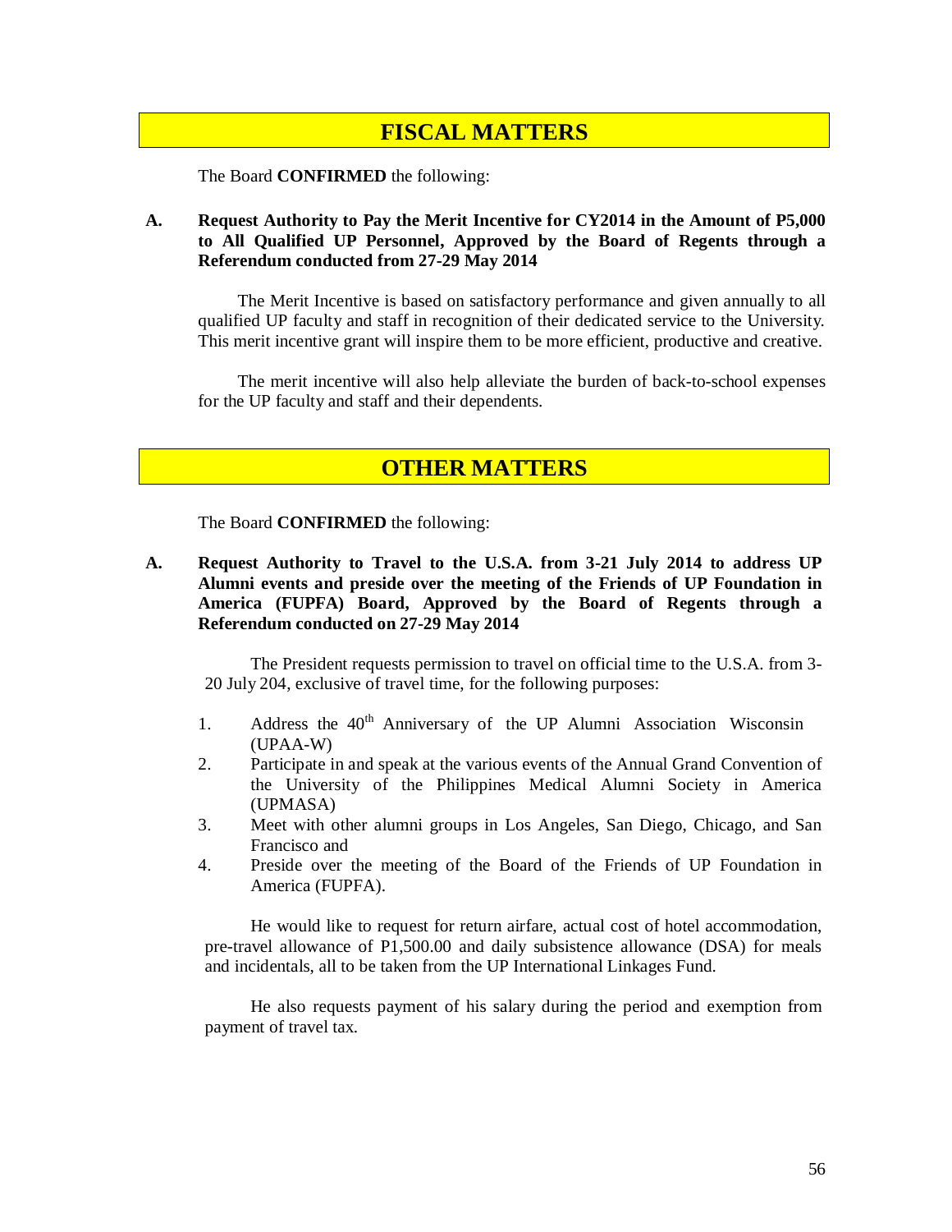## FISCAL MATTERS

The Board **CONFIRMED** the following:

**A. Request Authority to Pay the Merit Incentive for CY2014 in the Amount of P5,000 to All Qualified UP Personnel, Approved by the Board of Regents through a Referendum conducted from 27-29 May 2014**

The Merit Incentive is based on satisfactory performance and given annually to all qualified UP faculty and staff in recognition of their dedicated service to the University. This merit incentive grant will inspire them to be more efficient, productive and creative.

The merit incentive will also help alleviate the burden of back-to-school expenses for the UP faculty and staff and their dependents.

## OTHER MATTERS

The Board **CONFIRMED** the following:

**A. Request Authority to Travel to the U.S.A. from 3-21 July 2014 to address UP Alumni events and preside over the meeting of the Friends of UP Foundation in America (FUPFA) Board, Approved by the Board of Regents through a Referendum conducted on 27-29 May 2014**

The President requests permission to travel on official time to the U.S.A. from 3-20 July 204, exclusive of travel time, for the following purposes:

1. Address the 40th Anniversary of the UP Alumni Association Wisconsin (UPAA-W)
2. Participate in and speak at the various events of the Annual Grand Convention of the University of the Philippines Medical Alumni Society in America (UPMASA)
3. Meet with other alumni groups in Los Angeles, San Diego, Chicago, and San Francisco and
4. Preside over the meeting of the Board of the Friends of UP Foundation in America (FUPFA).

He would like to request for return airfare, actual cost of hotel accommodation, pre-travel allowance of P1,500.00 and daily subsistence allowance (DSA) for meals and incidentals, all to be taken from the UP International Linkages Fund.

He also requests payment of his salary during the period and exemption from payment of travel tax.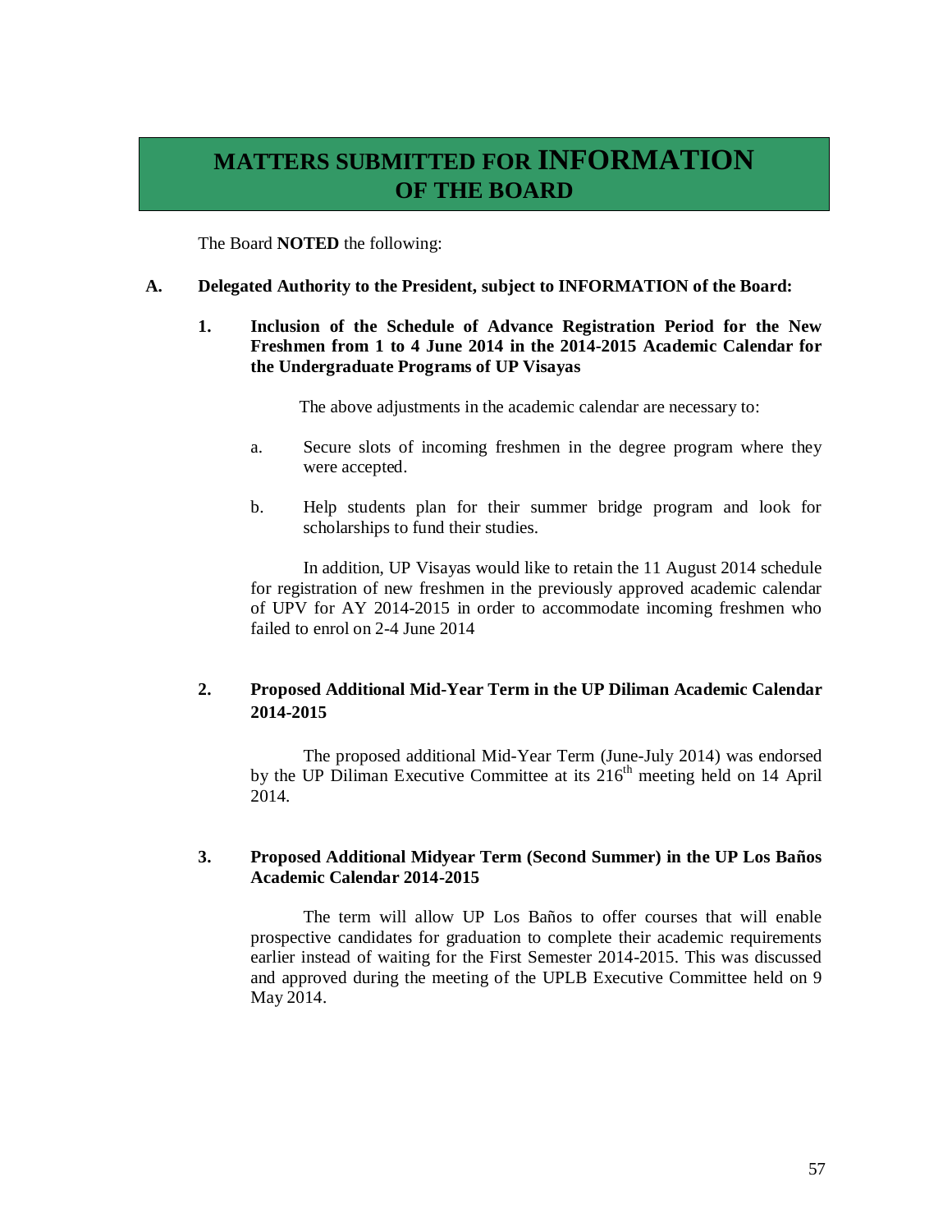# MATTERS SUBMITTED FOR INFORMATION OF THE BOARD

The Board **NOTED** the following:

**A. Delegated Authority to the President, subject to INFORMATION of the Board:**

**1. Inclusion of the Schedule of Advance Registration Period for the New Freshmen from 1 to 4 June 2014 in the 2014-2015 Academic Calendar for the Undergraduate Programs of UP Visayas**

The above adjustments in the academic calendar are necessary to:

a. Secure slots of incoming freshmen in the degree program where they were accepted.

b. Help students plan for their summer bridge program and look for scholarships to fund their studies.

In addition, UP Visayas would like to retain the 11 August 2014 schedule for registration of new freshmen in the previously approved academic calendar of UPV for AY 2014-2015 in order to accommodate incoming freshmen who failed to enrol on 2-4 June 2014

**2. Proposed Additional Mid-Year Term in the UP Diliman Academic Calendar 2014-2015**

The proposed additional Mid-Year Term (June-July 2014) was endorsed by the UP Diliman Executive Committee at its 216th meeting held on 14 April 2014.

**3. Proposed Additional Midyear Term (Second Summer) in the UP Los Baños Academic Calendar 2014-2015**

The term will allow UP Los Baños to offer courses that will enable prospective candidates for graduation to complete their academic requirements earlier instead of waiting for the First Semester 2014-2015. This was discussed and approved during the meeting of the UPLB Executive Committee held on 9 May 2014.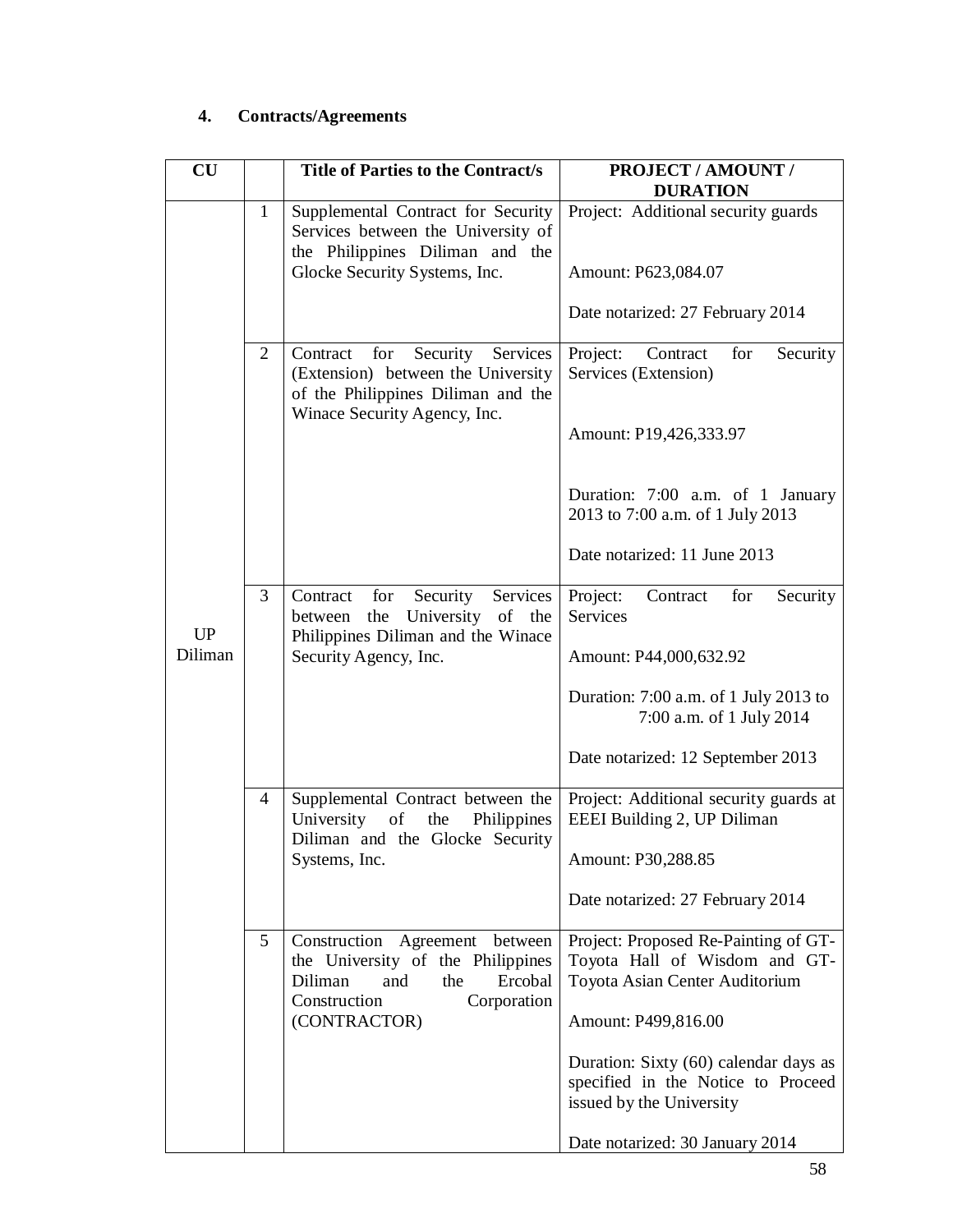## 4. Contracts/Agreements

| CU | | Title of Parties to the Contract/s | PROJECT / AMOUNT / DURATION |
|---|---|---|---|
| UP Diliman | 1 | Supplemental Contract for Security Services between the University of the Philippines Diliman and the Glocke Security Systems, Inc. | Project: Additional security guards<br><br>Amount: P623,084.07<br><br>Date notarized: 27 February 2014 |
| | 2 | Contract for Security Services (Extension) between the University of the Philippines Diliman and the Winace Security Agency, Inc. | Project: Contract for Security Services (Extension)<br><br>Amount: P19,426,333.97<br><br>Duration: 7:00 a.m. of 1 January 2013 to 7:00 a.m. of 1 July 2013<br><br>Date notarized: 11 June 2013 |
| | 3 | Contract for Security Services between the University of the Philippines Diliman and the Winace Security Agency, Inc. | Project: Contract for Security Services<br><br>Amount: P44,000,632.92<br><br>Duration: 7:00 a.m. of 1 July 2013 to 7:00 a.m. of 1 July 2014<br><br>Date notarized: 12 September 2013 |
| | 4 | Supplemental Contract between the University of the Philippines Diliman and the Glocke Security Systems, Inc. | Project: Additional security guards at EEEI Building 2, UP Diliman<br><br>Amount: P30,288.85<br><br>Date notarized: 27 February 2014 |
| | 5 | Construction Agreement between the University of the Philippines Diliman and the Ercobal Construction Corporation (CONTRACTOR) | Project: Proposed Re-Painting of GT-Toyota Hall of Wisdom and GT-Toyota Asian Center Auditorium<br><br>Amount: P499,816.00<br><br>Duration: Sixty (60) calendar days as specified in the Notice to Proceed issued by the University<br><br>Date notarized: 30 January 2014 |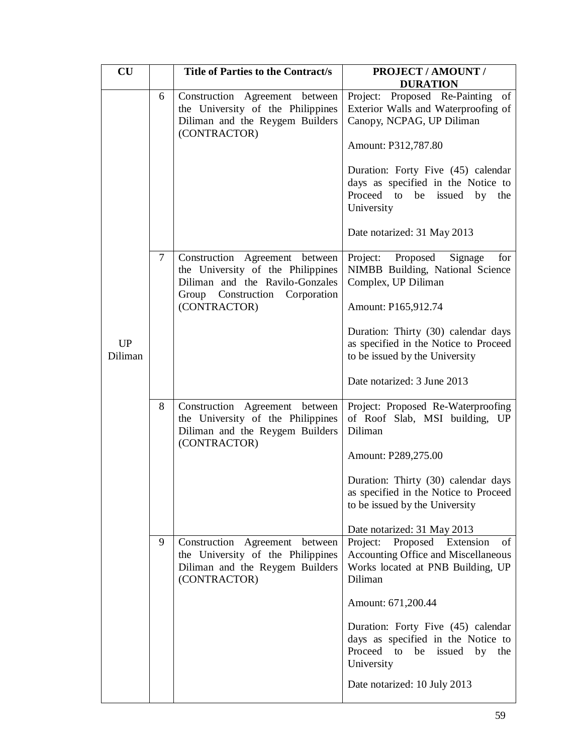| CU | | Title of Parties to the Contract/s | PROJECT / AMOUNT / DURATION |
|---|---|---|---|
| UP Diliman | 6 | Construction Agreement between the University of the Philippines Diliman and the Reygem Builders (CONTRACTOR) | Project: Proposed Re-Painting of Exterior Walls and Waterproofing of Canopy, NCPAG, UP Diliman<br><br>Amount: P312,787.80<br><br>Duration: Forty Five (45) calendar days as specified in the Notice to Proceed to be issued by the University<br><br>Date notarized: 31 May 2013 |
| | 7 | Construction Agreement between the University of the Philippines Diliman and the Ravilo-Gonzales Group Construction Corporation (CONTRACTOR) | Project: Proposed Signage for NIMBB Building, National Science Complex, UP Diliman<br><br>Amount: P165,912.74<br><br>Duration: Thirty (30) calendar days as specified in the Notice to Proceed to be issued by the University<br><br>Date notarized: 3 June 2013 |
| | 8 | Construction Agreement between the University of the Philippines Diliman and the Reygem Builders (CONTRACTOR) | Project: Proposed Re-Waterproofing of Roof Slab, MSI building, UP Diliman<br><br>Amount: P289,275.00<br><br>Duration: Thirty (30) calendar days as specified in the Notice to Proceed to be issued by the University<br><br>Date notarized: 31 May 2013 |
| | 9 | Construction Agreement between the University of the Philippines Diliman and the Reygem Builders (CONTRACTOR) | Project: Proposed Extension of Accounting Office and Miscellaneous Works located at PNB Building, UP Diliman<br><br>Amount: 671,200.44<br><br>Duration: Forty Five (45) calendar days as specified in the Notice to Proceed to be issued by the University<br><br>Date notarized: 10 July 2013 |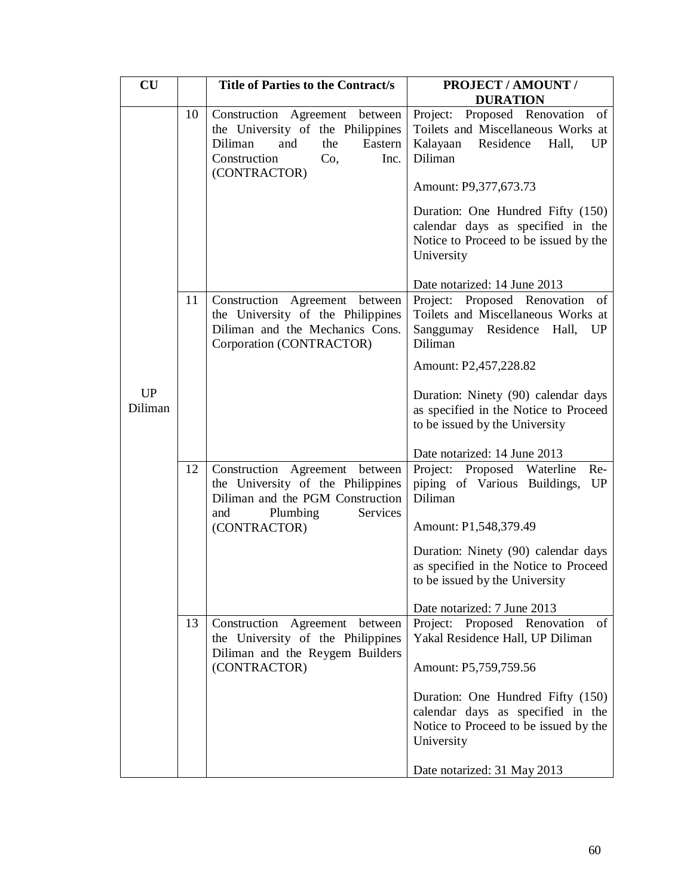| CU | | Title of Parties to the Contract/s | PROJECT / AMOUNT / DURATION |
|---|---|---|---|
| UP Diliman | 10 | Construction Agreement between the University of the Philippines Diliman and the Eastern Construction Co, Inc. (CONTRACTOR) | Project: Proposed Renovation of Toilets and Miscellaneous Works at Kalayaan Residence Hall, UP Diliman<br><br>Amount: P9,377,673.73<br><br>Duration: One Hundred Fifty (150) calendar days as specified in the Notice to Proceed to be issued by the University<br><br>Date notarized: 14 June 2013 |
| | 11 | Construction Agreement between the University of the Philippines Diliman and the Mechanics Cons. Corporation (CONTRACTOR) | Project: Proposed Renovation of Toilets and Miscellaneous Works at Sanggumay Residence Hall, UP Diliman<br><br>Amount: P2,457,228.82<br><br>Duration: Ninety (90) calendar days as specified in the Notice to Proceed to be issued by the University<br><br>Date notarized: 14 June 2013 |
| | 12 | Construction Agreement between the University of the Philippines Diliman and the PGM Construction and Plumbing Services (CONTRACTOR) | Project: Proposed Waterline Re-piping of Various Buildings, UP Diliman<br><br>Amount: P1,548,379.49<br><br>Duration: Ninety (90) calendar days as specified in the Notice to Proceed to be issued by the University<br><br>Date notarized: 7 June 2013 |
| | 13 | Construction Agreement between the University of the Philippines Diliman and the Reygem Builders (CONTRACTOR) | Project: Proposed Renovation of Yakal Residence Hall, UP Diliman<br><br>Amount: P5,759,759.56<br><br>Duration: One Hundred Fifty (150) calendar days as specified in the Notice to Proceed to be issued by the University<br><br>Date notarized: 31 May 2013 |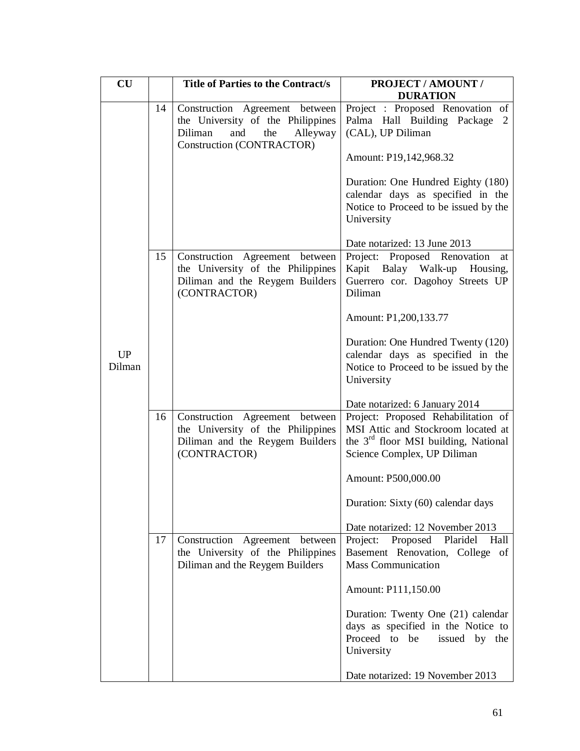| CU | | Title of Parties to the Contract/s | PROJECT / AMOUNT / DURATION |
|---|---|---|---|
| UP Dilman | 14 | Construction Agreement between the University of the Philippines Diliman and the Alleyway Construction (CONTRACTOR) | Project : Proposed Renovation of Palma Hall Building Package 2 (CAL), UP Diliman<br><br>Amount: P19,142,968.32<br><br>Duration: One Hundred Eighty (180) calendar days as specified in the Notice to Proceed to be issued by the University<br><br>Date notarized: 13 June 2013 |
| | 15 | Construction Agreement between the University of the Philippines Diliman and the Reygem Builders (CONTRACTOR) | Project: Proposed Renovation at Kapit Balay Walk-up Housing, Guerrero cor. Dagohoy Streets UP Diliman<br><br>Amount: P1,200,133.77<br><br>Duration: One Hundred Twenty (120) calendar days as specified in the Notice to Proceed to be issued by the University<br><br>Date notarized: 6 January 2014 |
| | 16 | Construction Agreement between the University of the Philippines Diliman and the Reygem Builders (CONTRACTOR) | Project: Proposed Rehabilitation of MSI Attic and Stockroom located at the 3rd floor MSI building, National Science Complex, UP Diliman<br><br>Amount: P500,000.00<br><br>Duration: Sixty (60) calendar days<br><br>Date notarized: 12 November 2013 |
| | 17 | Construction Agreement between the University of the Philippines Diliman and the Reygem Builders | Project: Proposed Plaridel Hall Basement Renovation, College of Mass Communication<br><br>Amount: P111,150.00<br><br>Duration: Twenty One (21) calendar days as specified in the Notice to Proceed to be issued by the University<br><br>Date notarized: 19 November 2013 |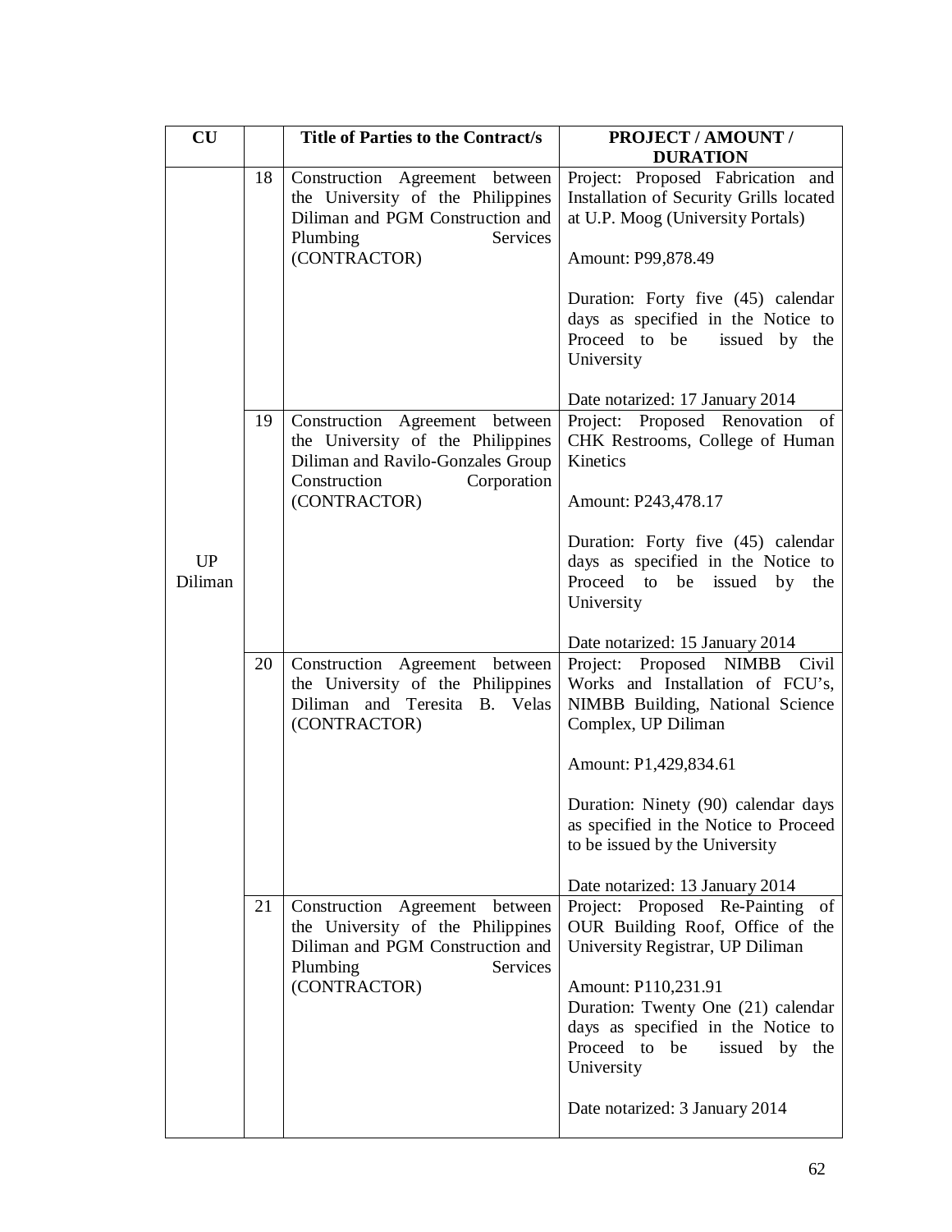| CU | | Title of Parties to the Contract/s | PROJECT / AMOUNT / DURATION |
|---|---|---|---|
| UP Diliman | 18 | Construction Agreement between the University of the Philippines Diliman and PGM Construction and Plumbing Services (CONTRACTOR) | Project: Proposed Fabrication and Installation of Security Grills located at U.P. Moog (University Portals)<br><br>Amount: P99,878.49<br><br>Duration: Forty five (45) calendar days as specified in the Notice to Proceed to be issued by the University<br><br>Date notarized: 17 January 2014 |
| | 19 | Construction Agreement between the University of the Philippines Diliman and Ravilo-Gonzales Group Construction Corporation (CONTRACTOR) | Project: Proposed Renovation of CHK Restrooms, College of Human Kinetics<br><br>Amount: P243,478.17<br><br>Duration: Forty five (45) calendar days as specified in the Notice to Proceed to be issued by the University<br><br>Date notarized: 15 January 2014 |
| | 20 | Construction Agreement between the University of the Philippines Diliman and Teresita B. Velas (CONTRACTOR) | Project: Proposed NIMBB Civil Works and Installation of FCU's, NIMBB Building, National Science Complex, UP Diliman<br><br>Amount: P1,429,834.61<br><br>Duration: Ninety (90) calendar days as specified in the Notice to Proceed to be issued by the University<br><br>Date notarized: 13 January 2014 |
| | 21 | Construction Agreement between the University of the Philippines Diliman and PGM Construction and Plumbing Services (CONTRACTOR) | Project: Proposed Re-Painting of OUR Building Roof, Office of the University Registrar, UP Diliman<br><br>Amount: P110,231.91<br>Duration: Twenty One (21) calendar days as specified in the Notice to Proceed to be issued by the University<br><br>Date notarized: 3 January 2014 |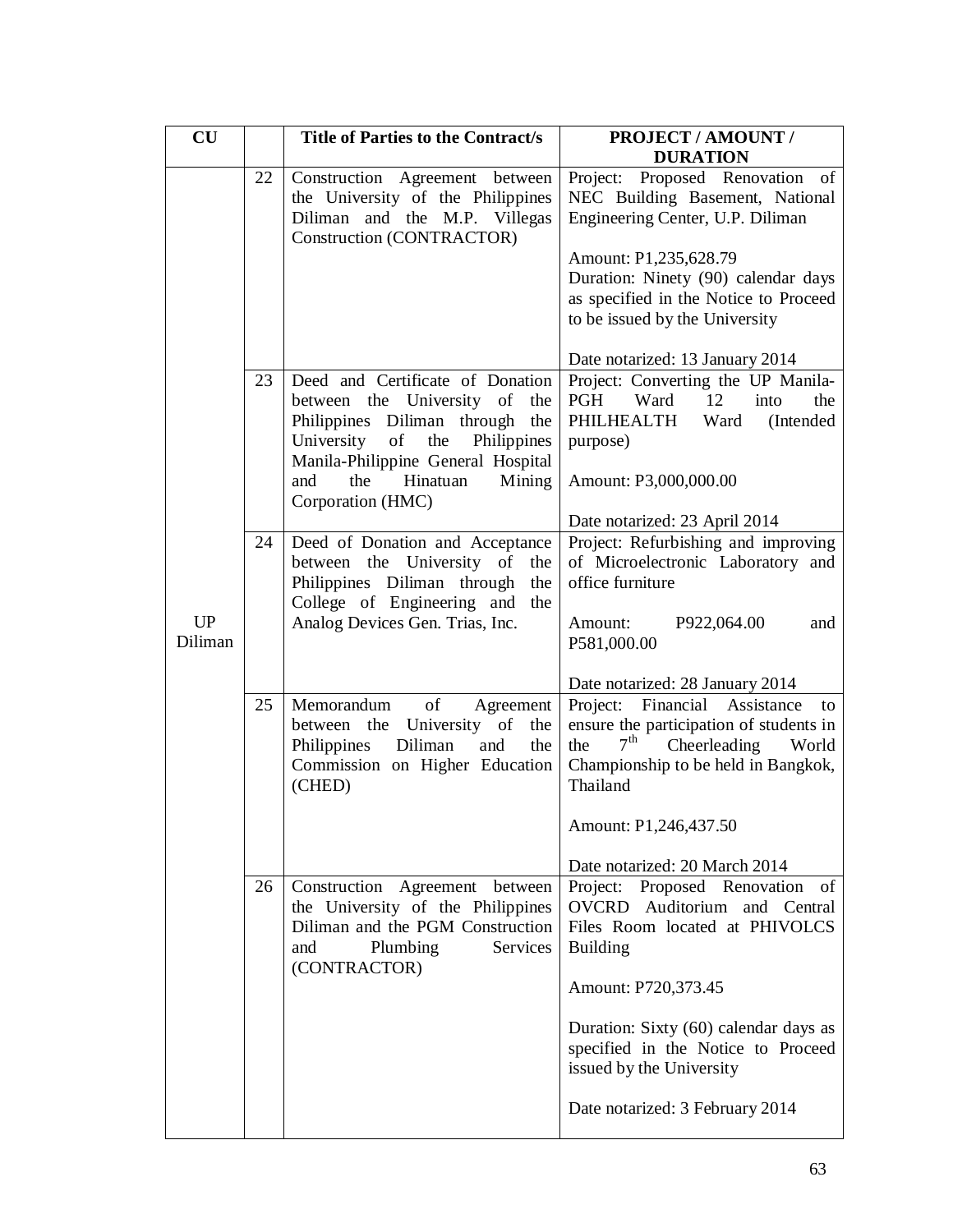| CU | | Title of Parties to the Contract/s | PROJECT / AMOUNT / DURATION |
|---|---|---|---|
| UP Diliman | 22 | Construction Agreement between the University of the Philippines Diliman and the M.P. Villegas Construction (CONTRACTOR) | Project: Proposed Renovation of NEC Building Basement, National Engineering Center, U.P. Diliman<br><br>Amount: P1,235,628.79<br>Duration: Ninety (90) calendar days as specified in the Notice to Proceed to be issued by the University<br><br>Date notarized: 13 January 2014 |
| | 23 | Deed and Certificate of Donation between the University of the Philippines Diliman through the University of the Philippines Manila-Philippine General Hospital and the Hinatuan Mining Corporation (HMC) | Project: Converting the UP Manila-PGH Ward 12 into the PHILHEALTH Ward (Intended purpose)<br><br>Amount: P3,000,000.00<br><br>Date notarized: 23 April 2014 |
| | 24 | Deed of Donation and Acceptance between the University of the Philippines Diliman through the College of Engineering and the Analog Devices Gen. Trias, Inc. | Project: Refurbishing and improving of Microelectronic Laboratory and office furniture<br><br>Amount: P922,064.00 and P581,000.00<br><br>Date notarized: 28 January 2014 |
| | 25 | Memorandum of Agreement between the University of the Philippines Diliman and the Commission on Higher Education (CHED) | Project: Financial Assistance to ensure the participation of students in the 7th Cheerleading World Championship to be held in Bangkok, Thailand<br><br>Amount: P1,246,437.50<br><br>Date notarized: 20 March 2014 |
| | 26 | Construction Agreement between the University of the Philippines Diliman and the PGM Construction and Plumbing Services (CONTRACTOR) | Project: Proposed Renovation of OVCRD Auditorium and Central Files Room located at PHIVOLCS Building<br><br>Amount: P720,373.45<br><br>Duration: Sixty (60) calendar days as specified in the Notice to Proceed issued by the University<br><br>Date notarized: 3 February 2014 |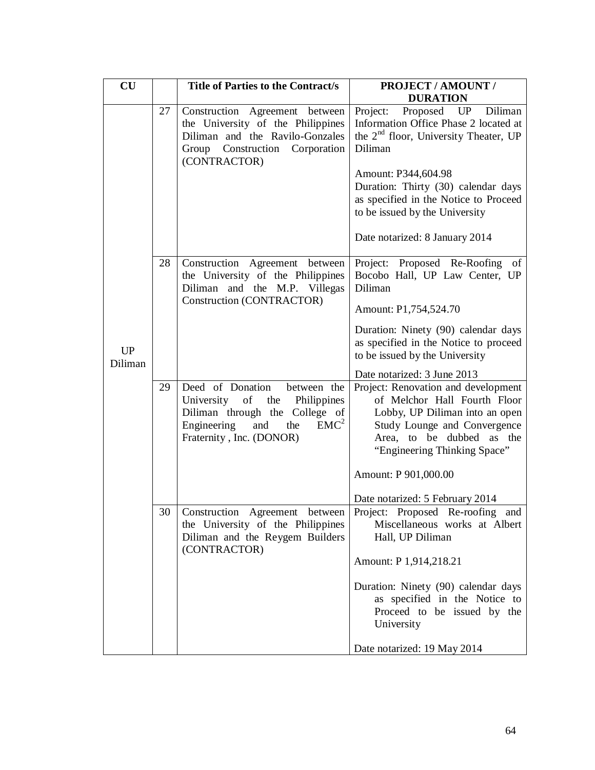| CU | | Title of Parties to the Contract/s | PROJECT / AMOUNT / DURATION |
|---|---|---|---|
| UP Diliman | 27 | Construction Agreement between the University of the Philippines Diliman and the Ravilo-Gonzales Group Construction Corporation (CONTRACTOR) | Project: Proposed UP Diliman Information Office Phase 2 located at the 2nd floor, University Theater, UP Diliman<br><br>Amount: P344,604.98<br>Duration: Thirty (30) calendar days as specified in the Notice to Proceed to be issued by the University<br><br>Date notarized: 8 January 2014 |
| | 28 | Construction Agreement between the University of the Philippines Diliman and the M.P. Villegas Construction (CONTRACTOR) | Project: Proposed Re-Roofing of Bocobo Hall, UP Law Center, UP Diliman<br><br>Amount: P1,754,524.70<br><br>Duration: Ninety (90) calendar days as specified in the Notice to proceed to be issued by the University<br><br>Date notarized: 3 June 2013 |
| | 29 | Deed of Donation between the University of the Philippines Diliman through the College of Engineering and the $EMC^2$ Fraternity , Inc. (DONOR) | Project: Renovation and development of Melchor Hall Fourth Floor Lobby, UP Diliman into an open Study Lounge and Convergence Area, to be dubbed as the "Engineering Thinking Space"<br><br>Amount: P 901,000.00<br><br>Date notarized: 5 February 2014 |
| | 30 | Construction Agreement between the University of the Philippines Diliman and the Reygem Builders (CONTRACTOR) | Project: Proposed Re-roofing and Miscellaneous works at Albert Hall, UP Diliman<br><br>Amount: P 1,914,218.21<br><br>Duration: Ninety (90) calendar days as specified in the Notice to Proceed to be issued by the University<br><br>Date notarized: 19 May 2014 |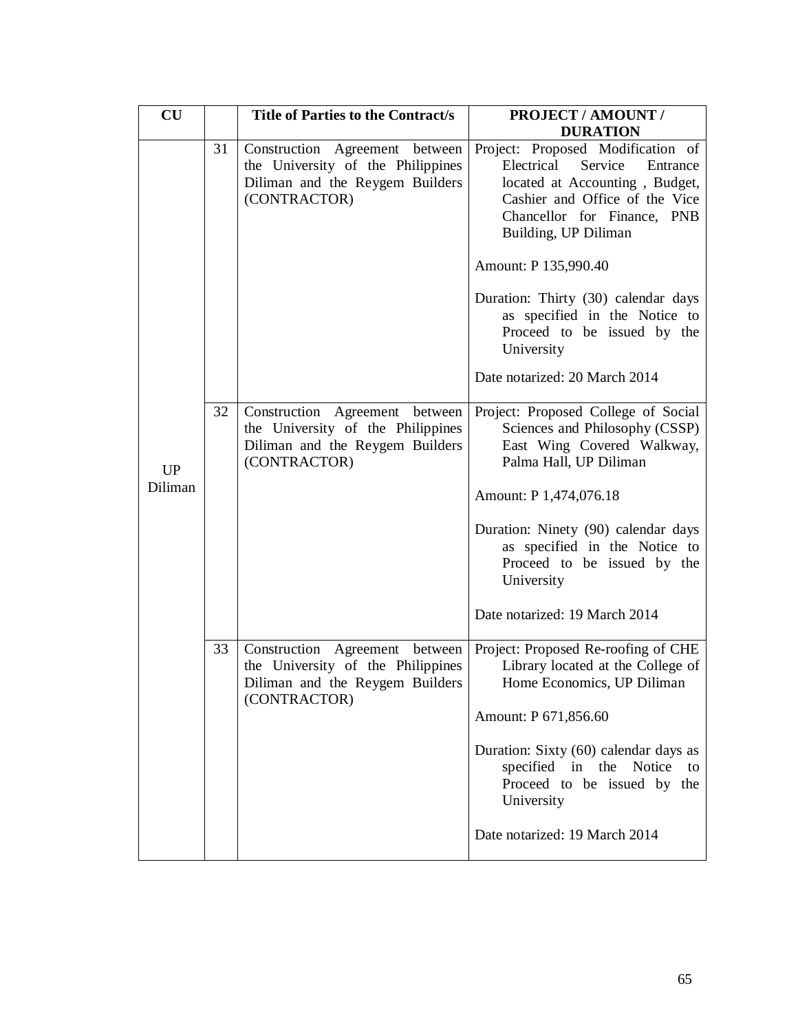| CU | | Title of Parties to the Contract/s | PROJECT / AMOUNT / DURATION |
|---|---|---|---|
| UP Diliman | 31 | Construction Agreement between the University of the Philippines Diliman and the Reygem Builders (CONTRACTOR) | Project: Proposed Modification of Electrical Service Entrance located at Accounting , Budget, Cashier and Office of the Vice Chancellor for Finance, PNB Building, UP Diliman<br><br>Amount: P 135,990.40<br><br>Duration: Thirty (30) calendar days as specified in the Notice to Proceed to be issued by the University<br><br>Date notarized: 20 March 2014 |
| | 32 | Construction Agreement between the University of the Philippines Diliman and the Reygem Builders (CONTRACTOR) | Project: Proposed College of Social Sciences and Philosophy (CSSP) East Wing Covered Walkway, Palma Hall, UP Diliman<br><br>Amount: P 1,474,076.18<br><br>Duration: Ninety (90) calendar days as specified in the Notice to Proceed to be issued by the University<br><br>Date notarized: 19 March 2014 |
| | 33 | Construction Agreement between the University of the Philippines Diliman and the Reygem Builders (CONTRACTOR) | Project: Proposed Re-roofing of CHE Library located at the College of Home Economics, UP Diliman<br><br>Amount: P 671,856.60<br><br>Duration: Sixty (60) calendar days as specified in the Notice to Proceed to be issued by the University<br><br>Date notarized: 19 March 2014 |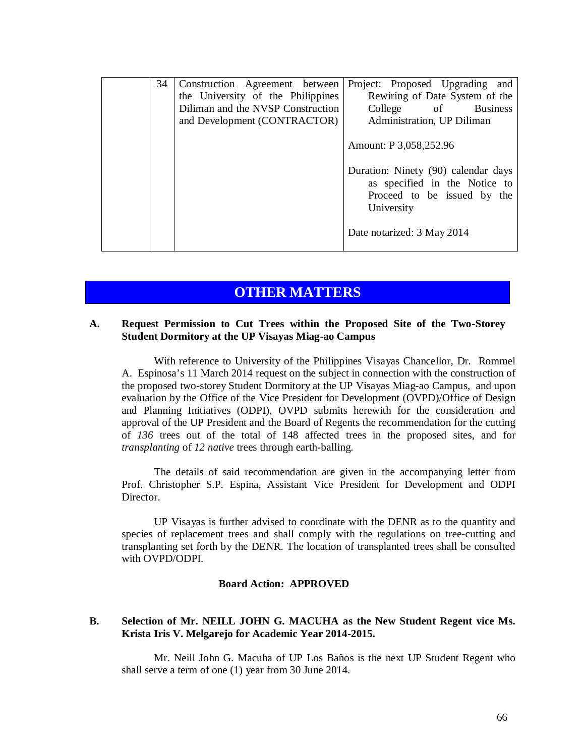|  | 34 | Construction Agreement between the University of the Philippines Diliman and the NVSP Construction and Development (CONTRACTOR) | Project: Proposed Upgrading and Rewiring of Date System of the College of Business Administration, UP Diliman<br><br>Amount: P 3,058,252.96<br><br>Duration: Ninety (90) calendar days as specified in the Notice to Proceed to be issued by the University<br><br>Date notarized: 3 May 2014 |
|---|---|---|---|

## OTHER MATTERS

**A. Request Permission to Cut Trees within the Proposed Site of the Two-Storey Student Dormitory at the UP Visayas Miag-ao Campus**

With reference to University of the Philippines Visayas Chancellor, Dr. Rommel A. Espinosa's 11 March 2014 request on the subject in connection with the construction of the proposed two-storey Student Dormitory at the UP Visayas Miag-ao Campus, and upon evaluation by the Office of the Vice President for Development (OVPD)/Office of Design and Planning Initiatives (ODPI), OVPD submits herewith for the consideration and approval of the UP President and the Board of Regents the recommendation for the cutting of *136* trees out of the total of 148 affected trees in the proposed sites, and for *transplanting* of *12 native* trees through earth-balling.

The details of said recommendation are given in the accompanying letter from Prof. Christopher S.P. Espina, Assistant Vice President for Development and ODPI Director.

UP Visayas is further advised to coordinate with the DENR as to the quantity and species of replacement trees and shall comply with the regulations on tree-cutting and transplanting set forth by the DENR. The location of transplanted trees shall be consulted with OVPD/ODPI.

**Board Action: APPROVED**

**B. Selection of Mr. NEILL JOHN G. MACUHA as the New Student Regent vice Ms. Krista Iris V. Melgarejo for Academic Year 2014-2015.**

Mr. Neill John G. Macuha of UP Los Baños is the next UP Student Regent who shall serve a term of one (1) year from 30 June 2014.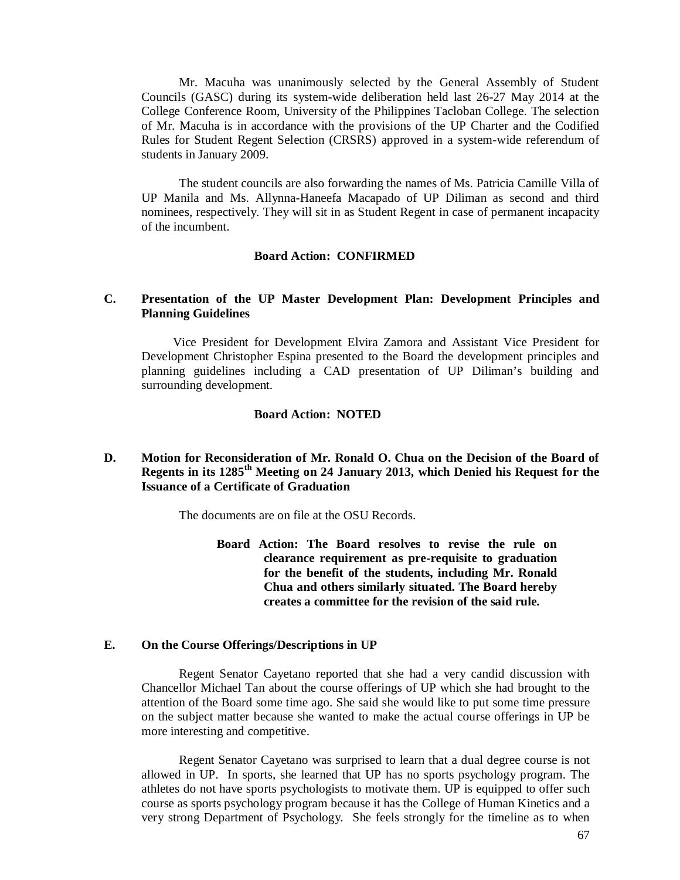Mr. Macuha was unanimously selected by the General Assembly of Student Councils (GASC) during its system-wide deliberation held last 26-27 May 2014 at the College Conference Room, University of the Philippines Tacloban College. The selection of Mr. Macuha is in accordance with the provisions of the UP Charter and the Codified Rules for Student Regent Selection (CRSRS) approved in a system-wide referendum of students in January 2009.

The student councils are also forwarding the names of Ms. Patricia Camille Villa of UP Manila and Ms. Allynna-Haneefa Macapado of UP Diliman as second and third nominees, respectively. They will sit in as Student Regent in case of permanent incapacity of the incumbent.

**Board Action: CONFIRMED**

### C. Presentation of the UP Master Development Plan: Development Principles and Planning Guidelines

Vice President for Development Elvira Zamora and Assistant Vice President for Development Christopher Espina presented to the Board the development principles and planning guidelines including a CAD presentation of UP Diliman's building and surrounding development.

**Board Action: NOTED**

### D. Motion for Reconsideration of Mr. Ronald O. Chua on the Decision of the Board of Regents in its 1285th Meeting on 24 January 2013, which Denied his Request for the Issuance of a Certificate of Graduation

The documents are on file at the OSU Records.

**Board Action: The Board resolves to revise the rule on clearance requirement as pre-requisite to graduation for the benefit of the students, including Mr. Ronald Chua and others similarly situated. The Board hereby creates a committee for the revision of the said rule.**

### E. On the Course Offerings/Descriptions in UP

Regent Senator Cayetano reported that she had a very candid discussion with Chancellor Michael Tan about the course offerings of UP which she had brought to the attention of the Board some time ago. She said she would like to put some time pressure on the subject matter because she wanted to make the actual course offerings in UP be more interesting and competitive.

Regent Senator Cayetano was surprised to learn that a dual degree course is not allowed in UP. In sports, she learned that UP has no sports psychology program. The athletes do not have sports psychologists to motivate them. UP is equipped to offer such course as sports psychology program because it has the College of Human Kinetics and a very strong Department of Psychology. She feels strongly for the timeline as to when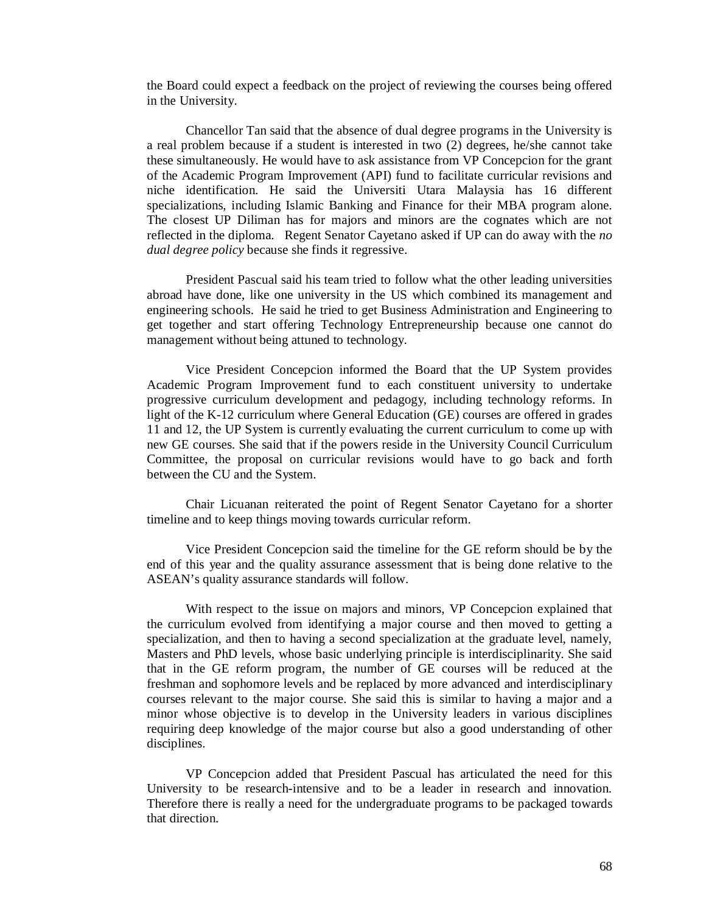the Board could expect a feedback on the project of reviewing the courses being offered in the University.

Chancellor Tan said that the absence of dual degree programs in the University is a real problem because if a student is interested in two (2) degrees, he/she cannot take these simultaneously. He would have to ask assistance from VP Concepcion for the grant of the Academic Program Improvement (API) fund to facilitate curricular revisions and niche identification. He said the Universiti Utara Malaysia has 16 different specializations, including Islamic Banking and Finance for their MBA program alone. The closest UP Diliman has for majors and minors are the cognates which are not reflected in the diploma. Regent Senator Cayetano asked if UP can do away with the *no dual degree policy* because she finds it regressive.

President Pascual said his team tried to follow what the other leading universities abroad have done, like one university in the US which combined its management and engineering schools. He said he tried to get Business Administration and Engineering to get together and start offering Technology Entrepreneurship because one cannot do management without being attuned to technology.

Vice President Concepcion informed the Board that the UP System provides Academic Program Improvement fund to each constituent university to undertake progressive curriculum development and pedagogy, including technology reforms. In light of the K-12 curriculum where General Education (GE) courses are offered in grades 11 and 12, the UP System is currently evaluating the current curriculum to come up with new GE courses. She said that if the powers reside in the University Council Curriculum Committee, the proposal on curricular revisions would have to go back and forth between the CU and the System.

Chair Licuanan reiterated the point of Regent Senator Cayetano for a shorter timeline and to keep things moving towards curricular reform.

Vice President Concepcion said the timeline for the GE reform should be by the end of this year and the quality assurance assessment that is being done relative to the ASEAN's quality assurance standards will follow.

With respect to the issue on majors and minors, VP Concepcion explained that the curriculum evolved from identifying a major course and then moved to getting a specialization, and then to having a second specialization at the graduate level, namely, Masters and PhD levels, whose basic underlying principle is interdisciplinarity. She said that in the GE reform program, the number of GE courses will be reduced at the freshman and sophomore levels and be replaced by more advanced and interdisciplinary courses relevant to the major course. She said this is similar to having a major and a minor whose objective is to develop in the University leaders in various disciplines requiring deep knowledge of the major course but also a good understanding of other disciplines.

VP Concepcion added that President Pascual has articulated the need for this University to be research-intensive and to be a leader in research and innovation. Therefore there is really a need for the undergraduate programs to be packaged towards that direction.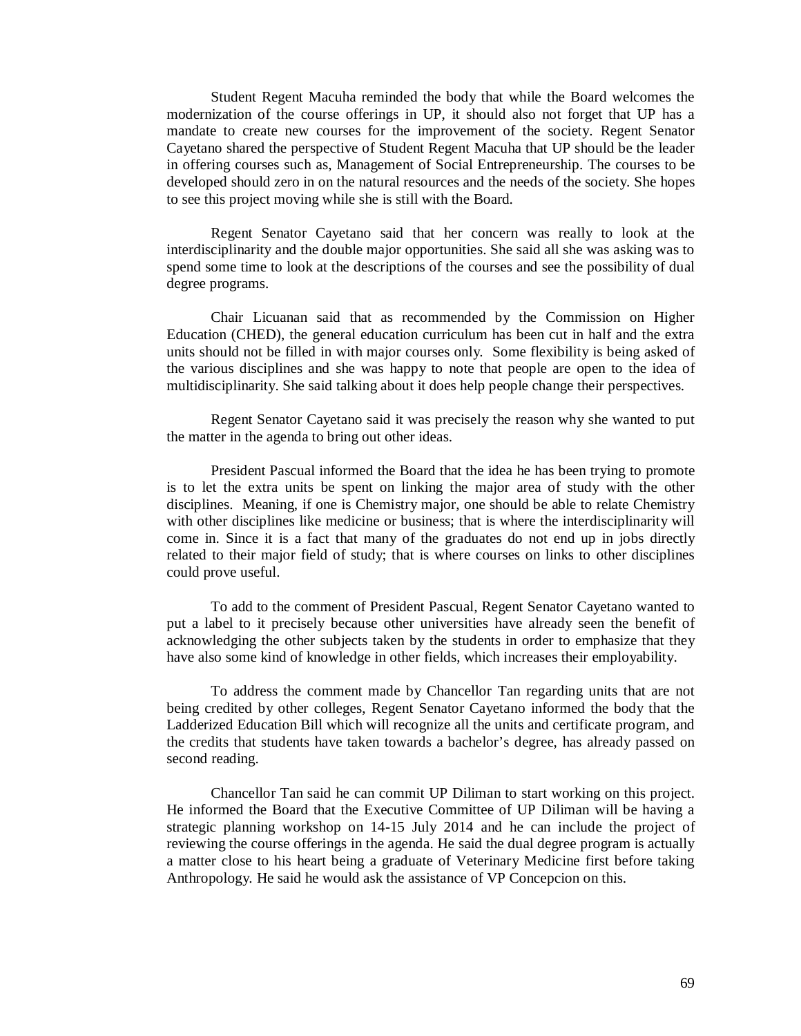Student Regent Macuha reminded the body that while the Board welcomes the modernization of the course offerings in UP, it should also not forget that UP has a mandate to create new courses for the improvement of the society. Regent Senator Cayetano shared the perspective of Student Regent Macuha that UP should be the leader in offering courses such as, Management of Social Entrepreneurship. The courses to be developed should zero in on the natural resources and the needs of the society. She hopes to see this project moving while she is still with the Board.

Regent Senator Cayetano said that her concern was really to look at the interdisciplinarity and the double major opportunities. She said all she was asking was to spend some time to look at the descriptions of the courses and see the possibility of dual degree programs.

Chair Licuanan said that as recommended by the Commission on Higher Education (CHED), the general education curriculum has been cut in half and the extra units should not be filled in with major courses only. Some flexibility is being asked of the various disciplines and she was happy to note that people are open to the idea of multidisciplinarity. She said talking about it does help people change their perspectives.

Regent Senator Cayetano said it was precisely the reason why she wanted to put the matter in the agenda to bring out other ideas.

President Pascual informed the Board that the idea he has been trying to promote is to let the extra units be spent on linking the major area of study with the other disciplines. Meaning, if one is Chemistry major, one should be able to relate Chemistry with other disciplines like medicine or business; that is where the interdisciplinarity will come in. Since it is a fact that many of the graduates do not end up in jobs directly related to their major field of study; that is where courses on links to other disciplines could prove useful.

To add to the comment of President Pascual, Regent Senator Cayetano wanted to put a label to it precisely because other universities have already seen the benefit of acknowledging the other subjects taken by the students in order to emphasize that they have also some kind of knowledge in other fields, which increases their employability.

To address the comment made by Chancellor Tan regarding units that are not being credited by other colleges, Regent Senator Cayetano informed the body that the Ladderized Education Bill which will recognize all the units and certificate program, and the credits that students have taken towards a bachelor's degree, has already passed on second reading.

Chancellor Tan said he can commit UP Diliman to start working on this project. He informed the Board that the Executive Committee of UP Diliman will be having a strategic planning workshop on 14-15 July 2014 and he can include the project of reviewing the course offerings in the agenda. He said the dual degree program is actually a matter close to his heart being a graduate of Veterinary Medicine first before taking Anthropology. He said he would ask the assistance of VP Concepcion on this.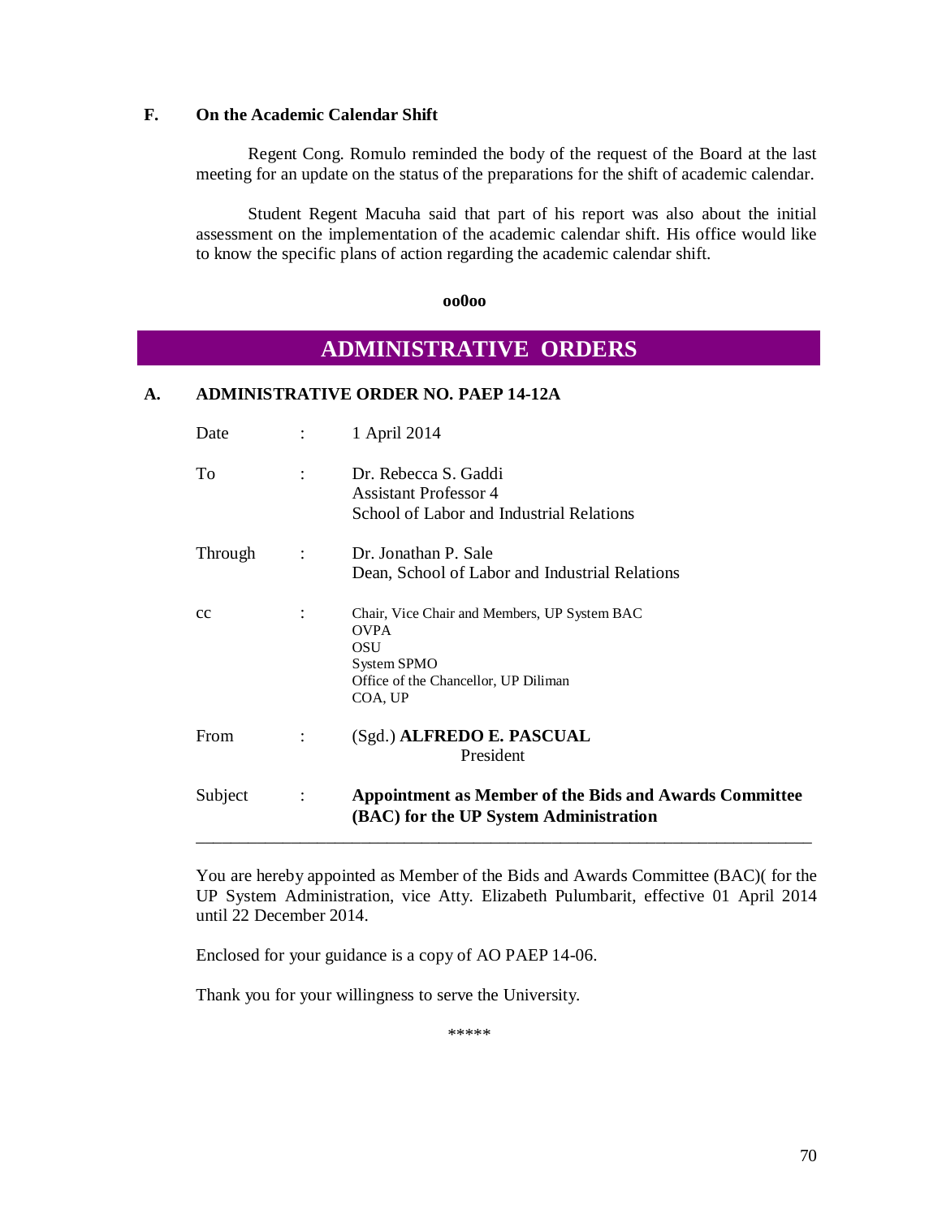### F. On the Academic Calendar Shift

Regent Cong. Romulo reminded the body of the request of the Board at the last meeting for an update on the status of the preparations for the shift of academic calendar.

Student Regent Macuha said that part of his report was also about the initial assessment on the implementation of the academic calendar shift. His office would like to know the specific plans of action regarding the academic calendar shift.

**oo0oo**

## ADMINISTRATIVE ORDERS

### A. ADMINISTRATIVE ORDER NO. PAEP 14-12A

| | | |
|---|---|---|
| Date | : | 1 April 2014 |
| To | : | Dr. Rebecca S. Gaddi<br>Assistant Professor 4<br>School of Labor and Industrial Relations |
| Through | : | Dr. Jonathan P. Sale<br>Dean, School of Labor and Industrial Relations |
| cc | : | Chair, Vice Chair and Members, UP System BAC<br>OVPA<br>OSU<br>System SPMO<br>Office of the Chancellor, UP Diliman<br>COA, UP |
| From | : | (Sgd.) **ALFREDO E. PASCUAL**<br>President |
| Subject | : | **Appointment as Member of the Bids and Awards Committee (BAC) for the UP System Administration** |

---

You are hereby appointed as Member of the Bids and Awards Committee (BAC)( for the UP System Administration, vice Atty. Elizabeth Pulumbarit, effective 01 April 2014 until 22 December 2014.

Enclosed for your guidance is a copy of AO PAEP 14-06.

Thank you for your willingness to serve the University.

*****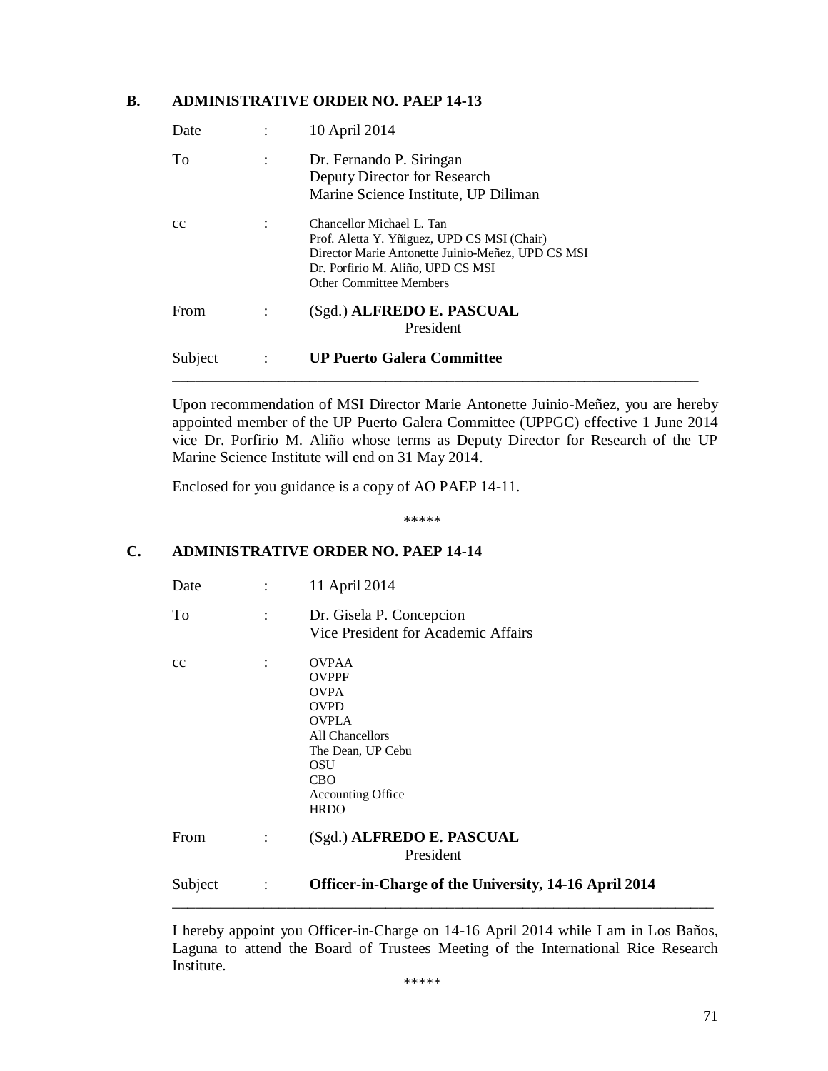## B. ADMINISTRATIVE ORDER NO. PAEP 14-13

| | | |
|---|---|---|
| Date | : | 10 April 2014 |
| To | : | Dr. Fernando P. Siringan<br>Deputy Director for Research<br>Marine Science Institute, UP Diliman |
| cc | : | Chancellor Michael L. Tan<br>Prof. Aletta Y. Yñiguez, UPD CS MSI (Chair)<br>Director Marie Antonette Juinio-Meñez, UPD CS MSI<br>Dr. Porfirio M. Aliño, UPD CS MSI<br>Other Committee Members |
| From | : | (Sgd.) **ALFREDO E. PASCUAL**<br>President |
| Subject | : | **UP Puerto Galera Committee** |

Upon recommendation of MSI Director Marie Antonette Juinio-Meñez, you are hereby appointed member of the UP Puerto Galera Committee (UPPGC) effective 1 June 2014 vice Dr. Porfirio M. Aliño whose terms as Deputy Director for Research of the UP Marine Science Institute will end on 31 May 2014.

Enclosed for you guidance is a copy of AO PAEP 14-11.

\*\*\*\*\*

## C. ADMINISTRATIVE ORDER NO. PAEP 14-14

| | | |
|---|---|---|
| Date | : | 11 April 2014 |
| To | : | Dr. Gisela P. Concepcion<br>Vice President for Academic Affairs |
| cc | : | OVPAA<br>OVPPF<br>OVPA<br>OVPD<br>OVPLA<br>All Chancellors<br>The Dean, UP Cebu<br>OSU<br>CBO<br>Accounting Office<br>HRDO |
| From | : | (Sgd.) **ALFREDO E. PASCUAL**<br>President |
| Subject | : | **Officer-in-Charge of the University, 14-16 April 2014** |

I hereby appoint you Officer-in-Charge on 14-16 April 2014 while I am in Los Baños, Laguna to attend the Board of Trustees Meeting of the International Rice Research Institute.

\*\*\*\*\*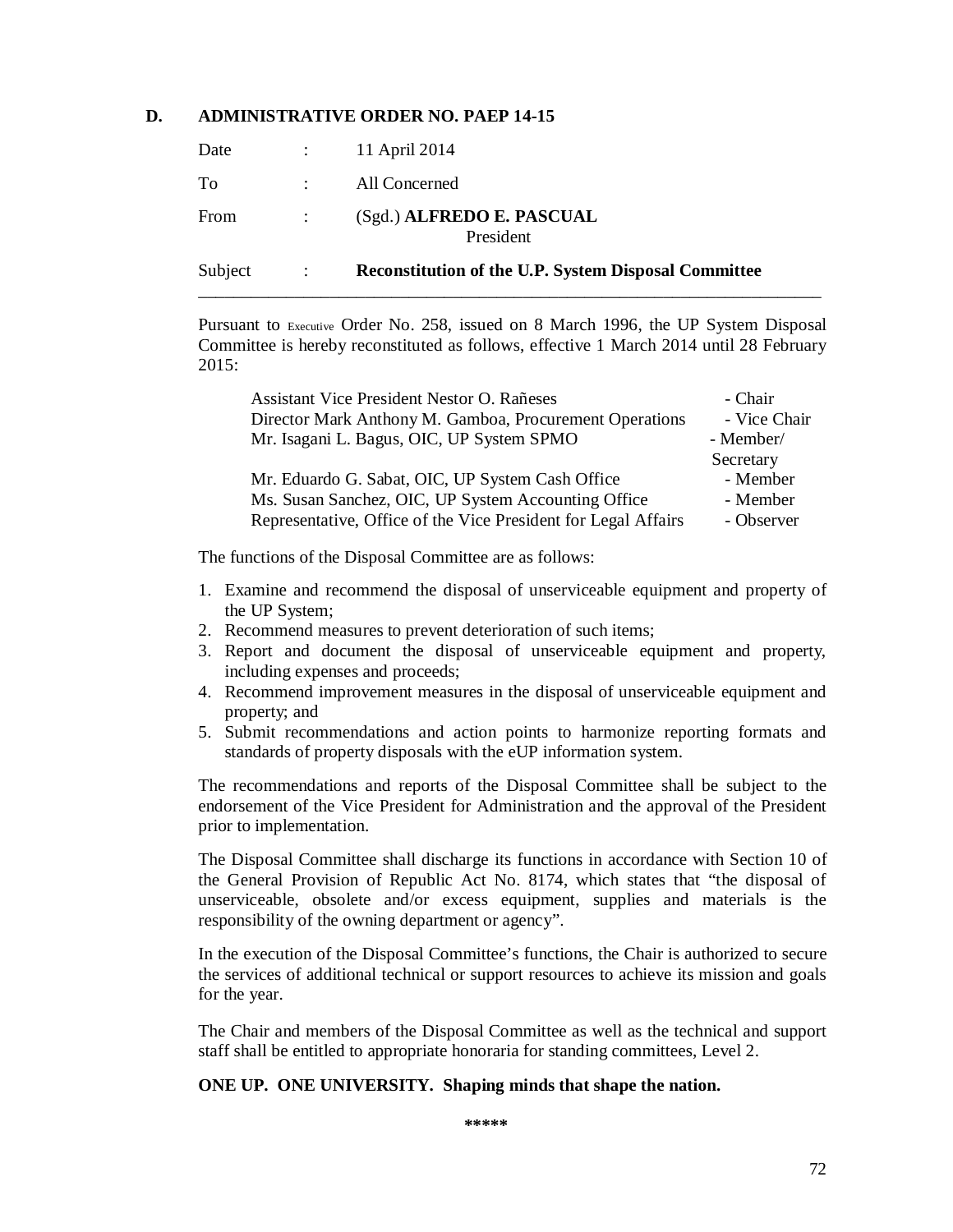## D. ADMINISTRATIVE ORDER NO. PAEP 14-15

| | | |
|---|---|---|
| Date | : | 11 April 2014 |
| To | : | All Concerned |
| From | : | (Sgd.) **ALFREDO E. PASCUAL**<br>President |
| Subject | : | **Reconstitution of the U.P. System Disposal Committee** |

---

Pursuant to Executive Order No. 258, issued on 8 March 1996, the UP System Disposal Committee is hereby reconstituted as follows, effective 1 March 2014 until 28 February 2015:

| | |
|---|---|
| Assistant Vice President Nestor O. Rañeses | - Chair |
| Director Mark Anthony M. Gamboa, Procurement Operations | - Vice Chair |
| Mr. Isagani L. Bagus, OIC, UP System SPMO | - Member/ Secretary |
| Mr. Eduardo G. Sabat, OIC, UP System Cash Office | - Member |
| Ms. Susan Sanchez, OIC, UP System Accounting Office | - Member |
| Representative, Office of the Vice President for Legal Affairs | - Observer |

The functions of the Disposal Committee are as follows:

1. Examine and recommend the disposal of unserviceable equipment and property of the UP System;
2. Recommend measures to prevent deterioration of such items;
3. Report and document the disposal of unserviceable equipment and property, including expenses and proceeds;
4. Recommend improvement measures in the disposal of unserviceable equipment and property; and
5. Submit recommendations and action points to harmonize reporting formats and standards of property disposals with the eUP information system.

The recommendations and reports of the Disposal Committee shall be subject to the endorsement of the Vice President for Administration and the approval of the President prior to implementation.

The Disposal Committee shall discharge its functions in accordance with Section 10 of the General Provision of Republic Act No. 8174, which states that "the disposal of unserviceable, obsolete and/or excess equipment, supplies and materials is the responsibility of the owning department or agency".

In the execution of the Disposal Committee's functions, the Chair is authorized to secure the services of additional technical or support resources to achieve its mission and goals for the year.

The Chair and members of the Disposal Committee as well as the technical and support staff shall be entitled to appropriate honoraria for standing committees, Level 2.

**ONE UP. ONE UNIVERSITY. Shaping minds that shape the nation.**

*****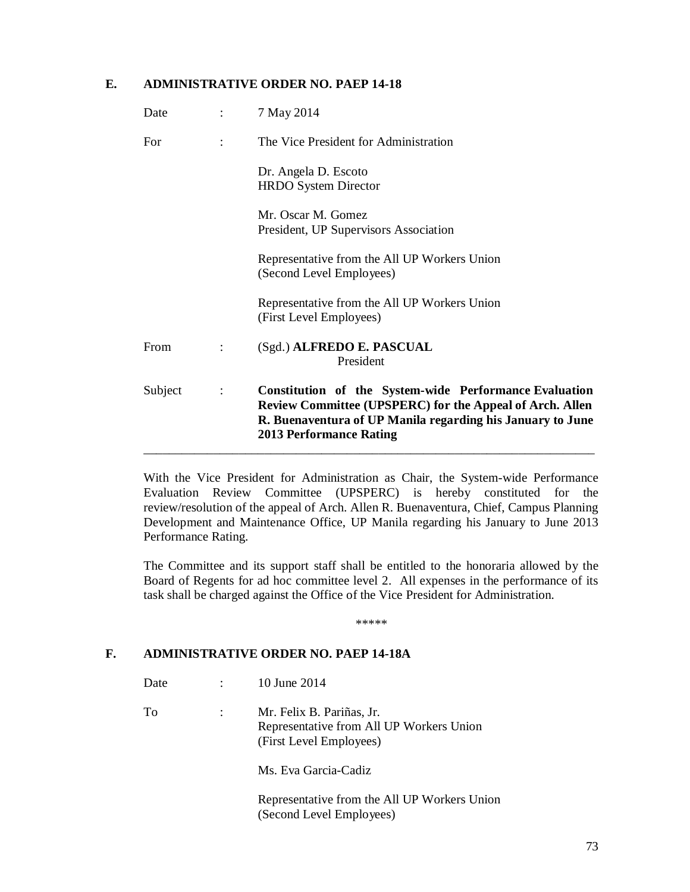## E. ADMINISTRATIVE ORDER NO. PAEP 14-18

Date : 7 May 2014

For : The Vice President for Administration

Dr. Angela D. Escoto
HRDO System Director

Mr. Oscar M. Gomez
President, UP Supervisors Association

Representative from the All UP Workers Union
(Second Level Employees)

Representative from the All UP Workers Union
(First Level Employees)

From : (Sgd.) **ALFREDO E. PASCUAL**
President

Subject : **Constitution of the System-wide Performance Evaluation Review Committee (UPSPERC) for the Appeal of Arch. Allen R. Buenaventura of UP Manila regarding his January to June 2013 Performance Rating**

---

With the Vice President for Administration as Chair, the System-wide Performance Evaluation Review Committee (UPSPERC) is hereby constituted for the review/resolution of the appeal of Arch. Allen R. Buenaventura, Chief, Campus Planning Development and Maintenance Office, UP Manila regarding his January to June 2013 Performance Rating.

The Committee and its support staff shall be entitled to the honoraria allowed by the Board of Regents for ad hoc committee level 2. All expenses in the performance of its task shall be charged against the Office of the Vice President for Administration.

*****

## F. ADMINISTRATIVE ORDER NO. PAEP 14-18A

Date : 10 June 2014

To : Mr. Felix B. Pariñas, Jr.
Representative from All UP Workers Union
(First Level Employees)

Ms. Eva Garcia-Cadiz

Representative from the All UP Workers Union
(Second Level Employees)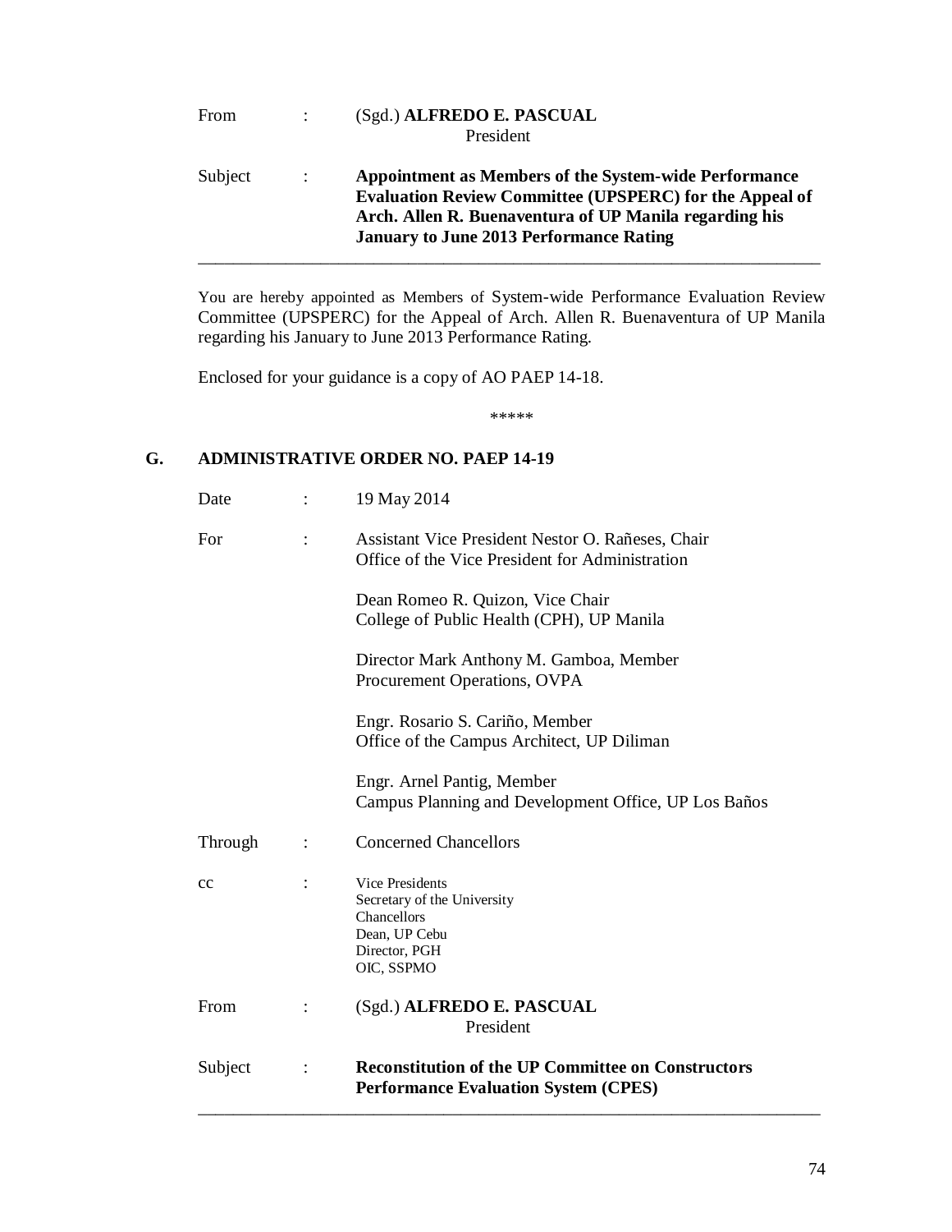From : (Sgd.) **ALFREDO E. PASCUAL**
President

Subject : **Appointment as Members of the System-wide Performance Evaluation Review Committee (UPSPERC) for the Appeal of Arch. Allen R. Buenaventura of UP Manila regarding his January to June 2013 Performance Rating**

---

You are hereby appointed as Members of System-wide Performance Evaluation Review Committee (UPSPERC) for the Appeal of Arch. Allen R. Buenaventura of UP Manila regarding his January to June 2013 Performance Rating.

Enclosed for your guidance is a copy of AO PAEP 14-18.

*****

## G. ADMINISTRATIVE ORDER NO. PAEP 14-19

Date : 19 May 2014

For : Assistant Vice President Nestor O. Rañeses, Chair
Office of the Vice President for Administration

Dean Romeo R. Quizon, Vice Chair
College of Public Health (CPH), UP Manila

Director Mark Anthony M. Gamboa, Member
Procurement Operations, OVPA

Engr. Rosario S. Cariño, Member
Office of the Campus Architect, UP Diliman

Engr. Arnel Pantig, Member
Campus Planning and Development Office, UP Los Baños

Through : Concerned Chancellors

cc : Vice Presidents
Secretary of the University
Chancellors
Dean, UP Cebu
Director, PGH
OIC, SSPMO

From : (Sgd.) **ALFREDO E. PASCUAL**
President

Subject : **Reconstitution of the UP Committee on Constructors Performance Evaluation System (CPES)**

---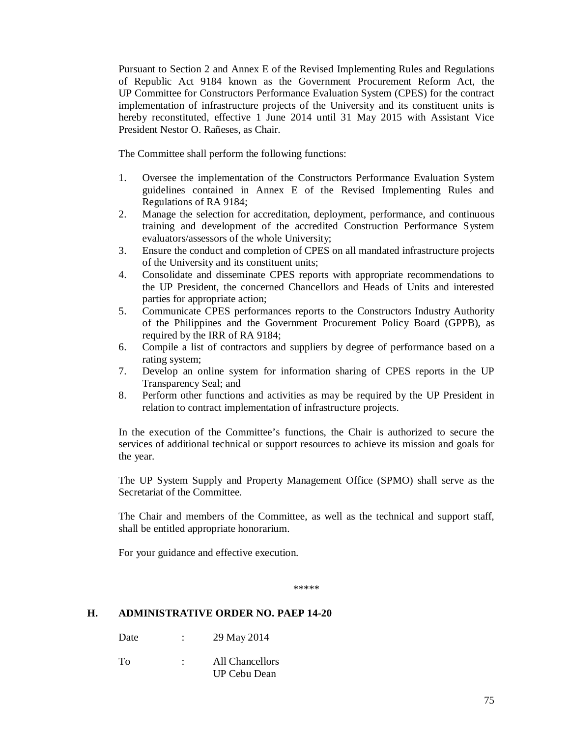Pursuant to Section 2 and Annex E of the Revised Implementing Rules and Regulations of Republic Act 9184 known as the Government Procurement Reform Act, the UP Committee for Constructors Performance Evaluation System (CPES) for the contract implementation of infrastructure projects of the University and its constituent units is hereby reconstituted, effective 1 June 2014 until 31 May 2015 with Assistant Vice President Nestor O. Rañeses, as Chair.

The Committee shall perform the following functions:

1. Oversee the implementation of the Constructors Performance Evaluation System guidelines contained in Annex E of the Revised Implementing Rules and Regulations of RA 9184;
2. Manage the selection for accreditation, deployment, performance, and continuous training and development of the accredited Construction Performance System evaluators/assessors of the whole University;
3. Ensure the conduct and completion of CPES on all mandated infrastructure projects of the University and its constituent units;
4. Consolidate and disseminate CPES reports with appropriate recommendations to the UP President, the concerned Chancellors and Heads of Units and interested parties for appropriate action;
5. Communicate CPES performances reports to the Constructors Industry Authority of the Philippines and the Government Procurement Policy Board (GPPB), as required by the IRR of RA 9184;
6. Compile a list of contractors and suppliers by degree of performance based on a rating system;
7. Develop an online system for information sharing of CPES reports in the UP Transparency Seal; and
8. Perform other functions and activities as may be required by the UP President in relation to contract implementation of infrastructure projects.

In the execution of the Committee's functions, the Chair is authorized to secure the services of additional technical or support resources to achieve its mission and goals for the year.

The UP System Supply and Property Management Office (SPMO) shall serve as the Secretariat of the Committee.

The Chair and members of the Committee, as well as the technical and support staff, shall be entitled appropriate honorarium.

For your guidance and effective execution.

*****

## H. ADMINISTRATIVE ORDER NO. PAEP 14-20

Date : 29 May 2014

To : All Chancellors
UP Cebu Dean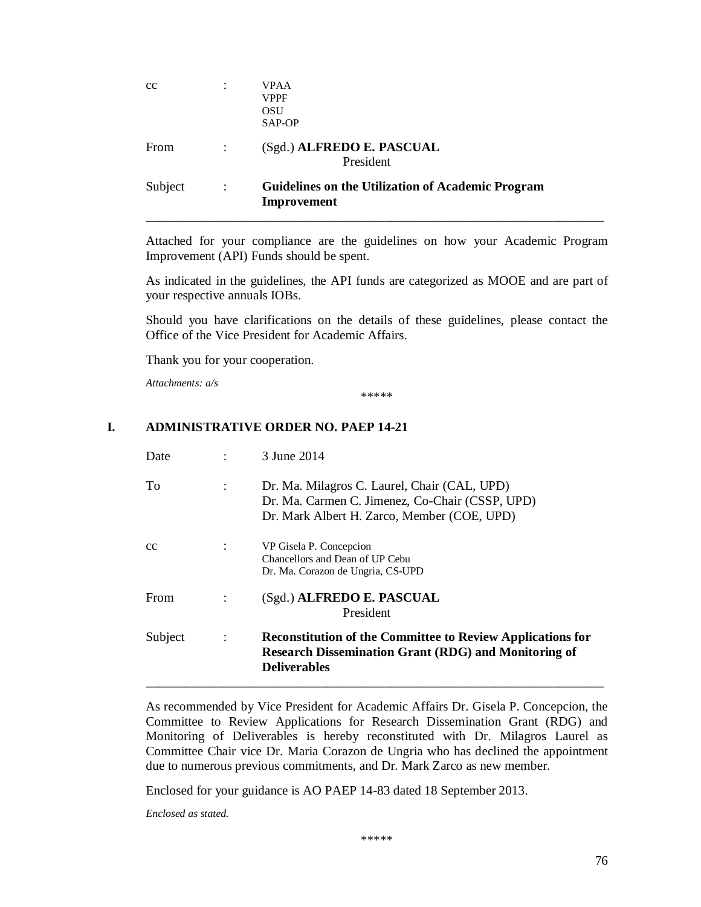cc : VPAA
VPPF
OSU
SAP-OP

From : (Sgd.) **ALFREDO E. PASCUAL**
President

Subject : **Guidelines on the Utilization of Academic Program Improvement**

---

Attached for your compliance are the guidelines on how your Academic Program Improvement (API) Funds should be spent.

As indicated in the guidelines, the API funds are categorized as MOOE and are part of your respective annuals IOBs.

Should you have clarifications on the details of these guidelines, please contact the Office of the Vice President for Academic Affairs.

Thank you for your cooperation.

*Attachments: a/s*

*****

## I. ADMINISTRATIVE ORDER NO. PAEP 14-21

Date : 3 June 2014

To : Dr. Ma. Milagros C. Laurel, Chair (CAL, UPD)
Dr. Ma. Carmen C. Jimenez, Co-Chair (CSSP, UPD)
Dr. Mark Albert H. Zarco, Member (COE, UPD)

cc : VP Gisela P. Concepcion
Chancellors and Dean of UP Cebu
Dr. Ma. Corazon de Ungria, CS-UPD

From : (Sgd.) **ALFREDO E. PASCUAL**
President

Subject : **Reconstitution of the Committee to Review Applications for Research Dissemination Grant (RDG) and Monitoring of Deliverables**

---

As recommended by Vice President for Academic Affairs Dr. Gisela P. Concepcion, the Committee to Review Applications for Research Dissemination Grant (RDG) and Monitoring of Deliverables is hereby reconstituted with Dr. Milagros Laurel as Committee Chair vice Dr. Maria Corazon de Ungria who has declined the appointment due to numerous previous commitments, and Dr. Mark Zarco as new member.

Enclosed for your guidance is AO PAEP 14-83 dated 18 September 2013.

*Enclosed as stated.*

*****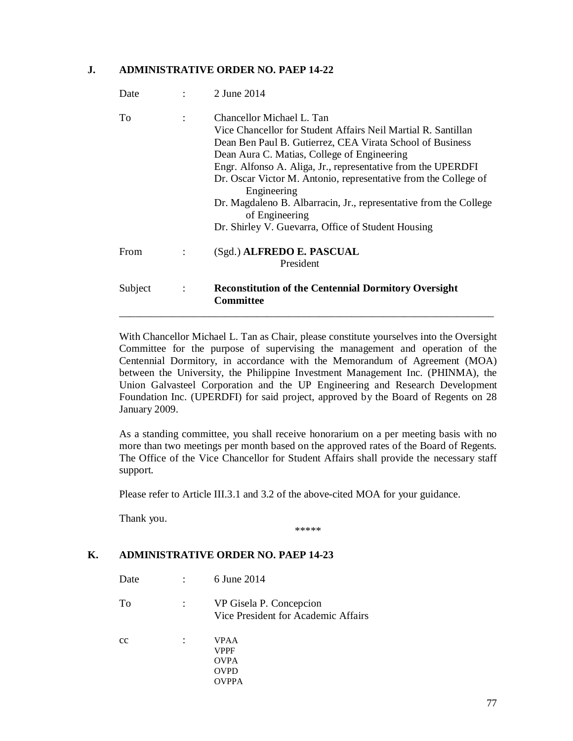## J. ADMINISTRATIVE ORDER NO. PAEP 14-22

| | | |
|---|---|---|
| Date | : | 2 June 2014 |
| To | : | Chancellor Michael L. Tan<br>Vice Chancellor for Student Affairs Neil Martial R. Santillan<br>Dean Ben Paul B. Gutierrez, CEA Virata School of Business<br>Dean Aura C. Matias, College of Engineering<br>Engr. Alfonso A. Aliga, Jr., representative from the UPERDFI<br>Dr. Oscar Victor M. Antonio, representative from the College of Engineering<br>Dr. Magdaleno B. Albarracin, Jr., representative from the College of Engineering<br>Dr. Shirley V. Guevarra, Office of Student Housing |
| From | : | (Sgd.) **ALFREDO E. PASCUAL**<br>President |
| Subject | : | **Reconstitution of the Centennial Dormitory Oversight Committee** |

---

With Chancellor Michael L. Tan as Chair, please constitute yourselves into the Oversight Committee for the purpose of supervising the management and operation of the Centennial Dormitory, in accordance with the Memorandum of Agreement (MOA) between the University, the Philippine Investment Management Inc. (PHINMA), the Union Galvasteel Corporation and the UP Engineering and Research Development Foundation Inc. (UPERDFI) for said project, approved by the Board of Regents on 28 January 2009.

As a standing committee, you shall receive honorarium on a per meeting basis with no more than two meetings per month based on the approved rates of the Board of Regents. The Office of the Vice Chancellor for Student Affairs shall provide the necessary staff support.

Please refer to Article III.3.1 and 3.2 of the above-cited MOA for your guidance.

Thank you.

*****

## K. ADMINISTRATIVE ORDER NO. PAEP 14-23

| | | |
|---|---|---|
| Date | : | 6 June 2014 |
| To | : | VP Gisela P. Concepcion<br>Vice President for Academic Affairs |
| cc | : | VPAA<br>VPPF<br>OVPA<br>OVPD<br>OVPPA |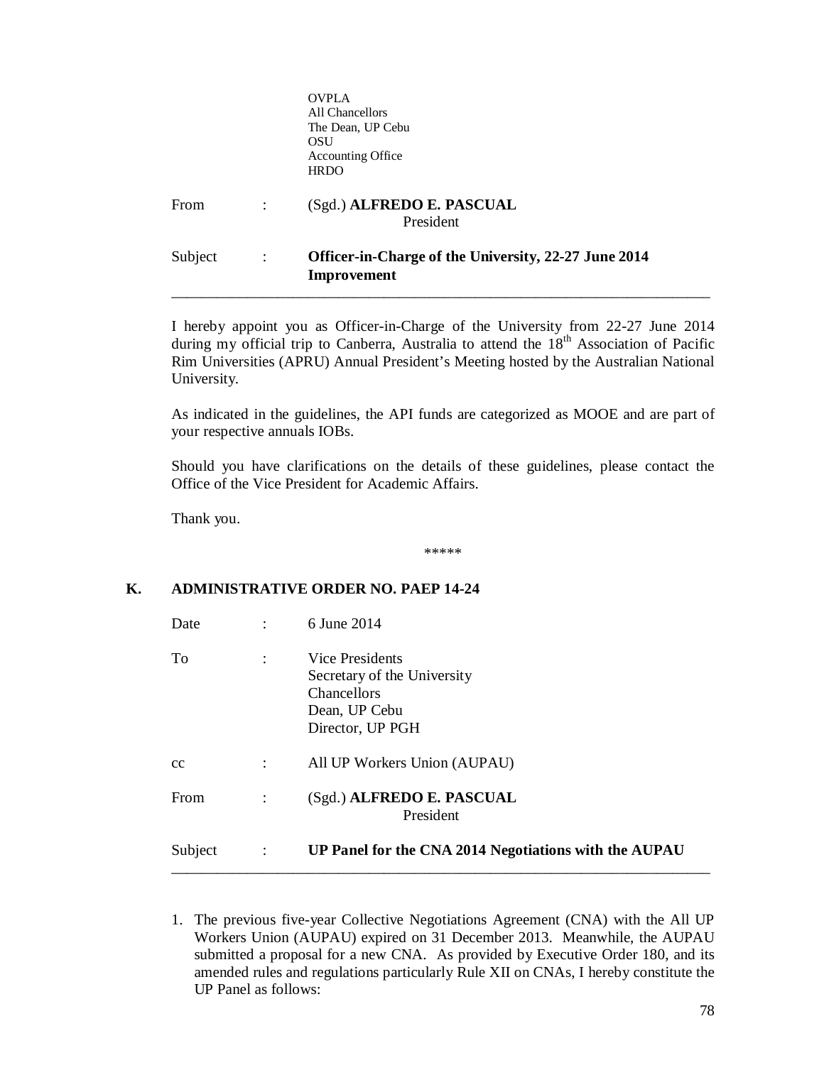OVPLA
All Chancellors
The Dean, UP Cebu
OSU
Accounting Office
HRDO

From : (Sgd.) **ALFREDO E. PASCUAL**
President

Subject : **Officer-in-Charge of the University, 22-27 June 2014 Improvement**

---

I hereby appoint you as Officer-in-Charge of the University from 22-27 June 2014 during my official trip to Canberra, Australia to attend the 18th Association of Pacific Rim Universities (APRU) Annual President's Meeting hosted by the Australian National University.

As indicated in the guidelines, the API funds are categorized as MOOE and are part of your respective annuals IOBs.

Should you have clarifications on the details of these guidelines, please contact the Office of the Vice President for Academic Affairs.

Thank you.

*****

## K. ADMINISTRATIVE ORDER NO. PAEP 14-24

Date : 6 June 2014

To : Vice Presidents
Secretary of the University
Chancellors
Dean, UP Cebu
Director, UP PGH

cc : All UP Workers Union (AUPAU)

From : (Sgd.) **ALFREDO E. PASCUAL**
President

Subject : **UP Panel for the CNA 2014 Negotiations with the AUPAU**

---

1. The previous five-year Collective Negotiations Agreement (CNA) with the All UP Workers Union (AUPAU) expired on 31 December 2013. Meanwhile, the AUPAU submitted a proposal for a new CNA. As provided by Executive Order 180, and its amended rules and regulations particularly Rule XII on CNAs, I hereby constitute the UP Panel as follows: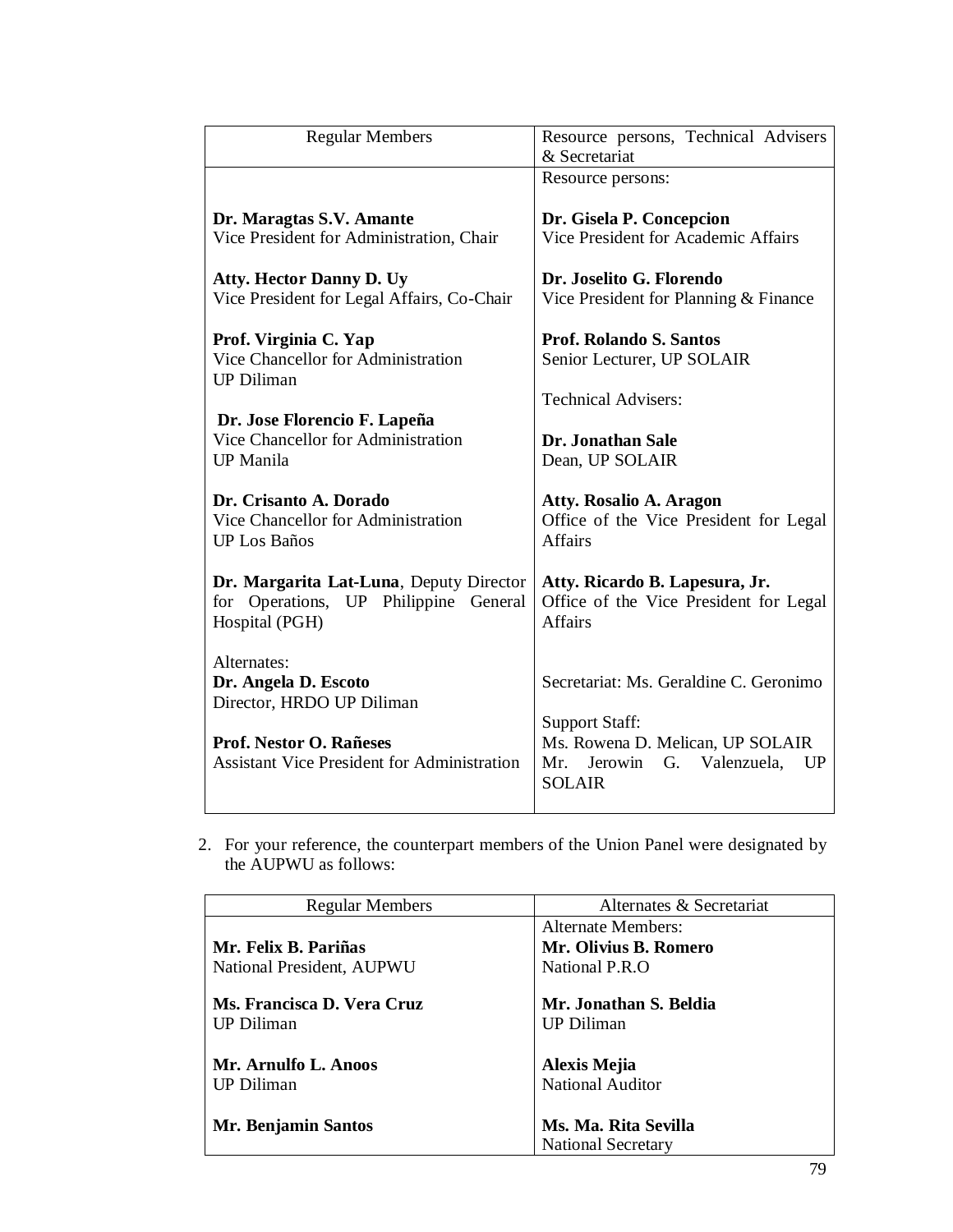| Regular Members | Resource persons, Technical Advisers & Secretariat |
|---|---|
| | Resource persons: |
| **Dr. Maragtas S.V. Amante**<br>Vice President for Administration, Chair | **Dr. Gisela P. Concepcion**<br>Vice President for Academic Affairs |
| **Atty. Hector Danny D. Uy**<br>Vice President for Legal Affairs, Co-Chair | **Dr. Joselito G. Florendo**<br>Vice President for Planning & Finance |
| **Prof. Virginia C. Yap**<br>Vice Chancellor for Administration<br>UP Diliman | **Prof. Rolando S. Santos**<br>Senior Lecturer, UP SOLAIR<br><br>Technical Advisers: |
| **Dr. Jose Florencio F. Lapeña**<br>Vice Chancellor for Administration<br>UP Manila | **Dr. Jonathan Sale**<br>Dean, UP SOLAIR |
| **Dr. Crisanto A. Dorado**<br>Vice Chancellor for Administration<br>UP Los Baños | **Atty. Rosalio A. Aragon**<br>Office of the Vice President for Legal Affairs |
| **Dr. Margarita Lat-Luna**, Deputy Director for Operations, UP Philippine General Hospital (PGH) | **Atty. Ricardo B. Lapesura, Jr.**<br>Office of the Vice President for Legal Affairs |
| Alternates:<br>**Dr. Angela D. Escoto**<br>Director, HRDO UP Diliman | Secretariat: Ms. Geraldine C. Geronimo |
| **Prof. Nestor O. Rañeses**<br>Assistant Vice President for Administration | Support Staff:<br>Ms. Rowena D. Melican, UP SOLAIR<br>Mr. Jerowin G. Valenzuela, UP SOLAIR |

2. For your reference, the counterpart members of the Union Panel were designated by the AUPWU as follows:

| Regular Members | Alternates & Secretariat |
|---|---|
| | Alternate Members: |
| **Mr. Felix B. Pariñas**<br>National President, AUPWU | **Mr. Olivius B. Romero**<br>National P.R.O |
| **Ms. Francisca D. Vera Cruz**<br>UP Diliman | **Mr. Jonathan S. Beldia**<br>UP Diliman |
| **Mr. Arnulfo L. Anoos**<br>UP Diliman | **Alexis Mejia**<br>National Auditor |
| **Mr. Benjamin Santos** | **Ms. Ma. Rita Sevilla**<br>National Secretary |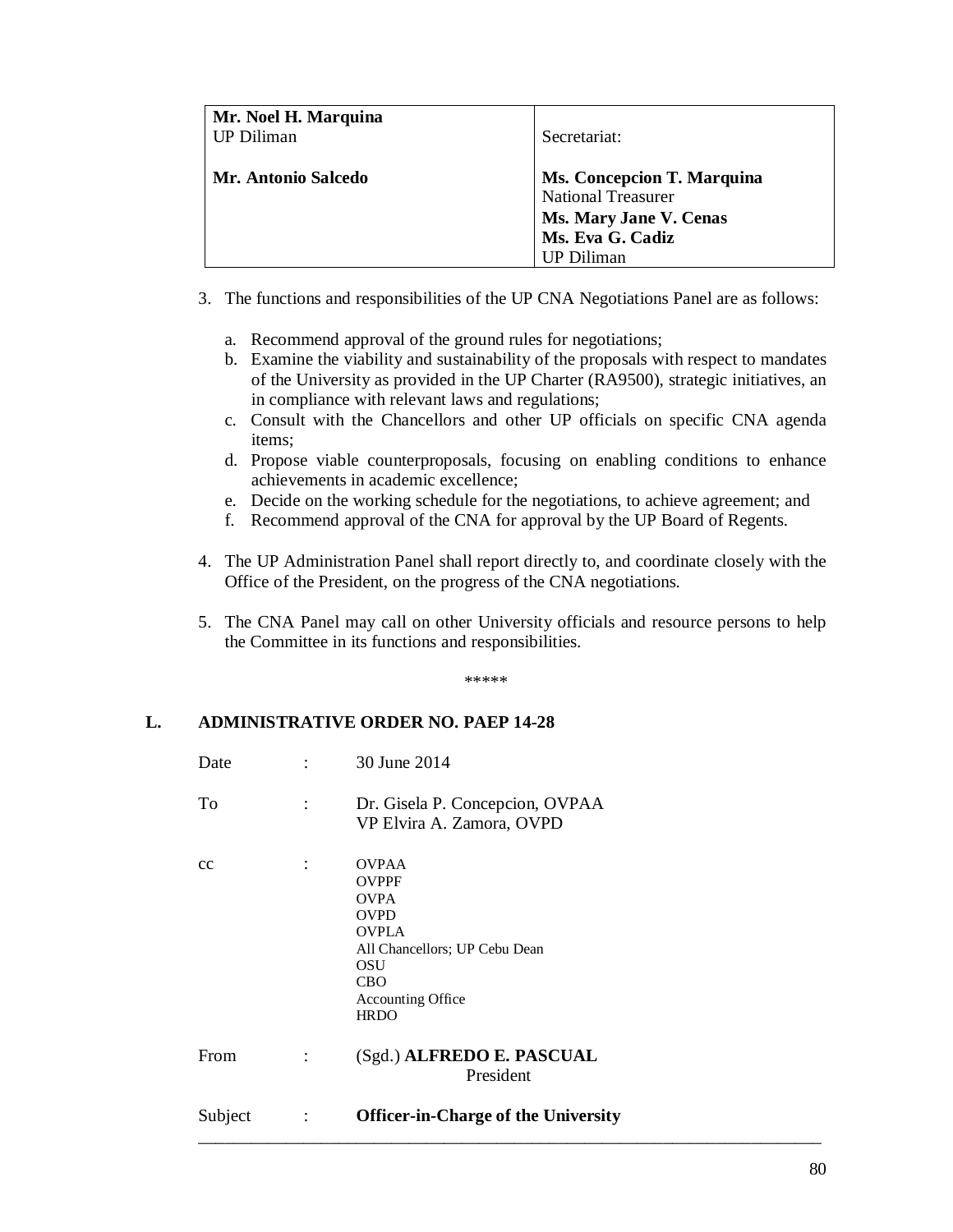| **Mr. Noel H. Marquina**<br>UP Diliman<br><br>**Mr. Antonio Salcedo** | Secretariat:<br><br>**Ms. Concepcion T. Marquina**<br>National Treasurer<br>**Ms. Mary Jane V. Cenas**<br>**Ms. Eva G. Cadiz**<br>UP Diliman |
|---|---|

3. The functions and responsibilities of the UP CNA Negotiations Panel are as follows:

   a. Recommend approval of the ground rules for negotiations;
   b. Examine the viability and sustainability of the proposals with respect to mandates of the University as provided in the UP Charter (RA9500), strategic initiatives, an in compliance with relevant laws and regulations;
   c. Consult with the Chancellors and other UP officials on specific CNA agenda items;
   d. Propose viable counterproposals, focusing on enabling conditions to enhance achievements in academic excellence;
   e. Decide on the working schedule for the negotiations, to achieve agreement; and
   f. Recommend approval of the CNA for approval by the UP Board of Regents.

4. The UP Administration Panel shall report directly to, and coordinate closely with the Office of the President, on the progress of the CNA negotiations.

5. The CNA Panel may call on other University officials and resource persons to help the Committee in its functions and responsibilities.

*****

## L. ADMINISTRATIVE ORDER NO. PAEP 14-28

Date : 30 June 2014

To : Dr. Gisela P. Concepcion, OVPAA
VP Elvira A. Zamora, OVPD

cc : OVPAA
OVPPF
OVPA
OVPD
OVPLA
All Chancellors; UP Cebu Dean
OSU
CBO
Accounting Office
HRDO

From : (Sgd.) **ALFREDO E. PASCUAL**
President

Subject : **Officer-in-Charge of the University**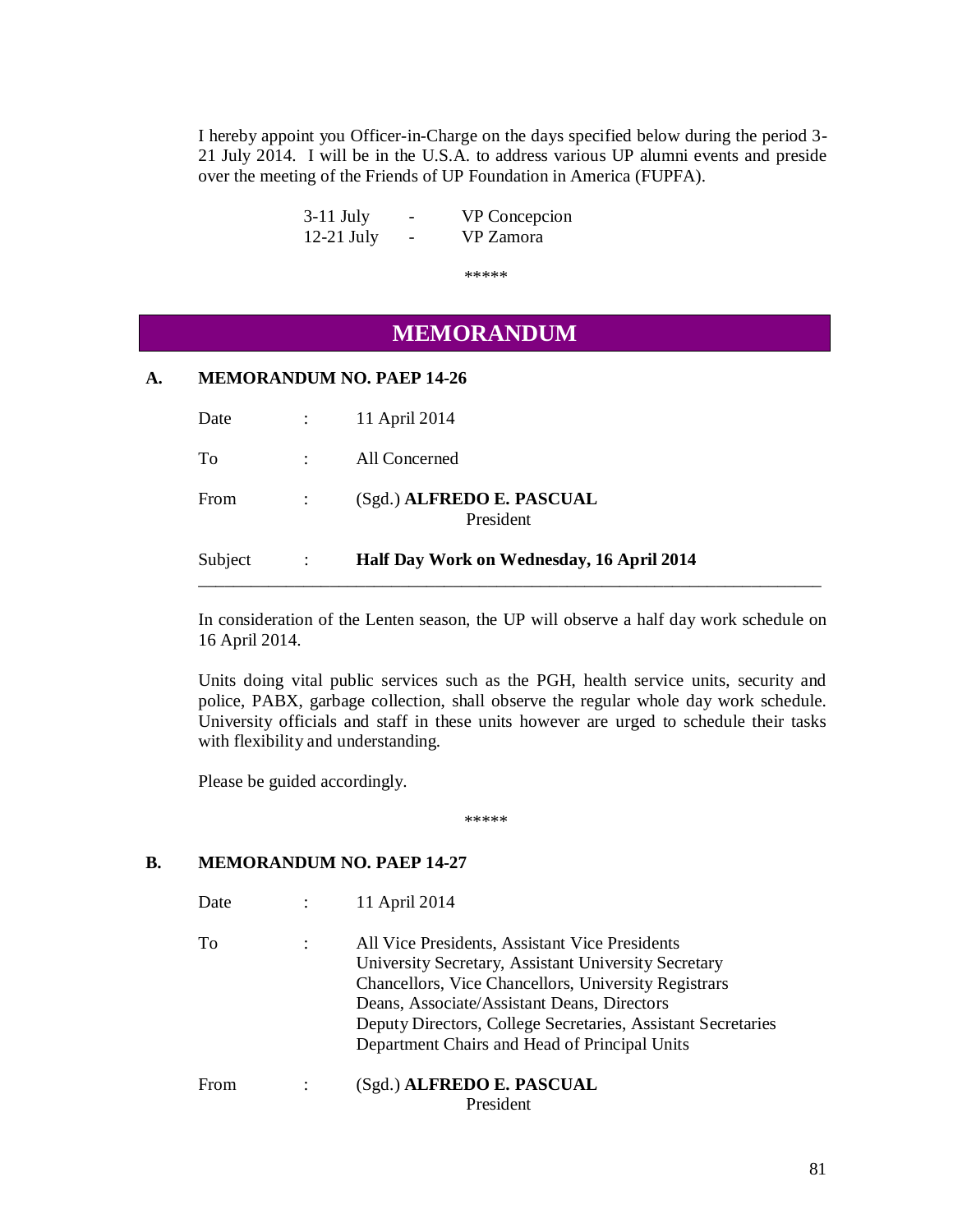I hereby appoint you Officer-in-Charge on the days specified below during the period 3-21 July 2014. I will be in the U.S.A. to address various UP alumni events and preside over the meeting of the Friends of UP Foundation in America (FUPFA).

| | | |
|---|---|---|
| 3-11 July | - | VP Concepcion |
| 12-21 July | - | VP Zamora |

*****

# MEMORANDUM

## A. MEMORANDUM NO. PAEP 14-26

Date : 11 April 2014

To : All Concerned

From : (Sgd.) **ALFREDO E. PASCUAL**
President

Subject : **Half Day Work on Wednesday, 16 April 2014**

---

In consideration of the Lenten season, the UP will observe a half day work schedule on 16 April 2014.

Units doing vital public services such as the PGH, health service units, security and police, PABX, garbage collection, shall observe the regular whole day work schedule. University officials and staff in these units however are urged to schedule their tasks with flexibility and understanding.

Please be guided accordingly.

*****

## B. MEMORANDUM NO. PAEP 14-27

Date : 11 April 2014

To : All Vice Presidents, Assistant Vice Presidents
University Secretary, Assistant University Secretary
Chancellors, Vice Chancellors, University Registrars
Deans, Associate/Assistant Deans, Directors
Deputy Directors, College Secretaries, Assistant Secretaries
Department Chairs and Head of Principal Units

From : (Sgd.) **ALFREDO E. PASCUAL**
President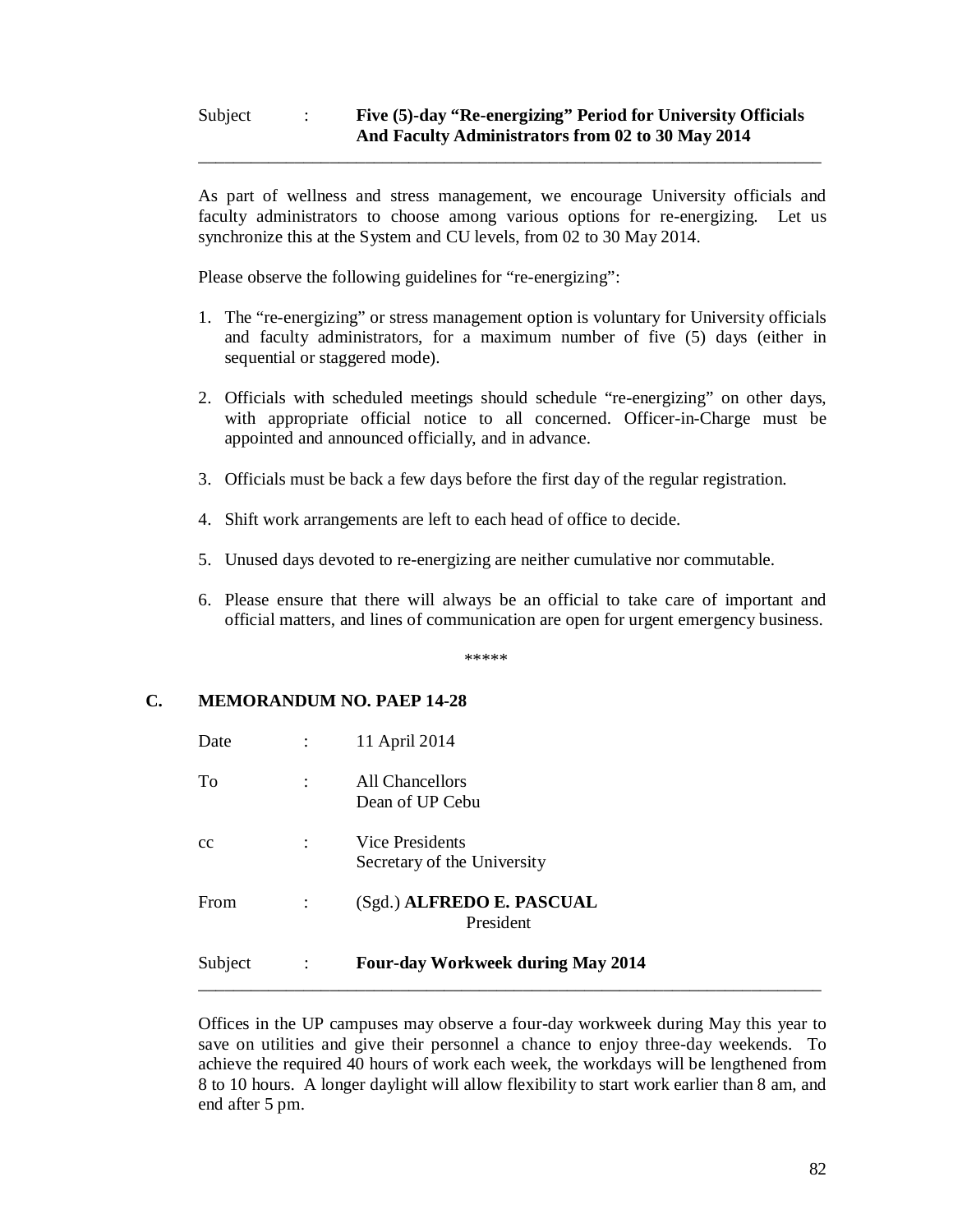| | | |
|---|---|---|
| Subject | : | **Five (5)-day "Re-energizing" Period for University Officials And Faculty Administrators from 02 to 30 May 2014** |

---

As part of wellness and stress management, we encourage University officials and faculty administrators to choose among various options for re-energizing. Let us synchronize this at the System and CU levels, from 02 to 30 May 2014.

Please observe the following guidelines for "re-energizing":

1. The "re-energizing" or stress management option is voluntary for University officials and faculty administrators, for a maximum number of five (5) days (either in sequential or staggered mode).
2. Officials with scheduled meetings should schedule "re-energizing" on other days, with appropriate official notice to all concerned. Officer-in-Charge must be appointed and announced officially, and in advance.
3. Officials must be back a few days before the first day of the regular registration.
4. Shift work arrangements are left to each head of office to decide.
5. Unused days devoted to re-energizing are neither cumulative nor commutable.
6. Please ensure that there will always be an official to take care of important and official matters, and lines of communication are open for urgent emergency business.

*****

## C. MEMORANDUM NO. PAEP 14-28

| | | |
|---|---|---|
| Date | : | 11 April 2014 |
| To | : | All Chancellors<br>Dean of UP Cebu |
| cc | : | Vice Presidents<br>Secretary of the University |
| From | : | (Sgd.) **ALFREDO E. PASCUAL**<br>President |
| Subject | : | **Four-day Workweek during May 2014** |

---

Offices in the UP campuses may observe a four-day workweek during May this year to save on utilities and give their personnel a chance to enjoy three-day weekends. To achieve the required 40 hours of work each week, the workdays will be lengthened from 8 to 10 hours. A longer daylight will allow flexibility to start work earlier than 8 am, and end after 5 pm.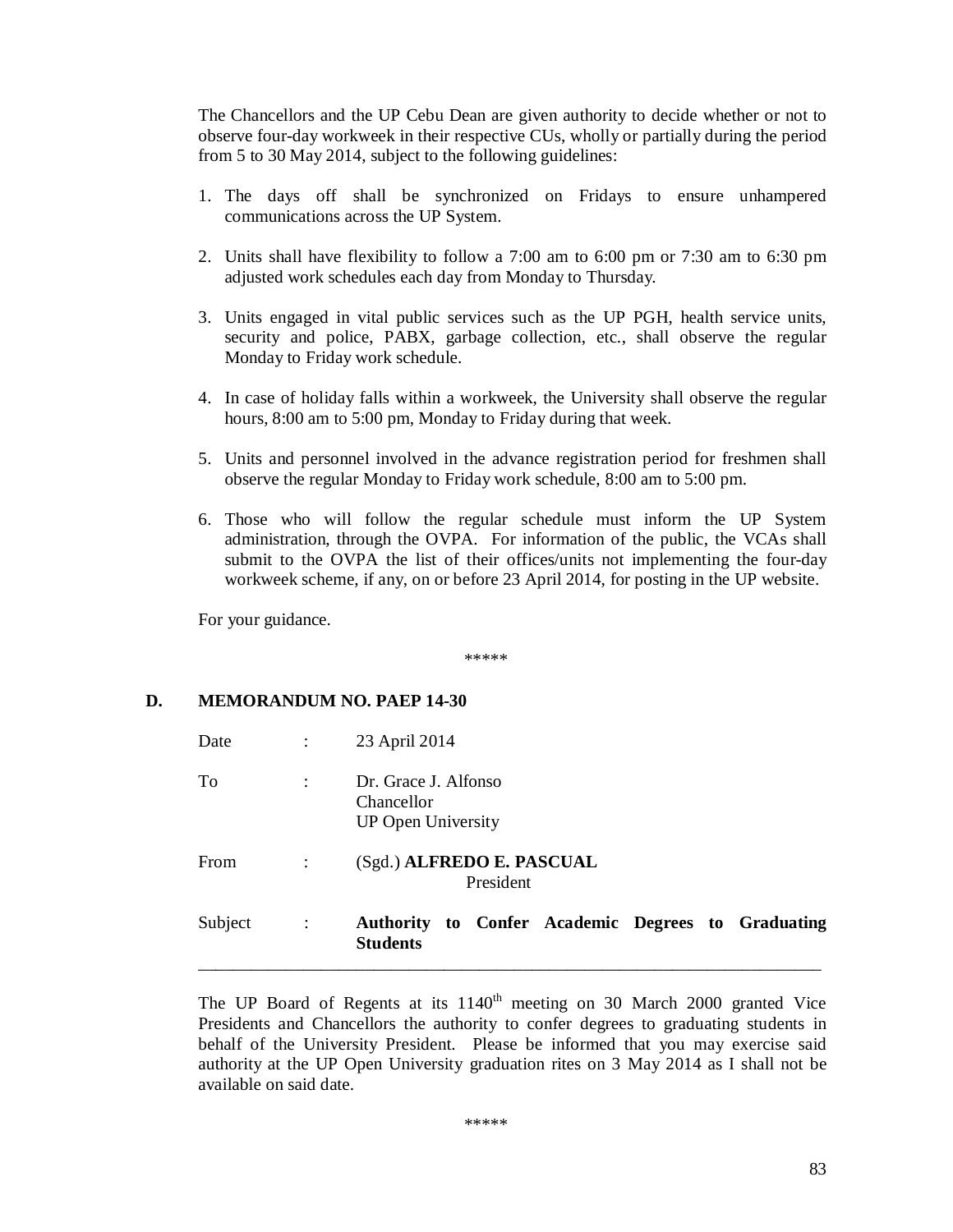The Chancellors and the UP Cebu Dean are given authority to decide whether or not to observe four-day workweek in their respective CUs, wholly or partially during the period from 5 to 30 May 2014, subject to the following guidelines:

1. The days off shall be synchronized on Fridays to ensure unhampered communications across the UP System.

2. Units shall have flexibility to follow a 7:00 am to 6:00 pm or 7:30 am to 6:30 pm adjusted work schedules each day from Monday to Thursday.

3. Units engaged in vital public services such as the UP PGH, health service units, security and police, PABX, garbage collection, etc., shall observe the regular Monday to Friday work schedule.

4. In case of holiday falls within a workweek, the University shall observe the regular hours, 8:00 am to 5:00 pm, Monday to Friday during that week.

5. Units and personnel involved in the advance registration period for freshmen shall observe the regular Monday to Friday work schedule, 8:00 am to 5:00 pm.

6. Those who will follow the regular schedule must inform the UP System administration, through the OVPA. For information of the public, the VCAs shall submit to the OVPA the list of their offices/units not implementing the four-day workweek scheme, if any, on or before 23 April 2014, for posting in the UP website.

For your guidance.

*****

## D. MEMORANDUM NO. PAEP 14-30

Date : 23 April 2014

To : Dr. Grace J. Alfonso
Chancellor
UP Open University

From : (Sgd.) **ALFREDO E. PASCUAL**
President

Subject : **Authority to Confer Academic Degrees to Graduating Students**

---

The UP Board of Regents at its 1140th meeting on 30 March 2000 granted Vice Presidents and Chancellors the authority to confer degrees to graduating students in behalf of the University President. Please be informed that you may exercise said authority at the UP Open University graduation rites on 3 May 2014 as I shall not be available on said date.

*****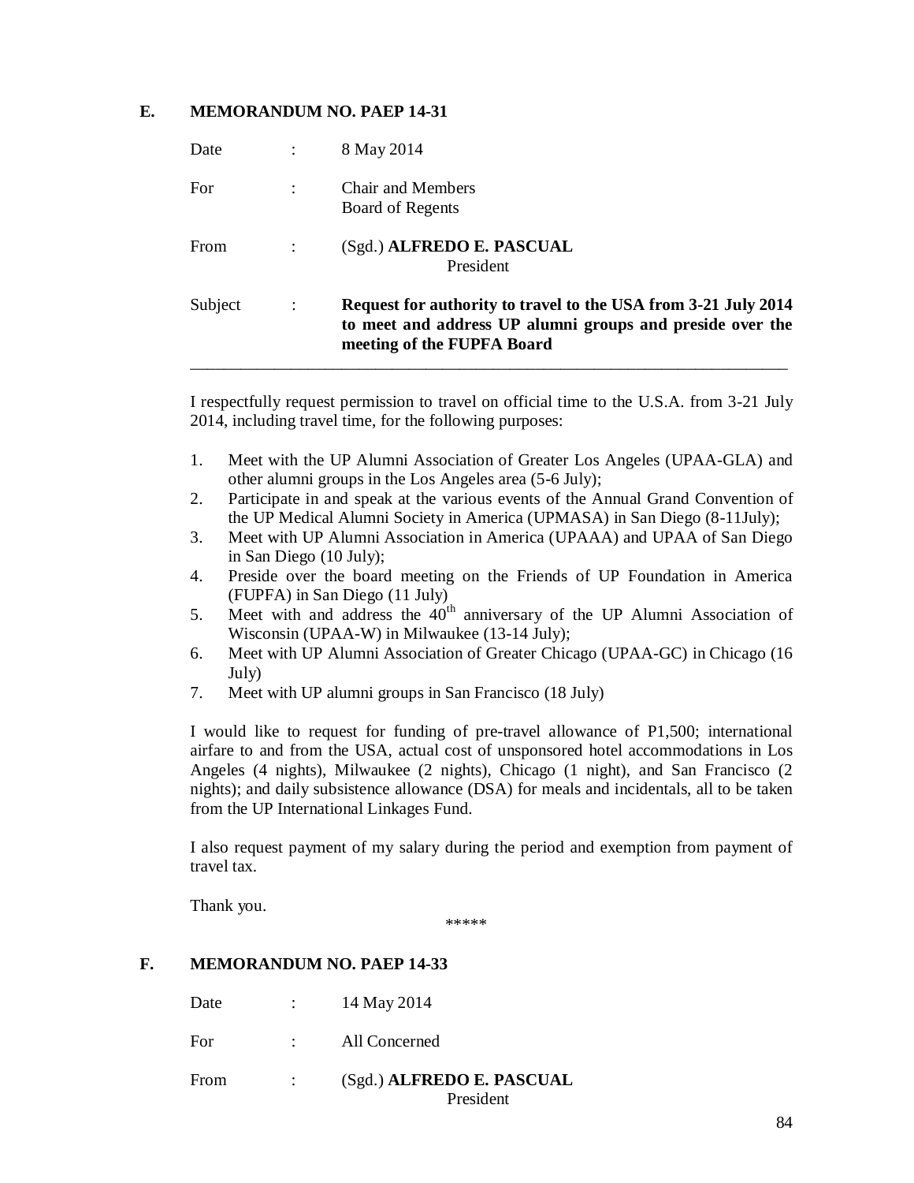## E. MEMORANDUM NO. PAEP 14-31

| | | |
|---|---|---|
| Date | : | 8 May 2014 |
| For | : | Chair and Members<br>Board of Regents |
| From | : | (Sgd.) **ALFREDO E. PASCUAL**<br>President |
| Subject | : | **Request for authority to travel to the USA from 3-21 July 2014 to meet and address UP alumni groups and preside over the meeting of the FUPFA Board** |

---

I respectfully request permission to travel on official time to the U.S.A. from 3-21 July 2014, including travel time, for the following purposes:

1. Meet with the UP Alumni Association of Greater Los Angeles (UPAA-GLA) and other alumni groups in the Los Angeles area (5-6 July);
2. Participate in and speak at the various events of the Annual Grand Convention of the UP Medical Alumni Society in America (UPMASA) in San Diego (8-11July);
3. Meet with UP Alumni Association in America (UPAAA) and UPAA of San Diego in San Diego (10 July);
4. Preside over the board meeting on the Friends of UP Foundation in America (FUPFA) in San Diego (11 July)
5. Meet with and address the 40th anniversary of the UP Alumni Association of Wisconsin (UPAA-W) in Milwaukee (13-14 July);
6. Meet with UP Alumni Association of Greater Chicago (UPAA-GC) in Chicago (16 July)
7. Meet with UP alumni groups in San Francisco (18 July)

I would like to request for funding of pre-travel allowance of P1,500; international airfare to and from the USA, actual cost of unsponsored hotel accommodations in Los Angeles (4 nights), Milwaukee (2 nights), Chicago (1 night), and San Francisco (2 nights); and daily subsistence allowance (DSA) for meals and incidentals, all to be taken from the UP International Linkages Fund.

I also request payment of my salary during the period and exemption from payment of travel tax.

Thank you.

*****

## F. MEMORANDUM NO. PAEP 14-33

| | | |
|---|---|---|
| Date | : | 14 May 2014 |
| For | : | All Concerned |
| From | : | (Sgd.) **ALFREDO E. PASCUAL**<br>President |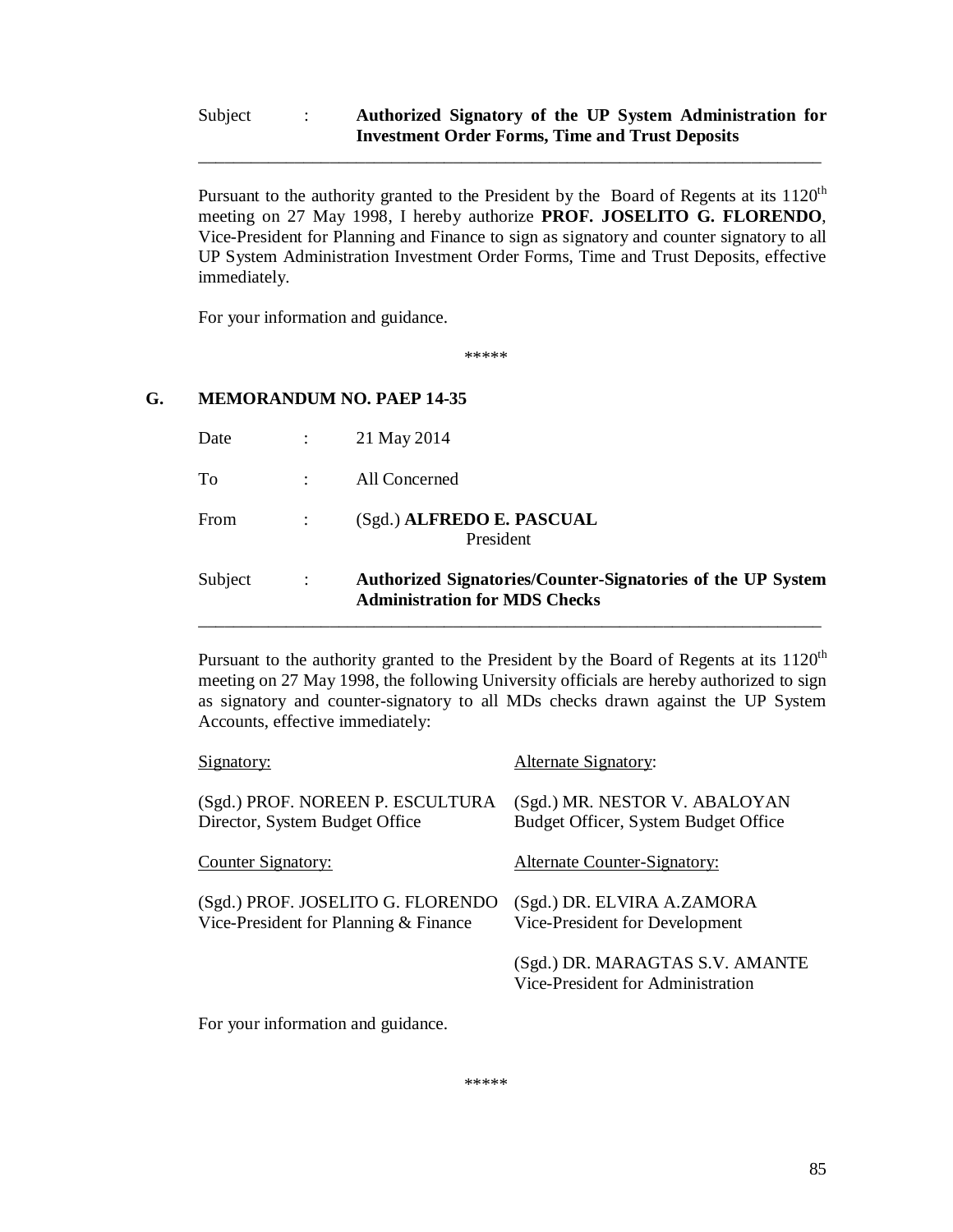Subject : **Authorized Signatory of the UP System Administration for Investment Order Forms, Time and Trust Deposits**

---

Pursuant to the authority granted to the President by the Board of Regents at its 1120th meeting on 27 May 1998, I hereby authorize **PROF. JOSELITO G. FLORENDO**, Vice-President for Planning and Finance to sign as signatory and counter signatory to all UP System Administration Investment Order Forms, Time and Trust Deposits, effective immediately.

For your information and guidance.

*****

## G. MEMORANDUM NO. PAEP 14-35

Date : 21 May 2014

To : All Concerned

From : (Sgd.) **ALFREDO E. PASCUAL**
President

Subject : **Authorized Signatories/Counter-Signatories of the UP System Administration for MDS Checks**

---

Pursuant to the authority granted to the President by the Board of Regents at its 1120th meeting on 27 May 1998, the following University officials are hereby authorized to sign as signatory and counter-signatory to all MDs checks drawn against the UP System Accounts, effective immediately:

| Signatory: | Alternate Signatory: |
|---|---|
| (Sgd.) PROF. NOREEN P. ESCULTURA<br>Director, System Budget Office | (Sgd.) MR. NESTOR V. ABALOYAN<br>Budget Officer, System Budget Office |
| **Counter Signatory:** | **Alternate Counter-Signatory:** |
| (Sgd.) PROF. JOSELITO G. FLORENDO<br>Vice-President for Planning & Finance | (Sgd.) DR. ELVIRA A.ZAMORA<br>Vice-President for Development |
| | (Sgd.) DR. MARAGTAS S.V. AMANTE<br>Vice-President for Administration |

For your information and guidance.

*****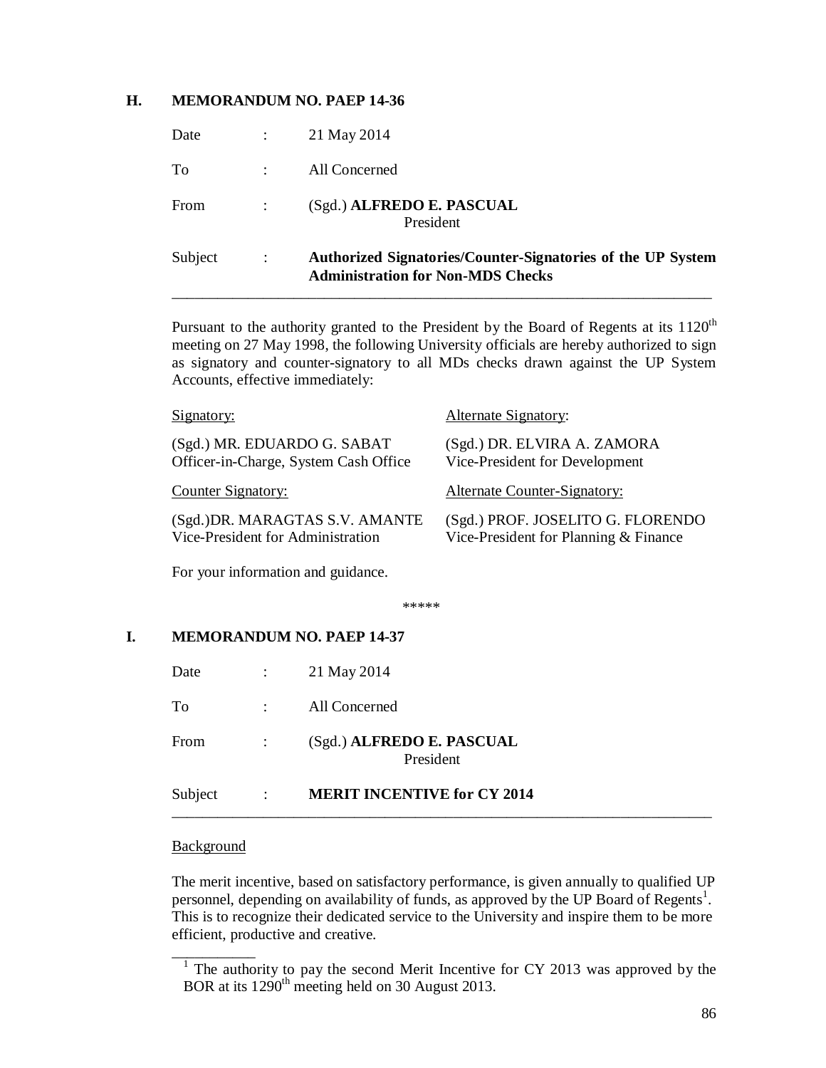## H. MEMORANDUM NO. PAEP 14-36

Date : 21 May 2014

To : All Concerned

From : (Sgd.) **ALFREDO E. PASCUAL**
President

Subject : **Authorized Signatories/Counter-Signatories of the UP System Administration for Non-MDS Checks**

---

Pursuant to the authority granted to the President by the Board of Regents at its 1120th meeting on 27 May 1998, the following University officials are hereby authorized to sign as signatory and counter-signatory to all MDs checks drawn against the UP System Accounts, effective immediately:

| Signatory: | Alternate Signatory: |
|---|---|
| (Sgd.) MR. EDUARDO G. SABAT<br>Officer-in-Charge, System Cash Office | (Sgd.) DR. ELVIRA A. ZAMORA<br>Vice-President for Development |
| **Counter Signatory:** | **Alternate Counter-Signatory:** |
| (Sgd.)DR. MARAGTAS S.V. AMANTE<br>Vice-President for Administration | (Sgd.) PROF. JOSELITO G. FLORENDO<br>Vice-President for Planning & Finance |

For your information and guidance.

*****

## I. MEMORANDUM NO. PAEP 14-37

Date : 21 May 2014

To : All Concerned

From : (Sgd.) **ALFREDO E. PASCUAL**
President

Subject : **MERIT INCENTIVE for CY 2014**

---

Background

The merit incentive, based on satisfactory performance, is given annually to qualified UP personnel, depending on availability of funds, as approved by the UP Board of Regents[1]. This is to recognize their dedicated service to the University and inspire them to be more efficient, productive and creative.

---

[1] The authority to pay the second Merit Incentive for CY 2013 was approved by the BOR at its 1290th meeting held on 30 August 2013.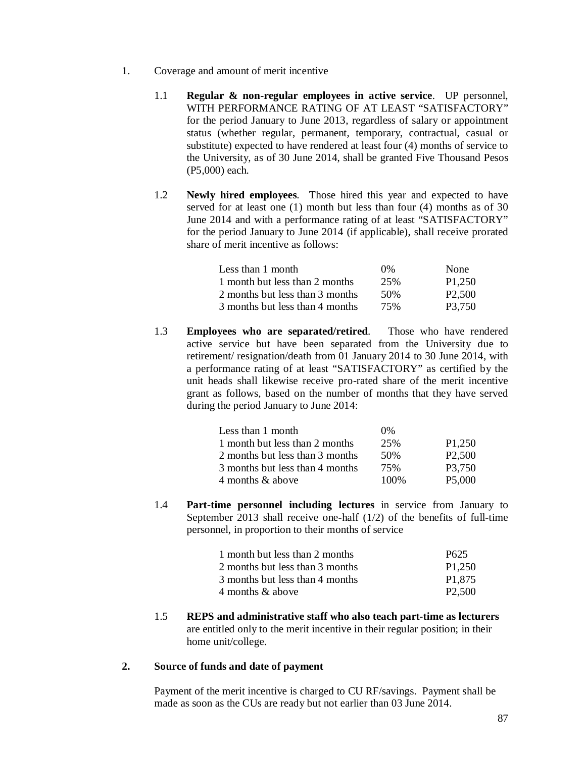1. Coverage and amount of merit incentive

   1.1 **Regular & non-regular employees in active service**. UP personnel, WITH PERFORMANCE RATING OF AT LEAST "SATISFACTORY" for the period January to June 2013, regardless of salary or appointment status (whether regular, permanent, temporary, contractual, casual or substitute) expected to have rendered at least four (4) months of service to the University, as of 30 June 2014, shall be granted Five Thousand Pesos (P5,000) each.

   1.2 **Newly hired employees**. Those hired this year and expected to have served for at least one (1) month but less than four (4) months as of 30 June 2014 and with a performance rating of at least "SATISFACTORY" for the period January to June 2014 (if applicable), shall receive prorated share of merit incentive as follows:

   | | | |
   |---|---|---|
   | Less than 1 month | 0% | None |
   | 1 month but less than 2 months | 25% | P1,250 |
   | 2 months but less than 3 months | 50% | P2,500 |
   | 3 months but less than 4 months | 75% | P3,750 |

   1.3 **Employees who are separated/retired**. Those who have rendered active service but have been separated from the University due to retirement/ resignation/death from 01 January 2014 to 30 June 2014, with a performance rating of at least "SATISFACTORY" as certified by the unit heads shall likewise receive pro-rated share of the merit incentive grant as follows, based on the number of months that they have served during the period January to June 2014:

   | | | |
   |---|---|---|
   | Less than 1 month | 0% | |
   | 1 month but less than 2 months | 25% | P1,250 |
   | 2 months but less than 3 months | 50% | P2,500 |
   | 3 months but less than 4 months | 75% | P3,750 |
   | 4 months & above | 100% | P5,000 |

   1.4 **Part-time personnel including lectures** in service from January to September 2013 shall receive one-half (1/2) of the benefits of full-time personnel, in proportion to their months of service

   | | |
   |---|---|
   | 1 month but less than 2 months | P625 |
   | 2 months but less than 3 months | P1,250 |
   | 3 months but less than 4 months | P1,875 |
   | 4 months & above | P2,500 |

   1.5 **REPS and administrative staff who also teach part-time as lecturers** are entitled only to the merit incentive in their regular position; in their home unit/college.

**2. Source of funds and date of payment**

Payment of the merit incentive is charged to CU RF/savings. Payment shall be made as soon as the CUs are ready but not earlier than 03 June 2014.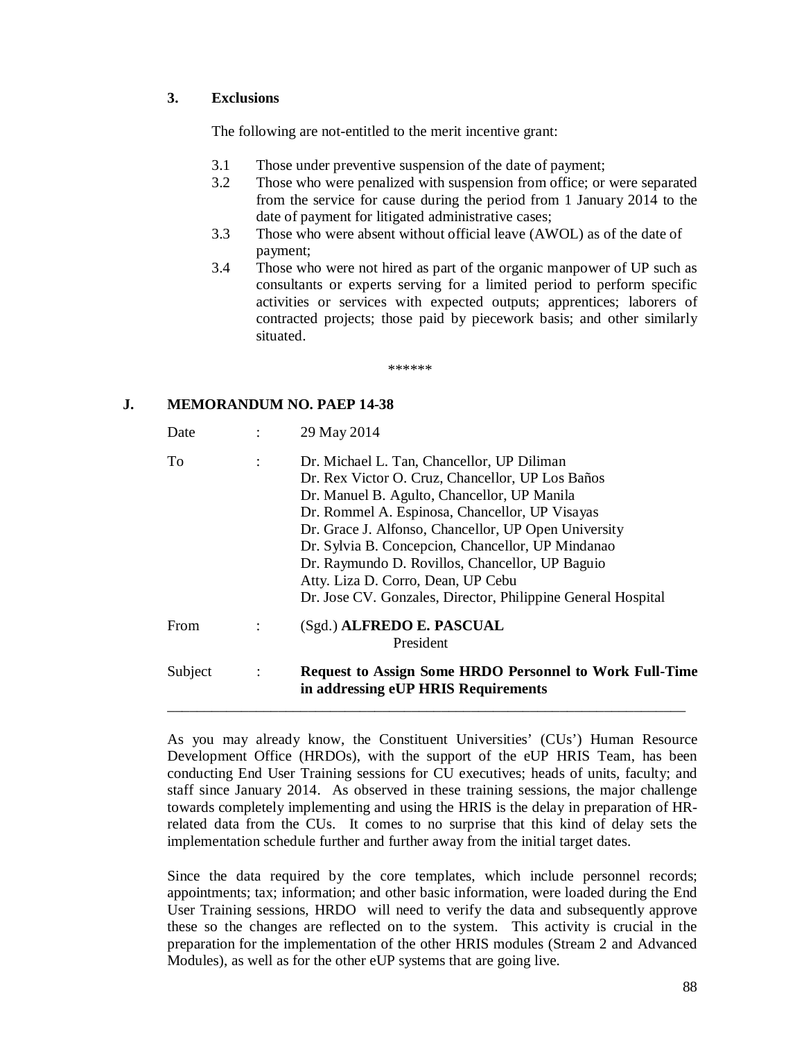### 3. Exclusions

The following are not-entitled to the merit incentive grant:

3.1 Those under preventive suspension of the date of payment;

3.2 Those who were penalized with suspension from office; or were separated from the service for cause during the period from 1 January 2014 to the date of payment for litigated administrative cases;

3.3 Those who were absent without official leave (AWOL) as of the date of payment;

3.4 Those who were not hired as part of the organic manpower of UP such as consultants or experts serving for a limited period to perform specific activities or services with expected outputs; apprentices; laborers of contracted projects; those paid by piecework basis; and other similarly situated.

******

## J. MEMORANDUM NO. PAEP 14-38

Date : 29 May 2014

To : Dr. Michael L. Tan, Chancellor, UP Diliman
Dr. Rex Victor O. Cruz, Chancellor, UP Los Baños
Dr. Manuel B. Agulto, Chancellor, UP Manila
Dr. Rommel A. Espinosa, Chancellor, UP Visayas
Dr. Grace J. Alfonso, Chancellor, UP Open University
Dr. Sylvia B. Concepcion, Chancellor, UP Mindanao
Dr. Raymundo D. Rovillos, Chancellor, UP Baguio
Atty. Liza D. Corro, Dean, UP Cebu
Dr. Jose CV. Gonzales, Director, Philippine General Hospital

From : (Sgd.) **ALFREDO E. PASCUAL**
President

Subject : **Request to Assign Some HRDO Personnel to Work Full-Time in addressing eUP HRIS Requirements**

---

As you may already know, the Constituent Universities' (CUs') Human Resource Development Office (HRDOs), with the support of the eUP HRIS Team, has been conducting End User Training sessions for CU executives; heads of units, faculty; and staff since January 2014. As observed in these training sessions, the major challenge towards completely implementing and using the HRIS is the delay in preparation of HR-related data from the CUs. It comes to no surprise that this kind of delay sets the implementation schedule further and further away from the initial target dates.

Since the data required by the core templates, which include personnel records; appointments; tax; information; and other basic information, were loaded during the End User Training sessions, HRDO will need to verify the data and subsequently approve these so the changes are reflected on to the system. This activity is crucial in the preparation for the implementation of the other HRIS modules (Stream 2 and Advanced Modules), as well as for the other eUP systems that are going live.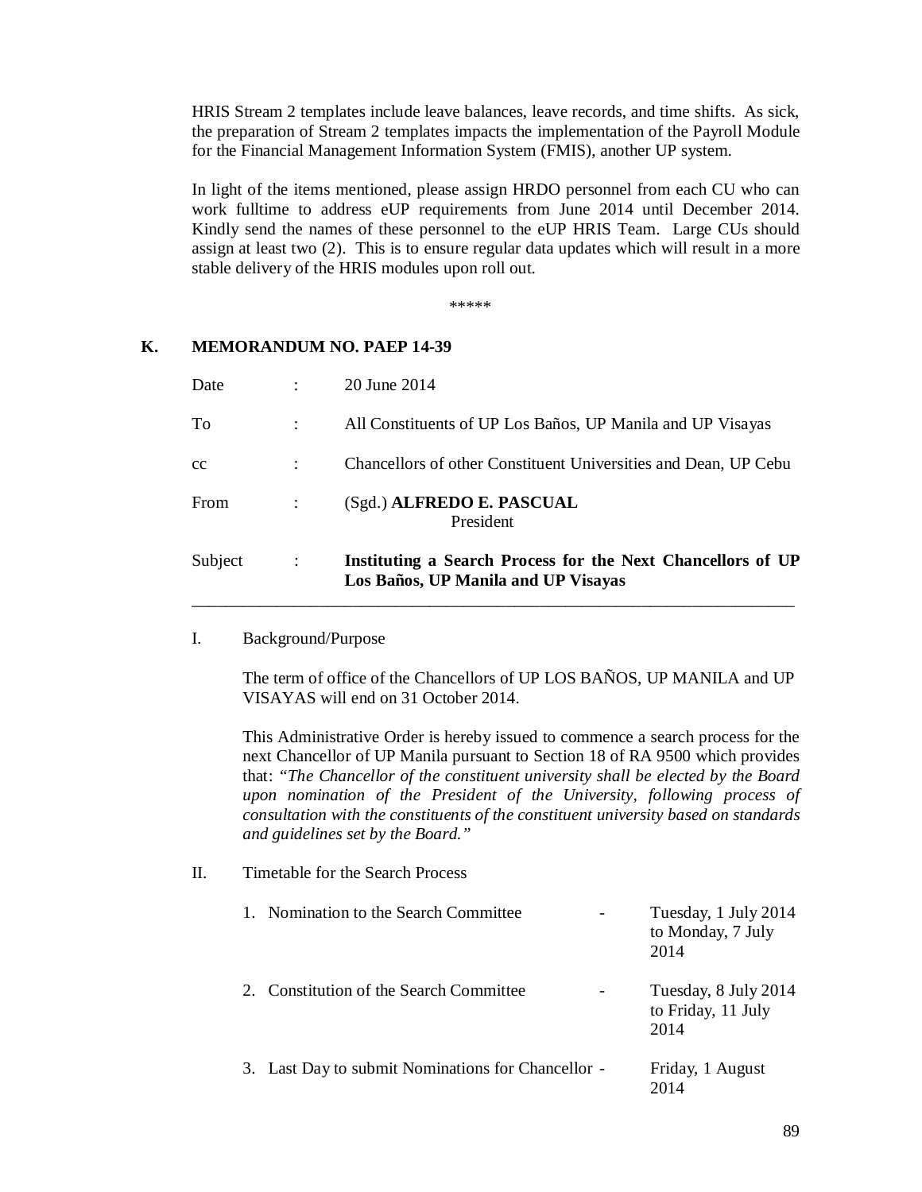HRIS Stream 2 templates include leave balances, leave records, and time shifts. As sick, the preparation of Stream 2 templates impacts the implementation of the Payroll Module for the Financial Management Information System (FMIS), another UP system.

In light of the items mentioned, please assign HRDO personnel from each CU who can work fulltime to address eUP requirements from June 2014 until December 2014. Kindly send the names of these personnel to the eUP HRIS Team. Large CUs should assign at least two (2). This is to ensure regular data updates which will result in a more stable delivery of the HRIS modules upon roll out.

\*\*\*\*\*

## K. MEMORANDUM NO. PAEP 14-39

| | | |
|---|---|---|
| Date | : | 20 June 2014 |
| To | : | All Constituents of UP Los Baños, UP Manila and UP Visayas |
| cc | : | Chancellors of other Constituent Universities and Dean, UP Cebu |
| From | : | (Sgd.) **ALFREDO E. PASCUAL**<br>President |
| Subject | : | **Instituting a Search Process for the Next Chancellors of UP Los Baños, UP Manila and UP Visayas** |

---

I. Background/Purpose

The term of office of the Chancellors of UP LOS BAÑOS, UP MANILA and UP VISAYAS will end on 31 October 2014.

This Administrative Order is hereby issued to commence a search process for the next Chancellor of UP Manila pursuant to Section 18 of RA 9500 which provides that: *"The Chancellor of the constituent university shall be elected by the Board upon nomination of the President of the University, following process of consultation with the constituents of the constituent university based on standards and guidelines set by the Board."*

II. Timetable for the Search Process

| | | |
|---|---|---|
| 1. Nomination to the Search Committee | - | Tuesday, 1 July 2014 to Monday, 7 July 2014 |
| 2. Constitution of the Search Committee | - | Tuesday, 8 July 2014 to Friday, 11 July 2014 |
| 3. Last Day to submit Nominations for Chancellor | - | Friday, 1 August 2014 |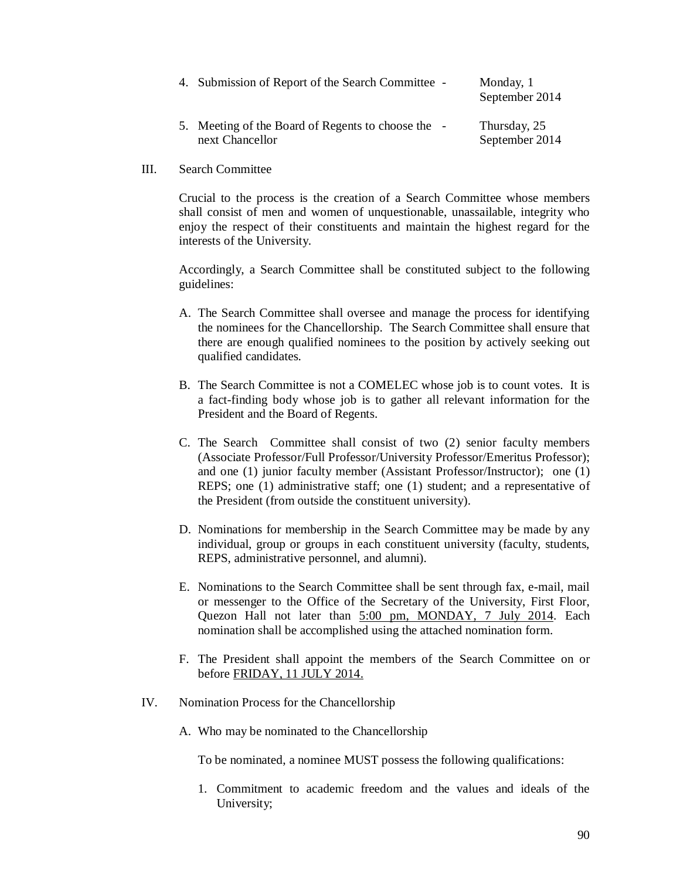4. Submission of Report of the Search Committee - Monday, 1 September 2014

5. Meeting of the Board of Regents to choose the next Chancellor - Thursday, 25 September 2014

III. Search Committee

Crucial to the process is the creation of a Search Committee whose members shall consist of men and women of unquestionable, unassailable, integrity who enjoy the respect of their constituents and maintain the highest regard for the interests of the University.

Accordingly, a Search Committee shall be constituted subject to the following guidelines:

A. The Search Committee shall oversee and manage the process for identifying the nominees for the Chancellorship. The Search Committee shall ensure that there are enough qualified nominees to the position by actively seeking out qualified candidates.

B. The Search Committee is not a COMELEC whose job is to count votes. It is a fact-finding body whose job is to gather all relevant information for the President and the Board of Regents.

C. The Search Committee shall consist of two (2) senior faculty members (Associate Professor/Full Professor/University Professor/Emeritus Professor); and one (1) junior faculty member (Assistant Professor/Instructor); one (1) REPS; one (1) administrative staff; one (1) student; and a representative of the President (from outside the constituent university).

D. Nominations for membership in the Search Committee may be made by any individual, group or groups in each constituent university (faculty, students, REPS, administrative personnel, and alumni).

E. Nominations to the Search Committee shall be sent through fax, e-mail, mail or messenger to the Office of the Secretary of the University, First Floor, Quezon Hall not later than <u>5:00 pm, MONDAY, 7 July 2014</u>. Each nomination shall be accomplished using the attached nomination form.

F. The President shall appoint the members of the Search Committee on or before <u>FRIDAY, 11 JULY 2014.</u>

IV. Nomination Process for the Chancellorship

A. Who may be nominated to the Chancellorship

To be nominated, a nominee MUST possess the following qualifications:

1. Commitment to academic freedom and the values and ideals of the University;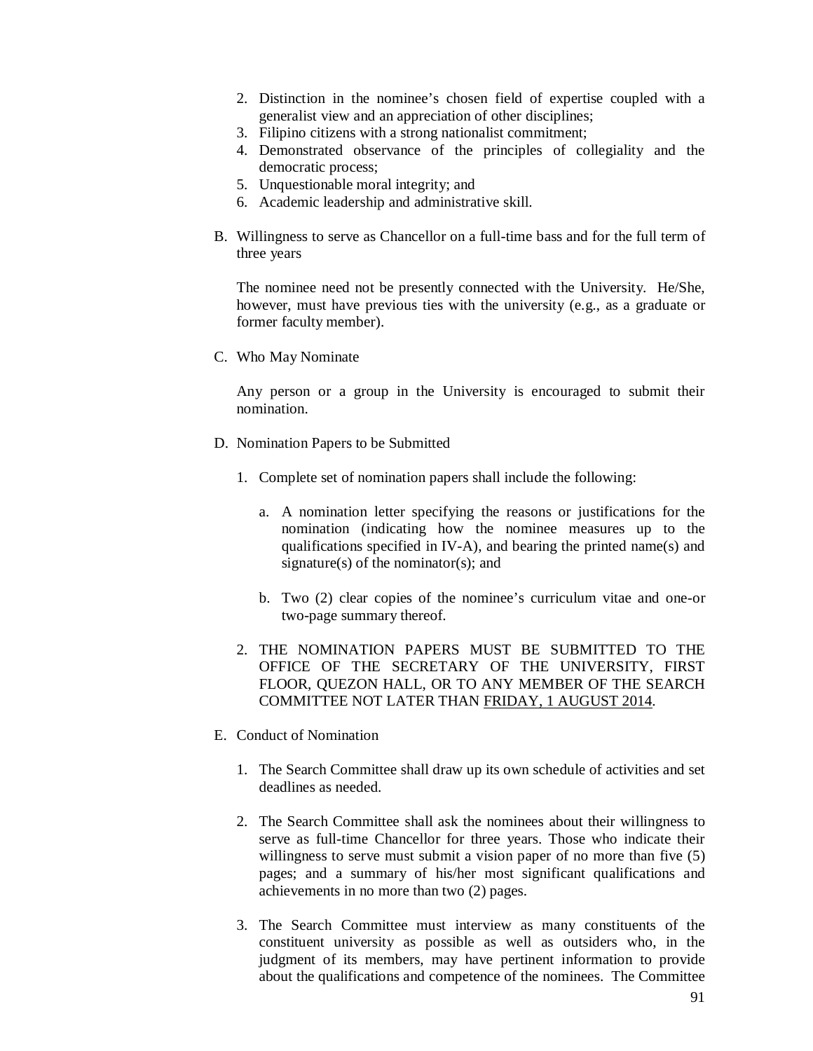2. Distinction in the nominee's chosen field of expertise coupled with a generalist view and an appreciation of other disciplines;
3. Filipino citizens with a strong nationalist commitment;
4. Demonstrated observance of the principles of collegiality and the democratic process;
5. Unquestionable moral integrity; and
6. Academic leadership and administrative skill.

B. Willingness to serve as Chancellor on a full-time bass and for the full term of three years

   The nominee need not be presently connected with the University. He/She, however, must have previous ties with the university (e.g., as a graduate or former faculty member).

C. Who May Nominate

   Any person or a group in the University is encouraged to submit their nomination.

D. Nomination Papers to be Submitted

   1. Complete set of nomination papers shall include the following:

      a. A nomination letter specifying the reasons or justifications for the nomination (indicating how the nominee measures up to the qualifications specified in IV-A), and bearing the printed name(s) and signature(s) of the nominator(s); and

      b. Two (2) clear copies of the nominee's curriculum vitae and one-or two-page summary thereof.

   2. THE NOMINATION PAPERS MUST BE SUBMITTED TO THE OFFICE OF THE SECRETARY OF THE UNIVERSITY, FIRST FLOOR, QUEZON HALL, OR TO ANY MEMBER OF THE SEARCH COMMITTEE NOT LATER THAN <u>FRIDAY, 1 AUGUST 2014</u>.

E. Conduct of Nomination

   1. The Search Committee shall draw up its own schedule of activities and set deadlines as needed.

   2. The Search Committee shall ask the nominees about their willingness to serve as full-time Chancellor for three years. Those who indicate their willingness to serve must submit a vision paper of no more than five (5) pages; and a summary of his/her most significant qualifications and achievements in no more than two (2) pages.

   3. The Search Committee must interview as many constituents of the constituent university as possible as well as outsiders who, in the judgment of its members, may have pertinent information to provide about the qualifications and competence of the nominees. The Committee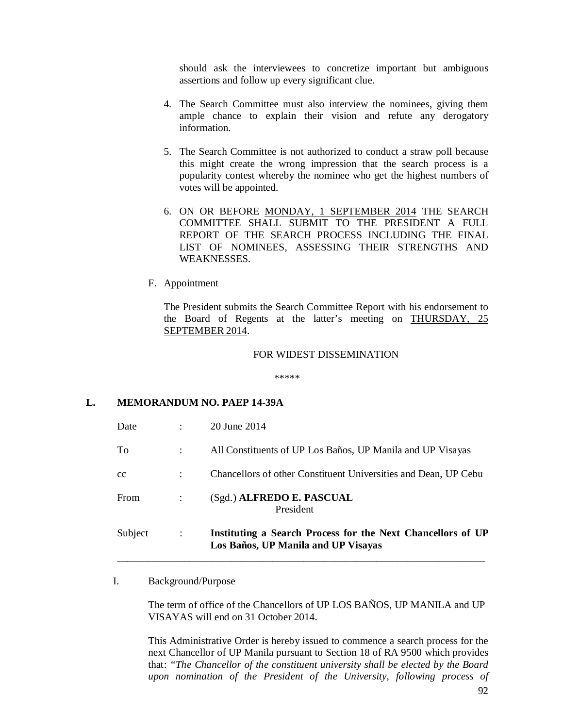should ask the interviewees to concretize important but ambiguous assertions and follow up every significant clue.

4. The Search Committee must also interview the nominees, giving them ample chance to explain their vision and refute any derogatory information.

5. The Search Committee is not authorized to conduct a straw poll because this might create the wrong impression that the search process is a popularity contest whereby the nominee who get the highest numbers of votes will be appointed.

6. ON OR BEFORE MONDAY, 1 SEPTEMBER 2014 THE SEARCH COMMITTEE SHALL SUBMIT TO THE PRESIDENT A FULL REPORT OF THE SEARCH PROCESS INCLUDING THE FINAL LIST OF NOMINEES, ASSESSING THEIR STRENGTHS AND WEAKNESSES.

F. Appointment

The President submits the Search Committee Report with his endorsement to the Board of Regents at the latter's meeting on THURSDAY, 25 SEPTEMBER 2014.

FOR WIDEST DISSEMINATION

*****

## L. MEMORANDUM NO. PAEP 14-39A

| | | |
|---|---|---|
| Date | : | 20 June 2014 |
| To | : | All Constituents of UP Los Baños, UP Manila and UP Visayas |
| cc | : | Chancellors of other Constituent Universities and Dean, UP Cebu |
| From | : | (Sgd.) **ALFREDO E. PASCUAL**<br>President |
| Subject | : | **Instituting a Search Process for the Next Chancellors of UP Los Baños, UP Manila and UP Visayas** |

---

I. Background/Purpose

The term of office of the Chancellors of UP LOS BAÑOS, UP MANILA and UP VISAYAS will end on 31 October 2014.

This Administrative Order is hereby issued to commence a search process for the next Chancellor of UP Manila pursuant to Section 18 of RA 9500 which provides that: *"The Chancellor of the constituent university shall be elected by the Board upon nomination of the President of the University, following process of*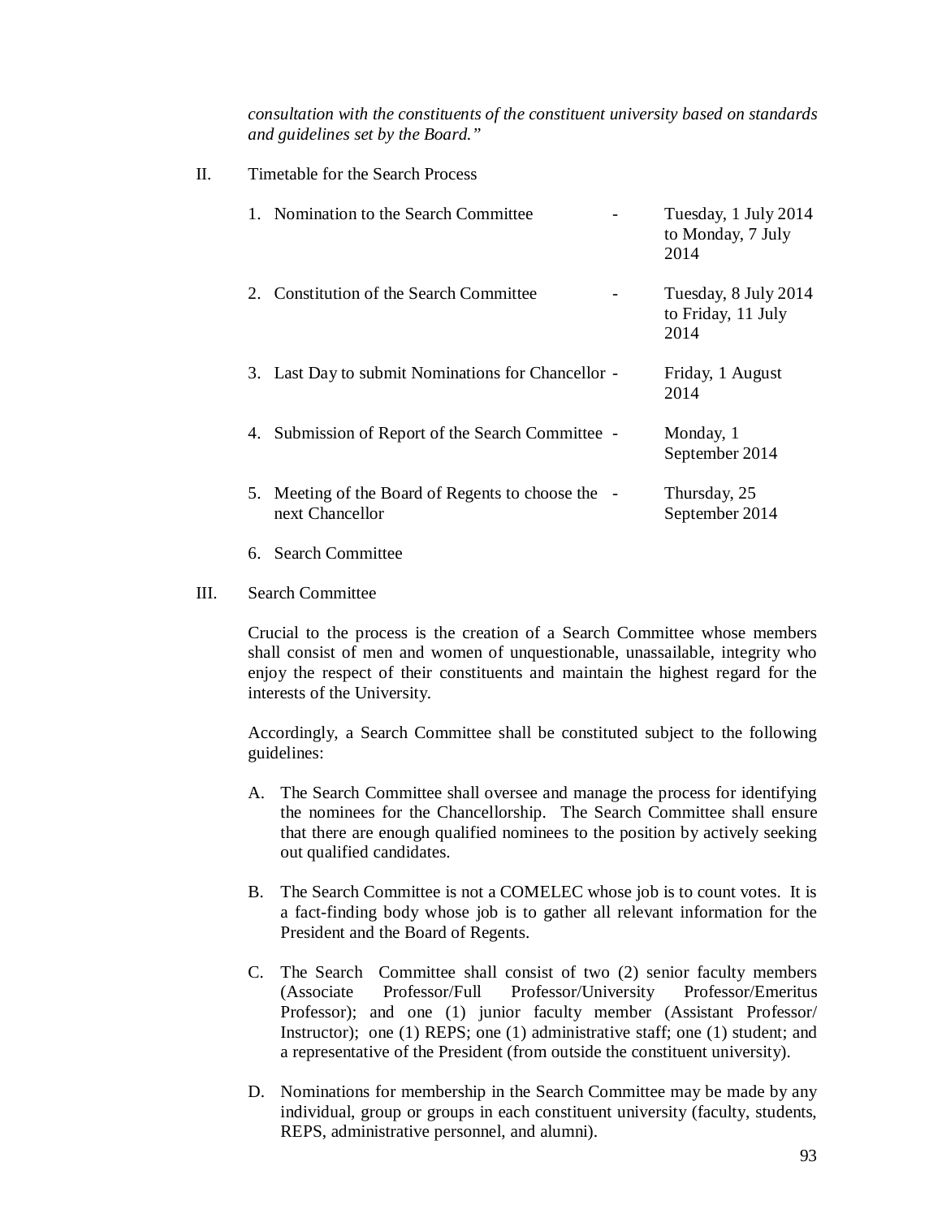*consultation with the constituents of the constituent university based on standards and guidelines set by the Board."*

II. Timetable for the Search Process

| | | |
|---|---|---|
| 1. Nomination to the Search Committee | - | Tuesday, 1 July 2014 to Monday, 7 July 2014 |
| 2. Constitution of the Search Committee | - | Tuesday, 8 July 2014 to Friday, 11 July 2014 |
| 3. Last Day to submit Nominations for Chancellor | - | Friday, 1 August 2014 |
| 4. Submission of Report of the Search Committee | - | Monday, 1 September 2014 |
| 5. Meeting of the Board of Regents to choose the next Chancellor | - | Thursday, 25 September 2014 |

6. Search Committee

III. Search Committee

Crucial to the process is the creation of a Search Committee whose members shall consist of men and women of unquestionable, unassailable, integrity who enjoy the respect of their constituents and maintain the highest regard for the interests of the University.

Accordingly, a Search Committee shall be constituted subject to the following guidelines:

A. The Search Committee shall oversee and manage the process for identifying the nominees for the Chancellorship. The Search Committee shall ensure that there are enough qualified nominees to the position by actively seeking out qualified candidates.

B. The Search Committee is not a COMELEC whose job is to count votes. It is a fact-finding body whose job is to gather all relevant information for the President and the Board of Regents.

C. The Search Committee shall consist of two (2) senior faculty members (Associate Professor/Full Professor/University Professor/Emeritus Professor); and one (1) junior faculty member (Assistant Professor/ Instructor); one (1) REPS; one (1) administrative staff; one (1) student; and a representative of the President (from outside the constituent university).

D. Nominations for membership in the Search Committee may be made by any individual, group or groups in each constituent university (faculty, students, REPS, administrative personnel, and alumni).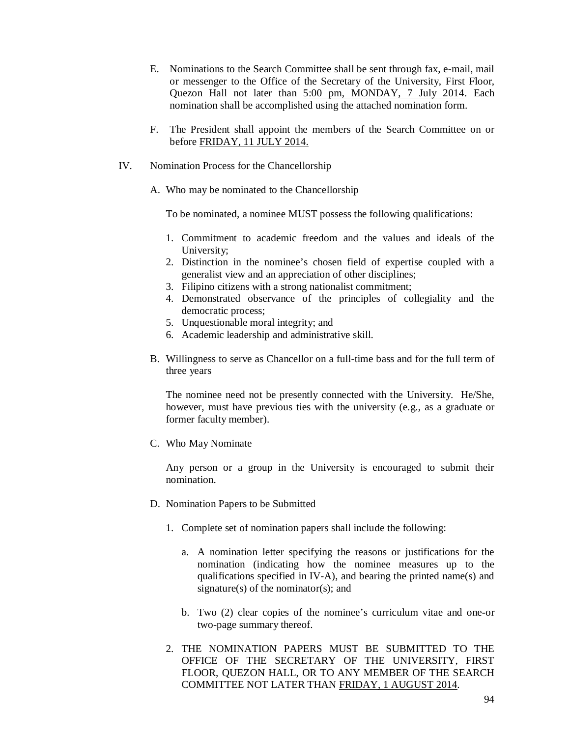E. Nominations to the Search Committee shall be sent through fax, e-mail, mail or messenger to the Office of the Secretary of the University, First Floor, Quezon Hall not later than <u>5:00 pm, MONDAY, 7 July 2014</u>. Each nomination shall be accomplished using the attached nomination form.

F. The President shall appoint the members of the Search Committee on or before <u>FRIDAY, 11 JULY 2014.</u>

IV. Nomination Process for the Chancellorship

A. Who may be nominated to the Chancellorship

To be nominated, a nominee MUST possess the following qualifications:

1. Commitment to academic freedom and the values and ideals of the University;
2. Distinction in the nominee's chosen field of expertise coupled with a generalist view and an appreciation of other disciplines;
3. Filipino citizens with a strong nationalist commitment;
4. Demonstrated observance of the principles of collegiality and the democratic process;
5. Unquestionable moral integrity; and
6. Academic leadership and administrative skill.

B. Willingness to serve as Chancellor on a full-time bass and for the full term of three years

The nominee need not be presently connected with the University. He/She, however, must have previous ties with the university (e.g., as a graduate or former faculty member).

C. Who May Nominate

Any person or a group in the University is encouraged to submit their nomination.

D. Nomination Papers to be Submitted

1. Complete set of nomination papers shall include the following:

   a. A nomination letter specifying the reasons or justifications for the nomination (indicating how the nominee measures up to the qualifications specified in IV-A), and bearing the printed name(s) and signature(s) of the nominator(s); and

   b. Two (2) clear copies of the nominee's curriculum vitae and one-or two-page summary thereof.

2. THE NOMINATION PAPERS MUST BE SUBMITTED TO THE OFFICE OF THE SECRETARY OF THE UNIVERSITY, FIRST FLOOR, QUEZON HALL, OR TO ANY MEMBER OF THE SEARCH COMMITTEE NOT LATER THAN <u>FRIDAY, 1 AUGUST 2014</u>.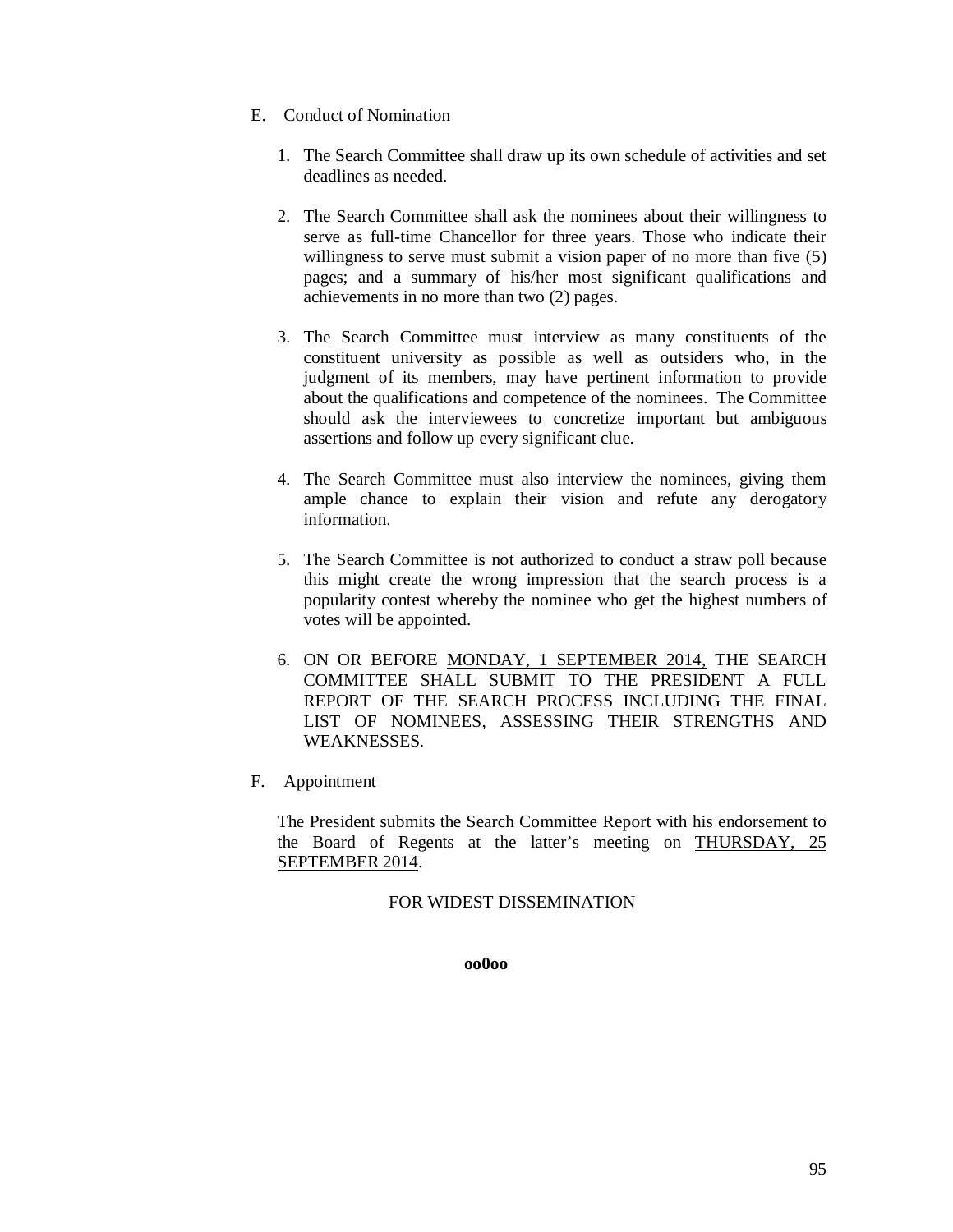E. Conduct of Nomination

1. The Search Committee shall draw up its own schedule of activities and set deadlines as needed.

2. The Search Committee shall ask the nominees about their willingness to serve as full-time Chancellor for three years. Those who indicate their willingness to serve must submit a vision paper of no more than five (5) pages; and a summary of his/her most significant qualifications and achievements in no more than two (2) pages.

3. The Search Committee must interview as many constituents of the constituent university as possible as well as outsiders who, in the judgment of its members, may have pertinent information to provide about the qualifications and competence of the nominees. The Committee should ask the interviewees to concretize important but ambiguous assertions and follow up every significant clue.

4. The Search Committee must also interview the nominees, giving them ample chance to explain their vision and refute any derogatory information.

5. The Search Committee is not authorized to conduct a straw poll because this might create the wrong impression that the search process is a popularity contest whereby the nominee who get the highest numbers of votes will be appointed.

6. ON OR BEFORE <u>MONDAY, 1 SEPTEMBER 2014,</u> THE SEARCH COMMITTEE SHALL SUBMIT TO THE PRESIDENT A FULL REPORT OF THE SEARCH PROCESS INCLUDING THE FINAL LIST OF NOMINEES, ASSESSING THEIR STRENGTHS AND WEAKNESSES.

F. Appointment

The President submits the Search Committee Report with his endorsement to the Board of Regents at the latter's meeting on <u>THURSDAY, 25 SEPTEMBER 2014</u>.

FOR WIDEST DISSEMINATION

**oo0oo**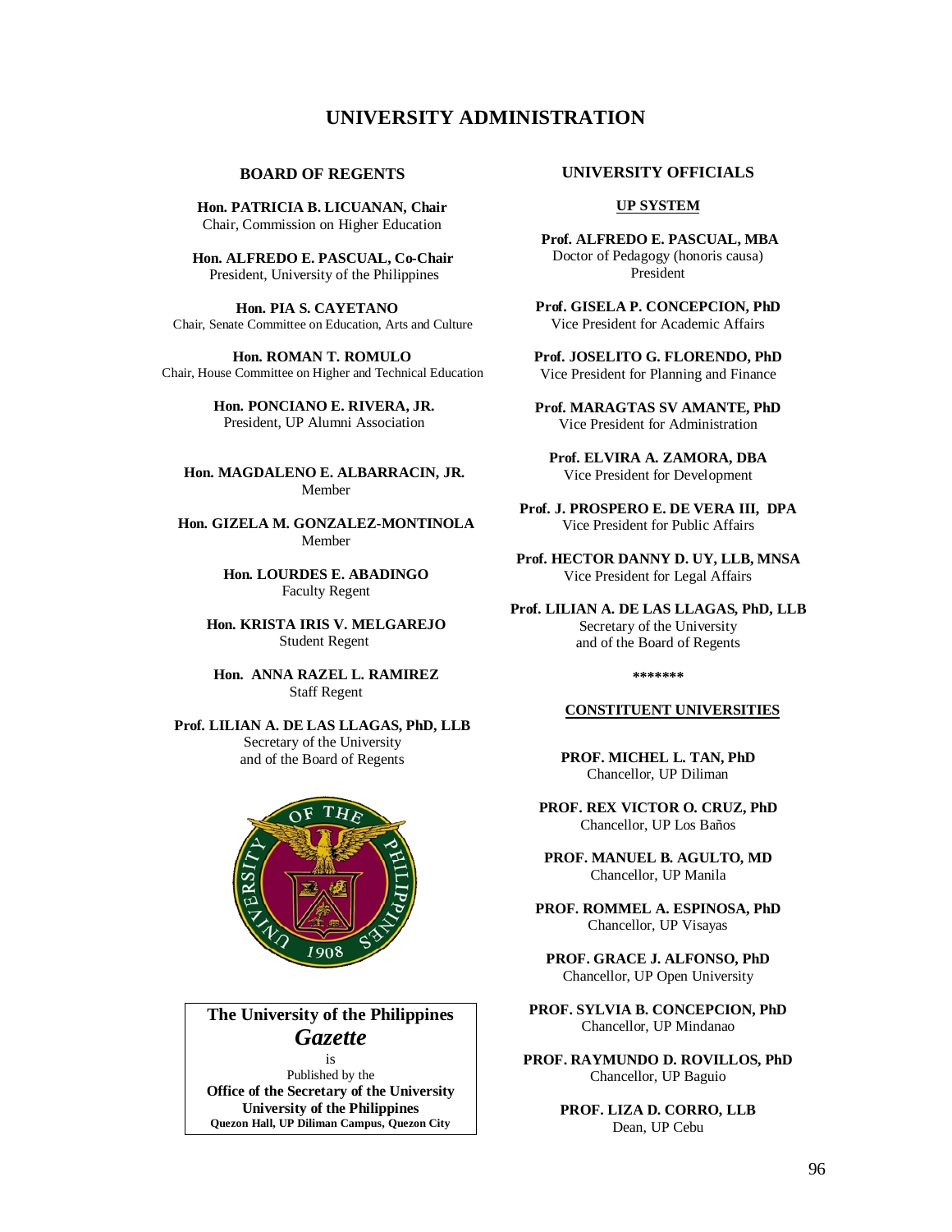# UNIVERSITY ADMINISTRATION

## BOARD OF REGENTS

**Hon. PATRICIA B. LICUANAN, Chair**
Chair, Commission on Higher Education

**Hon. ALFREDO E. PASCUAL, Co-Chair**
President, University of the Philippines

**Hon. PIA S. CAYETANO**
Chair, Senate Committee on Education, Arts and Culture

**Hon. ROMAN T. ROMULO**
Chair, House Committee on Higher and Technical Education

**Hon. PONCIANO E. RIVERA, JR.**
President, UP Alumni Association

**Hon. MAGDALENO E. ALBARRACIN, JR.**
Member

**Hon. GIZELA M. GONZALEZ-MONTINOLA**
Member

**Hon. LOURDES E. ABADINGO**
Faculty Regent

**Hon. KRISTA IRIS V. MELGAREJO**
Student Regent

**Hon. ANNA RAZEL L. RAMIREZ**
Staff Regent

**Prof. LILIAN A. DE LAS LLAGAS, PhD, LLB**
Secretary of the University
and of the Board of Regents

**The University of the Philippines**
***Gazette***
is
Published by the
**Office of the Secretary of the University**
**University of the Philippines**
**Quezon Hall, UP Diliman Campus, Quezon City**

## UNIVERSITY OFFICIALS

### UP SYSTEM

**Prof. ALFREDO E. PASCUAL, MBA**
Doctor of Pedagogy (honoris causa)
President

**Prof. GISELA P. CONCEPCION, PhD**
Vice President for Academic Affairs

**Prof. JOSELITO G. FLORENDO, PhD**
Vice President for Planning and Finance

**Prof. MARAGTAS SV AMANTE, PhD**
Vice President for Administration

**Prof. ELVIRA A. ZAMORA, DBA**
Vice President for Development

**Prof. J. PROSPERO E. DE VERA III, DPA**
Vice President for Public Affairs

**Prof. HECTOR DANNY D. UY, LLB, MNSA**
Vice President for Legal Affairs

**Prof. LILIAN A. DE LAS LLAGAS, PhD, LLB**
Secretary of the University
and of the Board of Regents

*******

### CONSTITUENT UNIVERSITIES

**PROF. MICHEL L. TAN, PhD**
Chancellor, UP Diliman

**PROF. REX VICTOR O. CRUZ, PhD**
Chancellor, UP Los Baños

**PROF. MANUEL B. AGULTO, MD**
Chancellor, UP Manila

**PROF. ROMMEL A. ESPINOSA, PhD**
Chancellor, UP Visayas

**PROF. GRACE J. ALFONSO, PhD**
Chancellor, UP Open University

**PROF. SYLVIA B. CONCEPCION, PhD**
Chancellor, UP Mindanao

**PROF. RAYMUNDO D. ROVILLOS, PhD**
Chancellor, UP Baguio

**PROF. LIZA D. CORRO, LLB**
Dean, UP Cebu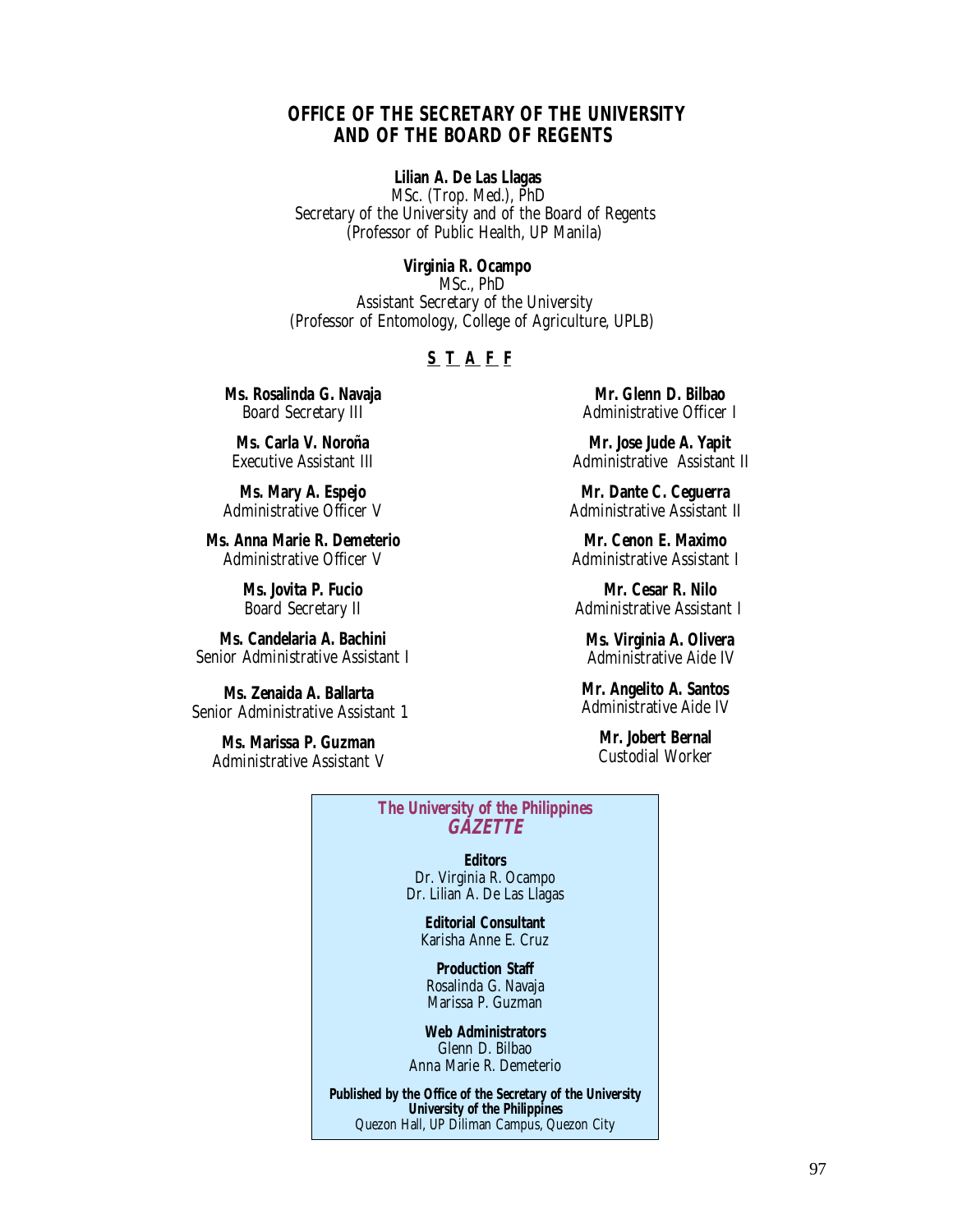## OFFICE OF THE SECRETARY OF THE UNIVERSITY AND OF THE BOARD OF REGENTS

**Lilian A. De Las Llagas**
MSc. (Trop. Med.), PhD
Secretary of the University and of the Board of Regents
(Professor of Public Health, UP Manila)

**Virginia R. Ocampo**
MSc., PhD
Assistant Secretary of the University
(Professor of Entomology, College of Agriculture, UPLB)

### S T A F F

**Ms. Rosalinda G. Navaja**
Board Secretary III

**Ms. Carla V. Noroña**
Executive Assistant III

**Ms. Mary A. Espejo**
Administrative Officer V

**Ms. Anna Marie R. Demeterio**
Administrative Officer V

**Ms. Jovita P. Fucio**
Board Secretary II

**Ms. Candelaria A. Bachini**
Senior Administrative Assistant I

**Ms. Zenaida A. Ballarta**
Senior Administrative Assistant 1

**Ms. Marissa P. Guzman**
Administrative Assistant V

**Mr. Glenn D. Bilbao**
Administrative Officer I

**Mr. Jose Jude A. Yapit**
Administrative Assistant II

**Mr. Dante C. Ceguerra**
Administrative Assistant II

**Mr. Cenon E. Maximo**
Administrative Assistant I

**Mr. Cesar R. Nilo**
Administrative Assistant I

**Ms. Virginia A. Olivera**
Administrative Aide IV

**Mr. Angelito A. Santos**
Administrative Aide IV

**Mr. Jobert Bernal**
Custodial Worker

---

**The University of the Philippines**
***GAZETTE***

**Editors**
Dr. Virginia R. Ocampo
Dr. Lilian A. De Las Llagas

**Editorial Consultant**
Karisha Anne E. Cruz

**Production Staff**
Rosalinda G. Navaja
Marissa P. Guzman

**Web Administrators**
Glenn D. Bilbao
Anna Marie R. Demeterio

**Published by the Office of the Secretary of the University**
**University of the Philippines**
Quezon Hall, UP Diliman Campus, Quezon City